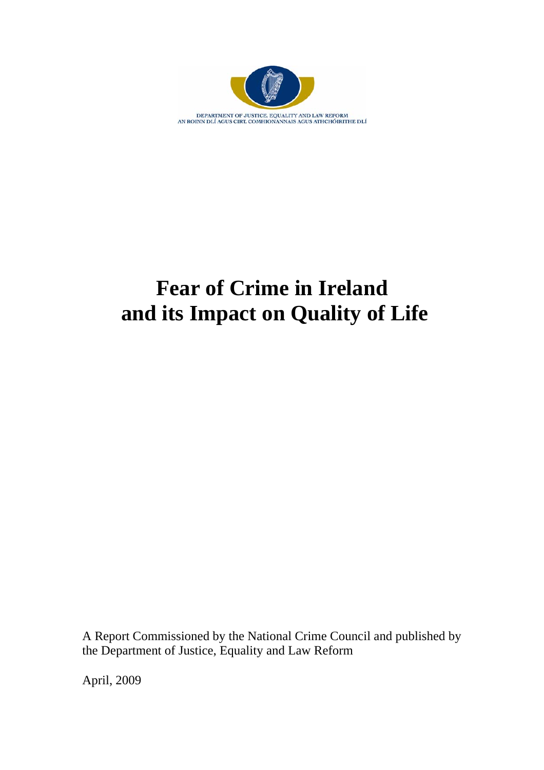DEPARTMENT OF JUSTICE, EQUALITY AND LAW REFORM
AN ROINN DLÍ AGUS CIRT, COMHIONANNAIS AGUS ATHCHÓIRITHE DLÍ

# Fear of Crime in Ireland and its Impact on Quality of Life

A Report Commissioned by the National Crime Council and published by the Department of Justice, Equality and Law Reform

April, 2009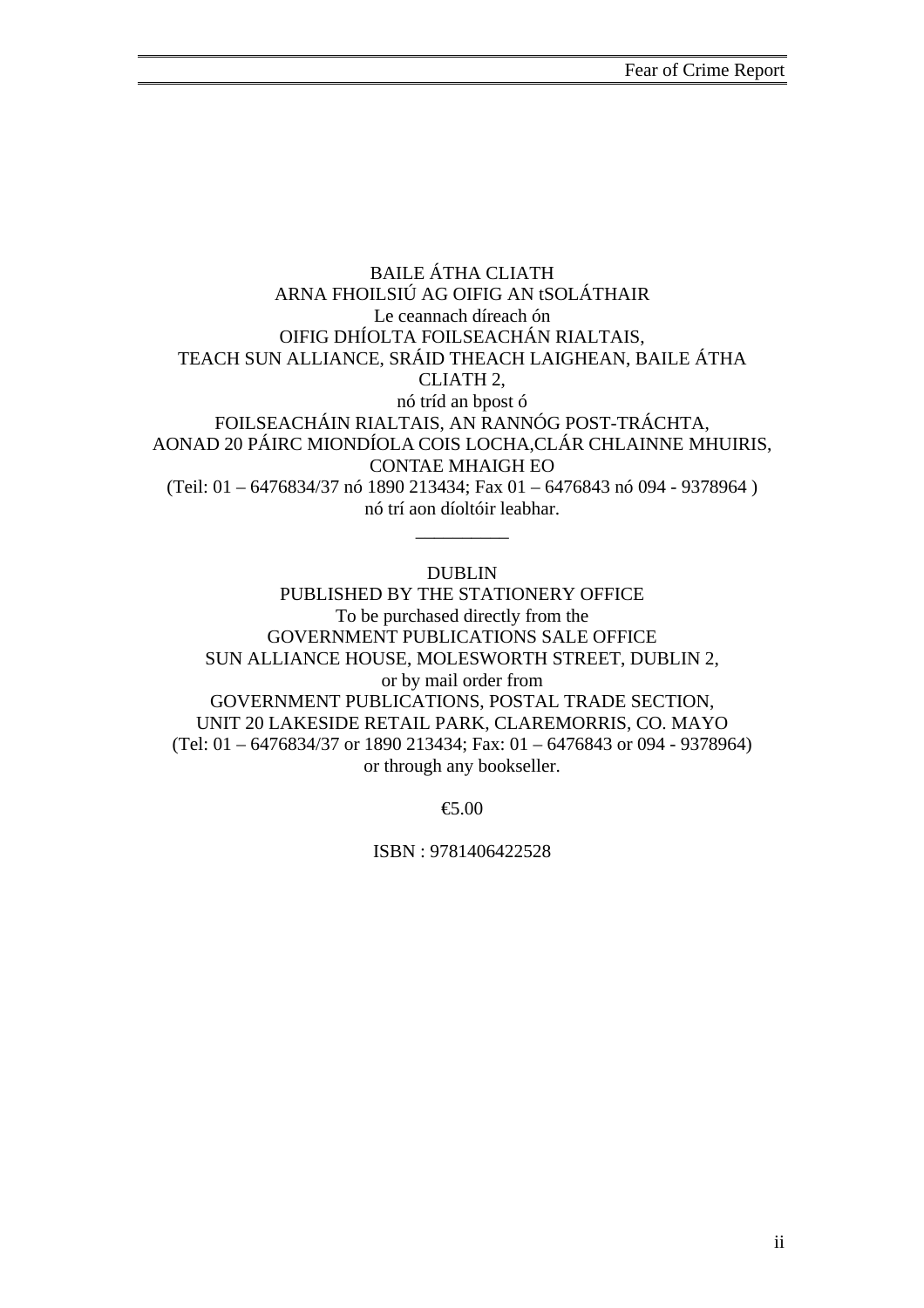BAILE ÁTHA CLIATH
ARNA FHOILSIÚ AG OIFIG AN tSOLÁTHAIR
Le ceannach díreach ón
OIFIG DHÍOLTA FOILSEACHÁN RIALTAIS,
TEACH SUN ALLIANCE, SRÁID THEACH LAIGHEAN, BAILE ÁTHA CLIATH 2,
nó tríd an bpost ó
FOILSEACHÁIN RIALTAIS, AN RANNÓG POST-TRÁCHTA,
AONAD 20 PÁIRC MIONDÍOLA COIS LOCHA,CLÁR CHLAINNE MHUIRIS,
CONTAE MHAIGH EO
(Teil: 01 – 6476834/37 nó 1890 213434; Fax 01 – 6476843 nó 094 - 9378964 )
nó trí aon díoltóir leabhar.

__________

DUBLIN
PUBLISHED BY THE STATIONERY OFFICE
To be purchased directly from the
GOVERNMENT PUBLICATIONS SALE OFFICE
SUN ALLIANCE HOUSE, MOLESWORTH STREET, DUBLIN 2,
or by mail order from
GOVERNMENT PUBLICATIONS, POSTAL TRADE SECTION,
UNIT 20 LAKESIDE RETAIL PARK, CLAREMORRIS, CO. MAYO
(Tel: 01 – 6476834/37 or 1890 213434; Fax: 01 – 6476843 or 094 - 9378964)
or through any bookseller.

€5.00

ISBN : 9781406422528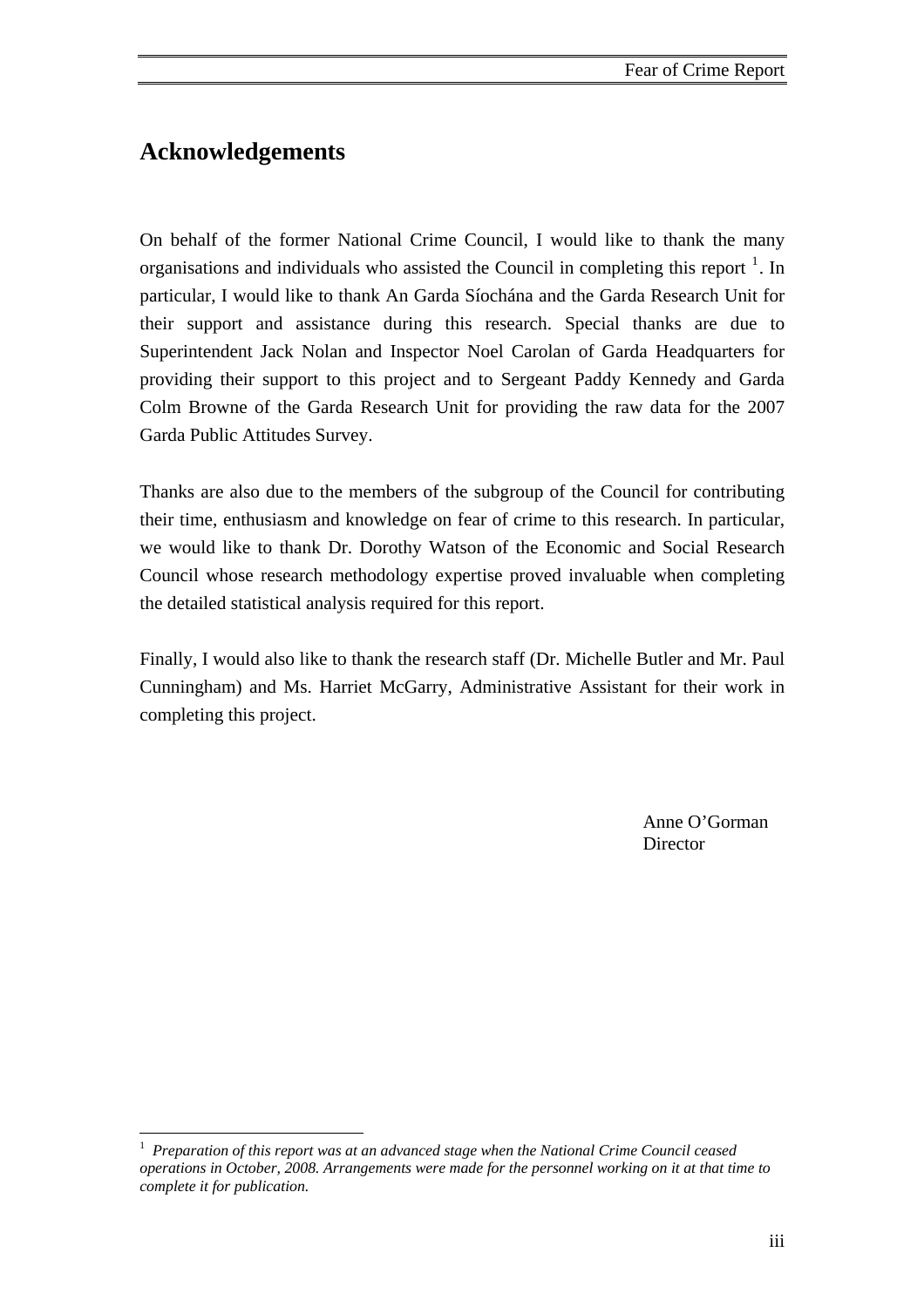## Acknowledgements

On behalf of the former National Crime Council, I would like to thank the many organisations and individuals who assisted the Council in completing this report [1]. In particular, I would like to thank An Garda Síochána and the Garda Research Unit for their support and assistance during this research. Special thanks are due to Superintendent Jack Nolan and Inspector Noel Carolan of Garda Headquarters for providing their support to this project and to Sergeant Paddy Kennedy and Garda Colm Browne of the Garda Research Unit for providing the raw data for the 2007 Garda Public Attitudes Survey.

Thanks are also due to the members of the subgroup of the Council for contributing their time, enthusiasm and knowledge on fear of crime to this research. In particular, we would like to thank Dr. Dorothy Watson of the Economic and Social Research Council whose research methodology expertise proved invaluable when completing the detailed statistical analysis required for this report.

Finally, I would also like to thank the research staff (Dr. Michelle Butler and Mr. Paul Cunningham) and Ms. Harriet McGarry, Administrative Assistant for their work in completing this project.

Anne O'Gorman
Director

---

[1] *Preparation of this report was at an advanced stage when the National Crime Council ceased operations in October, 2008. Arrangements were made for the personnel working on it at that time to complete it for publication.*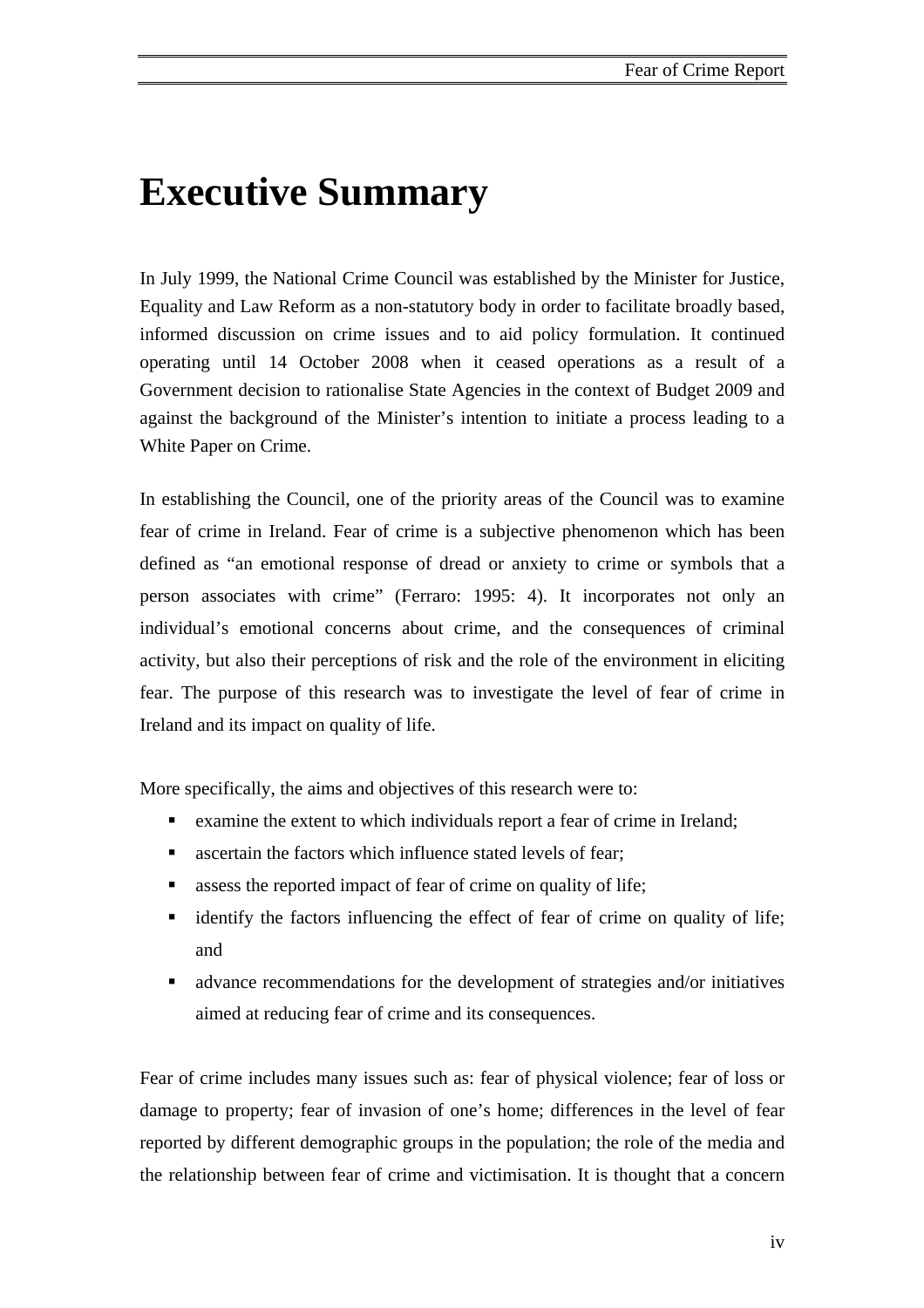# Executive Summary

In July 1999, the National Crime Council was established by the Minister for Justice, Equality and Law Reform as a non-statutory body in order to facilitate broadly based, informed discussion on crime issues and to aid policy formulation. It continued operating until 14 October 2008 when it ceased operations as a result of a Government decision to rationalise State Agencies in the context of Budget 2009 and against the background of the Minister's intention to initiate a process leading to a White Paper on Crime.

In establishing the Council, one of the priority areas of the Council was to examine fear of crime in Ireland. Fear of crime is a subjective phenomenon which has been defined as "an emotional response of dread or anxiety to crime or symbols that a person associates with crime" (Ferraro: 1995: 4). It incorporates not only an individual's emotional concerns about crime, and the consequences of criminal activity, but also their perceptions of risk and the role of the environment in eliciting fear. The purpose of this research was to investigate the level of fear of crime in Ireland and its impact on quality of life.

More specifically, the aims and objectives of this research were to:

- examine the extent to which individuals report a fear of crime in Ireland;
- ascertain the factors which influence stated levels of fear;
- assess the reported impact of fear of crime on quality of life;
- identify the factors influencing the effect of fear of crime on quality of life; and
- advance recommendations for the development of strategies and/or initiatives aimed at reducing fear of crime and its consequences.

Fear of crime includes many issues such as: fear of physical violence; fear of loss or damage to property; fear of invasion of one's home; differences in the level of fear reported by different demographic groups in the population; the role of the media and the relationship between fear of crime and victimisation. It is thought that a concern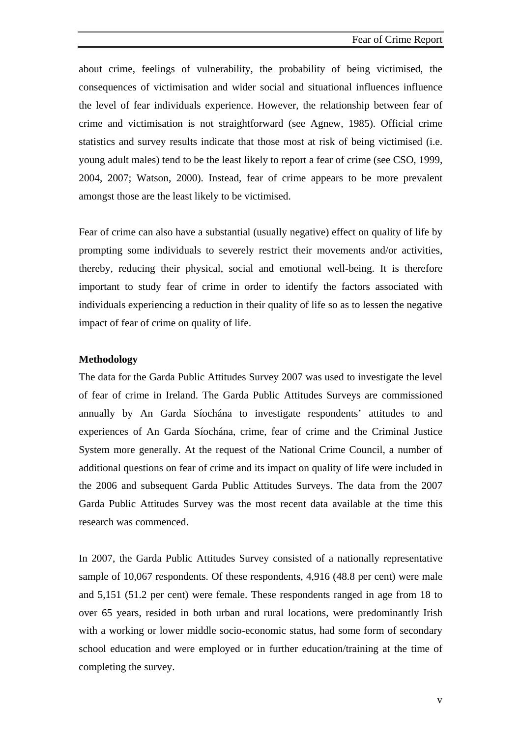about crime, feelings of vulnerability, the probability of being victimised, the consequences of victimisation and wider social and situational influences influence the level of fear individuals experience. However, the relationship between fear of crime and victimisation is not straightforward (see Agnew, 1985). Official crime statistics and survey results indicate that those most at risk of being victimised (i.e. young adult males) tend to be the least likely to report a fear of crime (see CSO, 1999, 2004, 2007; Watson, 2000). Instead, fear of crime appears to be more prevalent amongst those are the least likely to be victimised.

Fear of crime can also have a substantial (usually negative) effect on quality of life by prompting some individuals to severely restrict their movements and/or activities, thereby, reducing their physical, social and emotional well-being. It is therefore important to study fear of crime in order to identify the factors associated with individuals experiencing a reduction in their quality of life so as to lessen the negative impact of fear of crime on quality of life.

**Methodology**

The data for the Garda Public Attitudes Survey 2007 was used to investigate the level of fear of crime in Ireland. The Garda Public Attitudes Surveys are commissioned annually by An Garda Síochána to investigate respondents' attitudes to and experiences of An Garda Síochána, crime, fear of crime and the Criminal Justice System more generally. At the request of the National Crime Council, a number of additional questions on fear of crime and its impact on quality of life were included in the 2006 and subsequent Garda Public Attitudes Surveys. The data from the 2007 Garda Public Attitudes Survey was the most recent data available at the time this research was commenced.

In 2007, the Garda Public Attitudes Survey consisted of a nationally representative sample of 10,067 respondents. Of these respondents, 4,916 (48.8 per cent) were male and 5,151 (51.2 per cent) were female. These respondents ranged in age from 18 to over 65 years, resided in both urban and rural locations, were predominantly Irish with a working or lower middle socio-economic status, had some form of secondary school education and were employed or in further education/training at the time of completing the survey.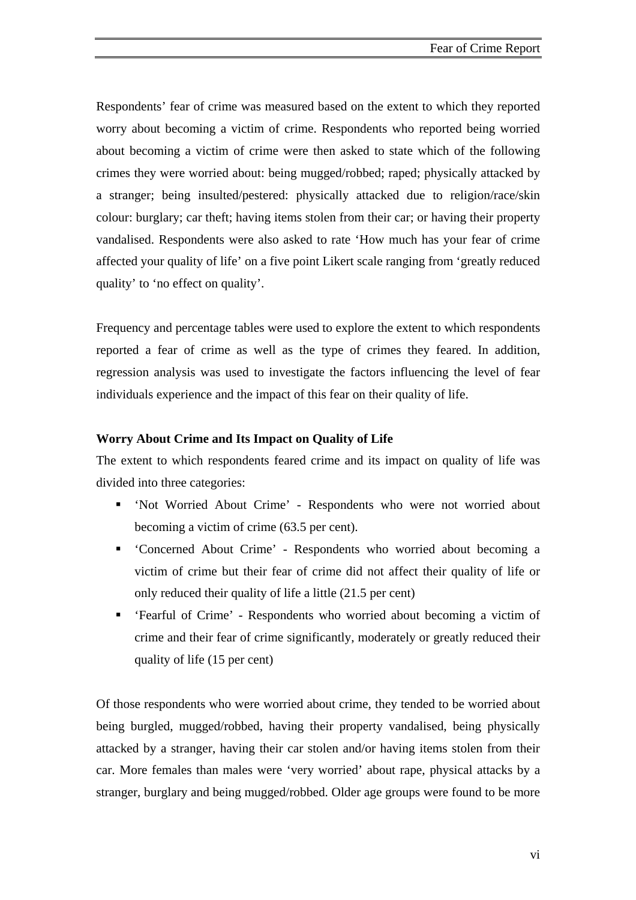Respondents' fear of crime was measured based on the extent to which they reported worry about becoming a victim of crime. Respondents who reported being worried about becoming a victim of crime were then asked to state which of the following crimes they were worried about: being mugged/robbed; raped; physically attacked by a stranger; being insulted/pestered: physically attacked due to religion/race/skin colour: burglary; car theft; having items stolen from their car; or having their property vandalised. Respondents were also asked to rate 'How much has your fear of crime affected your quality of life' on a five point Likert scale ranging from 'greatly reduced quality' to 'no effect on quality'.

Frequency and percentage tables were used to explore the extent to which respondents reported a fear of crime as well as the type of crimes they feared. In addition, regression analysis was used to investigate the factors influencing the level of fear individuals experience and the impact of this fear on their quality of life.

**Worry About Crime and Its Impact on Quality of Life**

The extent to which respondents feared crime and its impact on quality of life was divided into three categories:

- 'Not Worried About Crime' - Respondents who were not worried about becoming a victim of crime (63.5 per cent).
- 'Concerned About Crime' - Respondents who worried about becoming a victim of crime but their fear of crime did not affect their quality of life or only reduced their quality of life a little (21.5 per cent)
- 'Fearful of Crime' - Respondents who worried about becoming a victim of crime and their fear of crime significantly, moderately or greatly reduced their quality of life (15 per cent)

Of those respondents who were worried about crime, they tended to be worried about being burgled, mugged/robbed, having their property vandalised, being physically attacked by a stranger, having their car stolen and/or having items stolen from their car. More females than males were 'very worried' about rape, physical attacks by a stranger, burglary and being mugged/robbed. Older age groups were found to be more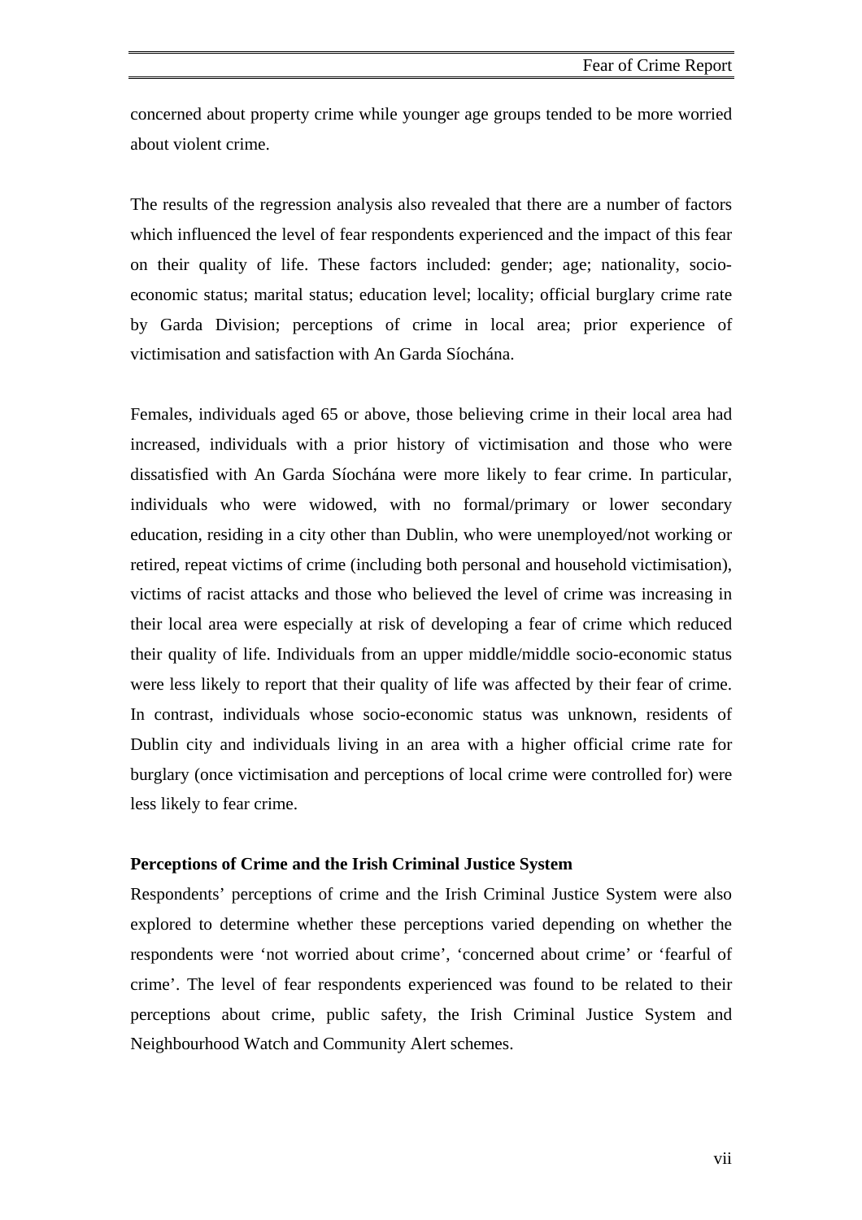concerned about property crime while younger age groups tended to be more worried about violent crime.

The results of the regression analysis also revealed that there are a number of factors which influenced the level of fear respondents experienced and the impact of this fear on their quality of life. These factors included: gender; age; nationality, socio-economic status; marital status; education level; locality; official burglary crime rate by Garda Division; perceptions of crime in local area; prior experience of victimisation and satisfaction with An Garda Síochána.

Females, individuals aged 65 or above, those believing crime in their local area had increased, individuals with a prior history of victimisation and those who were dissatisfied with An Garda Síochána were more likely to fear crime. In particular, individuals who were widowed, with no formal/primary or lower secondary education, residing in a city other than Dublin, who were unemployed/not working or retired, repeat victims of crime (including both personal and household victimisation), victims of racist attacks and those who believed the level of crime was increasing in their local area were especially at risk of developing a fear of crime which reduced their quality of life. Individuals from an upper middle/middle socio-economic status were less likely to report that their quality of life was affected by their fear of crime. In contrast, individuals whose socio-economic status was unknown, residents of Dublin city and individuals living in an area with a higher official crime rate for burglary (once victimisation and perceptions of local crime were controlled for) were less likely to fear crime.

**Perceptions of Crime and the Irish Criminal Justice System**

Respondents' perceptions of crime and the Irish Criminal Justice System were also explored to determine whether these perceptions varied depending on whether the respondents were 'not worried about crime', 'concerned about crime' or 'fearful of crime'. The level of fear respondents experienced was found to be related to their perceptions about crime, public safety, the Irish Criminal Justice System and Neighbourhood Watch and Community Alert schemes.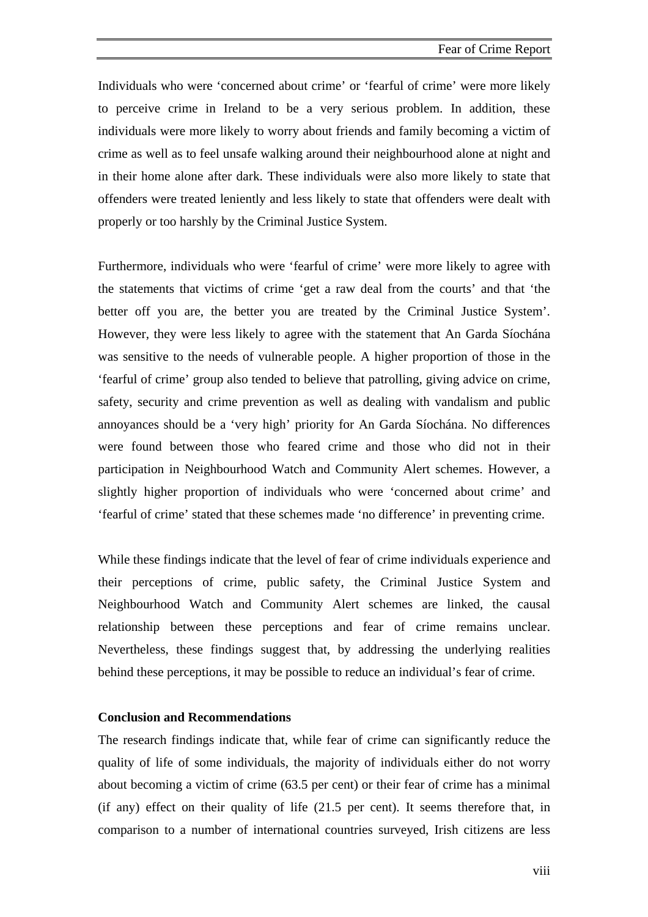Individuals who were 'concerned about crime' or 'fearful of crime' were more likely to perceive crime in Ireland to be a very serious problem. In addition, these individuals were more likely to worry about friends and family becoming a victim of crime as well as to feel unsafe walking around their neighbourhood alone at night and in their home alone after dark. These individuals were also more likely to state that offenders were treated leniently and less likely to state that offenders were dealt with properly or too harshly by the Criminal Justice System.

Furthermore, individuals who were 'fearful of crime' were more likely to agree with the statements that victims of crime 'get a raw deal from the courts' and that 'the better off you are, the better you are treated by the Criminal Justice System'. However, they were less likely to agree with the statement that An Garda Síochána was sensitive to the needs of vulnerable people. A higher proportion of those in the 'fearful of crime' group also tended to believe that patrolling, giving advice on crime, safety, security and crime prevention as well as dealing with vandalism and public annoyances should be a 'very high' priority for An Garda Síochána. No differences were found between those who feared crime and those who did not in their participation in Neighbourhood Watch and Community Alert schemes. However, a slightly higher proportion of individuals who were 'concerned about crime' and 'fearful of crime' stated that these schemes made 'no difference' in preventing crime.

While these findings indicate that the level of fear of crime individuals experience and their perceptions of crime, public safety, the Criminal Justice System and Neighbourhood Watch and Community Alert schemes are linked, the causal relationship between these perceptions and fear of crime remains unclear. Nevertheless, these findings suggest that, by addressing the underlying realities behind these perceptions, it may be possible to reduce an individual's fear of crime.

**Conclusion and Recommendations**

The research findings indicate that, while fear of crime can significantly reduce the quality of life of some individuals, the majority of individuals either do not worry about becoming a victim of crime (63.5 per cent) or their fear of crime has a minimal (if any) effect on their quality of life (21.5 per cent). It seems therefore that, in comparison to a number of international countries surveyed, Irish citizens are less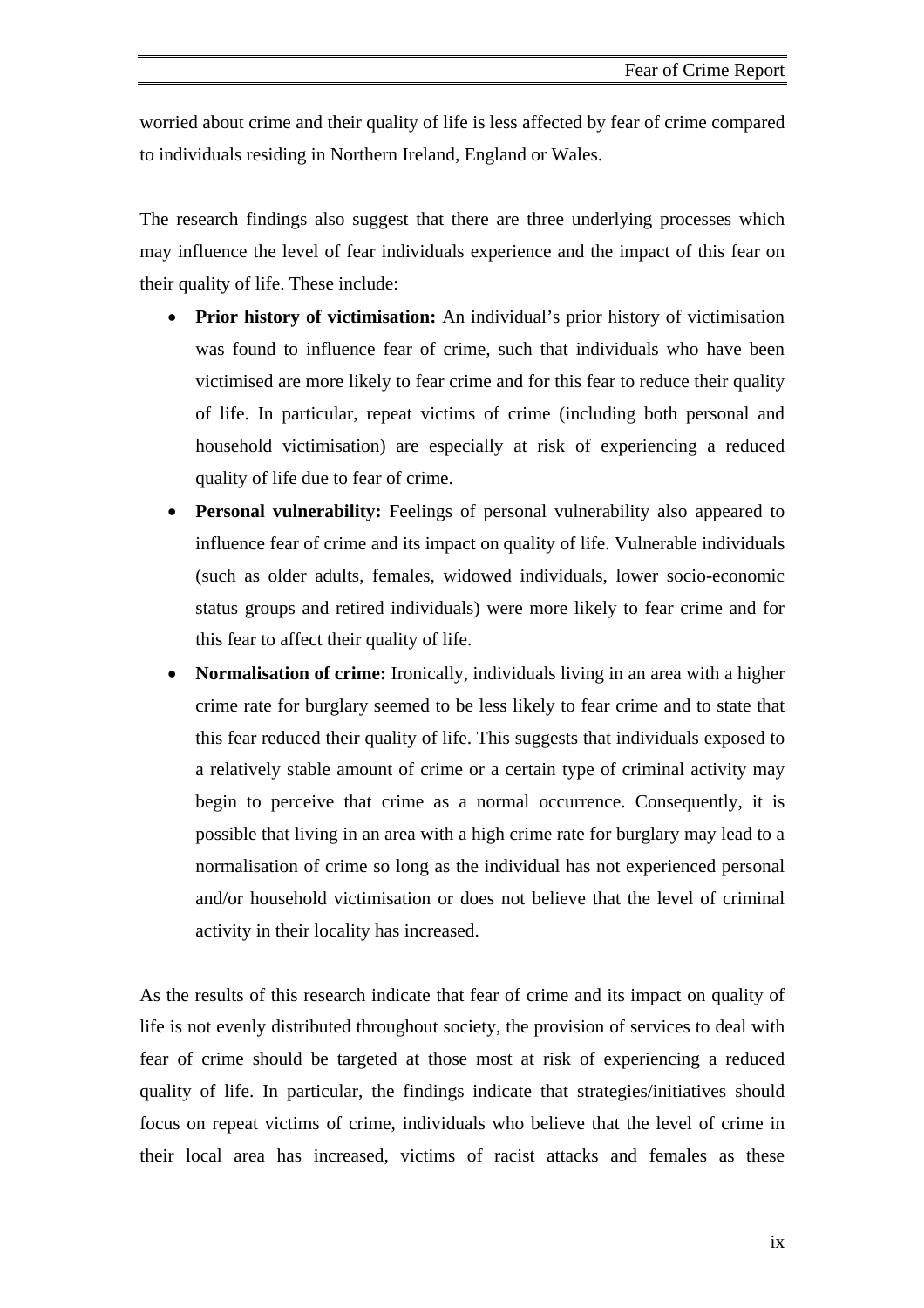worried about crime and their quality of life is less affected by fear of crime compared to individuals residing in Northern Ireland, England or Wales.

The research findings also suggest that there are three underlying processes which may influence the level of fear individuals experience and the impact of this fear on their quality of life. These include:

- **Prior history of victimisation:** An individual's prior history of victimisation was found to influence fear of crime, such that individuals who have been victimised are more likely to fear crime and for this fear to reduce their quality of life. In particular, repeat victims of crime (including both personal and household victimisation) are especially at risk of experiencing a reduced quality of life due to fear of crime.
- **Personal vulnerability:** Feelings of personal vulnerability also appeared to influence fear of crime and its impact on quality of life. Vulnerable individuals (such as older adults, females, widowed individuals, lower socio-economic status groups and retired individuals) were more likely to fear crime and for this fear to affect their quality of life.
- **Normalisation of crime:** Ironically, individuals living in an area with a higher crime rate for burglary seemed to be less likely to fear crime and to state that this fear reduced their quality of life. This suggests that individuals exposed to a relatively stable amount of crime or a certain type of criminal activity may begin to perceive that crime as a normal occurrence. Consequently, it is possible that living in an area with a high crime rate for burglary may lead to a normalisation of crime so long as the individual has not experienced personal and/or household victimisation or does not believe that the level of criminal activity in their locality has increased.

As the results of this research indicate that fear of crime and its impact on quality of life is not evenly distributed throughout society, the provision of services to deal with fear of crime should be targeted at those most at risk of experiencing a reduced quality of life. In particular, the findings indicate that strategies/initiatives should focus on repeat victims of crime, individuals who believe that the level of crime in their local area has increased, victims of racist attacks and females as these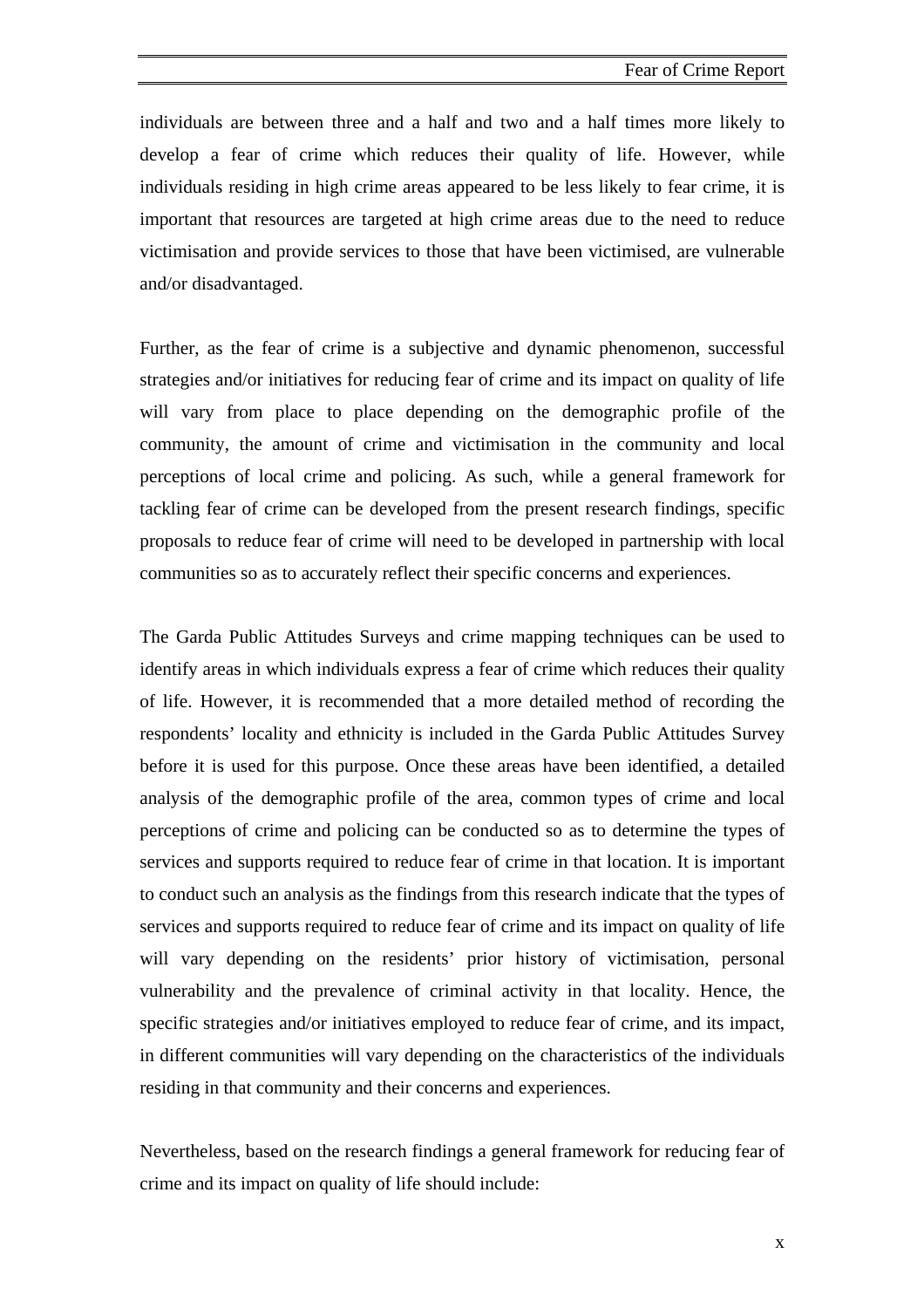individuals are between three and a half and two and a half times more likely to develop a fear of crime which reduces their quality of life. However, while individuals residing in high crime areas appeared to be less likely to fear crime, it is important that resources are targeted at high crime areas due to the need to reduce victimisation and provide services to those that have been victimised, are vulnerable and/or disadvantaged.

Further, as the fear of crime is a subjective and dynamic phenomenon, successful strategies and/or initiatives for reducing fear of crime and its impact on quality of life will vary from place to place depending on the demographic profile of the community, the amount of crime and victimisation in the community and local perceptions of local crime and policing. As such, while a general framework for tackling fear of crime can be developed from the present research findings, specific proposals to reduce fear of crime will need to be developed in partnership with local communities so as to accurately reflect their specific concerns and experiences.

The Garda Public Attitudes Surveys and crime mapping techniques can be used to identify areas in which individuals express a fear of crime which reduces their quality of life. However, it is recommended that a more detailed method of recording the respondents' locality and ethnicity is included in the Garda Public Attitudes Survey before it is used for this purpose. Once these areas have been identified, a detailed analysis of the demographic profile of the area, common types of crime and local perceptions of crime and policing can be conducted so as to determine the types of services and supports required to reduce fear of crime in that location. It is important to conduct such an analysis as the findings from this research indicate that the types of services and supports required to reduce fear of crime and its impact on quality of life will vary depending on the residents' prior history of victimisation, personal vulnerability and the prevalence of criminal activity in that locality. Hence, the specific strategies and/or initiatives employed to reduce fear of crime, and its impact, in different communities will vary depending on the characteristics of the individuals residing in that community and their concerns and experiences.

Nevertheless, based on the research findings a general framework for reducing fear of crime and its impact on quality of life should include: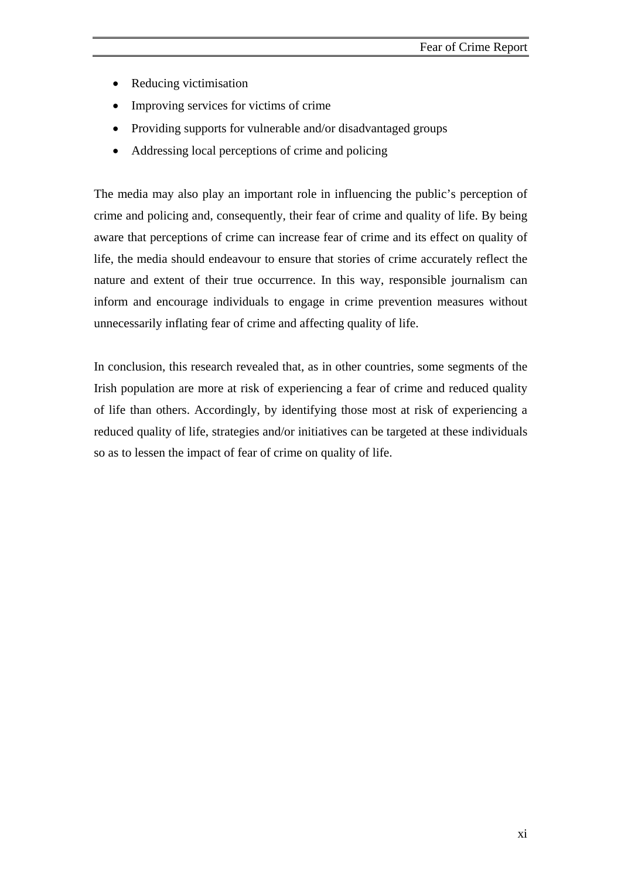- Reducing victimisation
- Improving services for victims of crime
- Providing supports for vulnerable and/or disadvantaged groups
- Addressing local perceptions of crime and policing

The media may also play an important role in influencing the public's perception of crime and policing and, consequently, their fear of crime and quality of life. By being aware that perceptions of crime can increase fear of crime and its effect on quality of life, the media should endeavour to ensure that stories of crime accurately reflect the nature and extent of their true occurrence. In this way, responsible journalism can inform and encourage individuals to engage in crime prevention measures without unnecessarily inflating fear of crime and affecting quality of life.

In conclusion, this research revealed that, as in other countries, some segments of the Irish population are more at risk of experiencing a fear of crime and reduced quality of life than others. Accordingly, by identifying those most at risk of experiencing a reduced quality of life, strategies and/or initiatives can be targeted at these individuals so as to lessen the impact of fear of crime on quality of life.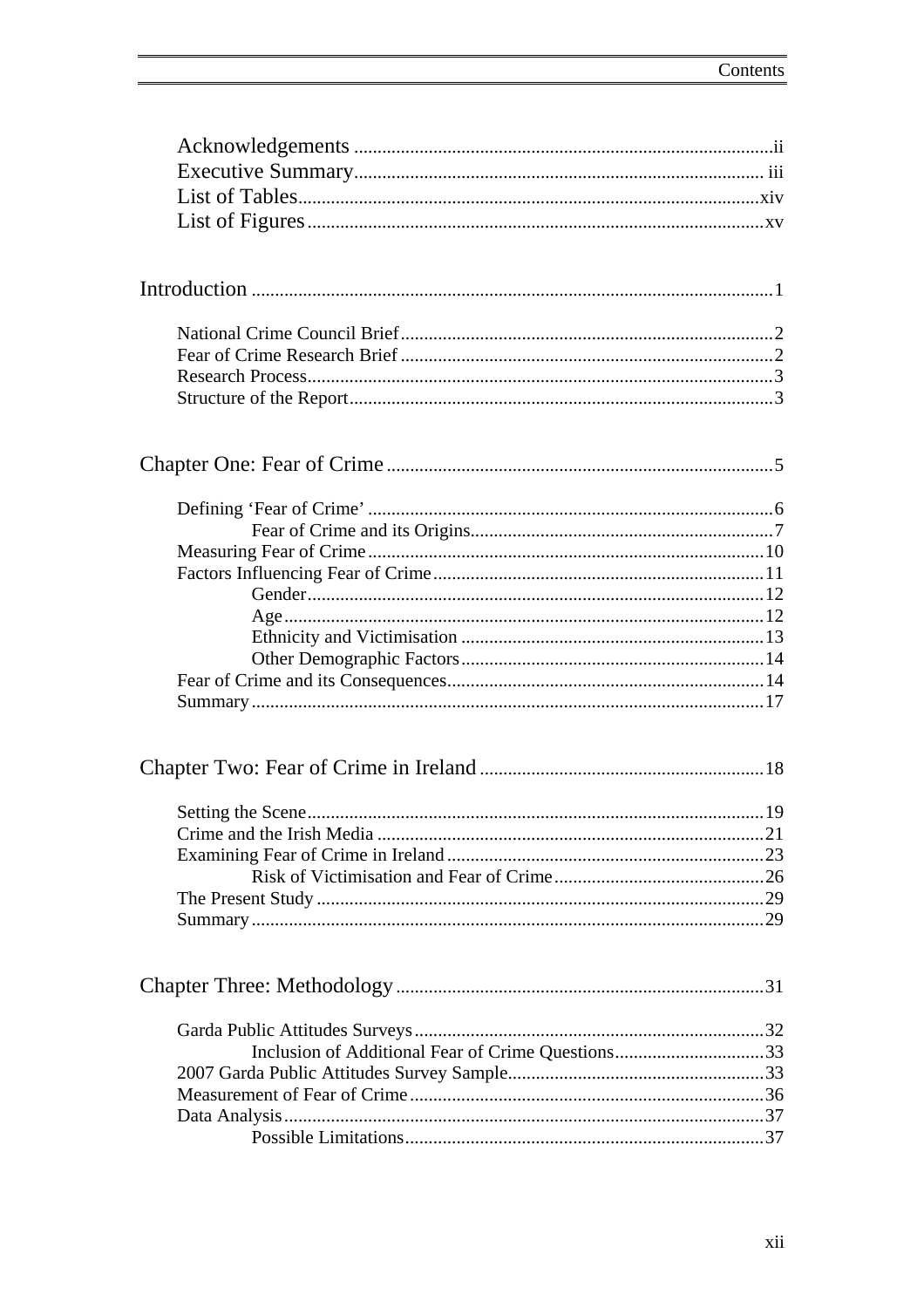Acknowledgements ........................................................................................ii
Executive Summary...................................................................................... iii
List of Tables..................................................................................................xiv
List of Figures................................................................................................xv

Introduction ..............................................................................................................1

- National Crime Council Brief...............................................................................2
- Fear of Crime Research Brief ...............................................................................2
- Research Process...................................................................................................3
- Structure of the Report..........................................................................................3

Chapter One: Fear of Crime .................................................................................5

- Defining 'Fear of Crime' ......................................................................................6
  - Fear of Crime and its Origins.................................................................7
- Measuring Fear of Crime....................................................................................10
- Factors Influencing Fear of Crime......................................................................11
  - Gender..................................................................................................12
  - Age.......................................................................................................12
  - Ethnicity and Victimisation .................................................................13
  - Other Demographic Factors.................................................................14
- Fear of Crime and its Consequences...................................................................14
- Summary.............................................................................................................17

Chapter Two: Fear of Crime in Ireland ............................................................18

- Setting the Scene.................................................................................................19
- Crime and the Irish Media ..................................................................................21
- Examining Fear of Crime in Ireland...................................................................23
  - Risk of Victimisation and Fear of Crime.............................................26
- The Present Study ...............................................................................................29
- Summary.............................................................................................................29

Chapter Three: Methodology .............................................................................31

- Garda Public Attitudes Surveys..........................................................................32
  - Inclusion of Additional Fear of Crime Questions................................33
- 2007 Garda Public Attitudes Survey Sample.......................................................33
- Measurement of Fear of Crime...........................................................................36
- Data Analysis......................................................................................................37
  - Possible Limitations.............................................................................37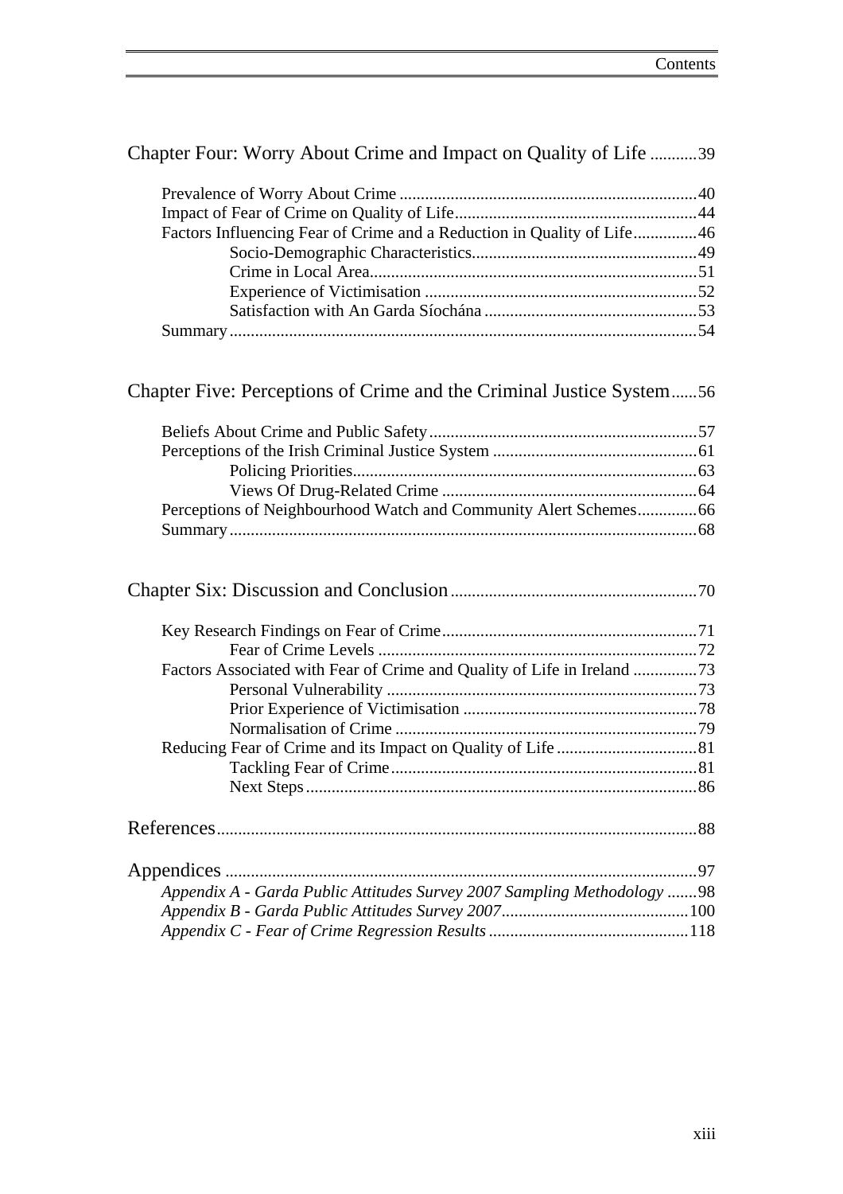Chapter Four: Worry About Crime and Impact on Quality of Life ...........39

- Prevalence of Worry About Crime ......................................................................40
- Impact of Fear of Crime on Quality of Life.........................................................44
- Factors Influencing Fear of Crime and a Reduction in Quality of Life...............46
  - Socio-Demographic Characteristics.....................................................49
  - Crime in Local Area.............................................................................51
  - Experience of Victimisation ................................................................52
  - Satisfaction with An Garda Síochána ..................................................53
- Summary..............................................................................................................54

Chapter Five: Perceptions of Crime and the Criminal Justice System......56

- Beliefs About Crime and Public Safety...............................................................57
- Perceptions of the Irish Criminal Justice System ................................................61
  - Policing Priorities.................................................................................63
  - Views Of Drug-Related Crime ............................................................64
- Perceptions of Neighbourhood Watch and Community Alert Schemes..............66
- Summary..............................................................................................................68

Chapter Six: Discussion and Conclusion..........................................................70

- Key Research Findings on Fear of Crime............................................................71
  - Fear of Crime Levels ...........................................................................72
- Factors Associated with Fear of Crime and Quality of Life in Ireland ...............73
  - Personal Vulnerability .........................................................................73
  - Prior Experience of Victimisation .......................................................78
  - Normalisation of Crime .......................................................................79
- Reducing Fear of Crime and its Impact on Quality of Life .................................81
  - Tackling Fear of Crime........................................................................81
  - Next Steps............................................................................................86

References................................................................................................................88

Appendices ..............................................................................................................97

- *Appendix A - Garda Public Attitudes Survey 2007 Sampling Methodology* .......98
- *Appendix B - Garda Public Attitudes Survey 2007*............................................100
- *Appendix C - Fear of Crime Regression Results* ...............................................118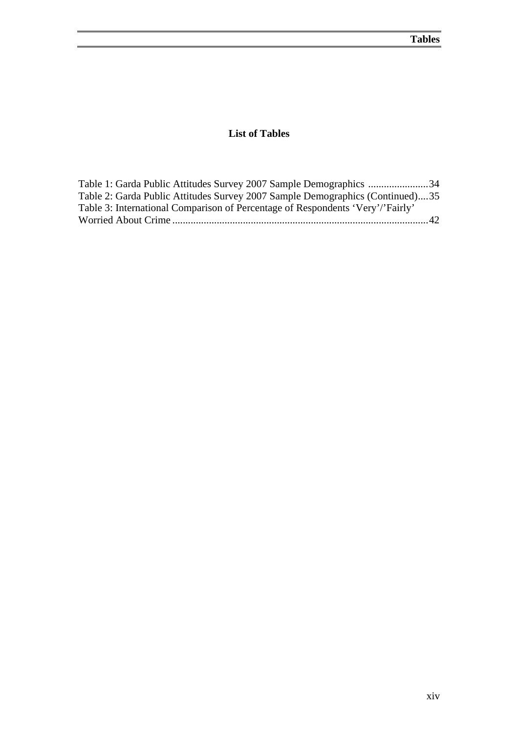## List of Tables

Table 1: Garda Public Attitudes Survey 2007 Sample Demographics .......................34
Table 2: Garda Public Attitudes Survey 2007 Sample Demographics (Continued)....35
Table 3: International Comparison of Percentage of Respondents 'Very'/'Fairly' Worried About Crime..................................................................................................42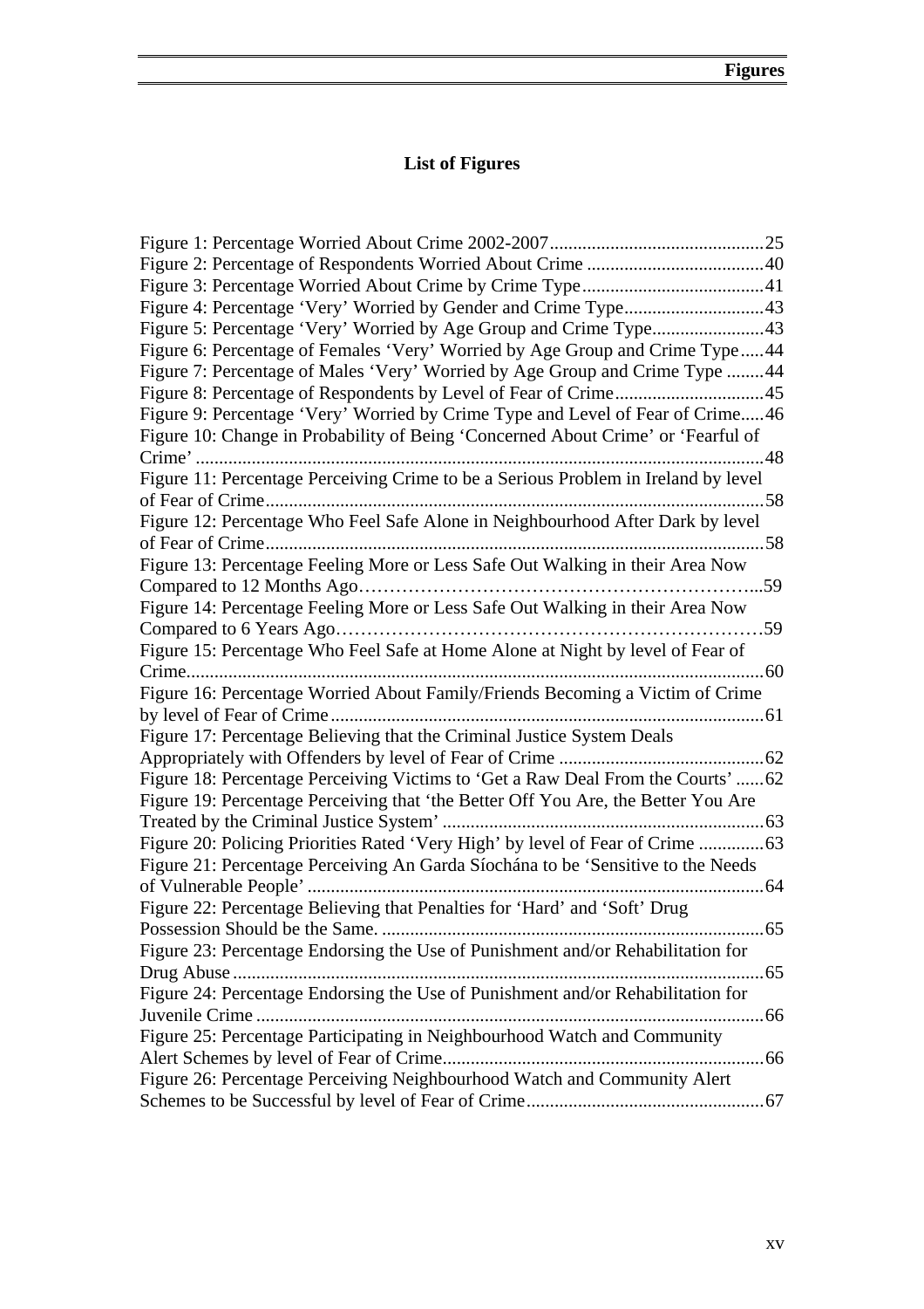# List of Figures

Figure 1: Percentage Worried About Crime 2002-2007..............................................25
Figure 2: Percentage of Respondents Worried About Crime ......................................40
Figure 3: Percentage Worried About Crime by Crime Type.......................................41
Figure 4: Percentage 'Very' Worried by Gender and Crime Type..............................43
Figure 5: Percentage 'Very' Worried by Age Group and Crime Type........................43
Figure 6: Percentage of Females 'Very' Worried by Age Group and Crime Type.....44
Figure 7: Percentage of Males 'Very' Worried by Age Group and Crime Type ........44
Figure 8: Percentage of Respondents by Level of Fear of Crime................................45
Figure 9: Percentage 'Very' Worried by Crime Type and Level of Fear of Crime.....46
Figure 10: Change in Probability of Being 'Concerned About Crime' or 'Fearful of Crime' ..........................................................................................................48
Figure 11: Percentage Perceiving Crime to be a Serious Problem in Ireland by level of Fear of Crime..........................................................................................................58
Figure 12: Percentage Who Feel Safe Alone in Neighbourhood After Dark by level of Fear of Crime..........................................................................................................58
Figure 13: Percentage Feeling More or Less Safe Out Walking in their Area Now Compared to 12 Months Ago………………………………………………………..59
Figure 14: Percentage Feeling More or Less Safe Out Walking in their Area Now Compared to 6 Years Ago…………………………………………………………59
Figure 15: Percentage Who Feel Safe at Home Alone at Night by level of Fear of Crime..........................................................................................................60
Figure 16: Percentage Worried About Family/Friends Becoming a Victim of Crime by level of Fear of Crime............................................................................................61
Figure 17: Percentage Believing that the Criminal Justice System Deals Appropriately with Offenders by level of Fear of Crime ............................................62
Figure 18: Percentage Perceiving Victims to 'Get a Raw Deal From the Courts' ......62
Figure 19: Percentage Perceiving that 'the Better Off You Are, the Better You Are Treated by the Criminal Justice System' .....................................................................63
Figure 20: Policing Priorities Rated 'Very High' by level of Fear of Crime ..............63
Figure 21: Percentage Perceiving An Garda Síochána to be 'Sensitive to the Needs of Vulnerable People' ..................................................................................................64
Figure 22: Percentage Believing that Penalties for 'Hard' and 'Soft' Drug Possession Should be the Same. ..................................................................................65
Figure 23: Percentage Endorsing the Use of Punishment and/or Rehabilitation for Drug Abuse ..................................................................................................................65
Figure 24: Percentage Endorsing the Use of Punishment and/or Rehabilitation for Juvenile Crime ............................................................................................................66
Figure 25: Percentage Participating in Neighbourhood Watch and Community Alert Schemes by level of Fear of Crime.....................................................................66
Figure 26: Percentage Perceiving Neighbourhood Watch and Community Alert Schemes to be Successful by level of Fear of Crime..................................................67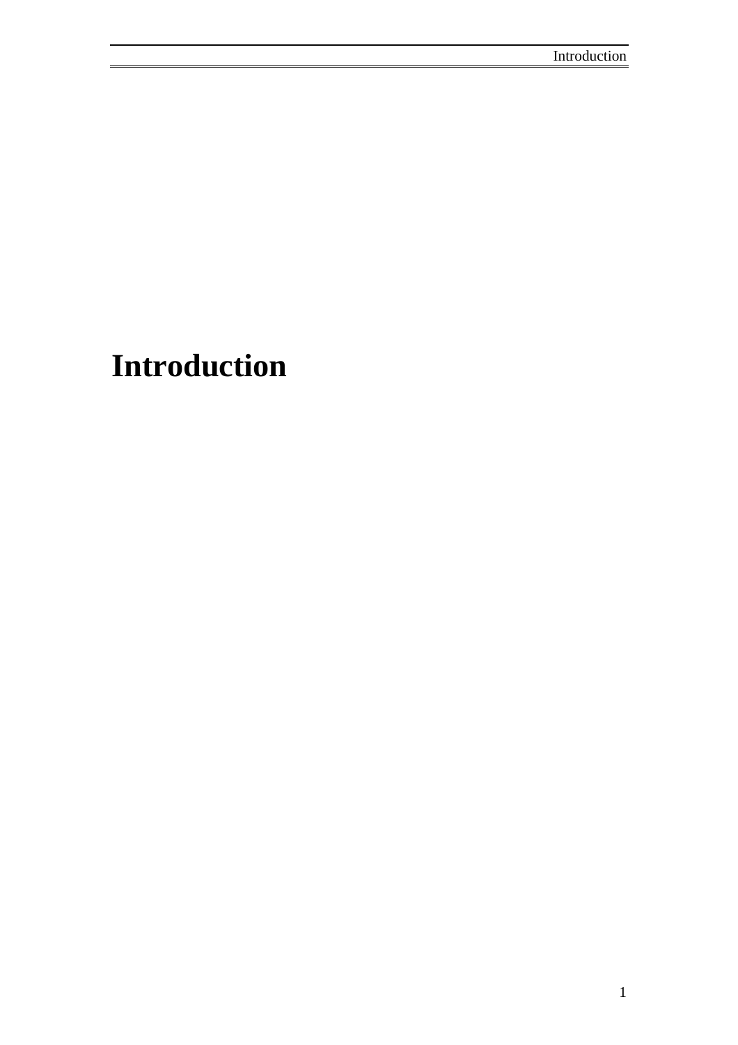# Introduction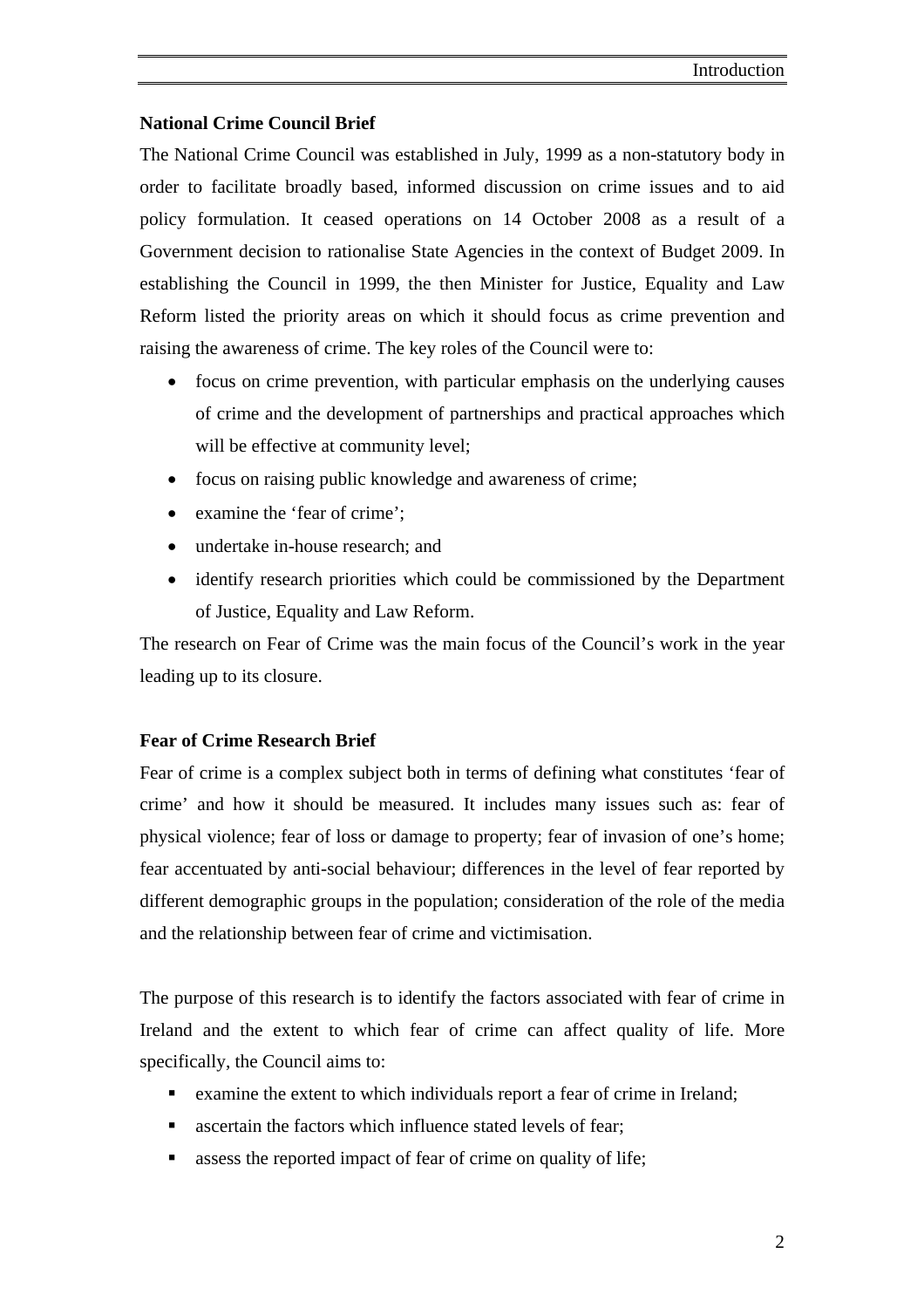**National Crime Council Brief**

The National Crime Council was established in July, 1999 as a non-statutory body in order to facilitate broadly based, informed discussion on crime issues and to aid policy formulation. It ceased operations on 14 October 2008 as a result of a Government decision to rationalise State Agencies in the context of Budget 2009. In establishing the Council in 1999, the then Minister for Justice, Equality and Law Reform listed the priority areas on which it should focus as crime prevention and raising the awareness of crime. The key roles of the Council were to:

- focus on crime prevention, with particular emphasis on the underlying causes of crime and the development of partnerships and practical approaches which will be effective at community level;
- focus on raising public knowledge and awareness of crime;
- examine the 'fear of crime';
- undertake in-house research; and
- identify research priorities which could be commissioned by the Department of Justice, Equality and Law Reform.

The research on Fear of Crime was the main focus of the Council's work in the year leading up to its closure.

**Fear of Crime Research Brief**

Fear of crime is a complex subject both in terms of defining what constitutes 'fear of crime' and how it should be measured. It includes many issues such as: fear of physical violence; fear of loss or damage to property; fear of invasion of one's home; fear accentuated by anti-social behaviour; differences in the level of fear reported by different demographic groups in the population; consideration of the role of the media and the relationship between fear of crime and victimisation.

The purpose of this research is to identify the factors associated with fear of crime in Ireland and the extent to which fear of crime can affect quality of life. More specifically, the Council aims to:

- examine the extent to which individuals report a fear of crime in Ireland;
- ascertain the factors which influence stated levels of fear;
- assess the reported impact of fear of crime on quality of life;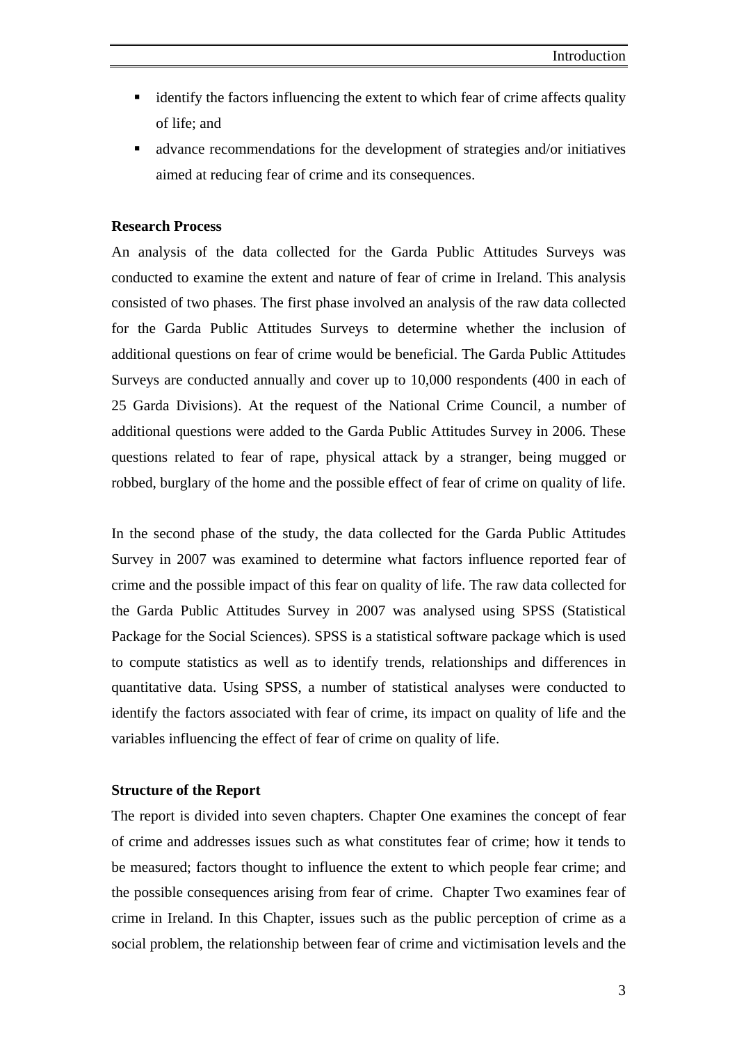- identify the factors influencing the extent to which fear of crime affects quality of life; and
- advance recommendations for the development of strategies and/or initiatives aimed at reducing fear of crime and its consequences.

**Research Process**

An analysis of the data collected for the Garda Public Attitudes Surveys was conducted to examine the extent and nature of fear of crime in Ireland. This analysis consisted of two phases. The first phase involved an analysis of the raw data collected for the Garda Public Attitudes Surveys to determine whether the inclusion of additional questions on fear of crime would be beneficial. The Garda Public Attitudes Surveys are conducted annually and cover up to 10,000 respondents (400 in each of 25 Garda Divisions). At the request of the National Crime Council, a number of additional questions were added to the Garda Public Attitudes Survey in 2006. These questions related to fear of rape, physical attack by a stranger, being mugged or robbed, burglary of the home and the possible effect of fear of crime on quality of life.

In the second phase of the study, the data collected for the Garda Public Attitudes Survey in 2007 was examined to determine what factors influence reported fear of crime and the possible impact of this fear on quality of life. The raw data collected for the Garda Public Attitudes Survey in 2007 was analysed using SPSS (Statistical Package for the Social Sciences). SPSS is a statistical software package which is used to compute statistics as well as to identify trends, relationships and differences in quantitative data. Using SPSS, a number of statistical analyses were conducted to identify the factors associated with fear of crime, its impact on quality of life and the variables influencing the effect of fear of crime on quality of life.

**Structure of the Report**

The report is divided into seven chapters. Chapter One examines the concept of fear of crime and addresses issues such as what constitutes fear of crime; how it tends to be measured; factors thought to influence the extent to which people fear crime; and the possible consequences arising from fear of crime. Chapter Two examines fear of crime in Ireland. In this Chapter, issues such as the public perception of crime as a social problem, the relationship between fear of crime and victimisation levels and the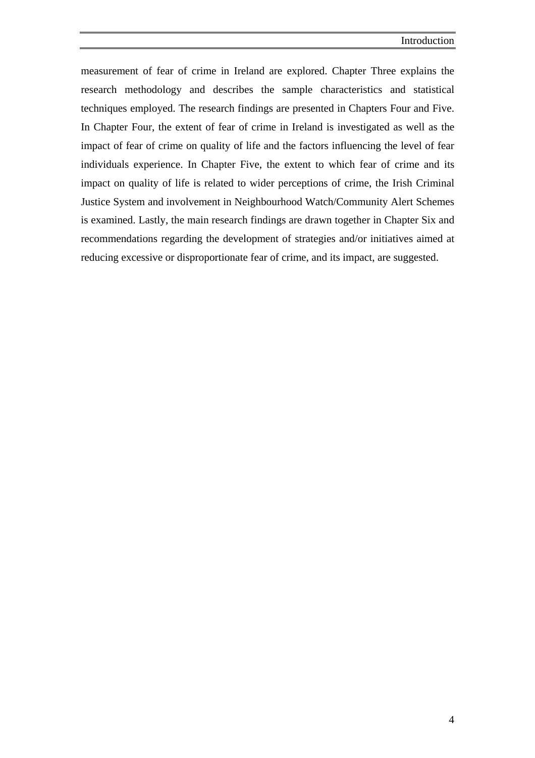measurement of fear of crime in Ireland are explored. Chapter Three explains the research methodology and describes the sample characteristics and statistical techniques employed. The research findings are presented in Chapters Four and Five. In Chapter Four, the extent of fear of crime in Ireland is investigated as well as the impact of fear of crime on quality of life and the factors influencing the level of fear individuals experience. In Chapter Five, the extent to which fear of crime and its impact on quality of life is related to wider perceptions of crime, the Irish Criminal Justice System and involvement in Neighbourhood Watch/Community Alert Schemes is examined. Lastly, the main research findings are drawn together in Chapter Six and recommendations regarding the development of strategies and/or initiatives aimed at reducing excessive or disproportionate fear of crime, and its impact, are suggested.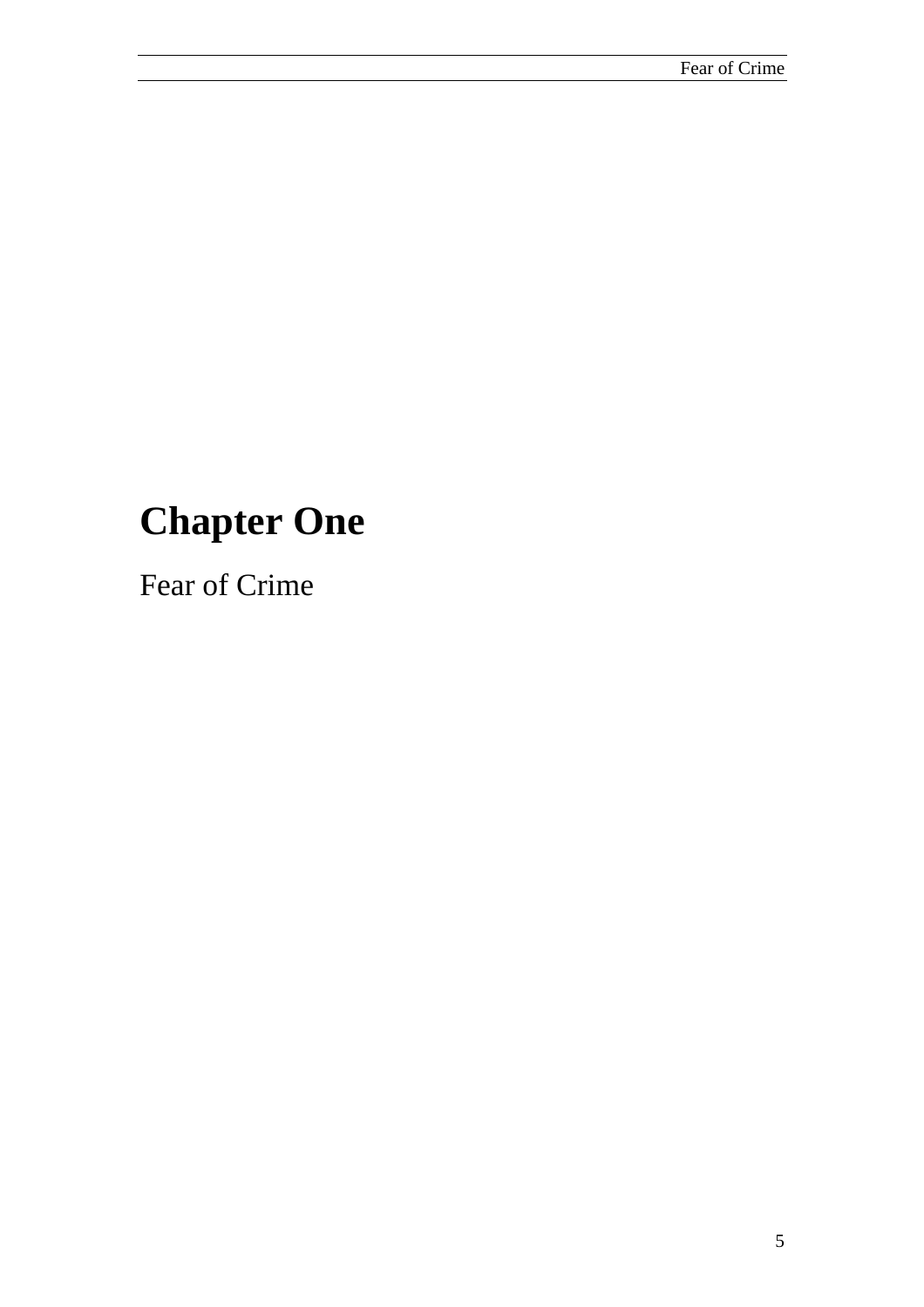# Chapter One

Fear of Crime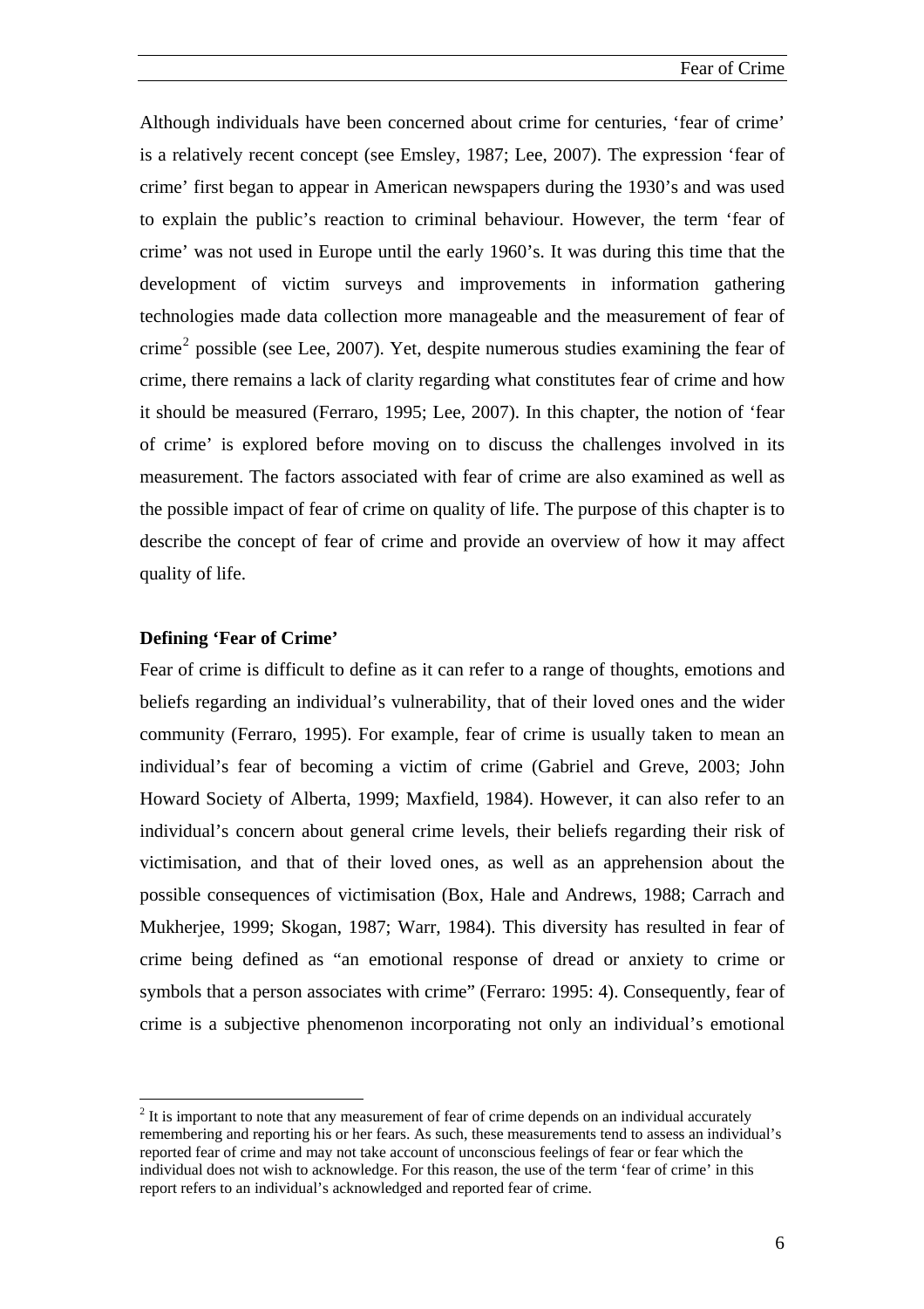Although individuals have been concerned about crime for centuries, 'fear of crime' is a relatively recent concept (see Emsley, 1987; Lee, 2007). The expression 'fear of crime' first began to appear in American newspapers during the 1930's and was used to explain the public's reaction to criminal behaviour. However, the term 'fear of crime' was not used in Europe until the early 1960's. It was during this time that the development of victim surveys and improvements in information gathering technologies made data collection more manageable and the measurement of fear of crime[2] possible (see Lee, 2007). Yet, despite numerous studies examining the fear of crime, there remains a lack of clarity regarding what constitutes fear of crime and how it should be measured (Ferraro, 1995; Lee, 2007). In this chapter, the notion of 'fear of crime' is explored before moving on to discuss the challenges involved in its measurement. The factors associated with fear of crime are also examined as well as the possible impact of fear of crime on quality of life. The purpose of this chapter is to describe the concept of fear of crime and provide an overview of how it may affect quality of life.

**Defining 'Fear of Crime'**

Fear of crime is difficult to define as it can refer to a range of thoughts, emotions and beliefs regarding an individual's vulnerability, that of their loved ones and the wider community (Ferraro, 1995). For example, fear of crime is usually taken to mean an individual's fear of becoming a victim of crime (Gabriel and Greve, 2003; John Howard Society of Alberta, 1999; Maxfield, 1984). However, it can also refer to an individual's concern about general crime levels, their beliefs regarding their risk of victimisation, and that of their loved ones, as well as an apprehension about the possible consequences of victimisation (Box, Hale and Andrews, 1988; Carrach and Mukherjee, 1999; Skogan, 1987; Warr, 1984). This diversity has resulted in fear of crime being defined as "an emotional response of dread or anxiety to crime or symbols that a person associates with crime" (Ferraro: 1995: 4). Consequently, fear of crime is a subjective phenomenon incorporating not only an individual's emotional

[2] It is important to note that any measurement of fear of crime depends on an individual accurately remembering and reporting his or her fears. As such, these measurements tend to assess an individual's reported fear of crime and may not take account of unconscious feelings of fear or fear which the individual does not wish to acknowledge. For this reason, the use of the term 'fear of crime' in this report refers to an individual's acknowledged and reported fear of crime.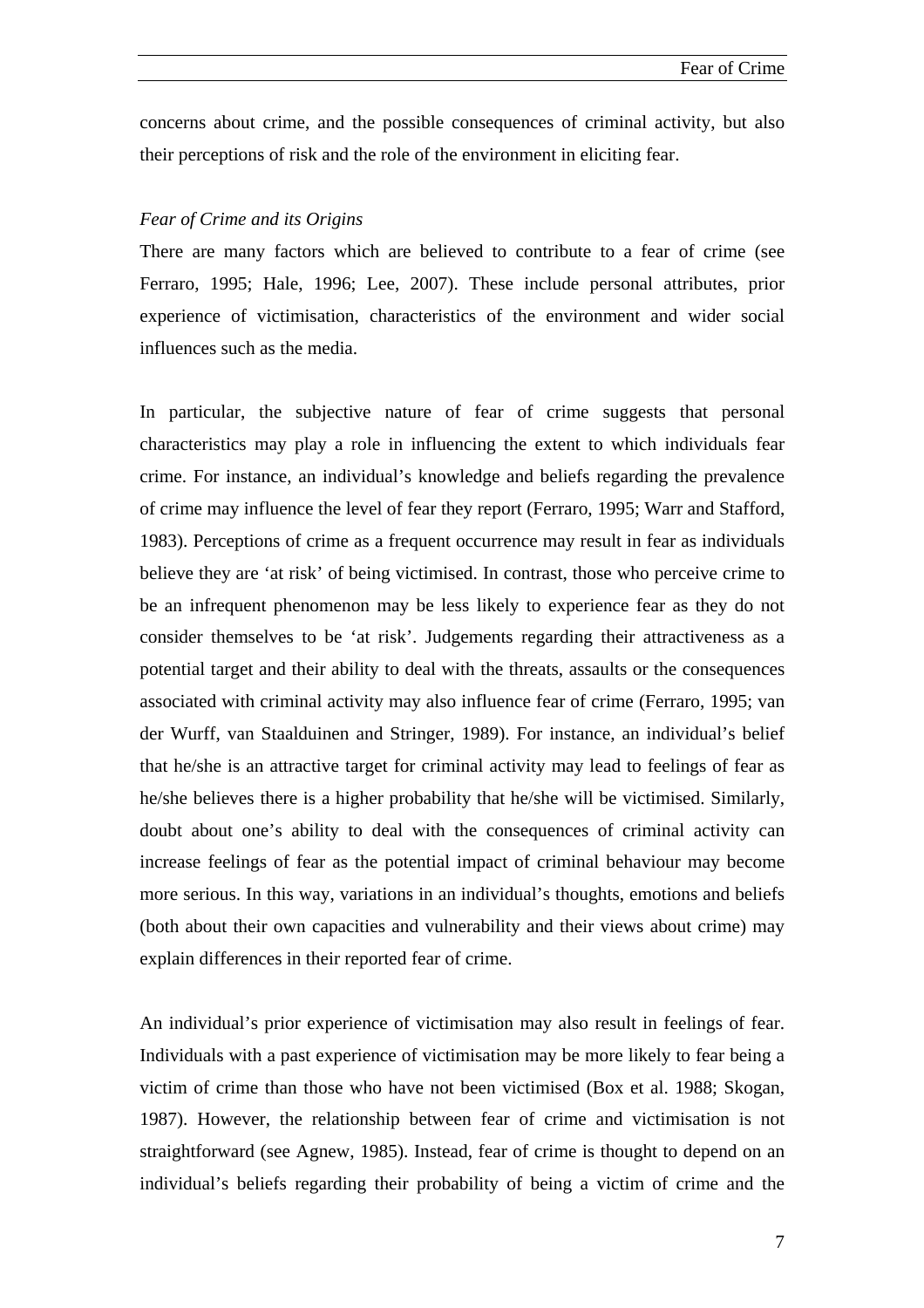concerns about crime, and the possible consequences of criminal activity, but also their perceptions of risk and the role of the environment in eliciting fear.

*Fear of Crime and its Origins*

There are many factors which are believed to contribute to a fear of crime (see Ferraro, 1995; Hale, 1996; Lee, 2007). These include personal attributes, prior experience of victimisation, characteristics of the environment and wider social influences such as the media.

In particular, the subjective nature of fear of crime suggests that personal characteristics may play a role in influencing the extent to which individuals fear crime. For instance, an individual's knowledge and beliefs regarding the prevalence of crime may influence the level of fear they report (Ferraro, 1995; Warr and Stafford, 1983). Perceptions of crime as a frequent occurrence may result in fear as individuals believe they are 'at risk' of being victimised. In contrast, those who perceive crime to be an infrequent phenomenon may be less likely to experience fear as they do not consider themselves to be 'at risk'. Judgements regarding their attractiveness as a potential target and their ability to deal with the threats, assaults or the consequences associated with criminal activity may also influence fear of crime (Ferraro, 1995; van der Wurff, van Staalduinen and Stringer, 1989). For instance, an individual's belief that he/she is an attractive target for criminal activity may lead to feelings of fear as he/she believes there is a higher probability that he/she will be victimised. Similarly, doubt about one's ability to deal with the consequences of criminal activity can increase feelings of fear as the potential impact of criminal behaviour may become more serious. In this way, variations in an individual's thoughts, emotions and beliefs (both about their own capacities and vulnerability and their views about crime) may explain differences in their reported fear of crime.

An individual's prior experience of victimisation may also result in feelings of fear. Individuals with a past experience of victimisation may be more likely to fear being a victim of crime than those who have not been victimised (Box et al. 1988; Skogan, 1987). However, the relationship between fear of crime and victimisation is not straightforward (see Agnew, 1985). Instead, fear of crime is thought to depend on an individual's beliefs regarding their probability of being a victim of crime and the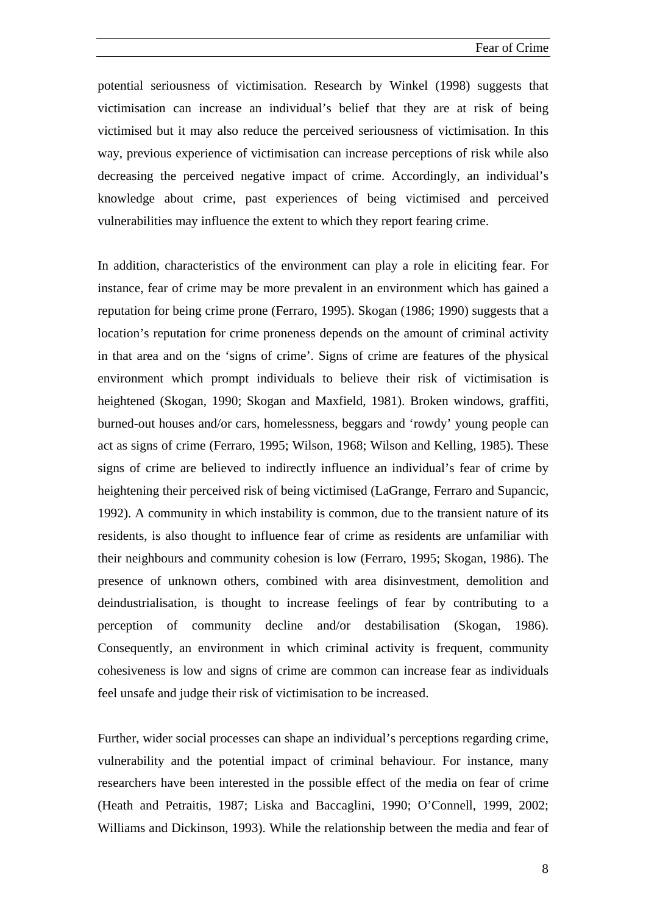potential seriousness of victimisation. Research by Winkel (1998) suggests that victimisation can increase an individual's belief that they are at risk of being victimised but it may also reduce the perceived seriousness of victimisation. In this way, previous experience of victimisation can increase perceptions of risk while also decreasing the perceived negative impact of crime. Accordingly, an individual's knowledge about crime, past experiences of being victimised and perceived vulnerabilities may influence the extent to which they report fearing crime.

In addition, characteristics of the environment can play a role in eliciting fear. For instance, fear of crime may be more prevalent in an environment which has gained a reputation for being crime prone (Ferraro, 1995). Skogan (1986; 1990) suggests that a location's reputation for crime proneness depends on the amount of criminal activity in that area and on the 'signs of crime'. Signs of crime are features of the physical environment which prompt individuals to believe their risk of victimisation is heightened (Skogan, 1990; Skogan and Maxfield, 1981). Broken windows, graffiti, burned-out houses and/or cars, homelessness, beggars and 'rowdy' young people can act as signs of crime (Ferraro, 1995; Wilson, 1968; Wilson and Kelling, 1985). These signs of crime are believed to indirectly influence an individual's fear of crime by heightening their perceived risk of being victimised (LaGrange, Ferraro and Supancic, 1992). A community in which instability is common, due to the transient nature of its residents, is also thought to influence fear of crime as residents are unfamiliar with their neighbours and community cohesion is low (Ferraro, 1995; Skogan, 1986). The presence of unknown others, combined with area disinvestment, demolition and deindustrialisation, is thought to increase feelings of fear by contributing to a perception of community decline and/or destabilisation (Skogan, 1986). Consequently, an environment in which criminal activity is frequent, community cohesiveness is low and signs of crime are common can increase fear as individuals feel unsafe and judge their risk of victimisation to be increased.

Further, wider social processes can shape an individual's perceptions regarding crime, vulnerability and the potential impact of criminal behaviour. For instance, many researchers have been interested in the possible effect of the media on fear of crime (Heath and Petraitis, 1987; Liska and Baccaglini, 1990; O'Connell, 1999, 2002; Williams and Dickinson, 1993). While the relationship between the media and fear of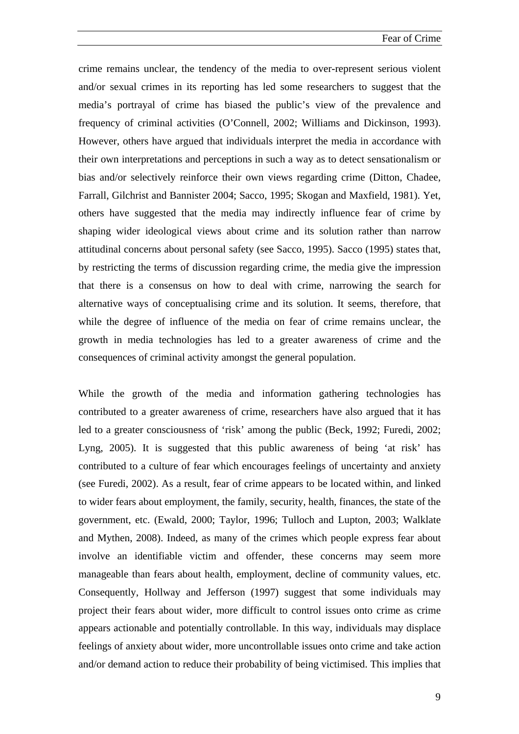crime remains unclear, the tendency of the media to over-represent serious violent and/or sexual crimes in its reporting has led some researchers to suggest that the media's portrayal of crime has biased the public's view of the prevalence and frequency of criminal activities (O'Connell, 2002; Williams and Dickinson, 1993). However, others have argued that individuals interpret the media in accordance with their own interpretations and perceptions in such a way as to detect sensationalism or bias and/or selectively reinforce their own views regarding crime (Ditton, Chadee, Farrall, Gilchrist and Bannister 2004; Sacco, 1995; Skogan and Maxfield, 1981). Yet, others have suggested that the media may indirectly influence fear of crime by shaping wider ideological views about crime and its solution rather than narrow attitudinal concerns about personal safety (see Sacco, 1995). Sacco (1995) states that, by restricting the terms of discussion regarding crime, the media give the impression that there is a consensus on how to deal with crime, narrowing the search for alternative ways of conceptualising crime and its solution. It seems, therefore, that while the degree of influence of the media on fear of crime remains unclear, the growth in media technologies has led to a greater awareness of crime and the consequences of criminal activity amongst the general population.

While the growth of the media and information gathering technologies has contributed to a greater awareness of crime, researchers have also argued that it has led to a greater consciousness of 'risk' among the public (Beck, 1992; Furedi, 2002; Lyng, 2005). It is suggested that this public awareness of being 'at risk' has contributed to a culture of fear which encourages feelings of uncertainty and anxiety (see Furedi, 2002). As a result, fear of crime appears to be located within, and linked to wider fears about employment, the family, security, health, finances, the state of the government, etc. (Ewald, 2000; Taylor, 1996; Tulloch and Lupton, 2003; Walklate and Mythen, 2008). Indeed, as many of the crimes which people express fear about involve an identifiable victim and offender, these concerns may seem more manageable than fears about health, employment, decline of community values, etc. Consequently, Hollway and Jefferson (1997) suggest that some individuals may project their fears about wider, more difficult to control issues onto crime as crime appears actionable and potentially controllable. In this way, individuals may displace feelings of anxiety about wider, more uncontrollable issues onto crime and take action and/or demand action to reduce their probability of being victimised. This implies that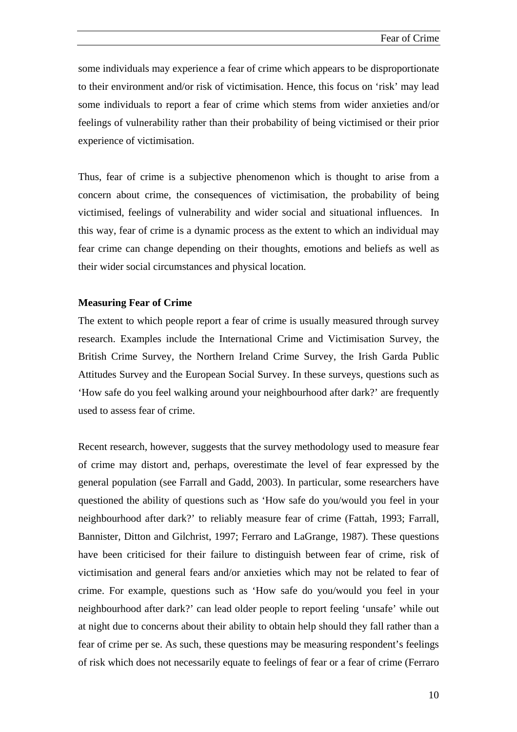some individuals may experience a fear of crime which appears to be disproportionate to their environment and/or risk of victimisation. Hence, this focus on 'risk' may lead some individuals to report a fear of crime which stems from wider anxieties and/or feelings of vulnerability rather than their probability of being victimised or their prior experience of victimisation.

Thus, fear of crime is a subjective phenomenon which is thought to arise from a concern about crime, the consequences of victimisation, the probability of being victimised, feelings of vulnerability and wider social and situational influences. In this way, fear of crime is a dynamic process as the extent to which an individual may fear crime can change depending on their thoughts, emotions and beliefs as well as their wider social circumstances and physical location.

**Measuring Fear of Crime**

The extent to which people report a fear of crime is usually measured through survey research. Examples include the International Crime and Victimisation Survey, the British Crime Survey, the Northern Ireland Crime Survey, the Irish Garda Public Attitudes Survey and the European Social Survey. In these surveys, questions such as 'How safe do you feel walking around your neighbourhood after dark?' are frequently used to assess fear of crime.

Recent research, however, suggests that the survey methodology used to measure fear of crime may distort and, perhaps, overestimate the level of fear expressed by the general population (see Farrall and Gadd, 2003). In particular, some researchers have questioned the ability of questions such as 'How safe do you/would you feel in your neighbourhood after dark?' to reliably measure fear of crime (Fattah, 1993; Farrall, Bannister, Ditton and Gilchrist, 1997; Ferraro and LaGrange, 1987). These questions have been criticised for their failure to distinguish between fear of crime, risk of victimisation and general fears and/or anxieties which may not be related to fear of crime. For example, questions such as 'How safe do you/would you feel in your neighbourhood after dark?' can lead older people to report feeling 'unsafe' while out at night due to concerns about their ability to obtain help should they fall rather than a fear of crime per se. As such, these questions may be measuring respondent's feelings of risk which does not necessarily equate to feelings of fear or a fear of crime (Ferraro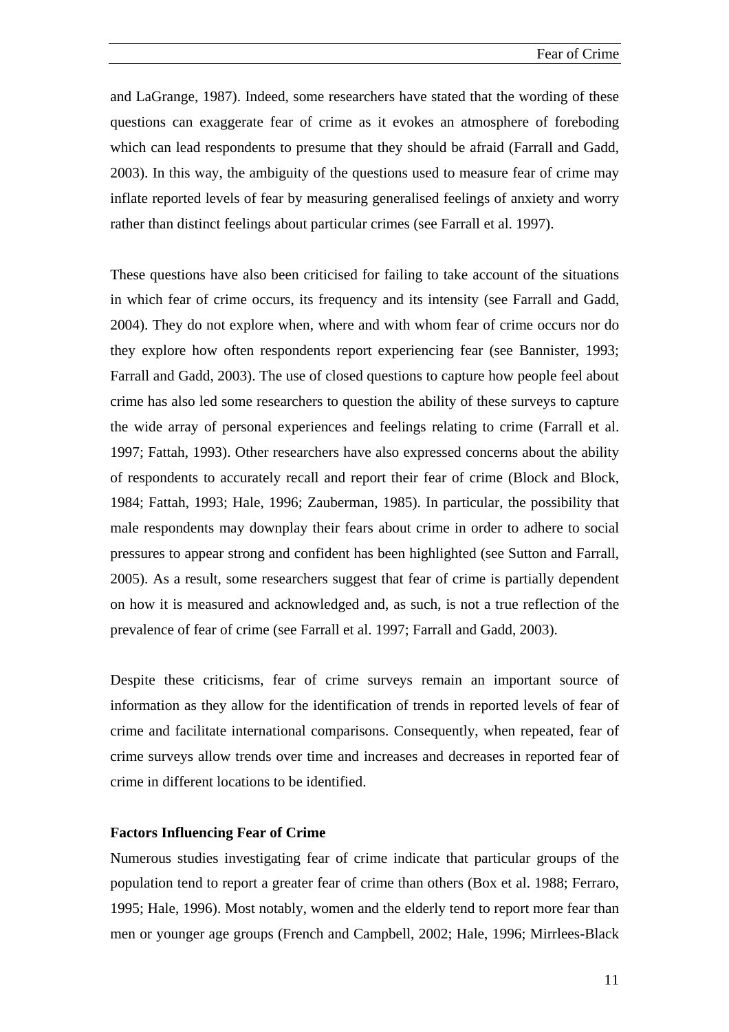and LaGrange, 1987). Indeed, some researchers have stated that the wording of these questions can exaggerate fear of crime as it evokes an atmosphere of foreboding which can lead respondents to presume that they should be afraid (Farrall and Gadd, 2003). In this way, the ambiguity of the questions used to measure fear of crime may inflate reported levels of fear by measuring generalised feelings of anxiety and worry rather than distinct feelings about particular crimes (see Farrall et al. 1997).

These questions have also been criticised for failing to take account of the situations in which fear of crime occurs, its frequency and its intensity (see Farrall and Gadd, 2004). They do not explore when, where and with whom fear of crime occurs nor do they explore how often respondents report experiencing fear (see Bannister, 1993; Farrall and Gadd, 2003). The use of closed questions to capture how people feel about crime has also led some researchers to question the ability of these surveys to capture the wide array of personal experiences and feelings relating to crime (Farrall et al. 1997; Fattah, 1993). Other researchers have also expressed concerns about the ability of respondents to accurately recall and report their fear of crime (Block and Block, 1984; Fattah, 1993; Hale, 1996; Zauberman, 1985). In particular, the possibility that male respondents may downplay their fears about crime in order to adhere to social pressures to appear strong and confident has been highlighted (see Sutton and Farrall, 2005). As a result, some researchers suggest that fear of crime is partially dependent on how it is measured and acknowledged and, as such, is not a true reflection of the prevalence of fear of crime (see Farrall et al. 1997; Farrall and Gadd, 2003).

Despite these criticisms, fear of crime surveys remain an important source of information as they allow for the identification of trends in reported levels of fear of crime and facilitate international comparisons. Consequently, when repeated, fear of crime surveys allow trends over time and increases and decreases in reported fear of crime in different locations to be identified.

**Factors Influencing Fear of Crime**

Numerous studies investigating fear of crime indicate that particular groups of the population tend to report a greater fear of crime than others (Box et al. 1988; Ferraro, 1995; Hale, 1996). Most notably, women and the elderly tend to report more fear than men or younger age groups (French and Campbell, 2002; Hale, 1996; Mirrlees-Black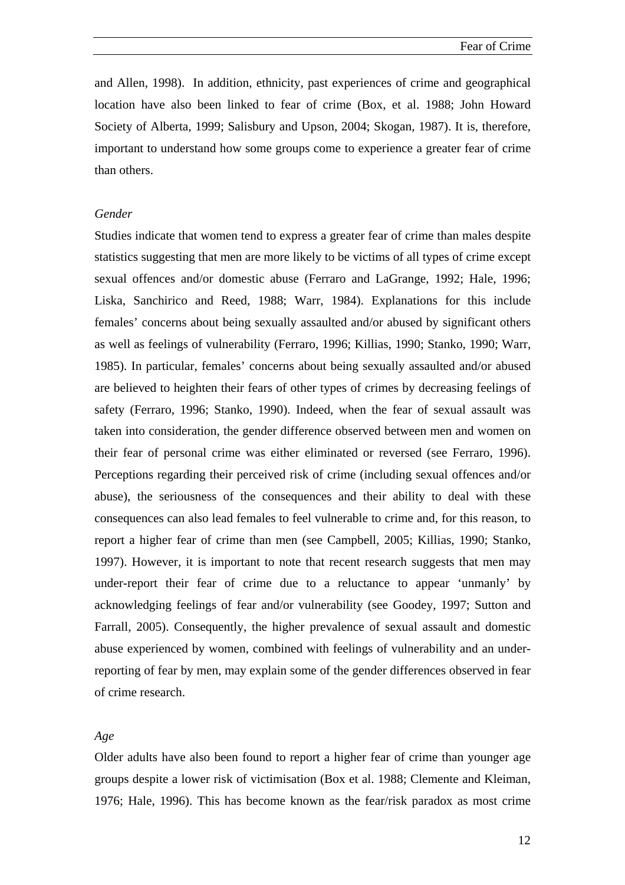and Allen, 1998). In addition, ethnicity, past experiences of crime and geographical location have also been linked to fear of crime (Box, et al. 1988; John Howard Society of Alberta, 1999; Salisbury and Upson, 2004; Skogan, 1987). It is, therefore, important to understand how some groups come to experience a greater fear of crime than others.

*Gender*

Studies indicate that women tend to express a greater fear of crime than males despite statistics suggesting that men are more likely to be victims of all types of crime except sexual offences and/or domestic abuse (Ferraro and LaGrange, 1992; Hale, 1996; Liska, Sanchirico and Reed, 1988; Warr, 1984). Explanations for this include females' concerns about being sexually assaulted and/or abused by significant others as well as feelings of vulnerability (Ferraro, 1996; Killias, 1990; Stanko, 1990; Warr, 1985). In particular, females' concerns about being sexually assaulted and/or abused are believed to heighten their fears of other types of crimes by decreasing feelings of safety (Ferraro, 1996; Stanko, 1990). Indeed, when the fear of sexual assault was taken into consideration, the gender difference observed between men and women on their fear of personal crime was either eliminated or reversed (see Ferraro, 1996). Perceptions regarding their perceived risk of crime (including sexual offences and/or abuse), the seriousness of the consequences and their ability to deal with these consequences can also lead females to feel vulnerable to crime and, for this reason, to report a higher fear of crime than men (see Campbell, 2005; Killias, 1990; Stanko, 1997). However, it is important to note that recent research suggests that men may under-report their fear of crime due to a reluctance to appear 'unmanly' by acknowledging feelings of fear and/or vulnerability (see Goodey, 1997; Sutton and Farrall, 2005). Consequently, the higher prevalence of sexual assault and domestic abuse experienced by women, combined with feelings of vulnerability and an under-reporting of fear by men, may explain some of the gender differences observed in fear of crime research.

*Age*

Older adults have also been found to report a higher fear of crime than younger age groups despite a lower risk of victimisation (Box et al. 1988; Clemente and Kleiman, 1976; Hale, 1996). This has become known as the fear/risk paradox as most crime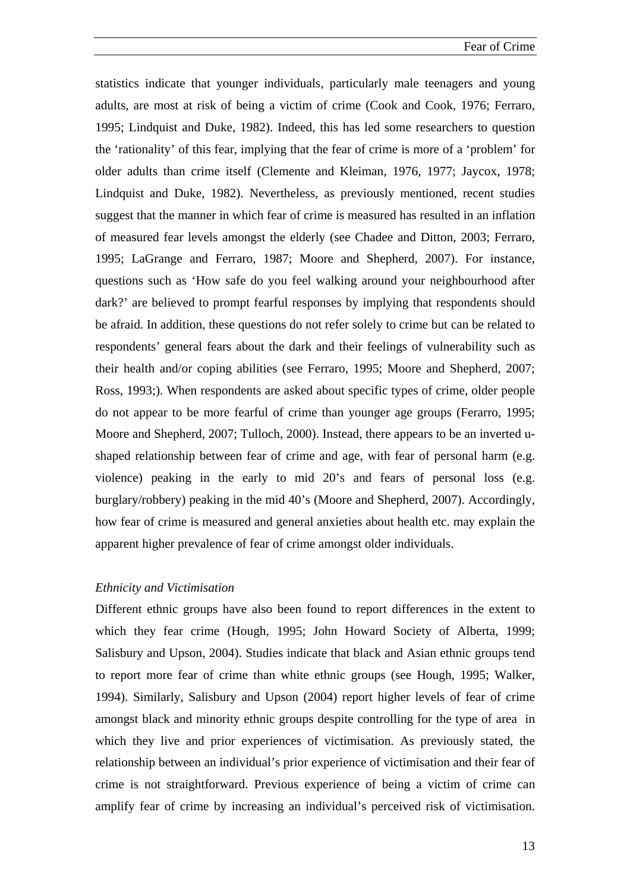statistics indicate that younger individuals, particularly male teenagers and young adults, are most at risk of being a victim of crime (Cook and Cook, 1976; Ferraro, 1995; Lindquist and Duke, 1982). Indeed, this has led some researchers to question the 'rationality' of this fear, implying that the fear of crime is more of a 'problem' for older adults than crime itself (Clemente and Kleiman, 1976, 1977; Jaycox, 1978; Lindquist and Duke, 1982). Nevertheless, as previously mentioned, recent studies suggest that the manner in which fear of crime is measured has resulted in an inflation of measured fear levels amongst the elderly (see Chadee and Ditton, 2003; Ferraro, 1995; LaGrange and Ferraro, 1987; Moore and Shepherd, 2007). For instance, questions such as 'How safe do you feel walking around your neighbourhood after dark?' are believed to prompt fearful responses by implying that respondents should be afraid. In addition, these questions do not refer solely to crime but can be related to respondents' general fears about the dark and their feelings of vulnerability such as their health and/or coping abilities (see Ferraro, 1995; Moore and Shepherd, 2007; Ross, 1993;). When respondents are asked about specific types of crime, older people do not appear to be more fearful of crime than younger age groups (Ferarro, 1995; Moore and Shepherd, 2007; Tulloch, 2000). Instead, there appears to be an inverted u-shaped relationship between fear of crime and age, with fear of personal harm (e.g. violence) peaking in the early to mid 20's and fears of personal loss (e.g. burglary/robbery) peaking in the mid 40's (Moore and Shepherd, 2007). Accordingly, how fear of crime is measured and general anxieties about health etc. may explain the apparent higher prevalence of fear of crime amongst older individuals.

*Ethnicity and Victimisation*

Different ethnic groups have also been found to report differences in the extent to which they fear crime (Hough, 1995; John Howard Society of Alberta, 1999; Salisbury and Upson, 2004). Studies indicate that black and Asian ethnic groups tend to report more fear of crime than white ethnic groups (see Hough, 1995; Walker, 1994). Similarly, Salisbury and Upson (2004) report higher levels of fear of crime amongst black and minority ethnic groups despite controlling for the type of area in which they live and prior experiences of victimisation. As previously stated, the relationship between an individual's prior experience of victimisation and their fear of crime is not straightforward. Previous experience of being a victim of crime can amplify fear of crime by increasing an individual's perceived risk of victimisation.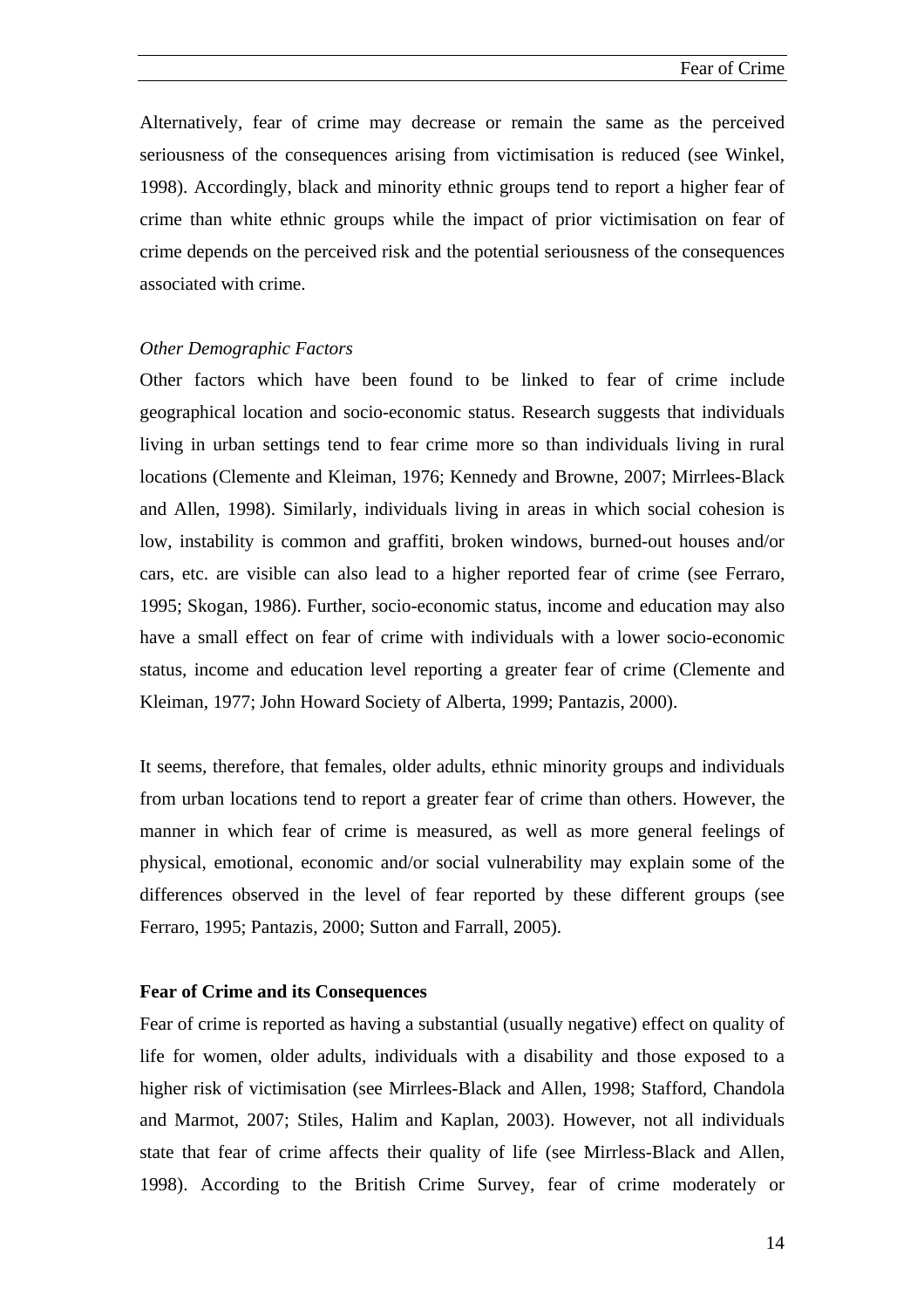Alternatively, fear of crime may decrease or remain the same as the perceived seriousness of the consequences arising from victimisation is reduced (see Winkel, 1998). Accordingly, black and minority ethnic groups tend to report a higher fear of crime than white ethnic groups while the impact of prior victimisation on fear of crime depends on the perceived risk and the potential seriousness of the consequences associated with crime.

*Other Demographic Factors*

Other factors which have been found to be linked to fear of crime include geographical location and socio-economic status. Research suggests that individuals living in urban settings tend to fear crime more so than individuals living in rural locations (Clemente and Kleiman, 1976; Kennedy and Browne, 2007; Mirrlees-Black and Allen, 1998). Similarly, individuals living in areas in which social cohesion is low, instability is common and graffiti, broken windows, burned-out houses and/or cars, etc. are visible can also lead to a higher reported fear of crime (see Ferraro, 1995; Skogan, 1986). Further, socio-economic status, income and education may also have a small effect on fear of crime with individuals with a lower socio-economic status, income and education level reporting a greater fear of crime (Clemente and Kleiman, 1977; John Howard Society of Alberta, 1999; Pantazis, 2000).

It seems, therefore, that females, older adults, ethnic minority groups and individuals from urban locations tend to report a greater fear of crime than others. However, the manner in which fear of crime is measured, as well as more general feelings of physical, emotional, economic and/or social vulnerability may explain some of the differences observed in the level of fear reported by these different groups (see Ferraro, 1995; Pantazis, 2000; Sutton and Farrall, 2005).

**Fear of Crime and its Consequences**

Fear of crime is reported as having a substantial (usually negative) effect on quality of life for women, older adults, individuals with a disability and those exposed to a higher risk of victimisation (see Mirrlees-Black and Allen, 1998; Stafford, Chandola and Marmot, 2007; Stiles, Halim and Kaplan, 2003). However, not all individuals state that fear of crime affects their quality of life (see Mirrless-Black and Allen, 1998). According to the British Crime Survey, fear of crime moderately or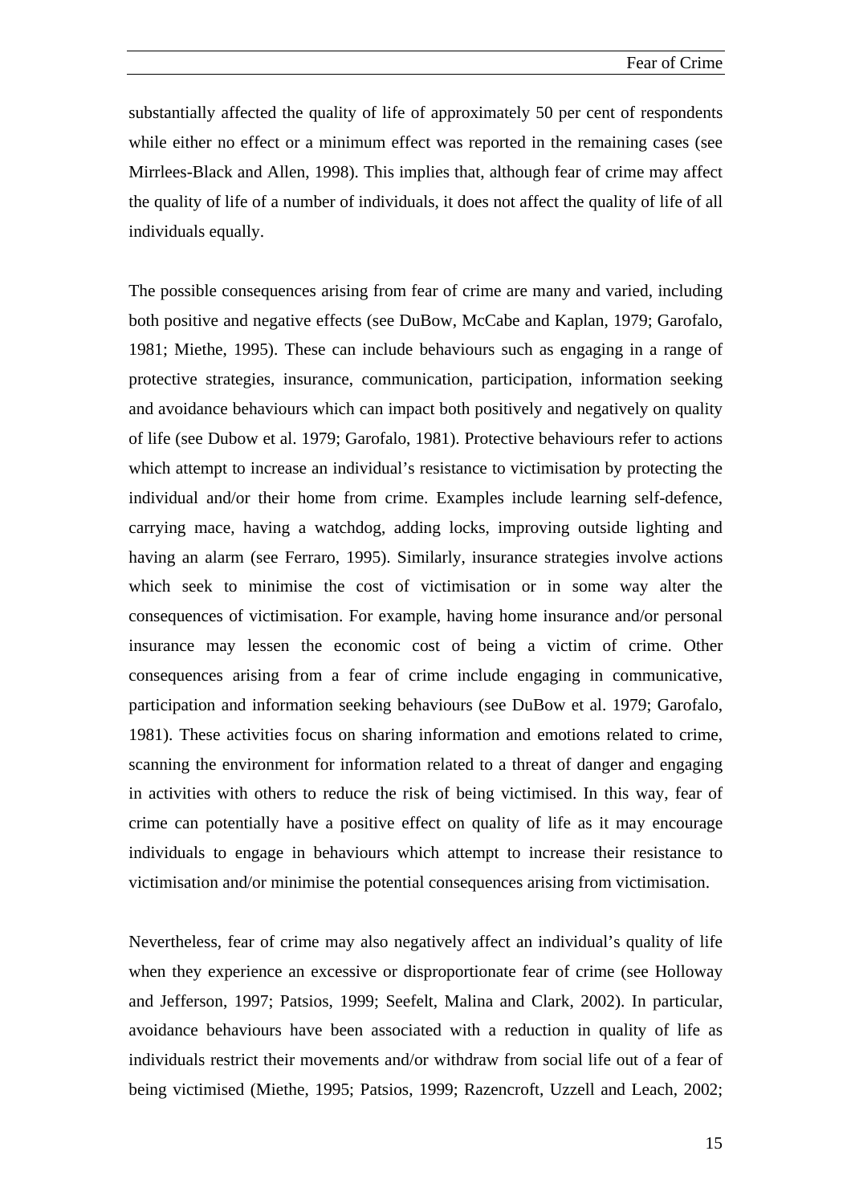substantially affected the quality of life of approximately 50 per cent of respondents while either no effect or a minimum effect was reported in the remaining cases (see Mirrlees-Black and Allen, 1998). This implies that, although fear of crime may affect the quality of life of a number of individuals, it does not affect the quality of life of all individuals equally.

The possible consequences arising from fear of crime are many and varied, including both positive and negative effects (see DuBow, McCabe and Kaplan, 1979; Garofalo, 1981; Miethe, 1995). These can include behaviours such as engaging in a range of protective strategies, insurance, communication, participation, information seeking and avoidance behaviours which can impact both positively and negatively on quality of life (see Dubow et al. 1979; Garofalo, 1981). Protective behaviours refer to actions which attempt to increase an individual's resistance to victimisation by protecting the individual and/or their home from crime. Examples include learning self-defence, carrying mace, having a watchdog, adding locks, improving outside lighting and having an alarm (see Ferraro, 1995). Similarly, insurance strategies involve actions which seek to minimise the cost of victimisation or in some way alter the consequences of victimisation. For example, having home insurance and/or personal insurance may lessen the economic cost of being a victim of crime. Other consequences arising from a fear of crime include engaging in communicative, participation and information seeking behaviours (see DuBow et al. 1979; Garofalo, 1981). These activities focus on sharing information and emotions related to crime, scanning the environment for information related to a threat of danger and engaging in activities with others to reduce the risk of being victimised. In this way, fear of crime can potentially have a positive effect on quality of life as it may encourage individuals to engage in behaviours which attempt to increase their resistance to victimisation and/or minimise the potential consequences arising from victimisation.

Nevertheless, fear of crime may also negatively affect an individual's quality of life when they experience an excessive or disproportionate fear of crime (see Holloway and Jefferson, 1997; Patsios, 1999; Seefelt, Malina and Clark, 2002). In particular, avoidance behaviours have been associated with a reduction in quality of life as individuals restrict their movements and/or withdraw from social life out of a fear of being victimised (Miethe, 1995; Patsios, 1999; Razencroft, Uzzell and Leach, 2002;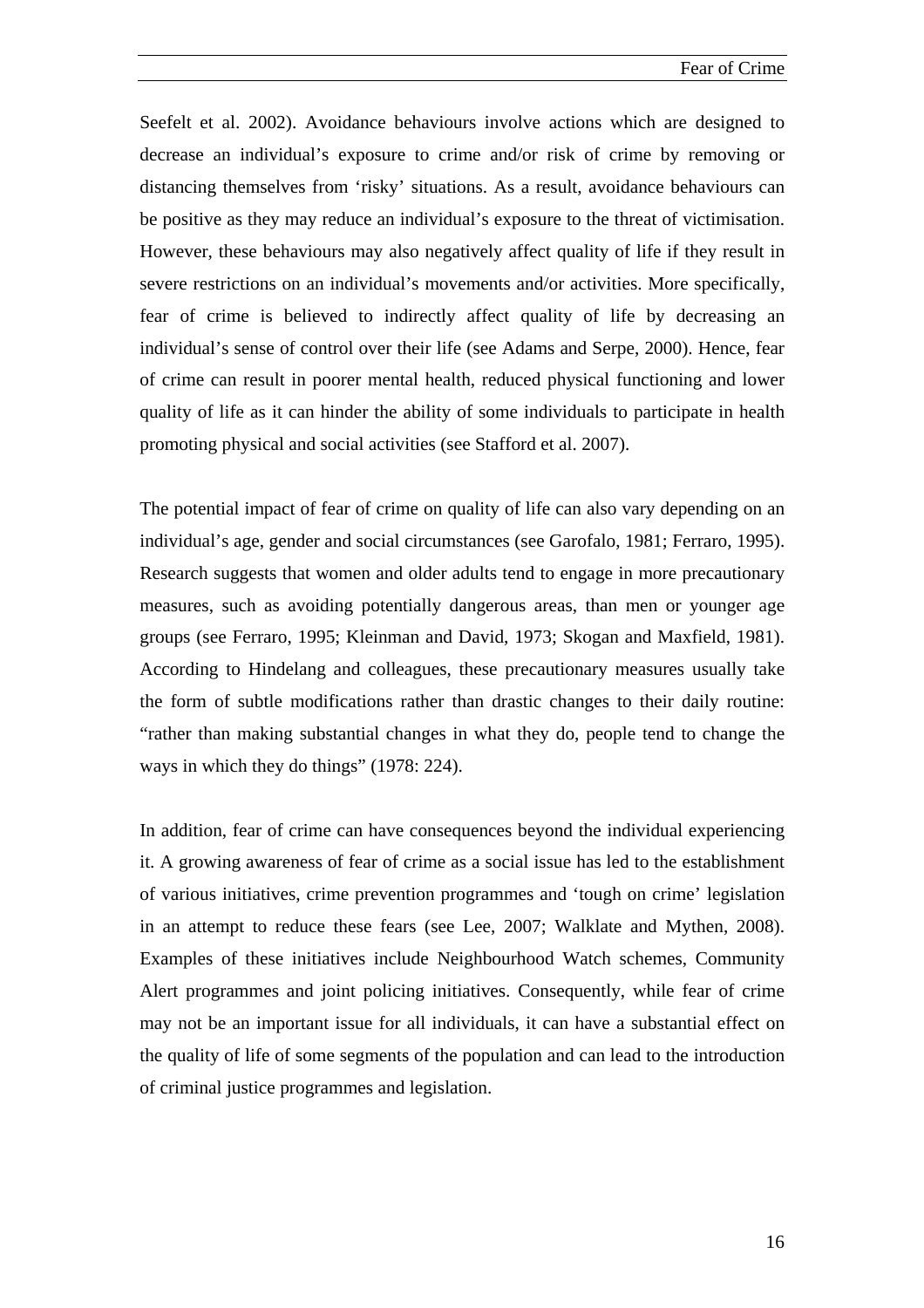Seefelt et al. 2002). Avoidance behaviours involve actions which are designed to decrease an individual's exposure to crime and/or risk of crime by removing or distancing themselves from 'risky' situations. As a result, avoidance behaviours can be positive as they may reduce an individual's exposure to the threat of victimisation. However, these behaviours may also negatively affect quality of life if they result in severe restrictions on an individual's movements and/or activities. More specifically, fear of crime is believed to indirectly affect quality of life by decreasing an individual's sense of control over their life (see Adams and Serpe, 2000). Hence, fear of crime can result in poorer mental health, reduced physical functioning and lower quality of life as it can hinder the ability of some individuals to participate in health promoting physical and social activities (see Stafford et al. 2007).

The potential impact of fear of crime on quality of life can also vary depending on an individual's age, gender and social circumstances (see Garofalo, 1981; Ferraro, 1995). Research suggests that women and older adults tend to engage in more precautionary measures, such as avoiding potentially dangerous areas, than men or younger age groups (see Ferraro, 1995; Kleinman and David, 1973; Skogan and Maxfield, 1981). According to Hindelang and colleagues, these precautionary measures usually take the form of subtle modifications rather than drastic changes to their daily routine: "rather than making substantial changes in what they do, people tend to change the ways in which they do things" (1978: 224).

In addition, fear of crime can have consequences beyond the individual experiencing it. A growing awareness of fear of crime as a social issue has led to the establishment of various initiatives, crime prevention programmes and 'tough on crime' legislation in an attempt to reduce these fears (see Lee, 2007; Walklate and Mythen, 2008). Examples of these initiatives include Neighbourhood Watch schemes, Community Alert programmes and joint policing initiatives. Consequently, while fear of crime may not be an important issue for all individuals, it can have a substantial effect on the quality of life of some segments of the population and can lead to the introduction of criminal justice programmes and legislation.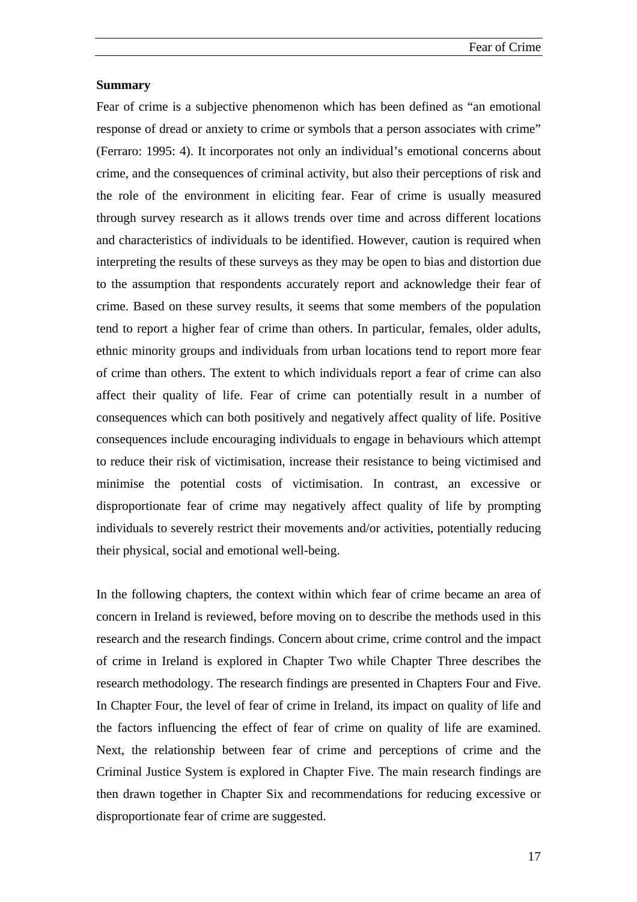**Summary**

Fear of crime is a subjective phenomenon which has been defined as "an emotional response of dread or anxiety to crime or symbols that a person associates with crime" (Ferraro: 1995: 4). It incorporates not only an individual's emotional concerns about crime, and the consequences of criminal activity, but also their perceptions of risk and the role of the environment in eliciting fear. Fear of crime is usually measured through survey research as it allows trends over time and across different locations and characteristics of individuals to be identified. However, caution is required when interpreting the results of these surveys as they may be open to bias and distortion due to the assumption that respondents accurately report and acknowledge their fear of crime. Based on these survey results, it seems that some members of the population tend to report a higher fear of crime than others. In particular, females, older adults, ethnic minority groups and individuals from urban locations tend to report more fear of crime than others. The extent to which individuals report a fear of crime can also affect their quality of life. Fear of crime can potentially result in a number of consequences which can both positively and negatively affect quality of life. Positive consequences include encouraging individuals to engage in behaviours which attempt to reduce their risk of victimisation, increase their resistance to being victimised and minimise the potential costs of victimisation. In contrast, an excessive or disproportionate fear of crime may negatively affect quality of life by prompting individuals to severely restrict their movements and/or activities, potentially reducing their physical, social and emotional well-being.

In the following chapters, the context within which fear of crime became an area of concern in Ireland is reviewed, before moving on to describe the methods used in this research and the research findings. Concern about crime, crime control and the impact of crime in Ireland is explored in Chapter Two while Chapter Three describes the research methodology. The research findings are presented in Chapters Four and Five. In Chapter Four, the level of fear of crime in Ireland, its impact on quality of life and the factors influencing the effect of fear of crime on quality of life are examined. Next, the relationship between fear of crime and perceptions of crime and the Criminal Justice System is explored in Chapter Five. The main research findings are then drawn together in Chapter Six and recommendations for reducing excessive or disproportionate fear of crime are suggested.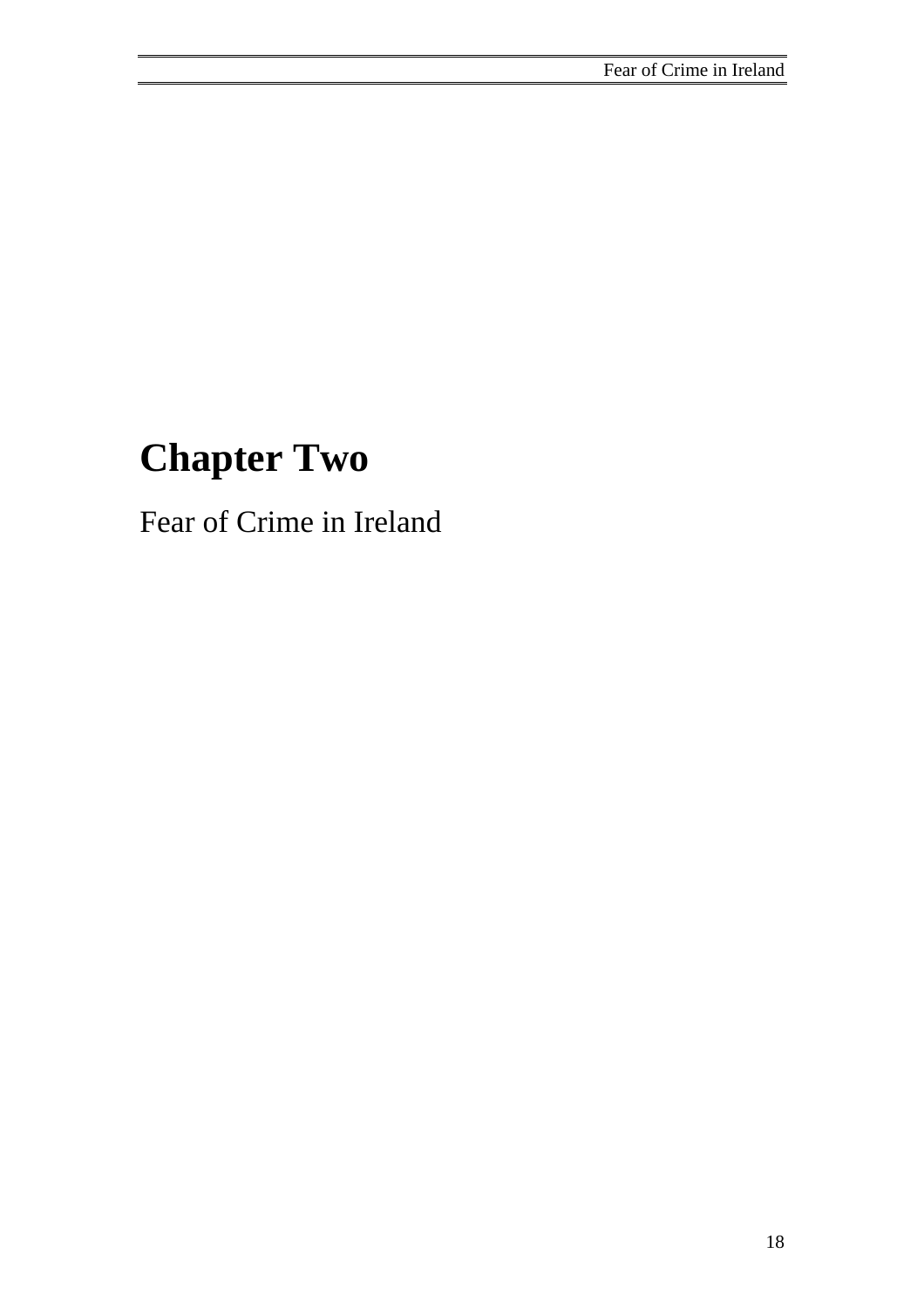# Chapter Two

Fear of Crime in Ireland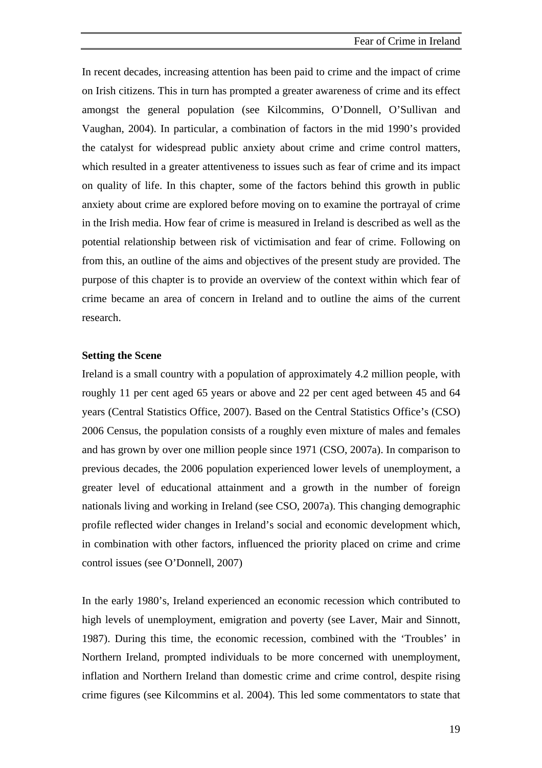In recent decades, increasing attention has been paid to crime and the impact of crime on Irish citizens. This in turn has prompted a greater awareness of crime and its effect amongst the general population (see Kilcommins, O'Donnell, O'Sullivan and Vaughan, 2004). In particular, a combination of factors in the mid 1990's provided the catalyst for widespread public anxiety about crime and crime control matters, which resulted in a greater attentiveness to issues such as fear of crime and its impact on quality of life. In this chapter, some of the factors behind this growth in public anxiety about crime are explored before moving on to examine the portrayal of crime in the Irish media. How fear of crime is measured in Ireland is described as well as the potential relationship between risk of victimisation and fear of crime. Following on from this, an outline of the aims and objectives of the present study are provided. The purpose of this chapter is to provide an overview of the context within which fear of crime became an area of concern in Ireland and to outline the aims of the current research.

**Setting the Scene**

Ireland is a small country with a population of approximately 4.2 million people, with roughly 11 per cent aged 65 years or above and 22 per cent aged between 45 and 64 years (Central Statistics Office, 2007). Based on the Central Statistics Office's (CSO) 2006 Census, the population consists of a roughly even mixture of males and females and has grown by over one million people since 1971 (CSO, 2007a). In comparison to previous decades, the 2006 population experienced lower levels of unemployment, a greater level of educational attainment and a growth in the number of foreign nationals living and working in Ireland (see CSO, 2007a). This changing demographic profile reflected wider changes in Ireland's social and economic development which, in combination with other factors, influenced the priority placed on crime and crime control issues (see O'Donnell, 2007)

In the early 1980's, Ireland experienced an economic recession which contributed to high levels of unemployment, emigration and poverty (see Laver, Mair and Sinnott, 1987). During this time, the economic recession, combined with the 'Troubles' in Northern Ireland, prompted individuals to be more concerned with unemployment, inflation and Northern Ireland than domestic crime and crime control, despite rising crime figures (see Kilcommins et al. 2004). This led some commentators to state that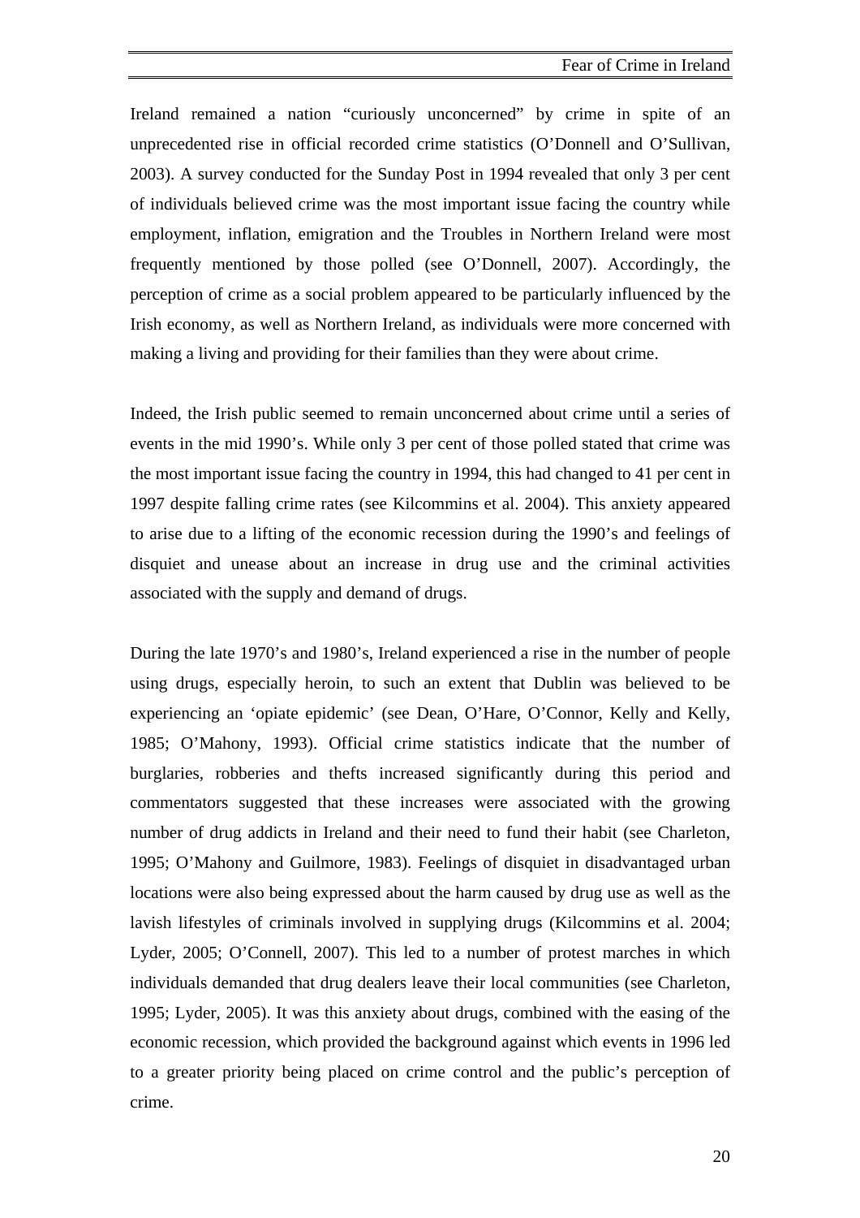Ireland remained a nation "curiously unconcerned" by crime in spite of an unprecedented rise in official recorded crime statistics (O'Donnell and O'Sullivan, 2003). A survey conducted for the Sunday Post in 1994 revealed that only 3 per cent of individuals believed crime was the most important issue facing the country while employment, inflation, emigration and the Troubles in Northern Ireland were most frequently mentioned by those polled (see O'Donnell, 2007). Accordingly, the perception of crime as a social problem appeared to be particularly influenced by the Irish economy, as well as Northern Ireland, as individuals were more concerned with making a living and providing for their families than they were about crime.

Indeed, the Irish public seemed to remain unconcerned about crime until a series of events in the mid 1990's. While only 3 per cent of those polled stated that crime was the most important issue facing the country in 1994, this had changed to 41 per cent in 1997 despite falling crime rates (see Kilcommins et al. 2004). This anxiety appeared to arise due to a lifting of the economic recession during the 1990's and feelings of disquiet and unease about an increase in drug use and the criminal activities associated with the supply and demand of drugs.

During the late 1970's and 1980's, Ireland experienced a rise in the number of people using drugs, especially heroin, to such an extent that Dublin was believed to be experiencing an 'opiate epidemic' (see Dean, O'Hare, O'Connor, Kelly and Kelly, 1985; O'Mahony, 1993). Official crime statistics indicate that the number of burglaries, robberies and thefts increased significantly during this period and commentators suggested that these increases were associated with the growing number of drug addicts in Ireland and their need to fund their habit (see Charleton, 1995; O'Mahony and Guilmore, 1983). Feelings of disquiet in disadvantaged urban locations were also being expressed about the harm caused by drug use as well as the lavish lifestyles of criminals involved in supplying drugs (Kilcommins et al. 2004; Lyder, 2005; O'Connell, 2007). This led to a number of protest marches in which individuals demanded that drug dealers leave their local communities (see Charleton, 1995; Lyder, 2005). It was this anxiety about drugs, combined with the easing of the economic recession, which provided the background against which events in 1996 led to a greater priority being placed on crime control and the public's perception of crime.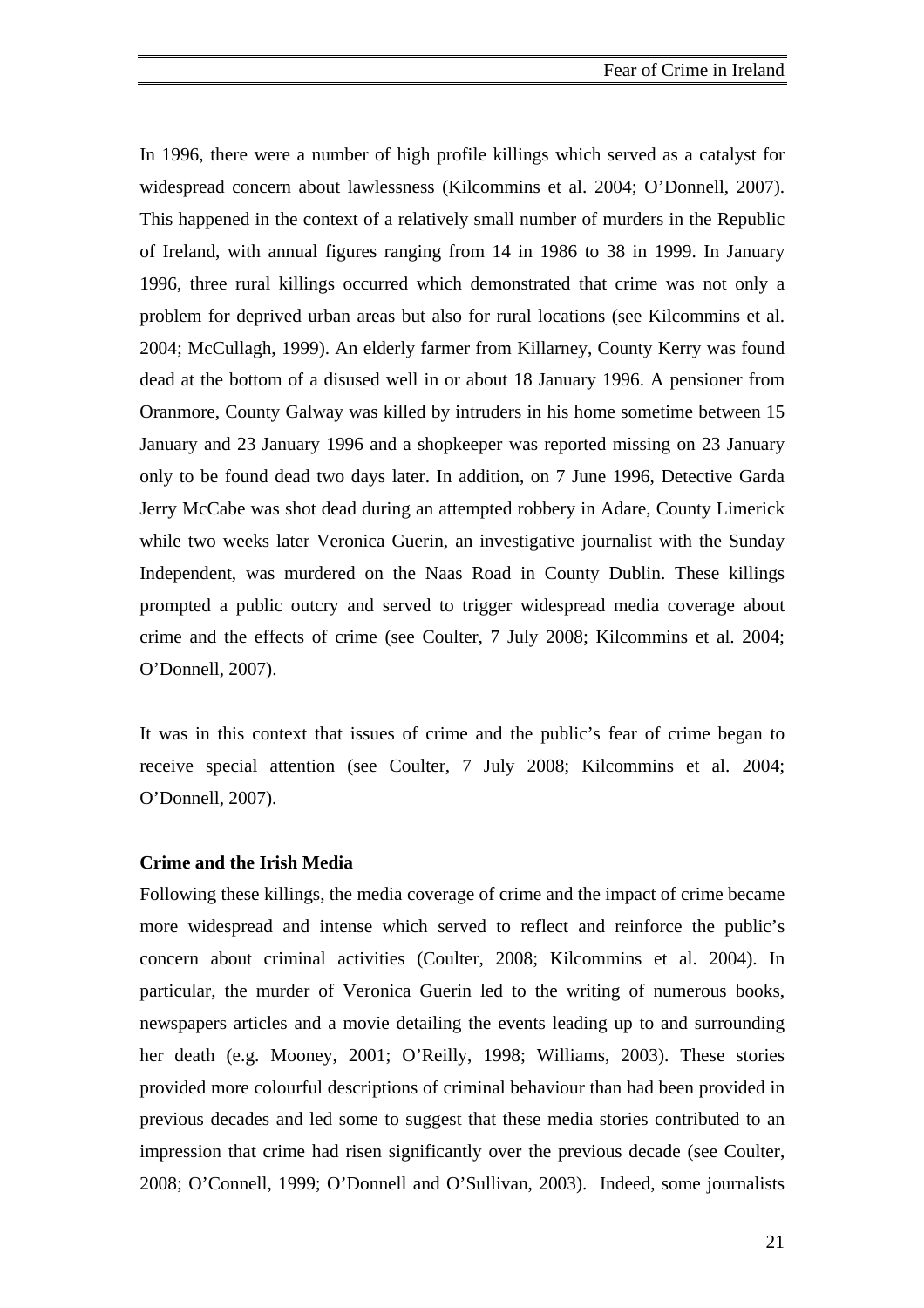In 1996, there were a number of high profile killings which served as a catalyst for widespread concern about lawlessness (Kilcommins et al. 2004; O'Donnell, 2007). This happened in the context of a relatively small number of murders in the Republic of Ireland, with annual figures ranging from 14 in 1986 to 38 in 1999. In January 1996, three rural killings occurred which demonstrated that crime was not only a problem for deprived urban areas but also for rural locations (see Kilcommins et al. 2004; McCullagh, 1999). An elderly farmer from Killarney, County Kerry was found dead at the bottom of a disused well in or about 18 January 1996. A pensioner from Oranmore, County Galway was killed by intruders in his home sometime between 15 January and 23 January 1996 and a shopkeeper was reported missing on 23 January only to be found dead two days later. In addition, on 7 June 1996, Detective Garda Jerry McCabe was shot dead during an attempted robbery in Adare, County Limerick while two weeks later Veronica Guerin, an investigative journalist with the Sunday Independent, was murdered on the Naas Road in County Dublin. These killings prompted a public outcry and served to trigger widespread media coverage about crime and the effects of crime (see Coulter, 7 July 2008; Kilcommins et al. 2004; O'Donnell, 2007).

It was in this context that issues of crime and the public's fear of crime began to receive special attention (see Coulter, 7 July 2008; Kilcommins et al. 2004; O'Donnell, 2007).

**Crime and the Irish Media**

Following these killings, the media coverage of crime and the impact of crime became more widespread and intense which served to reflect and reinforce the public's concern about criminal activities (Coulter, 2008; Kilcommins et al. 2004). In particular, the murder of Veronica Guerin led to the writing of numerous books, newspapers articles and a movie detailing the events leading up to and surrounding her death (e.g. Mooney, 2001; O'Reilly, 1998; Williams, 2003). These stories provided more colourful descriptions of criminal behaviour than had been provided in previous decades and led some to suggest that these media stories contributed to an impression that crime had risen significantly over the previous decade (see Coulter, 2008; O'Connell, 1999; O'Donnell and O'Sullivan, 2003). Indeed, some journalists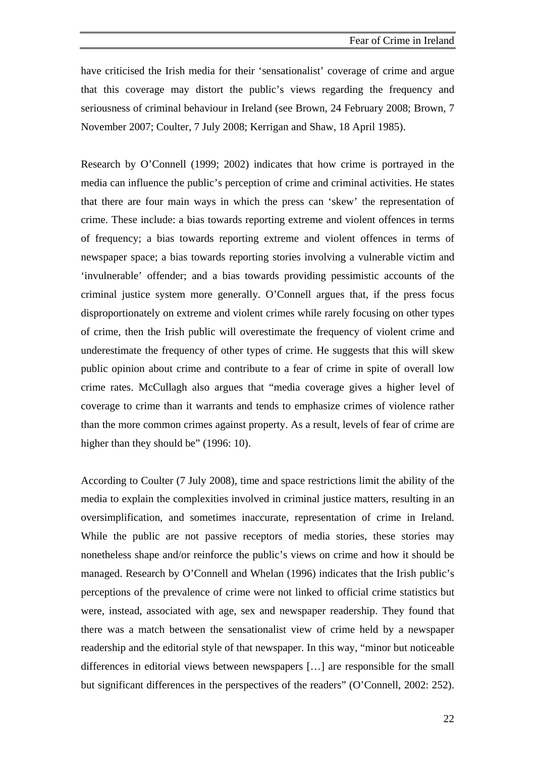have criticised the Irish media for their 'sensationalist' coverage of crime and argue that this coverage may distort the public's views regarding the frequency and seriousness of criminal behaviour in Ireland (see Brown, 24 February 2008; Brown, 7 November 2007; Coulter, 7 July 2008; Kerrigan and Shaw, 18 April 1985).

Research by O'Connell (1999; 2002) indicates that how crime is portrayed in the media can influence the public's perception of crime and criminal activities. He states that there are four main ways in which the press can 'skew' the representation of crime. These include: a bias towards reporting extreme and violent offences in terms of frequency; a bias towards reporting extreme and violent offences in terms of newspaper space; a bias towards reporting stories involving a vulnerable victim and 'invulnerable' offender; and a bias towards providing pessimistic accounts of the criminal justice system more generally. O'Connell argues that, if the press focus disproportionately on extreme and violent crimes while rarely focusing on other types of crime, then the Irish public will overestimate the frequency of violent crime and underestimate the frequency of other types of crime. He suggests that this will skew public opinion about crime and contribute to a fear of crime in spite of overall low crime rates. McCullagh also argues that "media coverage gives a higher level of coverage to crime than it warrants and tends to emphasize crimes of violence rather than the more common crimes against property. As a result, levels of fear of crime are higher than they should be" (1996: 10).

According to Coulter (7 July 2008), time and space restrictions limit the ability of the media to explain the complexities involved in criminal justice matters, resulting in an oversimplification, and sometimes inaccurate, representation of crime in Ireland. While the public are not passive receptors of media stories, these stories may nonetheless shape and/or reinforce the public's views on crime and how it should be managed. Research by O'Connell and Whelan (1996) indicates that the Irish public's perceptions of the prevalence of crime were not linked to official crime statistics but were, instead, associated with age, sex and newspaper readership. They found that there was a match between the sensationalist view of crime held by a newspaper readership and the editorial style of that newspaper. In this way, "minor but noticeable differences in editorial views between newspapers […] are responsible for the small but significant differences in the perspectives of the readers" (O'Connell, 2002: 252).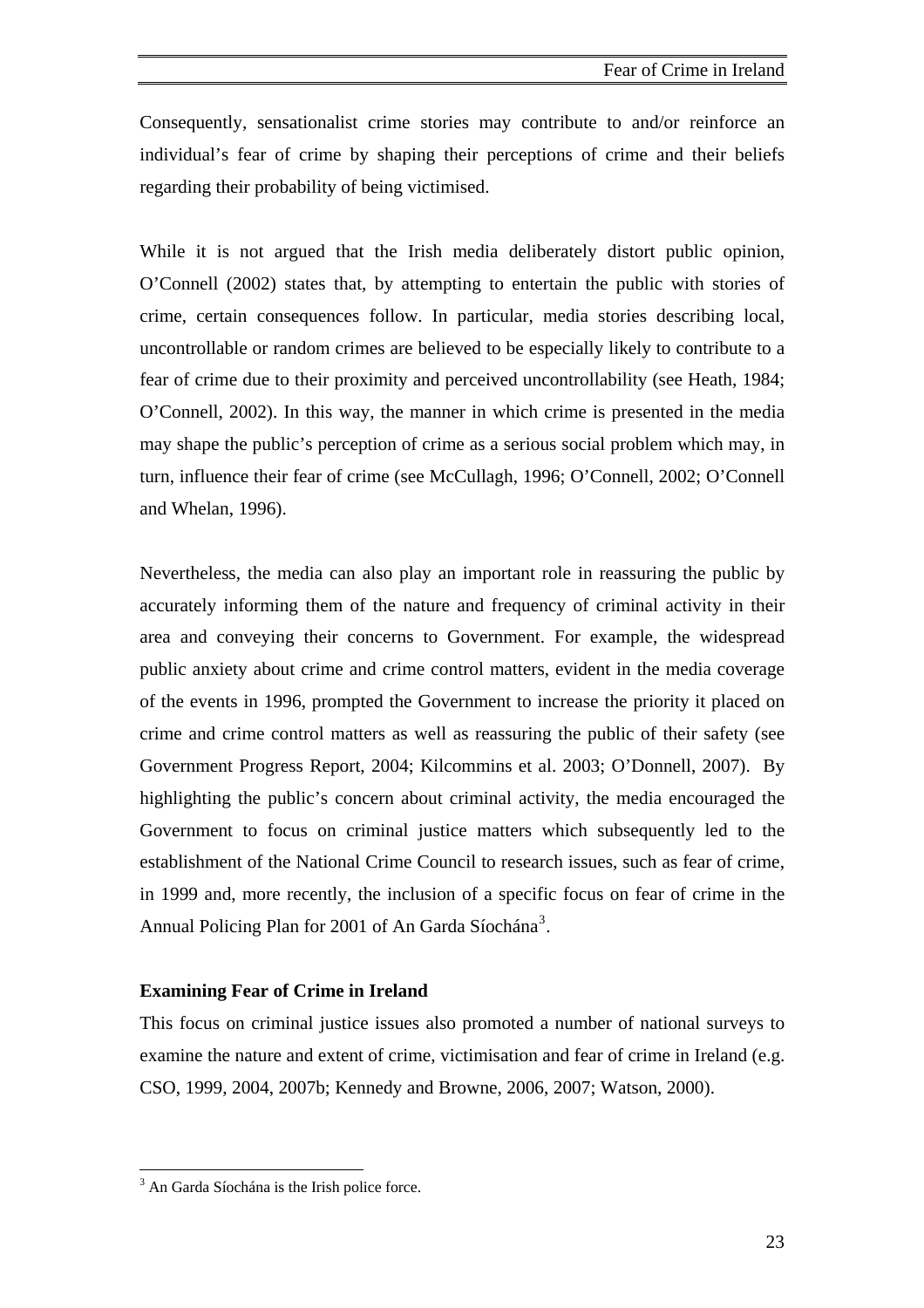Consequently, sensationalist crime stories may contribute to and/or reinforce an individual's fear of crime by shaping their perceptions of crime and their beliefs regarding their probability of being victimised.

While it is not argued that the Irish media deliberately distort public opinion, O'Connell (2002) states that, by attempting to entertain the public with stories of crime, certain consequences follow. In particular, media stories describing local, uncontrollable or random crimes are believed to be especially likely to contribute to a fear of crime due to their proximity and perceived uncontrollability (see Heath, 1984; O'Connell, 2002). In this way, the manner in which crime is presented in the media may shape the public's perception of crime as a serious social problem which may, in turn, influence their fear of crime (see McCullagh, 1996; O'Connell, 2002; O'Connell and Whelan, 1996).

Nevertheless, the media can also play an important role in reassuring the public by accurately informing them of the nature and frequency of criminal activity in their area and conveying their concerns to Government. For example, the widespread public anxiety about crime and crime control matters, evident in the media coverage of the events in 1996, prompted the Government to increase the priority it placed on crime and crime control matters as well as reassuring the public of their safety (see Government Progress Report, 2004; Kilcommins et al. 2003; O'Donnell, 2007). By highlighting the public's concern about criminal activity, the media encouraged the Government to focus on criminal justice matters which subsequently led to the establishment of the National Crime Council to research issues, such as fear of crime, in 1999 and, more recently, the inclusion of a specific focus on fear of crime in the Annual Policing Plan for 2001 of An Garda Síochána[3].

**Examining Fear of Crime in Ireland**

This focus on criminal justice issues also promoted a number of national surveys to examine the nature and extent of crime, victimisation and fear of crime in Ireland (e.g. CSO, 1999, 2004, 2007b; Kennedy and Browne, 2006, 2007; Watson, 2000).

[3] An Garda Síochána is the Irish police force.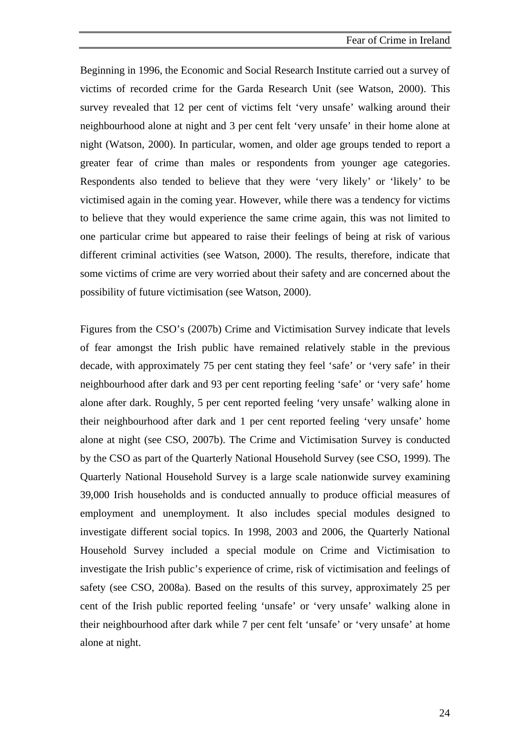Beginning in 1996, the Economic and Social Research Institute carried out a survey of victims of recorded crime for the Garda Research Unit (see Watson, 2000). This survey revealed that 12 per cent of victims felt 'very unsafe' walking around their neighbourhood alone at night and 3 per cent felt 'very unsafe' in their home alone at night (Watson, 2000). In particular, women, and older age groups tended to report a greater fear of crime than males or respondents from younger age categories. Respondents also tended to believe that they were 'very likely' or 'likely' to be victimised again in the coming year. However, while there was a tendency for victims to believe that they would experience the same crime again, this was not limited to one particular crime but appeared to raise their feelings of being at risk of various different criminal activities (see Watson, 2000). The results, therefore, indicate that some victims of crime are very worried about their safety and are concerned about the possibility of future victimisation (see Watson, 2000).

Figures from the CSO's (2007b) Crime and Victimisation Survey indicate that levels of fear amongst the Irish public have remained relatively stable in the previous decade, with approximately 75 per cent stating they feel 'safe' or 'very safe' in their neighbourhood after dark and 93 per cent reporting feeling 'safe' or 'very safe' home alone after dark. Roughly, 5 per cent reported feeling 'very unsafe' walking alone in their neighbourhood after dark and 1 per cent reported feeling 'very unsafe' home alone at night (see CSO, 2007b). The Crime and Victimisation Survey is conducted by the CSO as part of the Quarterly National Household Survey (see CSO, 1999). The Quarterly National Household Survey is a large scale nationwide survey examining 39,000 Irish households and is conducted annually to produce official measures of employment and unemployment. It also includes special modules designed to investigate different social topics. In 1998, 2003 and 2006, the Quarterly National Household Survey included a special module on Crime and Victimisation to investigate the Irish public's experience of crime, risk of victimisation and feelings of safety (see CSO, 2008a). Based on the results of this survey, approximately 25 per cent of the Irish public reported feeling 'unsafe' or 'very unsafe' walking alone in their neighbourhood after dark while 7 per cent felt 'unsafe' or 'very unsafe' at home alone at night.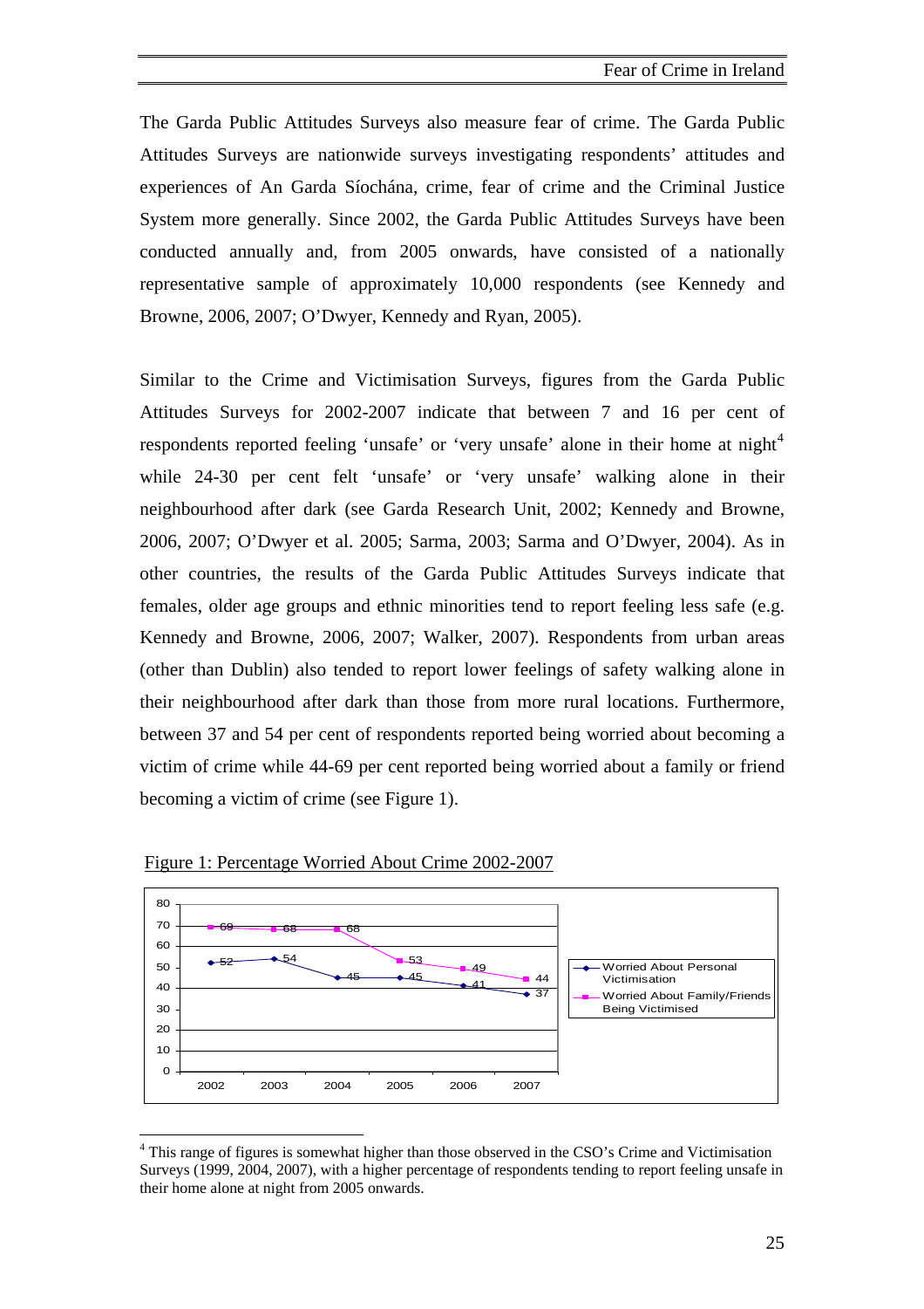The Garda Public Attitudes Surveys also measure fear of crime. The Garda Public Attitudes Surveys are nationwide surveys investigating respondents' attitudes and experiences of An Garda Síochána, crime, fear of crime and the Criminal Justice System more generally. Since 2002, the Garda Public Attitudes Surveys have been conducted annually and, from 2005 onwards, have consisted of a nationally representative sample of approximately 10,000 respondents (see Kennedy and Browne, 2006, 2007; O'Dwyer, Kennedy and Ryan, 2005).

Similar to the Crime and Victimisation Surveys, figures from the Garda Public Attitudes Surveys for 2002-2007 indicate that between 7 and 16 per cent of respondents reported feeling 'unsafe' or 'very unsafe' alone in their home at night[4] while 24-30 per cent felt 'unsafe' or 'very unsafe' walking alone in their neighbourhood after dark (see Garda Research Unit, 2002; Kennedy and Browne, 2006, 2007; O'Dwyer et al. 2005; Sarma, 2003; Sarma and O'Dwyer, 2004). As in other countries, the results of the Garda Public Attitudes Surveys indicate that females, older age groups and ethnic minorities tend to report feeling less safe (e.g. Kennedy and Browne, 2006, 2007; Walker, 2007). Respondents from urban areas (other than Dublin) also tended to report lower feelings of safety walking alone in their neighbourhood after dark than those from more rural locations. Furthermore, between 37 and 54 per cent of respondents reported being worried about becoming a victim of crime while 44-69 per cent reported being worried about a family or friend becoming a victim of crime (see Figure 1).

Figure 1: Percentage Worried About Crime 2002-2007

| | 2002 | 2003 | 2004 | 2005 | 2006 | 2007 |
|---|---|---|---|---|---|---|
| Worried About Personal Victimisation | 52 | 54 | 45 | 45 | 41 | 37 |
| Worried About Family/Friends Being Victimised | 69 | 68 | 68 | 53 | 49 | 44 |

[4] This range of figures is somewhat higher than those observed in the CSO's Crime and Victimisation Surveys (1999, 2004, 2007), with a higher percentage of respondents tending to report feeling unsafe in their home alone at night from 2005 onwards.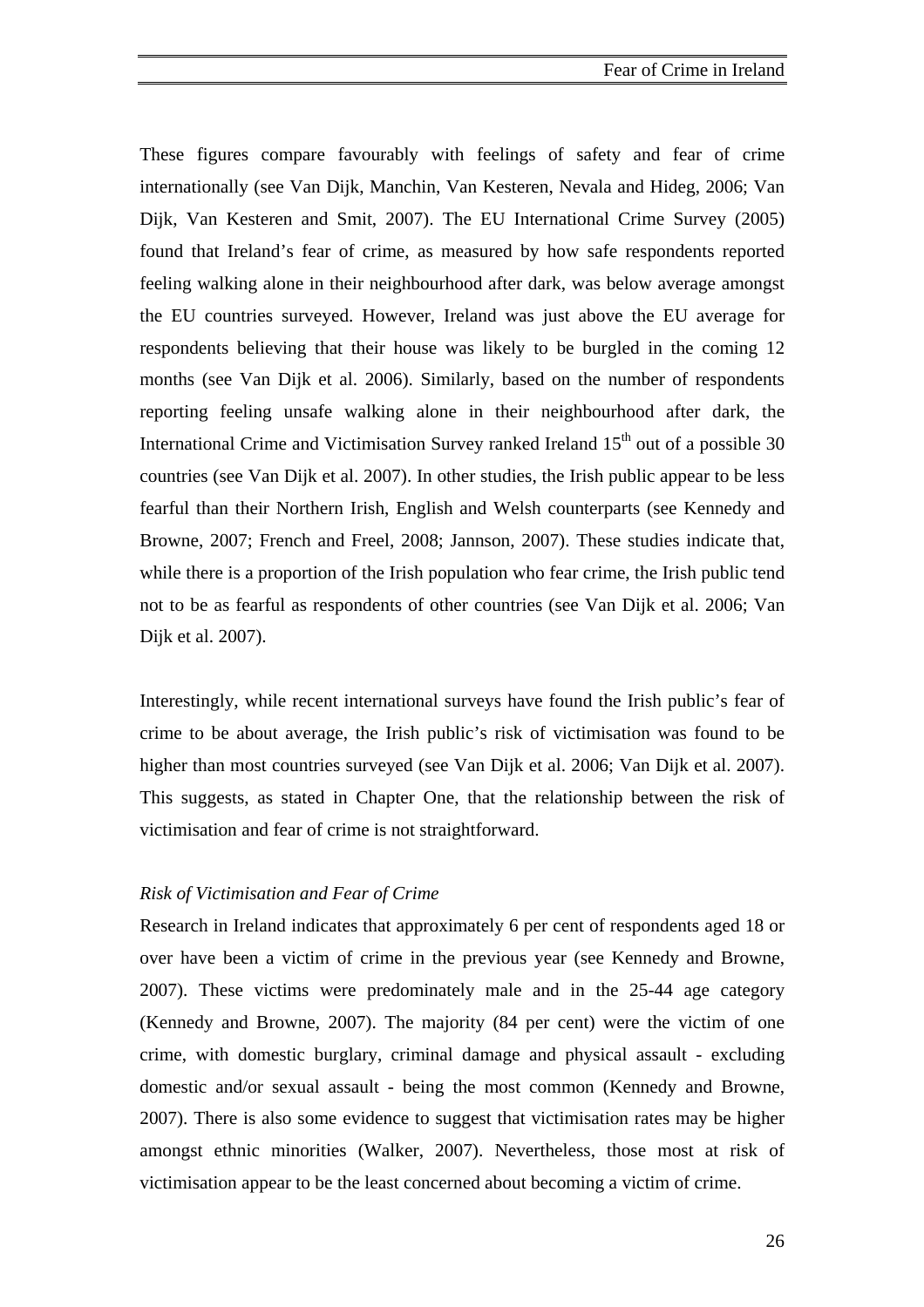These figures compare favourably with feelings of safety and fear of crime internationally (see Van Dijk, Manchin, Van Kesteren, Nevala and Hideg, 2006; Van Dijk, Van Kesteren and Smit, 2007). The EU International Crime Survey (2005) found that Ireland's fear of crime, as measured by how safe respondents reported feeling walking alone in their neighbourhood after dark, was below average amongst the EU countries surveyed. However, Ireland was just above the EU average for respondents believing that their house was likely to be burgled in the coming 12 months (see Van Dijk et al. 2006). Similarly, based on the number of respondents reporting feeling unsafe walking alone in their neighbourhood after dark, the International Crime and Victimisation Survey ranked Ireland 15th out of a possible 30 countries (see Van Dijk et al. 2007). In other studies, the Irish public appear to be less fearful than their Northern Irish, English and Welsh counterparts (see Kennedy and Browne, 2007; French and Freel, 2008; Jannson, 2007). These studies indicate that, while there is a proportion of the Irish population who fear crime, the Irish public tend not to be as fearful as respondents of other countries (see Van Dijk et al. 2006; Van Dijk et al. 2007).

Interestingly, while recent international surveys have found the Irish public's fear of crime to be about average, the Irish public's risk of victimisation was found to be higher than most countries surveyed (see Van Dijk et al. 2006; Van Dijk et al. 2007). This suggests, as stated in Chapter One, that the relationship between the risk of victimisation and fear of crime is not straightforward.

*Risk of Victimisation and Fear of Crime*

Research in Ireland indicates that approximately 6 per cent of respondents aged 18 or over have been a victim of crime in the previous year (see Kennedy and Browne, 2007). These victims were predominately male and in the 25-44 age category (Kennedy and Browne, 2007). The majority (84 per cent) were the victim of one crime, with domestic burglary, criminal damage and physical assault - excluding domestic and/or sexual assault - being the most common (Kennedy and Browne, 2007). There is also some evidence to suggest that victimisation rates may be higher amongst ethnic minorities (Walker, 2007). Nevertheless, those most at risk of victimisation appear to be the least concerned about becoming a victim of crime.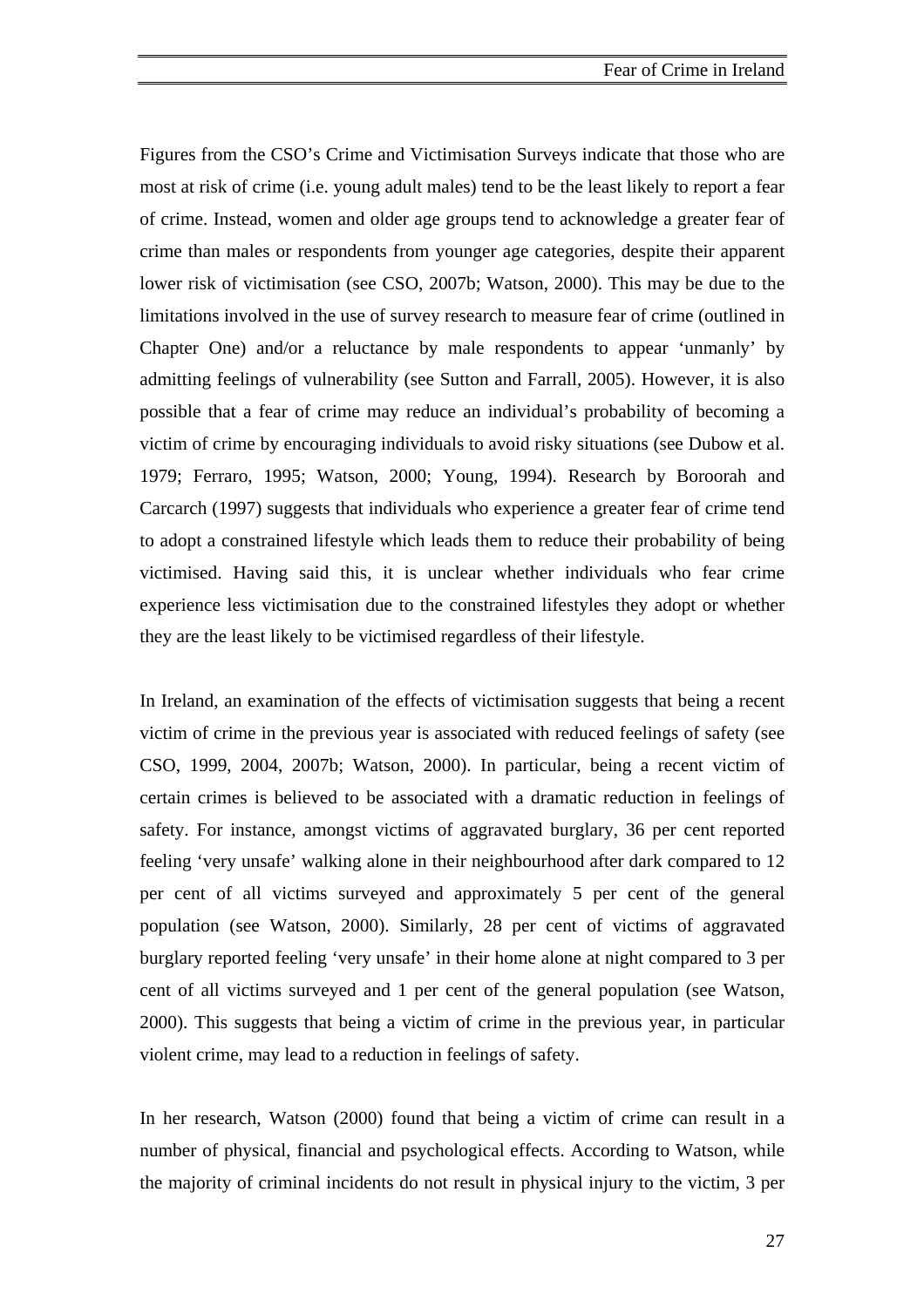Figures from the CSO's Crime and Victimisation Surveys indicate that those who are most at risk of crime (i.e. young adult males) tend to be the least likely to report a fear of crime. Instead, women and older age groups tend to acknowledge a greater fear of crime than males or respondents from younger age categories, despite their apparent lower risk of victimisation (see CSO, 2007b; Watson, 2000). This may be due to the limitations involved in the use of survey research to measure fear of crime (outlined in Chapter One) and/or a reluctance by male respondents to appear 'unmanly' by admitting feelings of vulnerability (see Sutton and Farrall, 2005). However, it is also possible that a fear of crime may reduce an individual's probability of becoming a victim of crime by encouraging individuals to avoid risky situations (see Dubow et al. 1979; Ferraro, 1995; Watson, 2000; Young, 1994). Research by Boroorah and Carcarch (1997) suggests that individuals who experience a greater fear of crime tend to adopt a constrained lifestyle which leads them to reduce their probability of being victimised. Having said this, it is unclear whether individuals who fear crime experience less victimisation due to the constrained lifestyles they adopt or whether they are the least likely to be victimised regardless of their lifestyle.

In Ireland, an examination of the effects of victimisation suggests that being a recent victim of crime in the previous year is associated with reduced feelings of safety (see CSO, 1999, 2004, 2007b; Watson, 2000). In particular, being a recent victim of certain crimes is believed to be associated with a dramatic reduction in feelings of safety. For instance, amongst victims of aggravated burglary, 36 per cent reported feeling 'very unsafe' walking alone in their neighbourhood after dark compared to 12 per cent of all victims surveyed and approximately 5 per cent of the general population (see Watson, 2000). Similarly, 28 per cent of victims of aggravated burglary reported feeling 'very unsafe' in their home alone at night compared to 3 per cent of all victims surveyed and 1 per cent of the general population (see Watson, 2000). This suggests that being a victim of crime in the previous year, in particular violent crime, may lead to a reduction in feelings of safety.

In her research, Watson (2000) found that being a victim of crime can result in a number of physical, financial and psychological effects. According to Watson, while the majority of criminal incidents do not result in physical injury to the victim, 3 per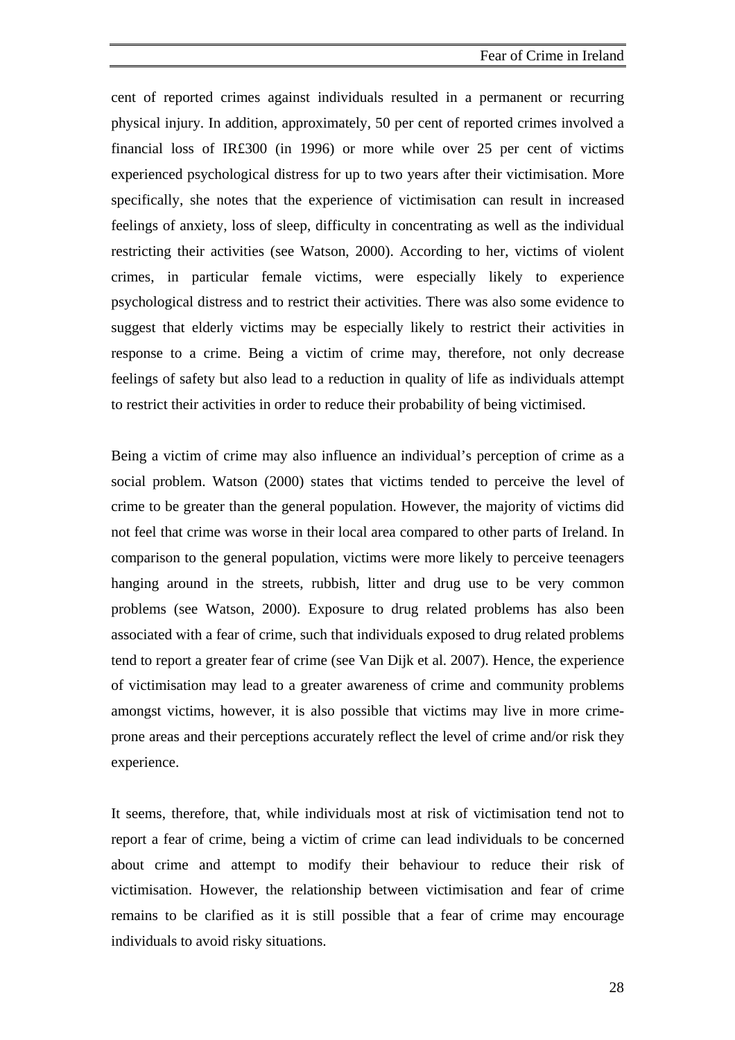cent of reported crimes against individuals resulted in a permanent or recurring physical injury. In addition, approximately, 50 per cent of reported crimes involved a financial loss of IR£300 (in 1996) or more while over 25 per cent of victims experienced psychological distress for up to two years after their victimisation. More specifically, she notes that the experience of victimisation can result in increased feelings of anxiety, loss of sleep, difficulty in concentrating as well as the individual restricting their activities (see Watson, 2000). According to her, victims of violent crimes, in particular female victims, were especially likely to experience psychological distress and to restrict their activities. There was also some evidence to suggest that elderly victims may be especially likely to restrict their activities in response to a crime. Being a victim of crime may, therefore, not only decrease feelings of safety but also lead to a reduction in quality of life as individuals attempt to restrict their activities in order to reduce their probability of being victimised.

Being a victim of crime may also influence an individual's perception of crime as a social problem. Watson (2000) states that victims tended to perceive the level of crime to be greater than the general population. However, the majority of victims did not feel that crime was worse in their local area compared to other parts of Ireland. In comparison to the general population, victims were more likely to perceive teenagers hanging around in the streets, rubbish, litter and drug use to be very common problems (see Watson, 2000). Exposure to drug related problems has also been associated with a fear of crime, such that individuals exposed to drug related problems tend to report a greater fear of crime (see Van Dijk et al. 2007). Hence, the experience of victimisation may lead to a greater awareness of crime and community problems amongst victims, however, it is also possible that victims may live in more crime-prone areas and their perceptions accurately reflect the level of crime and/or risk they experience.

It seems, therefore, that, while individuals most at risk of victimisation tend not to report a fear of crime, being a victim of crime can lead individuals to be concerned about crime and attempt to modify their behaviour to reduce their risk of victimisation. However, the relationship between victimisation and fear of crime remains to be clarified as it is still possible that a fear of crime may encourage individuals to avoid risky situations.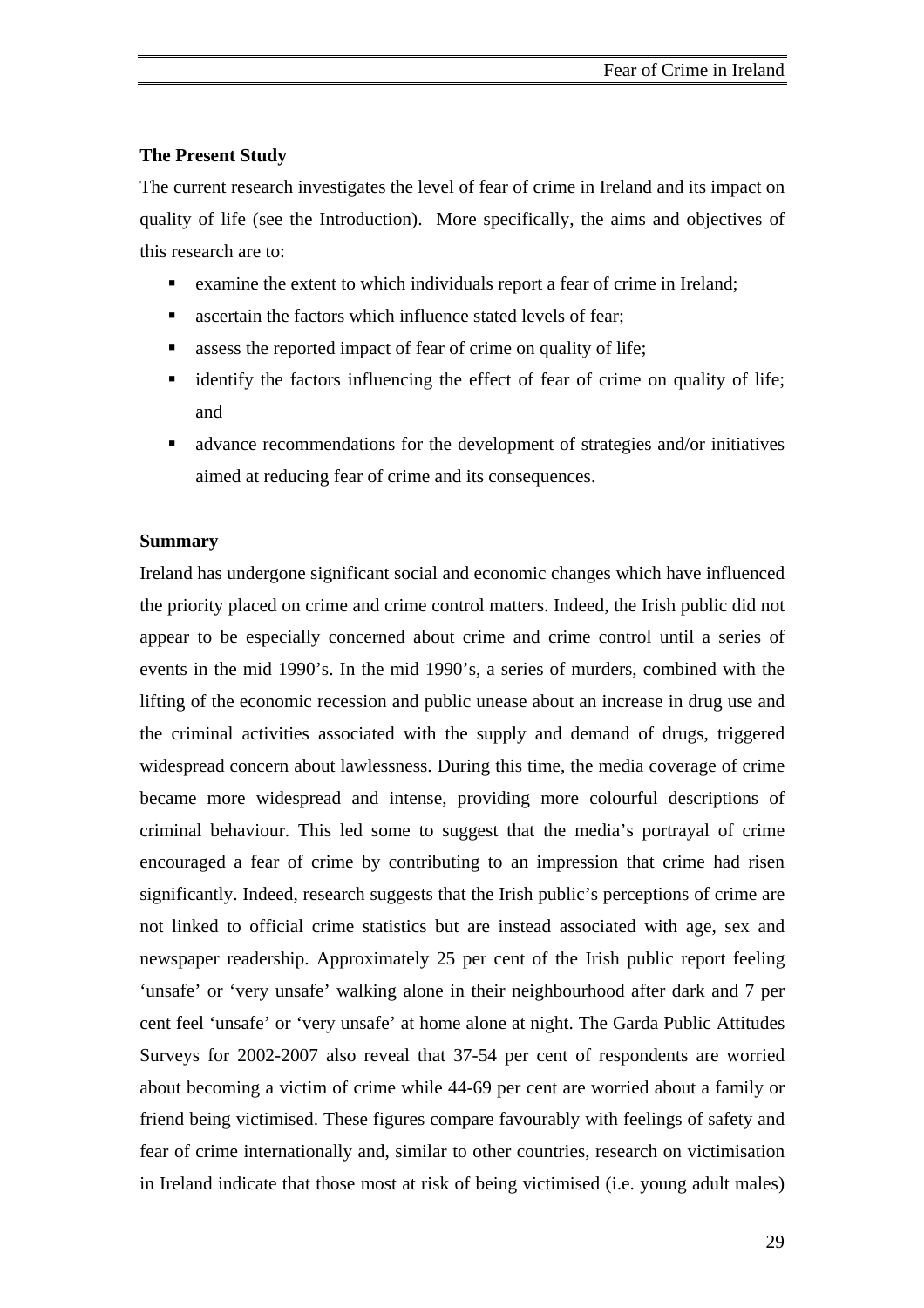**The Present Study**

The current research investigates the level of fear of crime in Ireland and its impact on quality of life (see the Introduction). More specifically, the aims and objectives of this research are to:

- examine the extent to which individuals report a fear of crime in Ireland;
- ascertain the factors which influence stated levels of fear;
- assess the reported impact of fear of crime on quality of life;
- identify the factors influencing the effect of fear of crime on quality of life; and
- advance recommendations for the development of strategies and/or initiatives aimed at reducing fear of crime and its consequences.

**Summary**

Ireland has undergone significant social and economic changes which have influenced the priority placed on crime and crime control matters. Indeed, the Irish public did not appear to be especially concerned about crime and crime control until a series of events in the mid 1990's. In the mid 1990's, a series of murders, combined with the lifting of the economic recession and public unease about an increase in drug use and the criminal activities associated with the supply and demand of drugs, triggered widespread concern about lawlessness. During this time, the media coverage of crime became more widespread and intense, providing more colourful descriptions of criminal behaviour. This led some to suggest that the media's portrayal of crime encouraged a fear of crime by contributing to an impression that crime had risen significantly. Indeed, research suggests that the Irish public's perceptions of crime are not linked to official crime statistics but are instead associated with age, sex and newspaper readership. Approximately 25 per cent of the Irish public report feeling 'unsafe' or 'very unsafe' walking alone in their neighbourhood after dark and 7 per cent feel 'unsafe' or 'very unsafe' at home alone at night. The Garda Public Attitudes Surveys for 2002-2007 also reveal that 37-54 per cent of respondents are worried about becoming a victim of crime while 44-69 per cent are worried about a family or friend being victimised. These figures compare favourably with feelings of safety and fear of crime internationally and, similar to other countries, research on victimisation in Ireland indicate that those most at risk of being victimised (i.e. young adult males)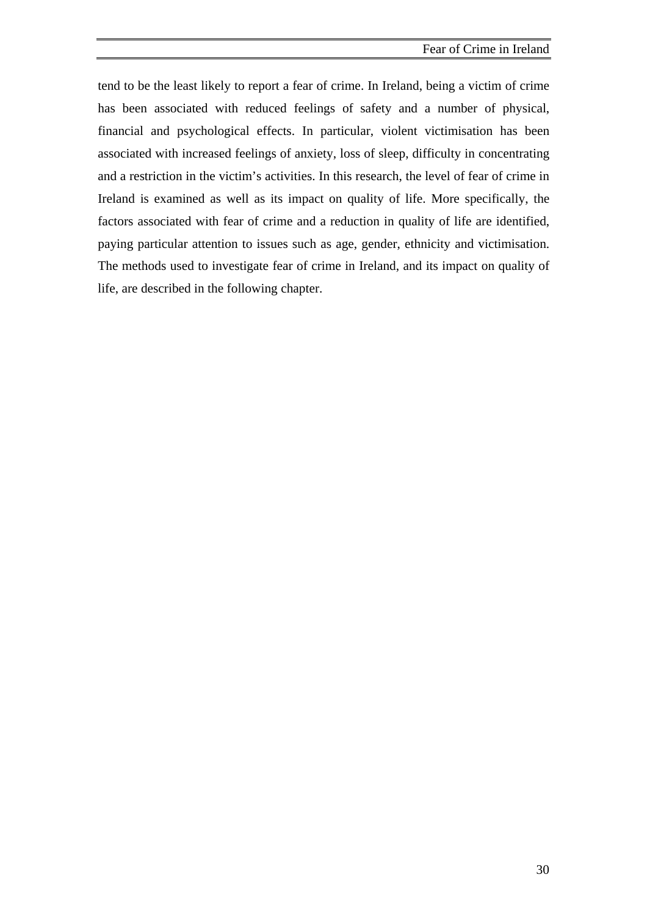tend to be the least likely to report a fear of crime. In Ireland, being a victim of crime has been associated with reduced feelings of safety and a number of physical, financial and psychological effects. In particular, violent victimisation has been associated with increased feelings of anxiety, loss of sleep, difficulty in concentrating and a restriction in the victim's activities. In this research, the level of fear of crime in Ireland is examined as well as its impact on quality of life. More specifically, the factors associated with fear of crime and a reduction in quality of life are identified, paying particular attention to issues such as age, gender, ethnicity and victimisation. The methods used to investigate fear of crime in Ireland, and its impact on quality of life, are described in the following chapter.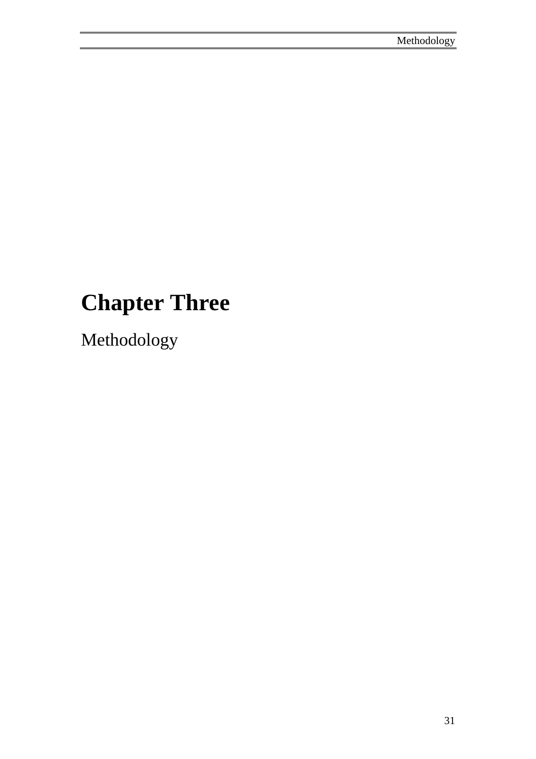# Chapter Three

Methodology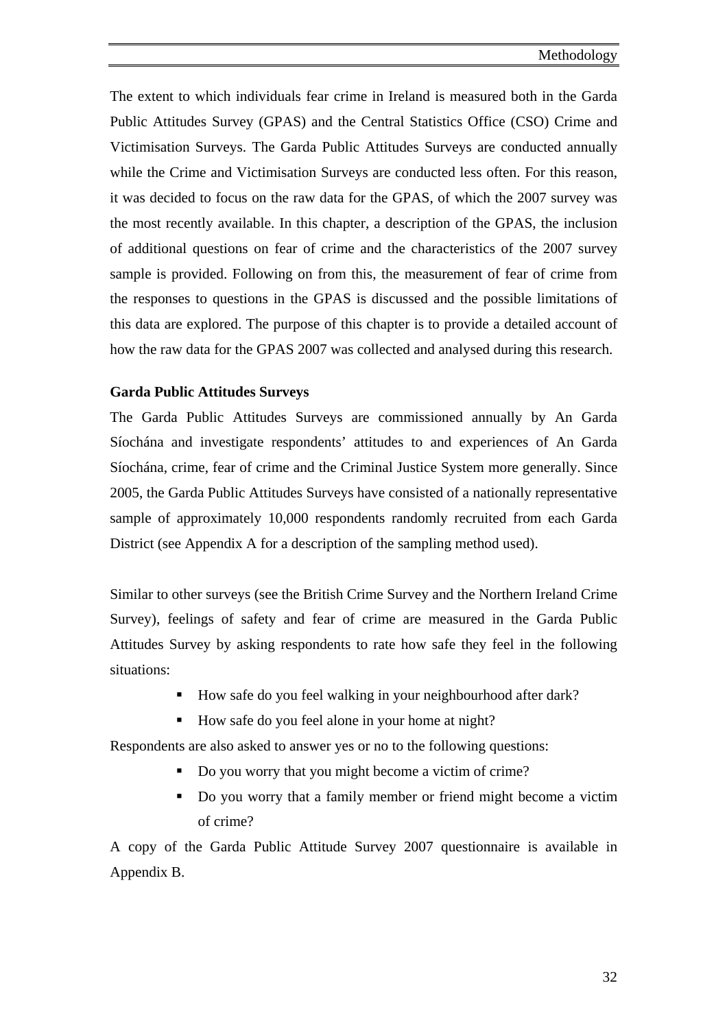The extent to which individuals fear crime in Ireland is measured both in the Garda Public Attitudes Survey (GPAS) and the Central Statistics Office (CSO) Crime and Victimisation Surveys. The Garda Public Attitudes Surveys are conducted annually while the Crime and Victimisation Surveys are conducted less often. For this reason, it was decided to focus on the raw data for the GPAS, of which the 2007 survey was the most recently available. In this chapter, a description of the GPAS, the inclusion of additional questions on fear of crime and the characteristics of the 2007 survey sample is provided. Following on from this, the measurement of fear of crime from the responses to questions in the GPAS is discussed and the possible limitations of this data are explored. The purpose of this chapter is to provide a detailed account of how the raw data for the GPAS 2007 was collected and analysed during this research.

**Garda Public Attitudes Surveys**

The Garda Public Attitudes Surveys are commissioned annually by An Garda Síochána and investigate respondents' attitudes to and experiences of An Garda Síochána, crime, fear of crime and the Criminal Justice System more generally. Since 2005, the Garda Public Attitudes Surveys have consisted of a nationally representative sample of approximately 10,000 respondents randomly recruited from each Garda District (see Appendix A for a description of the sampling method used).

Similar to other surveys (see the British Crime Survey and the Northern Ireland Crime Survey), feelings of safety and fear of crime are measured in the Garda Public Attitudes Survey by asking respondents to rate how safe they feel in the following situations:

- How safe do you feel walking in your neighbourhood after dark?
- How safe do you feel alone in your home at night?

Respondents are also asked to answer yes or no to the following questions:

- Do you worry that you might become a victim of crime?
- Do you worry that a family member or friend might become a victim of crime?

A copy of the Garda Public Attitude Survey 2007 questionnaire is available in Appendix B.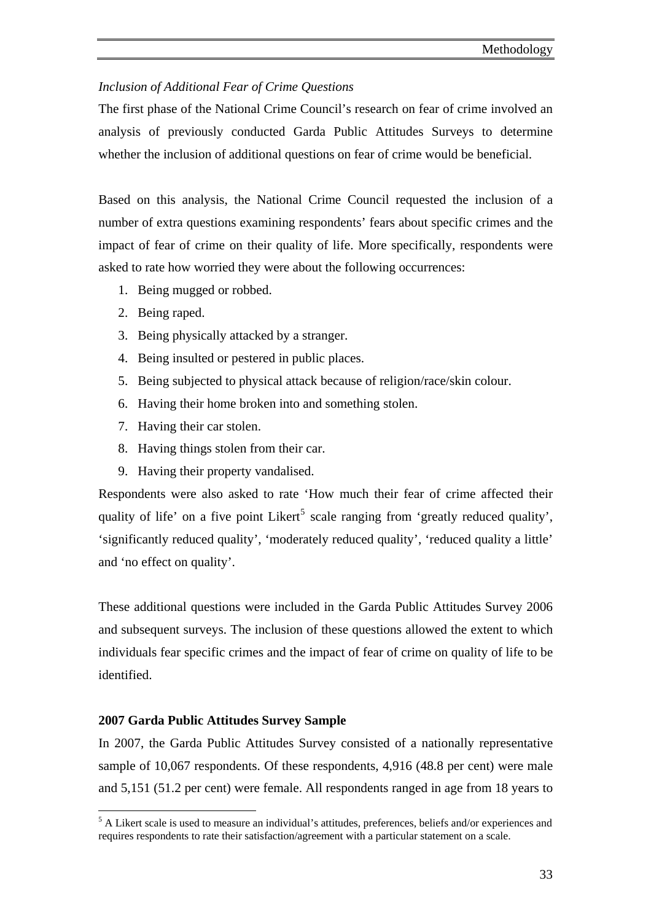*Inclusion of Additional Fear of Crime Questions*

The first phase of the National Crime Council's research on fear of crime involved an analysis of previously conducted Garda Public Attitudes Surveys to determine whether the inclusion of additional questions on fear of crime would be beneficial.

Based on this analysis, the National Crime Council requested the inclusion of a number of extra questions examining respondents' fears about specific crimes and the impact of fear of crime on their quality of life. More specifically, respondents were asked to rate how worried they were about the following occurrences:

1. Being mugged or robbed.
2. Being raped.
3. Being physically attacked by a stranger.
4. Being insulted or pestered in public places.
5. Being subjected to physical attack because of religion/race/skin colour.
6. Having their home broken into and something stolen.
7. Having their car stolen.
8. Having things stolen from their car.
9. Having their property vandalised.

Respondents were also asked to rate 'How much their fear of crime affected their quality of life' on a five point Likert[5] scale ranging from 'greatly reduced quality', 'significantly reduced quality', 'moderately reduced quality', 'reduced quality a little' and 'no effect on quality'.

These additional questions were included in the Garda Public Attitudes Survey 2006 and subsequent surveys. The inclusion of these questions allowed the extent to which individuals fear specific crimes and the impact of fear of crime on quality of life to be identified.

**2007 Garda Public Attitudes Survey Sample**

In 2007, the Garda Public Attitudes Survey consisted of a nationally representative sample of 10,067 respondents. Of these respondents, 4,916 (48.8 per cent) were male and 5,151 (51.2 per cent) were female. All respondents ranged in age from 18 years to

[5] A Likert scale is used to measure an individual's attitudes, preferences, beliefs and/or experiences and requires respondents to rate their satisfaction/agreement with a particular statement on a scale.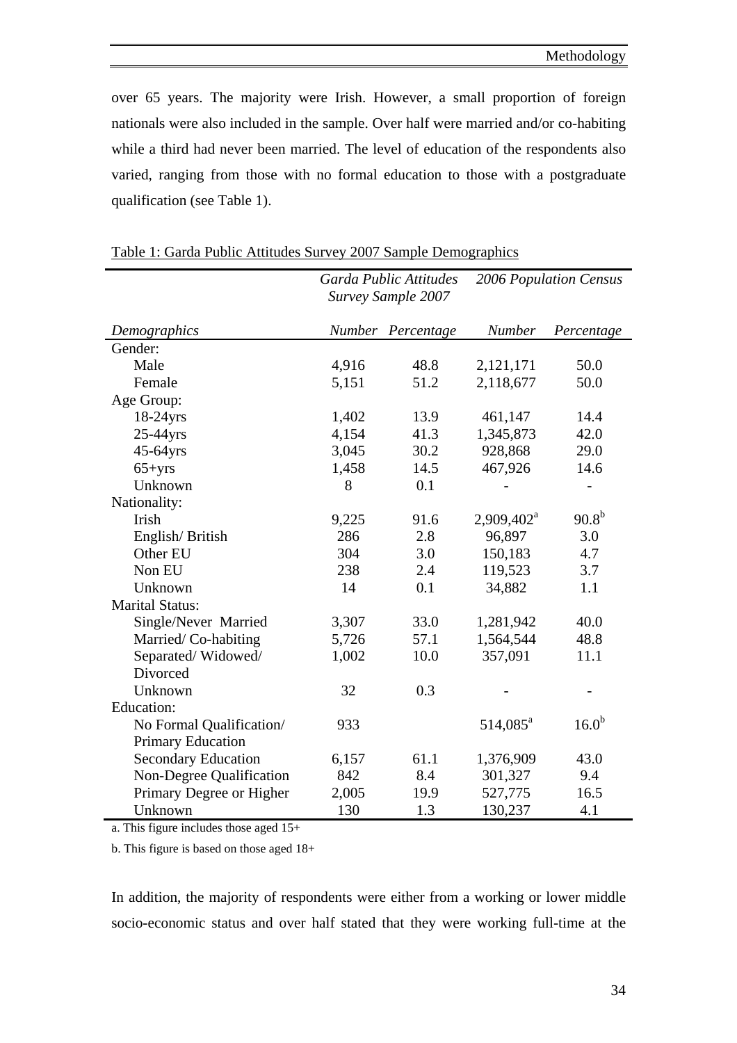over 65 years. The majority were Irish. However, a small proportion of foreign nationals were also included in the sample. Over half were married and/or co-habiting while a third had never been married. The level of education of the respondents also varied, ranging from those with no formal education to those with a postgraduate qualification (see Table 1).

Table 1: Garda Public Attitudes Survey 2007 Sample Demographics

| | *Garda Public Attitudes Survey Sample 2007* | | *2006 Population Census* | |
|---|---|---|---|---|
| *Demographics* | *Number* | *Percentage* | *Number* | *Percentage* |
| Gender: | | | | |
| Male | 4,916 | 48.8 | 2,121,171 | 50.0 |
| Female | 5,151 | 51.2 | 2,118,677 | 50.0 |
| Age Group: | | | | |
| 18-24yrs | 1,402 | 13.9 | 461,147 | 14.4 |
| 25-44yrs | 4,154 | 41.3 | 1,345,873 | 42.0 |
| 45-64yrs | 3,045 | 30.2 | 928,868 | 29.0 |
| 65+yrs | 1,458 | 14.5 | 467,926 | 14.6 |
| Unknown | 8 | 0.1 | - | - |
| Nationality: | | | | |
| Irish | 9,225 | 91.6 | 2,909,402[a] | 90.8[b] |
| English/ British | 286 | 2.8 | 96,897 | 3.0 |
| Other EU | 304 | 3.0 | 150,183 | 4.7 |
| Non EU | 238 | 2.4 | 119,523 | 3.7 |
| Unknown | 14 | 0.1 | 34,882 | 1.1 |
| Marital Status: | | | | |
| Single/Never Married | 3,307 | 33.0 | 1,281,942 | 40.0 |
| Married/ Co-habiting | 5,726 | 57.1 | 1,564,544 | 48.8 |
| Separated/ Widowed/ Divorced | 1,002 | 10.0 | 357,091 | 11.1 |
| Unknown | 32 | 0.3 | - | - |
| Education: | | | | |
| No Formal Qualification/ Primary Education | 933 | | 514,085[a] | 16.0[b] |
| Secondary Education | 6,157 | 61.1 | 1,376,909 | 43.0 |
| Non-Degree Qualification | 842 | 8.4 | 301,327 | 9.4 |
| Primary Degree or Higher | 2,005 | 19.9 | 527,775 | 16.5 |
| Unknown | 130 | 1.3 | 130,237 | 4.1 |

a. This figure includes those aged 15+

b. This figure is based on those aged 18+

In addition, the majority of respondents were either from a working or lower middle socio-economic status and over half stated that they were working full-time at the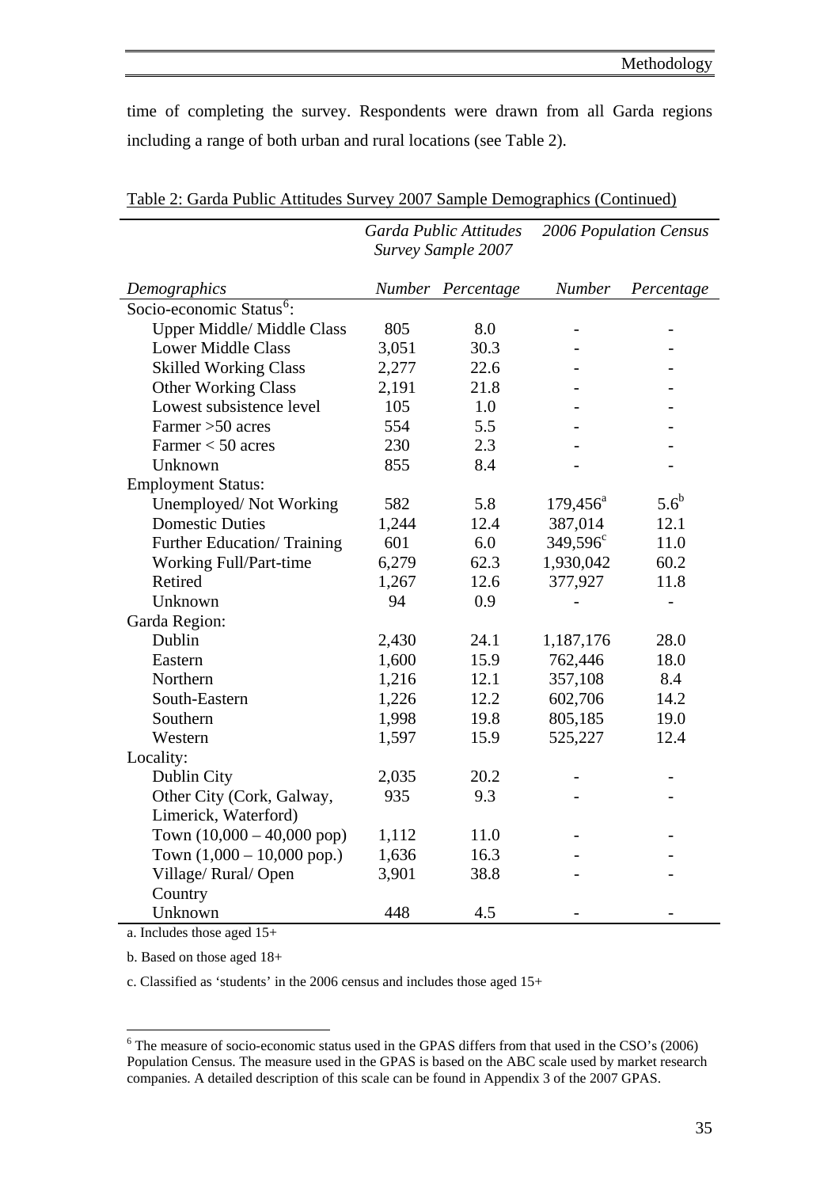time of completing the survey. Respondents were drawn from all Garda regions including a range of both urban and rural locations (see Table 2).

Table 2: Garda Public Attitudes Survey 2007 Sample Demographics (Continued)

| | *Garda Public Attitudes Survey Sample 2007* | | *2006 Population Census* | |
|---|---|---|---|---|
| *Demographics* | *Number* | *Percentage* | *Number* | *Percentage* |
| Socio-economic Status[6]: | | | | |
| Upper Middle/ Middle Class | 805 | 8.0 | - | - |
| Lower Middle Class | 3,051 | 30.3 | - | - |
| Skilled Working Class | 2,277 | 22.6 | - | - |
| Other Working Class | 2,191 | 21.8 | - | - |
| Lowest subsistence level | 105 | 1.0 | - | - |
| Farmer >50 acres | 554 | 5.5 | - | - |
| Farmer < 50 acres | 230 | 2.3 | - | - |
| Unknown | 855 | 8.4 | - | - |
| Employment Status: | | | | |
| Unemployed/ Not Working | 582 | 5.8 | 179,456[a] | 5.6[b] |
| Domestic Duties | 1,244 | 12.4 | 387,014 | 12.1 |
| Further Education/ Training | 601 | 6.0 | 349,596[c] | 11.0 |
| Working Full/Part-time | 6,279 | 62.3 | 1,930,042 | 60.2 |
| Retired | 1,267 | 12.6 | 377,927 | 11.8 |
| Unknown | 94 | 0.9 | - | - |
| Garda Region: | | | | |
| Dublin | 2,430 | 24.1 | 1,187,176 | 28.0 |
| Eastern | 1,600 | 15.9 | 762,446 | 18.0 |
| Northern | 1,216 | 12.1 | 357,108 | 8.4 |
| South-Eastern | 1,226 | 12.2 | 602,706 | 14.2 |
| Southern | 1,998 | 19.8 | 805,185 | 19.0 |
| Western | 1,597 | 15.9 | 525,227 | 12.4 |
| Locality: | | | | |
| Dublin City | 2,035 | 20.2 | - | - |
| Other City (Cork, Galway, Limerick, Waterford) | 935 | 9.3 | - | - |
| Town (10,000 – 40,000 pop) | 1,112 | 11.0 | - | - |
| Town (1,000 – 10,000 pop.) | 1,636 | 16.3 | - | - |
| Village/ Rural/ Open Country | 3,901 | 38.8 | - | - |
| Unknown | 448 | 4.5 | - | - |

a. Includes those aged 15+

b. Based on those aged 18+

c. Classified as 'students' in the 2006 census and includes those aged 15+

[6] The measure of socio-economic status used in the GPAS differs from that used in the CSO's (2006) Population Census. The measure used in the GPAS is based on the ABC scale used by market research companies. A detailed description of this scale can be found in Appendix 3 of the 2007 GPAS.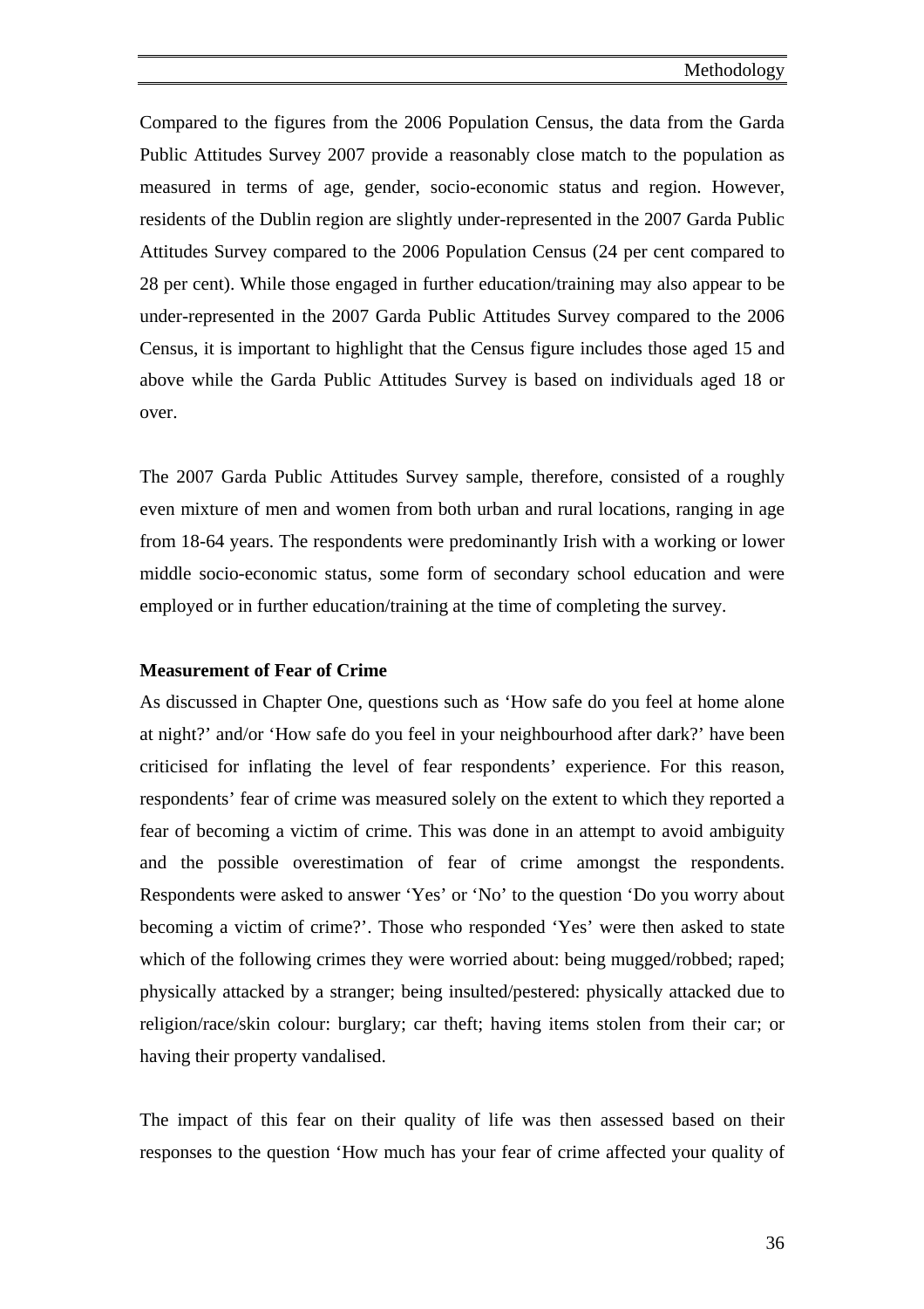Compared to the figures from the 2006 Population Census, the data from the Garda Public Attitudes Survey 2007 provide a reasonably close match to the population as measured in terms of age, gender, socio-economic status and region. However, residents of the Dublin region are slightly under-represented in the 2007 Garda Public Attitudes Survey compared to the 2006 Population Census (24 per cent compared to 28 per cent). While those engaged in further education/training may also appear to be under-represented in the 2007 Garda Public Attitudes Survey compared to the 2006 Census, it is important to highlight that the Census figure includes those aged 15 and above while the Garda Public Attitudes Survey is based on individuals aged 18 or over.

The 2007 Garda Public Attitudes Survey sample, therefore, consisted of a roughly even mixture of men and women from both urban and rural locations, ranging in age from 18-64 years. The respondents were predominantly Irish with a working or lower middle socio-economic status, some form of secondary school education and were employed or in further education/training at the time of completing the survey.

**Measurement of Fear of Crime**

As discussed in Chapter One, questions such as 'How safe do you feel at home alone at night?' and/or 'How safe do you feel in your neighbourhood after dark?' have been criticised for inflating the level of fear respondents' experience. For this reason, respondents' fear of crime was measured solely on the extent to which they reported a fear of becoming a victim of crime. This was done in an attempt to avoid ambiguity and the possible overestimation of fear of crime amongst the respondents. Respondents were asked to answer 'Yes' or 'No' to the question 'Do you worry about becoming a victim of crime?'. Those who responded 'Yes' were then asked to state which of the following crimes they were worried about: being mugged/robbed; raped; physically attacked by a stranger; being insulted/pestered: physically attacked due to religion/race/skin colour: burglary; car theft; having items stolen from their car; or having their property vandalised.

The impact of this fear on their quality of life was then assessed based on their responses to the question 'How much has your fear of crime affected your quality of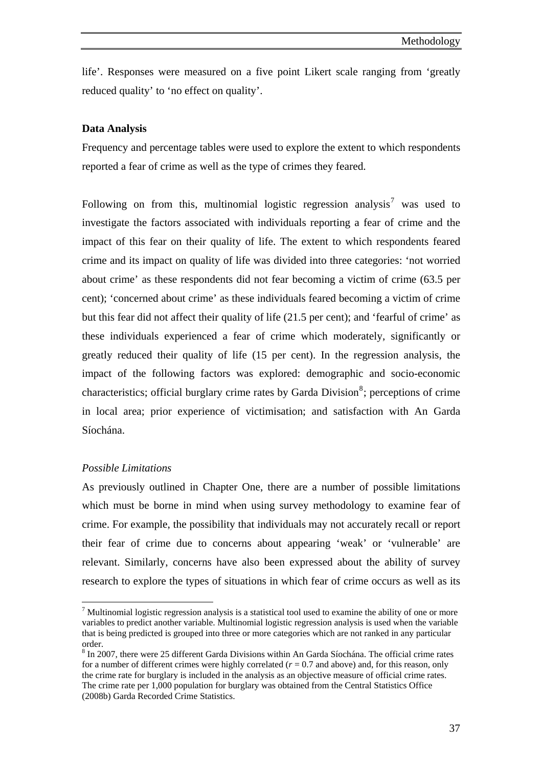life'. Responses were measured on a five point Likert scale ranging from 'greatly reduced quality' to 'no effect on quality'.

**Data Analysis**

Frequency and percentage tables were used to explore the extent to which respondents reported a fear of crime as well as the type of crimes they feared.

Following on from this, multinomial logistic regression analysis[7] was used to investigate the factors associated with individuals reporting a fear of crime and the impact of this fear on their quality of life. The extent to which respondents feared crime and its impact on quality of life was divided into three categories: 'not worried about crime' as these respondents did not fear becoming a victim of crime (63.5 per cent); 'concerned about crime' as these individuals feared becoming a victim of crime but this fear did not affect their quality of life (21.5 per cent); and 'fearful of crime' as these individuals experienced a fear of crime which moderately, significantly or greatly reduced their quality of life (15 per cent). In the regression analysis, the impact of the following factors was explored: demographic and socio-economic characteristics; official burglary crime rates by Garda Division[8]; perceptions of crime in local area; prior experience of victimisation; and satisfaction with An Garda Síochána.

*Possible Limitations*

As previously outlined in Chapter One, there are a number of possible limitations which must be borne in mind when using survey methodology to examine fear of crime. For example, the possibility that individuals may not accurately recall or report their fear of crime due to concerns about appearing 'weak' or 'vulnerable' are relevant. Similarly, concerns have also been expressed about the ability of survey research to explore the types of situations in which fear of crime occurs as well as its

---

[7] Multinomial logistic regression analysis is a statistical tool used to examine the ability of one or more variables to predict another variable. Multinomial logistic regression analysis is used when the variable that is being predicted is grouped into three or more categories which are not ranked in any particular order.

[8] In 2007, there were 25 different Garda Divisions within An Garda Síochána. The official crime rates for a number of different crimes were highly correlated ($r = 0.7$ and above) and, for this reason, only the crime rate for burglary is included in the analysis as an objective measure of official crime rates. The crime rate per 1,000 population for burglary was obtained from the Central Statistics Office (2008b) Garda Recorded Crime Statistics.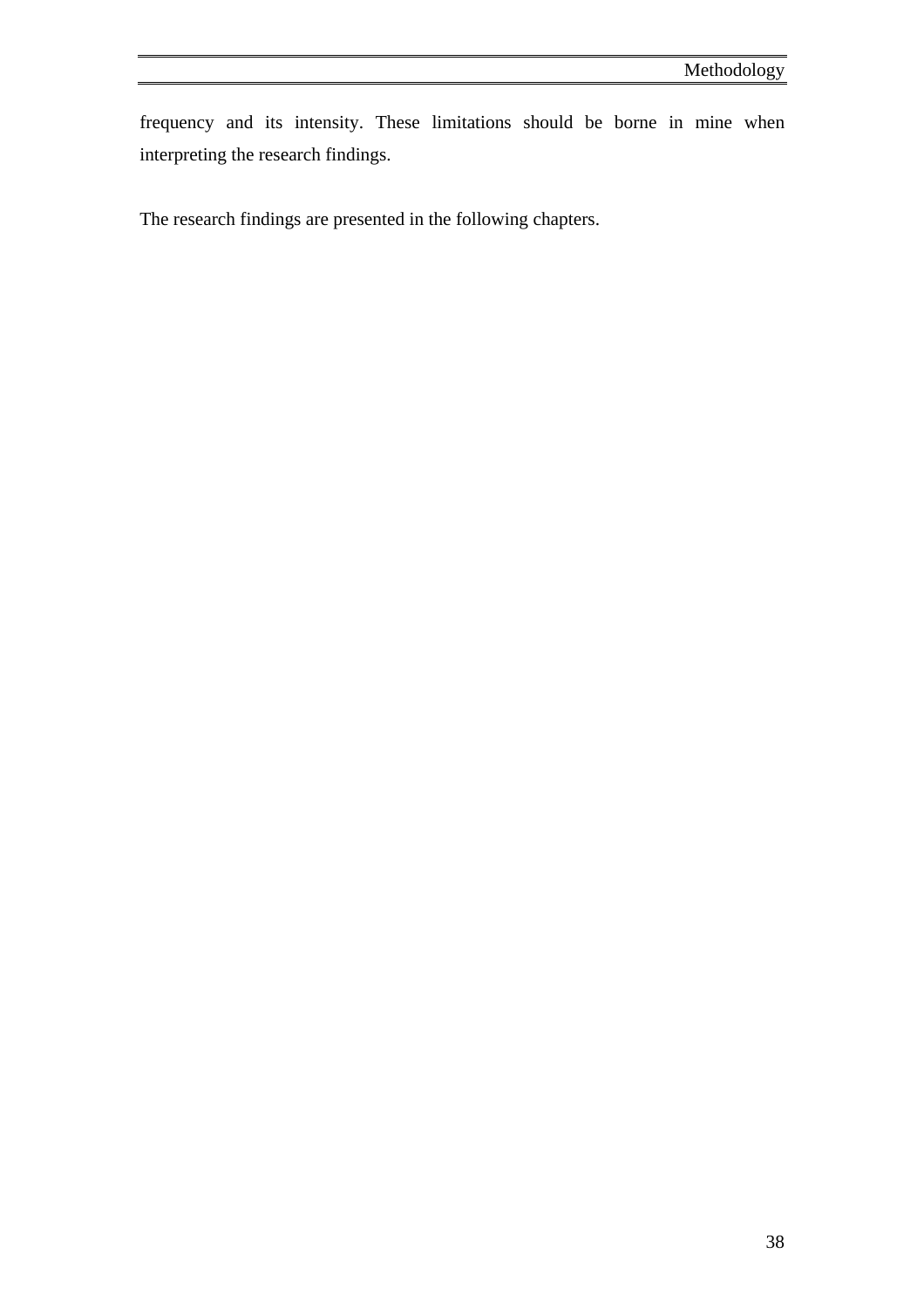frequency and its intensity. These limitations should be borne in mine when interpreting the research findings.

The research findings are presented in the following chapters.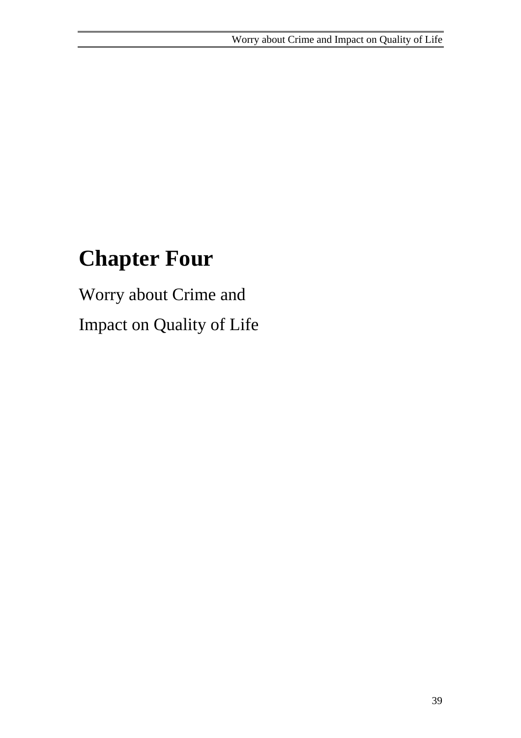# Chapter Four

Worry about Crime and

Impact on Quality of Life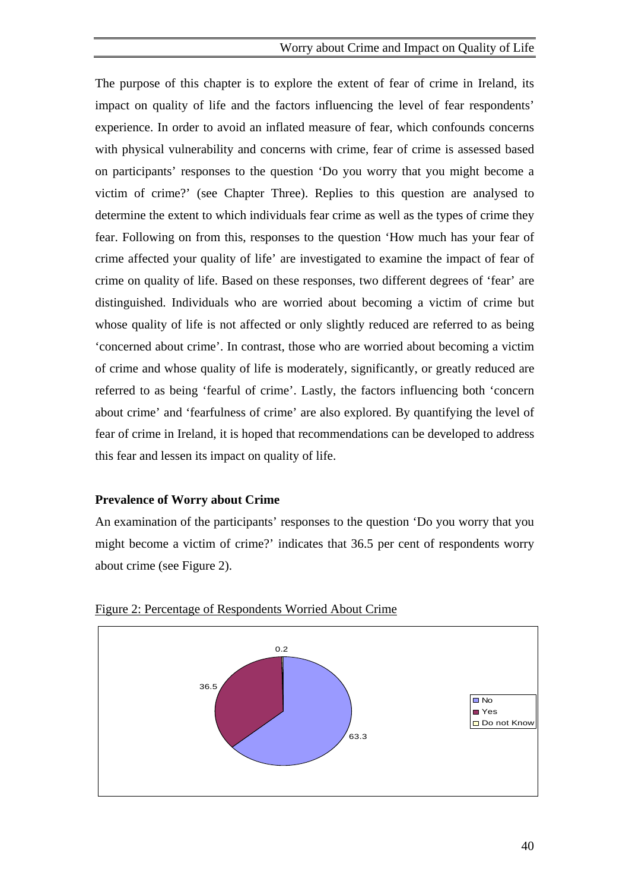The purpose of this chapter is to explore the extent of fear of crime in Ireland, its impact on quality of life and the factors influencing the level of fear respondents' experience. In order to avoid an inflated measure of fear, which confounds concerns with physical vulnerability and concerns with crime, fear of crime is assessed based on participants' responses to the question 'Do you worry that you might become a victim of crime?' (see Chapter Three). Replies to this question are analysed to determine the extent to which individuals fear crime as well as the types of crime they fear. Following on from this, responses to the question 'How much has your fear of crime affected your quality of life' are investigated to examine the impact of fear of crime on quality of life. Based on these responses, two different degrees of 'fear' are distinguished. Individuals who are worried about becoming a victim of crime but whose quality of life is not affected or only slightly reduced are referred to as being 'concerned about crime'. In contrast, those who are worried about becoming a victim of crime and whose quality of life is moderately, significantly, or greatly reduced are referred to as being 'fearful of crime'. Lastly, the factors influencing both 'concern about crime' and 'fearfulness of crime' are also explored. By quantifying the level of fear of crime in Ireland, it is hoped that recommendations can be developed to address this fear and lessen its impact on quality of life.

**Prevalence of Worry about Crime**

An examination of the participants' responses to the question 'Do you worry that you might become a victim of crime?' indicates that 36.5 per cent of respondents worry about crime (see Figure 2).

Figure 2: Percentage of Respondents Worried About Crime

| Response | Percentage |
| --- | --- |
| No | 63.3 |
| Yes | 36.5 |
| Do not Know | 0.2 |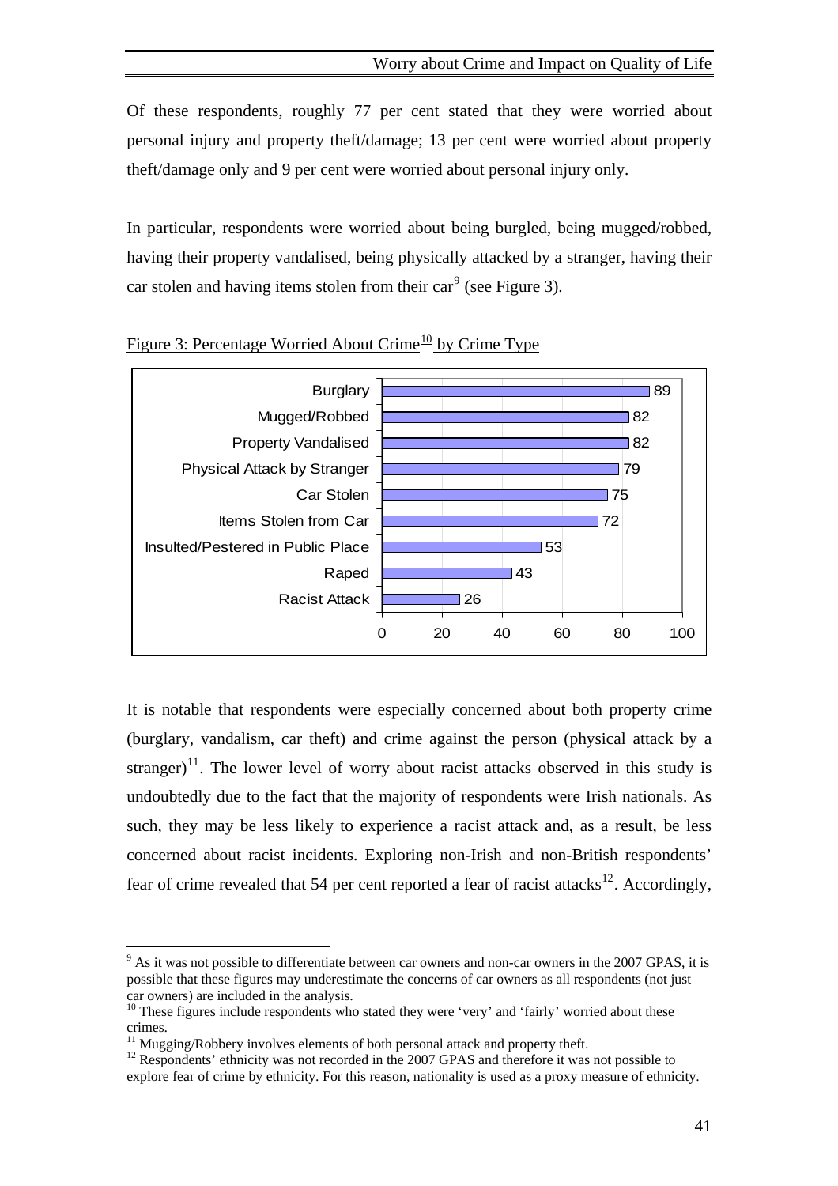Of these respondents, roughly 77 per cent stated that they were worried about personal injury and property theft/damage; 13 per cent were worried about property theft/damage only and 9 per cent were worried about personal injury only.

In particular, respondents were worried about being burgled, being mugged/robbed, having their property vandalised, being physically attacked by a stranger, having their car stolen and having items stolen from their car[9] (see Figure 3).

Figure 3: Percentage Worried About Crime[10] by Crime Type

| Crime Type | Percentage |
| --- | --- |
| Burglary | 89 |
| Mugged/Robbed | 82 |
| Property Vandalised | 82 |
| Physical Attack by Stranger | 79 |
| Car Stolen | 75 |
| Items Stolen from Car | 72 |
| Insulted/Pestered in Public Place | 53 |
| Raped | 43 |
| Racist Attack | 26 |

It is notable that respondents were especially concerned about both property crime (burglary, vandalism, car theft) and crime against the person (physical attack by a stranger)[11]. The lower level of worry about racist attacks observed in this study is undoubtedly due to the fact that the majority of respondents were Irish nationals. As such, they may be less likely to experience a racist attack and, as a result, be less concerned about racist incidents. Exploring non-Irish and non-British respondents' fear of crime revealed that 54 per cent reported a fear of racist attacks[12]. Accordingly,

[9] As it was not possible to differentiate between car owners and non-car owners in the 2007 GPAS, it is possible that these figures may underestimate the concerns of car owners as all respondents (not just car owners) are included in the analysis.

[10] These figures include respondents who stated they were 'very' and 'fairly' worried about these crimes.

[11] Mugging/Robbery involves elements of both personal attack and property theft.

[12] Respondents' ethnicity was not recorded in the 2007 GPAS and therefore it was not possible to explore fear of crime by ethnicity. For this reason, nationality is used as a proxy measure of ethnicity.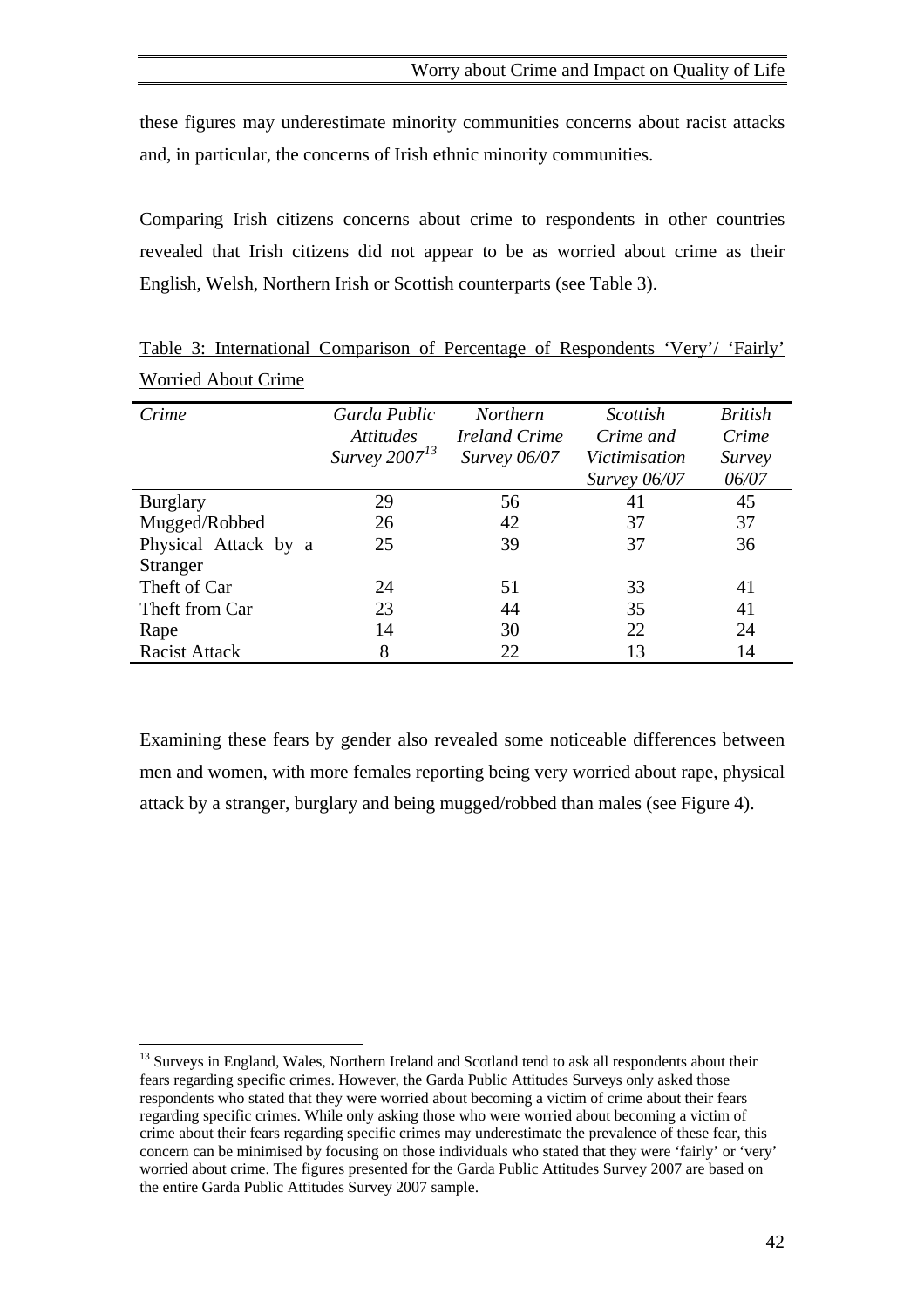these figures may underestimate minority communities concerns about racist attacks and, in particular, the concerns of Irish ethnic minority communities.

Comparing Irish citizens concerns about crime to respondents in other countries revealed that Irish citizens did not appear to be as worried about crime as their English, Welsh, Northern Irish or Scottish counterparts (see Table 3).

Table 3: International Comparison of Percentage of Respondents 'Very'/ 'Fairly' Worried About Crime

| *Crime* | *Garda Public Attitudes Survey 2007*[13] | *Northern Ireland Crime Survey 06/07* | *Scottish Crime and Victimisation Survey 06/07* | *British Crime Survey 06/07* |
|---|---|---|---|---|
| Burglary | 29 | 56 | 41 | 45 |
| Mugged/Robbed | 26 | 42 | 37 | 37 |
| Physical Attack by a Stranger | 25 | 39 | 37 | 36 |
| Theft of Car | 24 | 51 | 33 | 41 |
| Theft from Car | 23 | 44 | 35 | 41 |
| Rape | 14 | 30 | 22 | 24 |
| Racist Attack | 8 | 22 | 13 | 14 |

Examining these fears by gender also revealed some noticeable differences between men and women, with more females reporting being very worried about rape, physical attack by a stranger, burglary and being mugged/robbed than males (see Figure 4).

[13] Surveys in England, Wales, Northern Ireland and Scotland tend to ask all respondents about their fears regarding specific crimes. However, the Garda Public Attitudes Surveys only asked those respondents who stated that they were worried about becoming a victim of crime about their fears regarding specific crimes. While only asking those who were worried about becoming a victim of crime about their fears regarding specific crimes may underestimate the prevalence of these fear, this concern can be minimised by focusing on those individuals who stated that they were 'fairly' or 'very' worried about crime. The figures presented for the Garda Public Attitudes Survey 2007 are based on the entire Garda Public Attitudes Survey 2007 sample.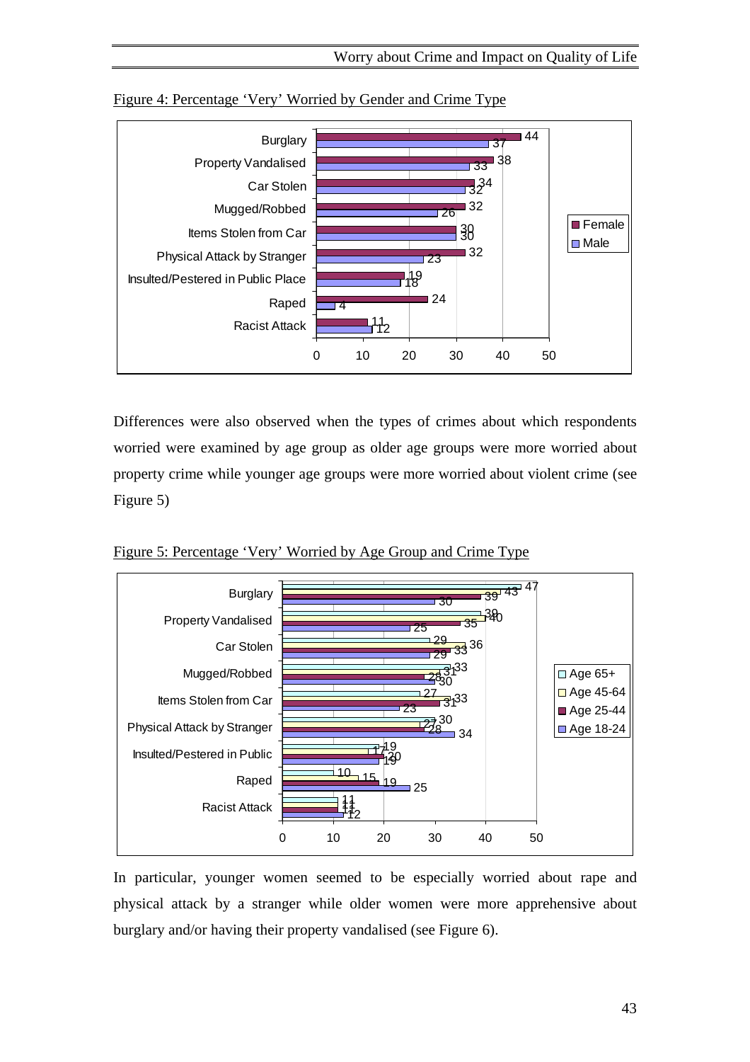Figure 4: Percentage 'Very' Worried by Gender and Crime Type

| Crime Type | Female | Male |
|---|---|---|
| Burglary | 44 | 37 |
| Property Vandalised | 38 | 33 |
| Car Stolen | 34 | 32 |
| Mugged/Robbed | 32 | 26 |
| Items Stolen from Car | 30 | 30 |
| Physical Attack by Stranger | 32 | 23 |
| Insulted/Pestered in Public Place | 19 | 18 |
| Raped | 24 | 4 |
| Racist Attack | 11 | 12 |

Differences were also observed when the types of crimes about which respondents worried were examined by age group as older age groups were more worried about property crime while younger age groups were more worried about violent crime (see Figure 5)

Figure 5: Percentage 'Very' Worried by Age Group and Crime Type

| Crime Type | Age 65+ | Age 45-64 | Age 25-44 | Age 18-24 |
|---|---|---|---|---|
| Burglary | 47 | 43 | 39 | 30 |
| Property Vandalised | 39 | 40 | 35 | 25 |
| Car Stolen | 29 | 36 | 33 | 29 |
| Mugged/Robbed | 33 | 31 | 28 | 30 |
| Items Stolen from Car | 27 | 33 | 31 | 23 |
| Physical Attack by Stranger | 30 | 27 | 28 | 34 |
| Insulted/Pestered in Public | 19 | 17 | 20 | 19 |
| Raped | 10 | 15 | 19 | 25 |
| Racist Attack | 11 | 11 | 11 | 12 |

In particular, younger women seemed to be especially worried about rape and physical attack by a stranger while older women were more apprehensive about burglary and/or having their property vandalised (see Figure 6).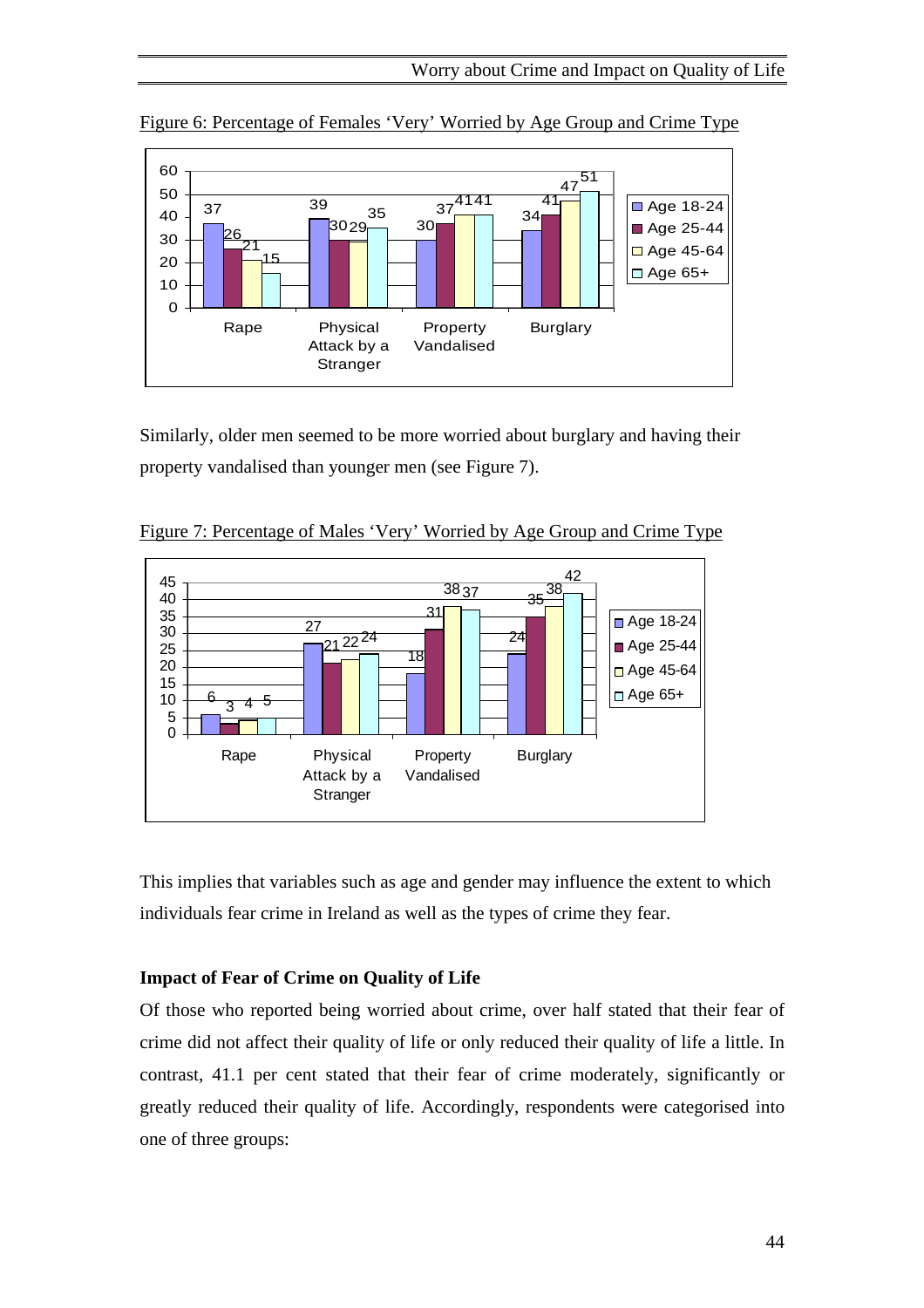Figure 6: Percentage of Females 'Very' Worried by Age Group and Crime Type

| | Age 18-24 | Age 25-44 | Age 45-64 | Age 65+ |
|---|---|---|---|---|
| Rape | 37 | 26 | 21 | 15 |
| Physical Attack by a Stranger | 39 | 30 | 29 | 35 |
| Property Vandalised | 30 | 37 | 41 | 41 |
| Burglary | 34 | 41 | 47 | 51 |

Similarly, older men seemed to be more worried about burglary and having their property vandalised than younger men (see Figure 7).

Figure 7: Percentage of Males 'Very' Worried by Age Group and Crime Type

| | Age 18-24 | Age 25-44 | Age 45-64 | Age 65+ |
|---|---|---|---|---|
| Rape | 6 | 3 | 4 | 5 |
| Physical Attack by a Stranger | 27 | 21 | 22 | 24 |
| Property Vandalised | 18 | 31 | 38 | 37 |
| Burglary | 24 | 35 | 38 | 42 |

This implies that variables such as age and gender may influence the extent to which individuals fear crime in Ireland as well as the types of crime they fear.

**Impact of Fear of Crime on Quality of Life**

Of those who reported being worried about crime, over half stated that their fear of crime did not affect their quality of life or only reduced their quality of life a little. In contrast, 41.1 per cent stated that their fear of crime moderately, significantly or greatly reduced their quality of life. Accordingly, respondents were categorised into one of three groups: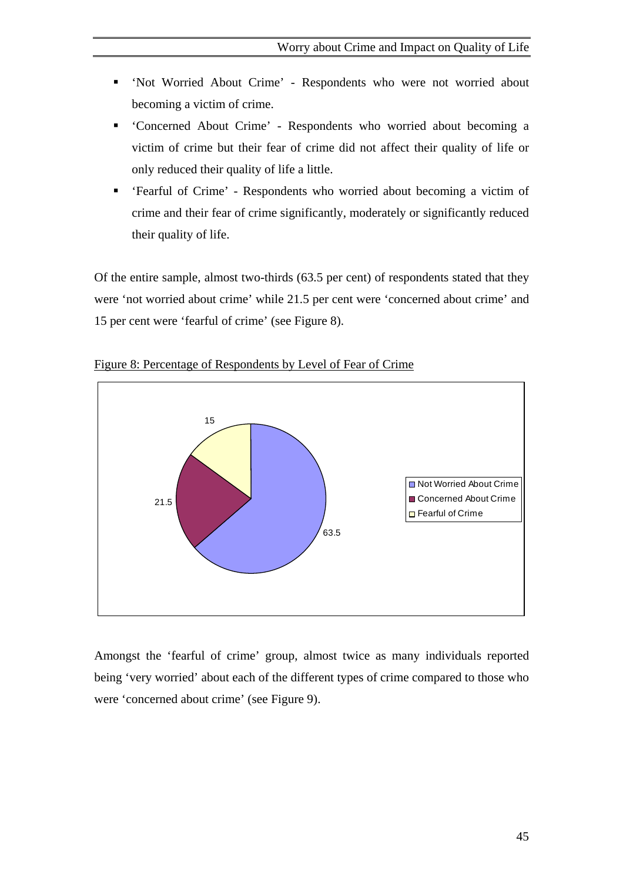- 'Not Worried About Crime' - Respondents who were not worried about becoming a victim of crime.
- 'Concerned About Crime' - Respondents who worried about becoming a victim of crime but their fear of crime did not affect their quality of life or only reduced their quality of life a little.
- 'Fearful of Crime' - Respondents who worried about becoming a victim of crime and their fear of crime significantly, moderately or significantly reduced their quality of life.

Of the entire sample, almost two-thirds (63.5 per cent) of respondents stated that they were 'not worried about crime' while 21.5 per cent were 'concerned about crime' and 15 per cent were 'fearful of crime' (see Figure 8).

Figure 8: Percentage of Respondents by Level of Fear of Crime

| Level of Fear of Crime | Per cent |
|---|---|
| Not Worried About Crime | 63.5 |
| Concerned About Crime | 21.5 |
| Fearful of Crime | 15 |

Amongst the 'fearful of crime' group, almost twice as many individuals reported being 'very worried' about each of the different types of crime compared to those who were 'concerned about crime' (see Figure 9).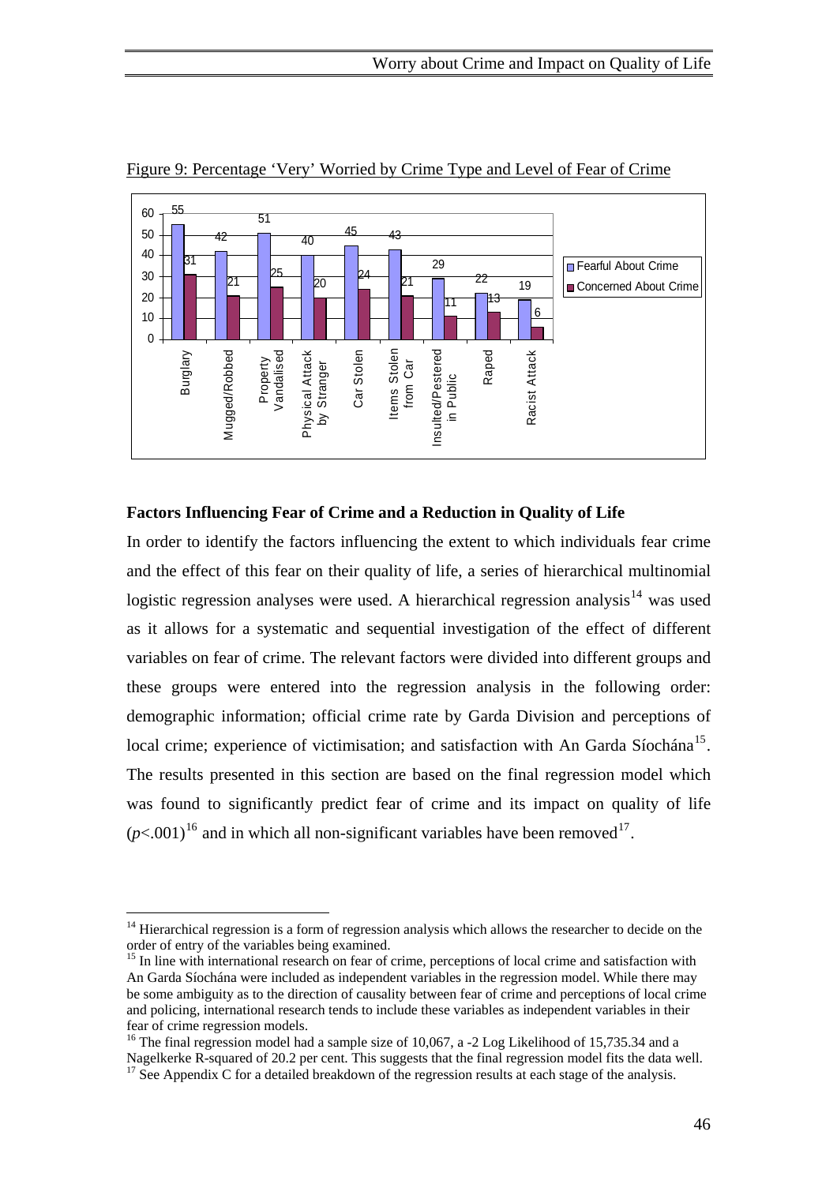Figure 9: Percentage 'Very' Worried by Crime Type and Level of Fear of Crime

| | Burglary | Mugged/Robbed | Property Vandalised | Physical Attack by Stranger | Car Stolen | Items Stolen from Car | Insulted/Pestered in Public | Raped | Racist Attack |
|---|---|---|---|---|---|---|---|---|---|
| Fearful About Crime | 55 | 42 | 51 | 40 | 45 | 43 | 29 | 22 | 19 |
| Concerned About Crime | 31 | 21 | 25 | 20 | 24 | 21 | 11 | 13 | 6 |

### Factors Influencing Fear of Crime and a Reduction in Quality of Life

In order to identify the factors influencing the extent to which individuals fear crime and the effect of this fear on their quality of life, a series of hierarchical multinomial logistic regression analyses were used. A hierarchical regression analysis[14] was used as it allows for a systematic and sequential investigation of the effect of different variables on fear of crime. The relevant factors were divided into different groups and these groups were entered into the regression analysis in the following order: demographic information; official crime rate by Garda Division and perceptions of local crime; experience of victimisation; and satisfaction with An Garda Síochána[15]. The results presented in this section are based on the final regression model which was found to significantly predict fear of crime and its impact on quality of life ($p<.001$)[16] and in which all non-significant variables have been removed[17].

---

[14] Hierarchical regression is a form of regression analysis which allows the researcher to decide on the order of entry of the variables being examined.

[15] In line with international research on fear of crime, perceptions of local crime and satisfaction with An Garda Síochána were included as independent variables in the regression model. While there may be some ambiguity as to the direction of causality between fear of crime and perceptions of local crime and policing, international research tends to include these variables as independent variables in their fear of crime regression models.

[16] The final regression model had a sample size of 10,067, a -2 Log Likelihood of 15,735.34 and a Nagelkerke R-squared of 20.2 per cent. This suggests that the final regression model fits the data well.

[17] See Appendix C for a detailed breakdown of the regression results at each stage of the analysis.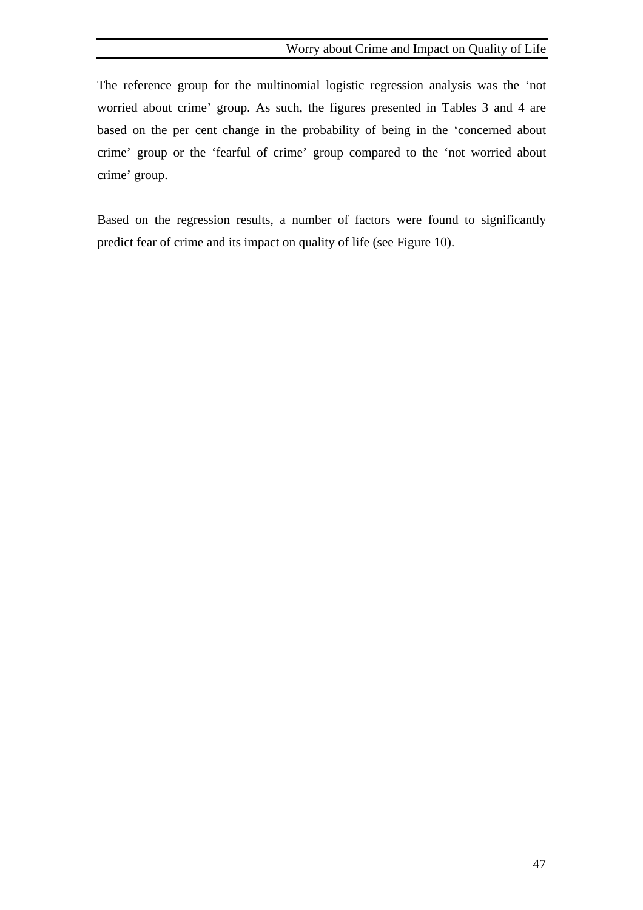The reference group for the multinomial logistic regression analysis was the 'not worried about crime' group. As such, the figures presented in Tables 3 and 4 are based on the per cent change in the probability of being in the 'concerned about crime' group or the 'fearful of crime' group compared to the 'not worried about crime' group.

Based on the regression results, a number of factors were found to significantly predict fear of crime and its impact on quality of life (see Figure 10).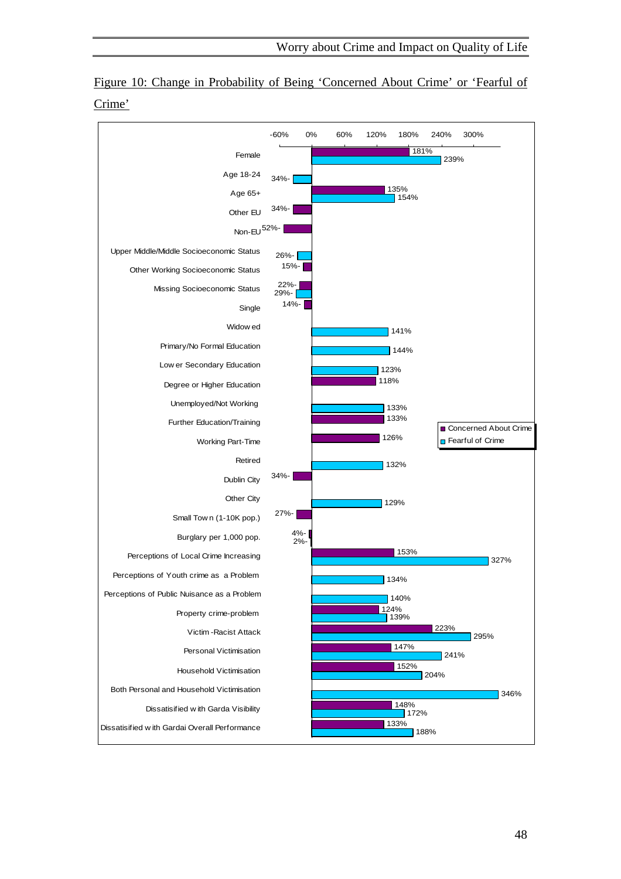Figure 10: Change in Probability of Being 'Concerned About Crime' or 'Fearful of Crime'

| | Concerned About Crime | Fearful of Crime |
|---|---|---|
| Female | 181% | 239% |
| Age 18-24 | | -34% |
| Age 65+ | 135% | 154% |
| Other EU | -34% | |
| Non-EU | -52% | |
| Upper Middle/Middle Socioeconomic Status | | -26% |
| Other Working Socioeconomic Status | -15% | |
| Missing Socioeconomic Status | -22% | -29% |
| Single | -14% | |
| Widowed | | 141% |
| Primary/No Formal Education | | 144% |
| Lower Secondary Education | | 123% |
| Degree or Higher Education | 118% | |
| Unemployed/Not Working | | 133% |
| Further Education/Training | 133% | |
| Working Part-Time | 126% | |
| Retired | | 132% |
| Dublin City | -34% | |
| Other City | | 129% |
| Small Town (1-10K pop.) | -27% | |
| Burglary per 1,000 pop. | -4% | -2% |
| Perceptions of Local Crime Increasing | 153% | 327% |
| Perceptions of Youth crime as a Problem | | 134% |
| Perceptions of Public Nuisance as a Problem | | 140% |
| Property crime-problem | 124% | 139% |
| Victim -Racist Attack | 223% | 295% |
| Personal Victimisation | 147% | 241% |
| Household Victimisation | 152% | 204% |
| Both Personal and Household Victimisation | | 346% |
| Dissatisified with Garda Visibility | 148% | 172% |
| Dissatisified with Gardai Overall Performance | 133% | 188% |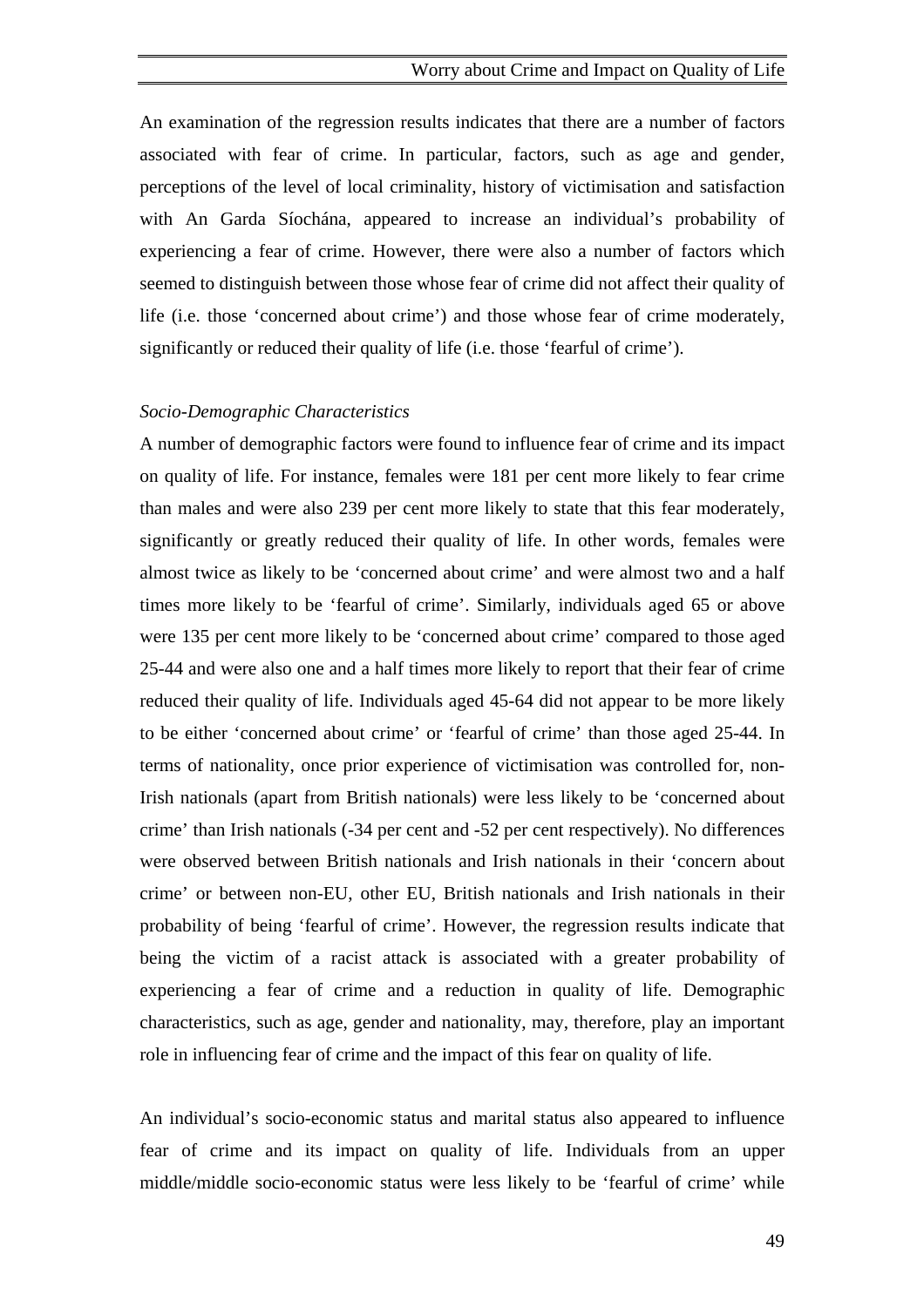An examination of the regression results indicates that there are a number of factors associated with fear of crime. In particular, factors, such as age and gender, perceptions of the level of local criminality, history of victimisation and satisfaction with An Garda Síochána, appeared to increase an individual's probability of experiencing a fear of crime. However, there were also a number of factors which seemed to distinguish between those whose fear of crime did not affect their quality of life (i.e. those 'concerned about crime') and those whose fear of crime moderately, significantly or reduced their quality of life (i.e. those 'fearful of crime').

*Socio-Demographic Characteristics*

A number of demographic factors were found to influence fear of crime and its impact on quality of life. For instance, females were 181 per cent more likely to fear crime than males and were also 239 per cent more likely to state that this fear moderately, significantly or greatly reduced their quality of life. In other words, females were almost twice as likely to be 'concerned about crime' and were almost two and a half times more likely to be 'fearful of crime'. Similarly, individuals aged 65 or above were 135 per cent more likely to be 'concerned about crime' compared to those aged 25-44 and were also one and a half times more likely to report that their fear of crime reduced their quality of life. Individuals aged 45-64 did not appear to be more likely to be either 'concerned about crime' or 'fearful of crime' than those aged 25-44. In terms of nationality, once prior experience of victimisation was controlled for, non-Irish nationals (apart from British nationals) were less likely to be 'concerned about crime' than Irish nationals (-34 per cent and -52 per cent respectively). No differences were observed between British nationals and Irish nationals in their 'concern about crime' or between non-EU, other EU, British nationals and Irish nationals in their probability of being 'fearful of crime'. However, the regression results indicate that being the victim of a racist attack is associated with a greater probability of experiencing a fear of crime and a reduction in quality of life. Demographic characteristics, such as age, gender and nationality, may, therefore, play an important role in influencing fear of crime and the impact of this fear on quality of life.

An individual's socio-economic status and marital status also appeared to influence fear of crime and its impact on quality of life. Individuals from an upper middle/middle socio-economic status were less likely to be 'fearful of crime' while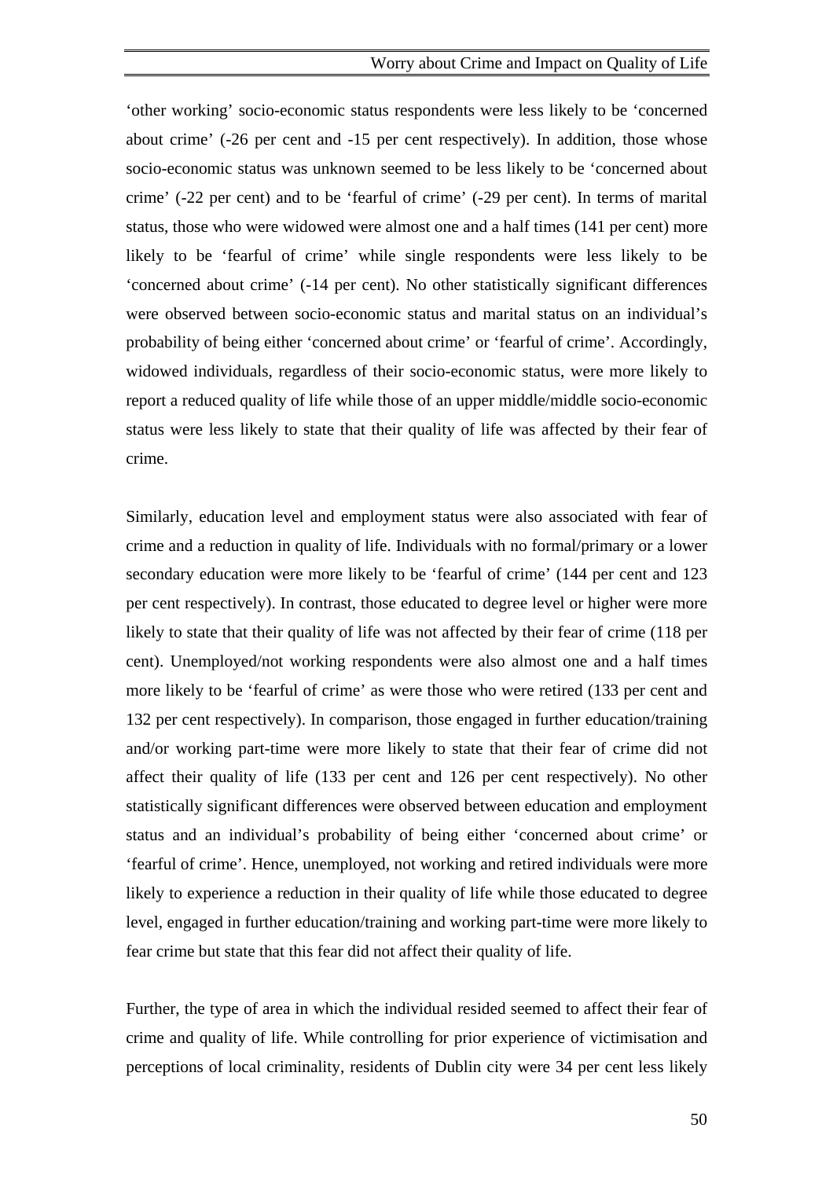‘other working’ socio-economic status respondents were less likely to be ‘concerned about crime’ (-26 per cent and -15 per cent respectively). In addition, those whose socio-economic status was unknown seemed to be less likely to be ‘concerned about crime’ (-22 per cent) and to be ‘fearful of crime’ (-29 per cent). In terms of marital status, those who were widowed were almost one and a half times (141 per cent) more likely to be ‘fearful of crime’ while single respondents were less likely to be ‘concerned about crime’ (-14 per cent). No other statistically significant differences were observed between socio-economic status and marital status on an individual’s probability of being either ‘concerned about crime’ or ‘fearful of crime’. Accordingly, widowed individuals, regardless of their socio-economic status, were more likely to report a reduced quality of life while those of an upper middle/middle socio-economic status were less likely to state that their quality of life was affected by their fear of crime.

Similarly, education level and employment status were also associated with fear of crime and a reduction in quality of life. Individuals with no formal/primary or a lower secondary education were more likely to be ‘fearful of crime’ (144 per cent and 123 per cent respectively). In contrast, those educated to degree level or higher were more likely to state that their quality of life was not affected by their fear of crime (118 per cent). Unemployed/not working respondents were also almost one and a half times more likely to be ‘fearful of crime’ as were those who were retired (133 per cent and 132 per cent respectively). In comparison, those engaged in further education/training and/or working part-time were more likely to state that their fear of crime did not affect their quality of life (133 per cent and 126 per cent respectively). No other statistically significant differences were observed between education and employment status and an individual’s probability of being either ‘concerned about crime’ or ‘fearful of crime’. Hence, unemployed, not working and retired individuals were more likely to experience a reduction in their quality of life while those educated to degree level, engaged in further education/training and working part-time were more likely to fear crime but state that this fear did not affect their quality of life.

Further, the type of area in which the individual resided seemed to affect their fear of crime and quality of life. While controlling for prior experience of victimisation and perceptions of local criminality, residents of Dublin city were 34 per cent less likely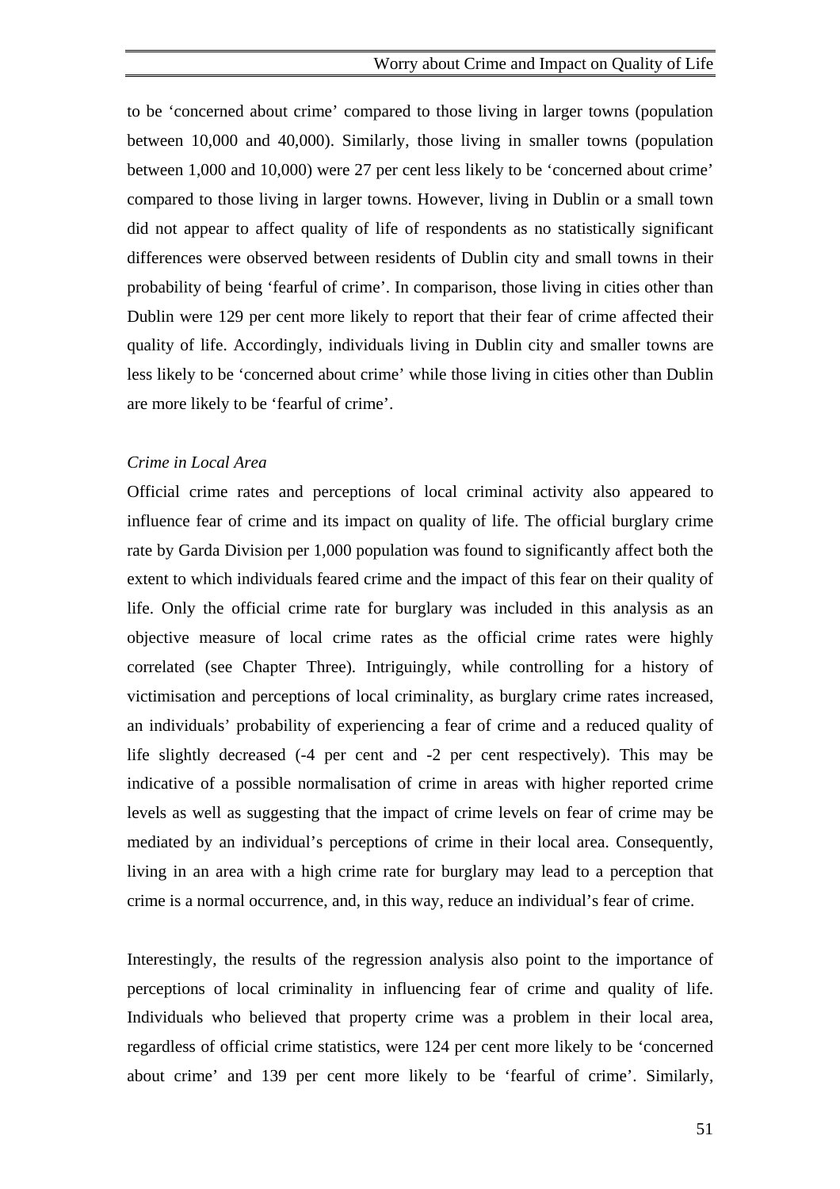to be 'concerned about crime' compared to those living in larger towns (population between 10,000 and 40,000). Similarly, those living in smaller towns (population between 1,000 and 10,000) were 27 per cent less likely to be 'concerned about crime' compared to those living in larger towns. However, living in Dublin or a small town did not appear to affect quality of life of respondents as no statistically significant differences were observed between residents of Dublin city and small towns in their probability of being 'fearful of crime'. In comparison, those living in cities other than Dublin were 129 per cent more likely to report that their fear of crime affected their quality of life. Accordingly, individuals living in Dublin city and smaller towns are less likely to be 'concerned about crime' while those living in cities other than Dublin are more likely to be 'fearful of crime'.

*Crime in Local Area*

Official crime rates and perceptions of local criminal activity also appeared to influence fear of crime and its impact on quality of life. The official burglary crime rate by Garda Division per 1,000 population was found to significantly affect both the extent to which individuals feared crime and the impact of this fear on their quality of life. Only the official crime rate for burglary was included in this analysis as an objective measure of local crime rates as the official crime rates were highly correlated (see Chapter Three). Intriguingly, while controlling for a history of victimisation and perceptions of local criminality, as burglary crime rates increased, an individuals' probability of experiencing a fear of crime and a reduced quality of life slightly decreased (-4 per cent and -2 per cent respectively). This may be indicative of a possible normalisation of crime in areas with higher reported crime levels as well as suggesting that the impact of crime levels on fear of crime may be mediated by an individual's perceptions of crime in their local area. Consequently, living in an area with a high crime rate for burglary may lead to a perception that crime is a normal occurrence, and, in this way, reduce an individual's fear of crime.

Interestingly, the results of the regression analysis also point to the importance of perceptions of local criminality in influencing fear of crime and quality of life. Individuals who believed that property crime was a problem in their local area, regardless of official crime statistics, were 124 per cent more likely to be 'concerned about crime' and 139 per cent more likely to be 'fearful of crime'. Similarly,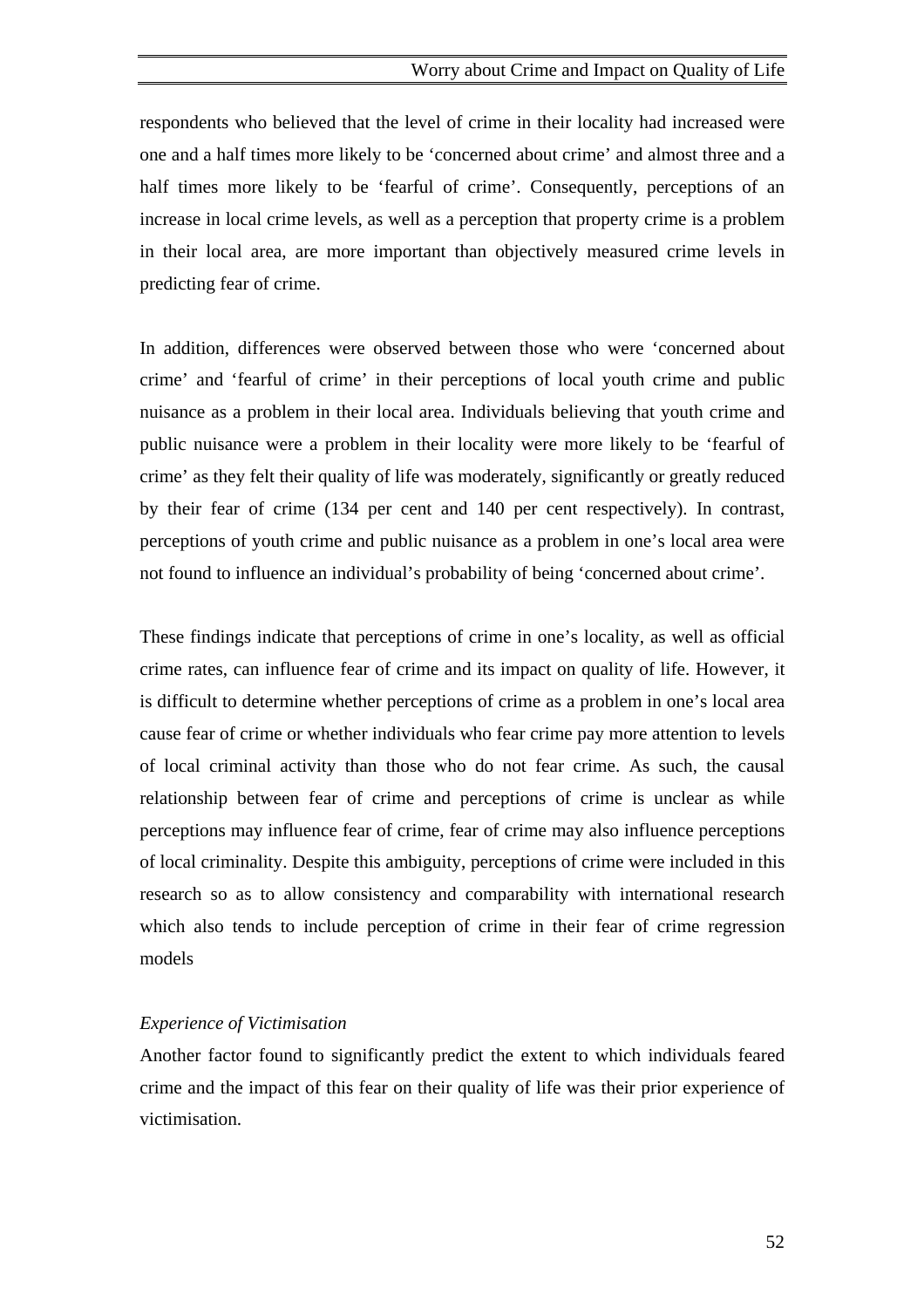respondents who believed that the level of crime in their locality had increased were one and a half times more likely to be 'concerned about crime' and almost three and a half times more likely to be 'fearful of crime'. Consequently, perceptions of an increase in local crime levels, as well as a perception that property crime is a problem in their local area, are more important than objectively measured crime levels in predicting fear of crime.

In addition, differences were observed between those who were 'concerned about crime' and 'fearful of crime' in their perceptions of local youth crime and public nuisance as a problem in their local area. Individuals believing that youth crime and public nuisance were a problem in their locality were more likely to be 'fearful of crime' as they felt their quality of life was moderately, significantly or greatly reduced by their fear of crime (134 per cent and 140 per cent respectively). In contrast, perceptions of youth crime and public nuisance as a problem in one's local area were not found to influence an individual's probability of being 'concerned about crime'.

These findings indicate that perceptions of crime in one's locality, as well as official crime rates, can influence fear of crime and its impact on quality of life. However, it is difficult to determine whether perceptions of crime as a problem in one's local area cause fear of crime or whether individuals who fear crime pay more attention to levels of local criminal activity than those who do not fear crime. As such, the causal relationship between fear of crime and perceptions of crime is unclear as while perceptions may influence fear of crime, fear of crime may also influence perceptions of local criminality. Despite this ambiguity, perceptions of crime were included in this research so as to allow consistency and comparability with international research which also tends to include perception of crime in their fear of crime regression models

*Experience of Victimisation*

Another factor found to significantly predict the extent to which individuals feared crime and the impact of this fear on their quality of life was their prior experience of victimisation.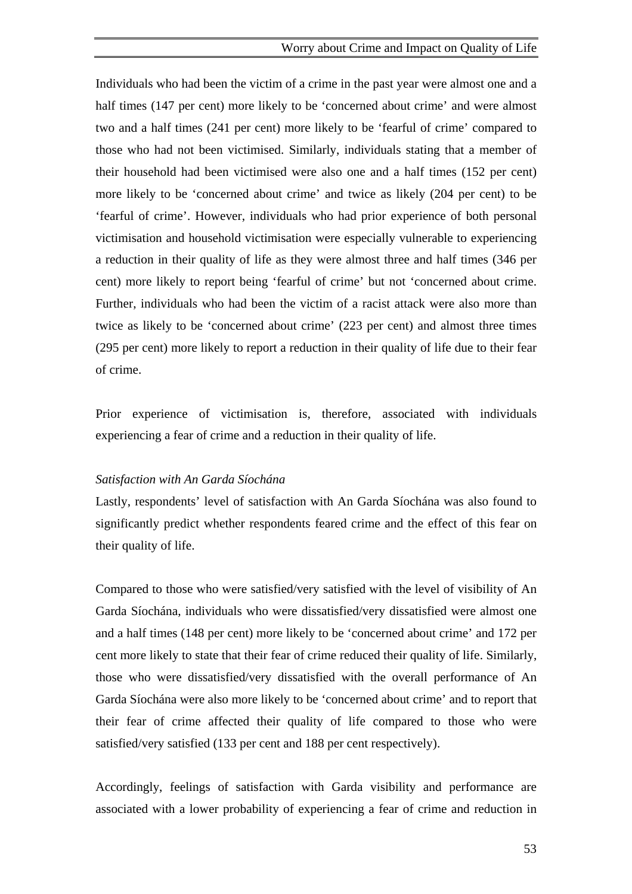Individuals who had been the victim of a crime in the past year were almost one and a half times (147 per cent) more likely to be 'concerned about crime' and were almost two and a half times (241 per cent) more likely to be 'fearful of crime' compared to those who had not been victimised. Similarly, individuals stating that a member of their household had been victimised were also one and a half times (152 per cent) more likely to be 'concerned about crime' and twice as likely (204 per cent) to be 'fearful of crime'. However, individuals who had prior experience of both personal victimisation and household victimisation were especially vulnerable to experiencing a reduction in their quality of life as they were almost three and half times (346 per cent) more likely to report being 'fearful of crime' but not 'concerned about crime. Further, individuals who had been the victim of a racist attack were also more than twice as likely to be 'concerned about crime' (223 per cent) and almost three times (295 per cent) more likely to report a reduction in their quality of life due to their fear of crime.

Prior experience of victimisation is, therefore, associated with individuals experiencing a fear of crime and a reduction in their quality of life.

*Satisfaction with An Garda Síochána*

Lastly, respondents' level of satisfaction with An Garda Síochána was also found to significantly predict whether respondents feared crime and the effect of this fear on their quality of life.

Compared to those who were satisfied/very satisfied with the level of visibility of An Garda Síochána, individuals who were dissatisfied/very dissatisfied were almost one and a half times (148 per cent) more likely to be 'concerned about crime' and 172 per cent more likely to state that their fear of crime reduced their quality of life. Similarly, those who were dissatisfied/very dissatisfied with the overall performance of An Garda Síochána were also more likely to be 'concerned about crime' and to report that their fear of crime affected their quality of life compared to those who were satisfied/very satisfied (133 per cent and 188 per cent respectively).

Accordingly, feelings of satisfaction with Garda visibility and performance are associated with a lower probability of experiencing a fear of crime and reduction in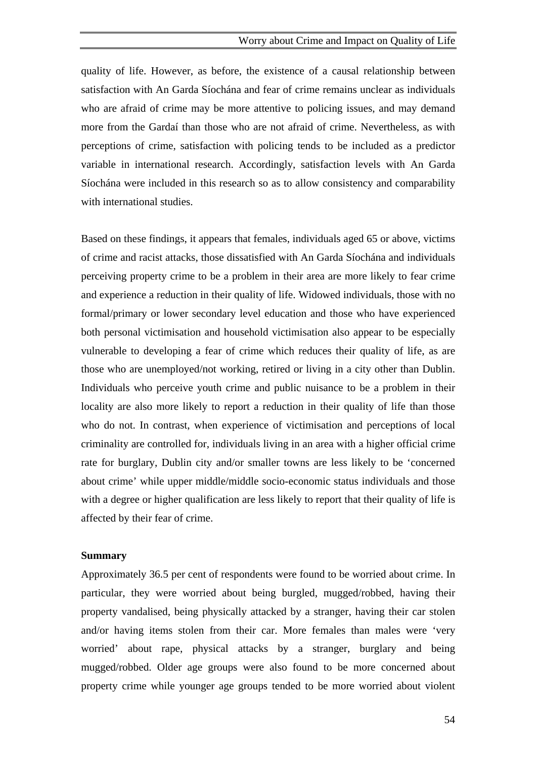quality of life. However, as before, the existence of a causal relationship between satisfaction with An Garda Síochána and fear of crime remains unclear as individuals who are afraid of crime may be more attentive to policing issues, and may demand more from the Gardaí than those who are not afraid of crime. Nevertheless, as with perceptions of crime, satisfaction with policing tends to be included as a predictor variable in international research. Accordingly, satisfaction levels with An Garda Síochána were included in this research so as to allow consistency and comparability with international studies.

Based on these findings, it appears that females, individuals aged 65 or above, victims of crime and racist attacks, those dissatisfied with An Garda Síochána and individuals perceiving property crime to be a problem in their area are more likely to fear crime and experience a reduction in their quality of life. Widowed individuals, those with no formal/primary or lower secondary level education and those who have experienced both personal victimisation and household victimisation also appear to be especially vulnerable to developing a fear of crime which reduces their quality of life, as are those who are unemployed/not working, retired or living in a city other than Dublin. Individuals who perceive youth crime and public nuisance to be a problem in their locality are also more likely to report a reduction in their quality of life than those who do not. In contrast, when experience of victimisation and perceptions of local criminality are controlled for, individuals living in an area with a higher official crime rate for burglary, Dublin city and/or smaller towns are less likely to be 'concerned about crime' while upper middle/middle socio-economic status individuals and those with a degree or higher qualification are less likely to report that their quality of life is affected by their fear of crime.

**Summary**

Approximately 36.5 per cent of respondents were found to be worried about crime. In particular, they were worried about being burgled, mugged/robbed, having their property vandalised, being physically attacked by a stranger, having their car stolen and/or having items stolen from their car. More females than males were 'very worried' about rape, physical attacks by a stranger, burglary and being mugged/robbed. Older age groups were also found to be more concerned about property crime while younger age groups tended to be more worried about violent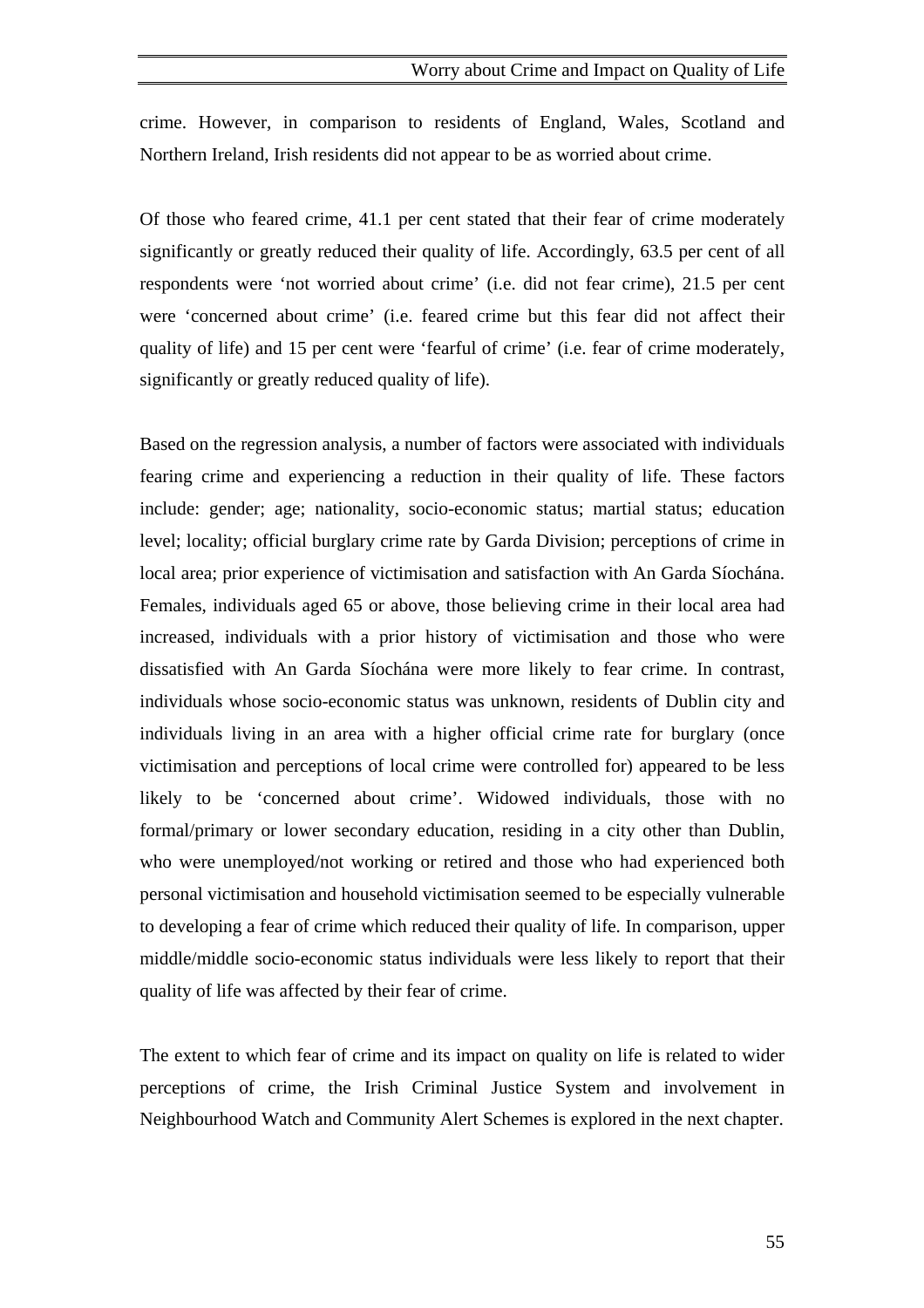crime. However, in comparison to residents of England, Wales, Scotland and Northern Ireland, Irish residents did not appear to be as worried about crime.

Of those who feared crime, 41.1 per cent stated that their fear of crime moderately significantly or greatly reduced their quality of life. Accordingly, 63.5 per cent of all respondents were 'not worried about crime' (i.e. did not fear crime), 21.5 per cent were 'concerned about crime' (i.e. feared crime but this fear did not affect their quality of life) and 15 per cent were 'fearful of crime' (i.e. fear of crime moderately, significantly or greatly reduced quality of life).

Based on the regression analysis, a number of factors were associated with individuals fearing crime and experiencing a reduction in their quality of life. These factors include: gender; age; nationality, socio-economic status; martial status; education level; locality; official burglary crime rate by Garda Division; perceptions of crime in local area; prior experience of victimisation and satisfaction with An Garda Síochána. Females, individuals aged 65 or above, those believing crime in their local area had increased, individuals with a prior history of victimisation and those who were dissatisfied with An Garda Síochána were more likely to fear crime. In contrast, individuals whose socio-economic status was unknown, residents of Dublin city and individuals living in an area with a higher official crime rate for burglary (once victimisation and perceptions of local crime were controlled for) appeared to be less likely to be 'concerned about crime'. Widowed individuals, those with no formal/primary or lower secondary education, residing in a city other than Dublin, who were unemployed/not working or retired and those who had experienced both personal victimisation and household victimisation seemed to be especially vulnerable to developing a fear of crime which reduced their quality of life. In comparison, upper middle/middle socio-economic status individuals were less likely to report that their quality of life was affected by their fear of crime.

The extent to which fear of crime and its impact on quality on life is related to wider perceptions of crime, the Irish Criminal Justice System and involvement in Neighbourhood Watch and Community Alert Schemes is explored in the next chapter.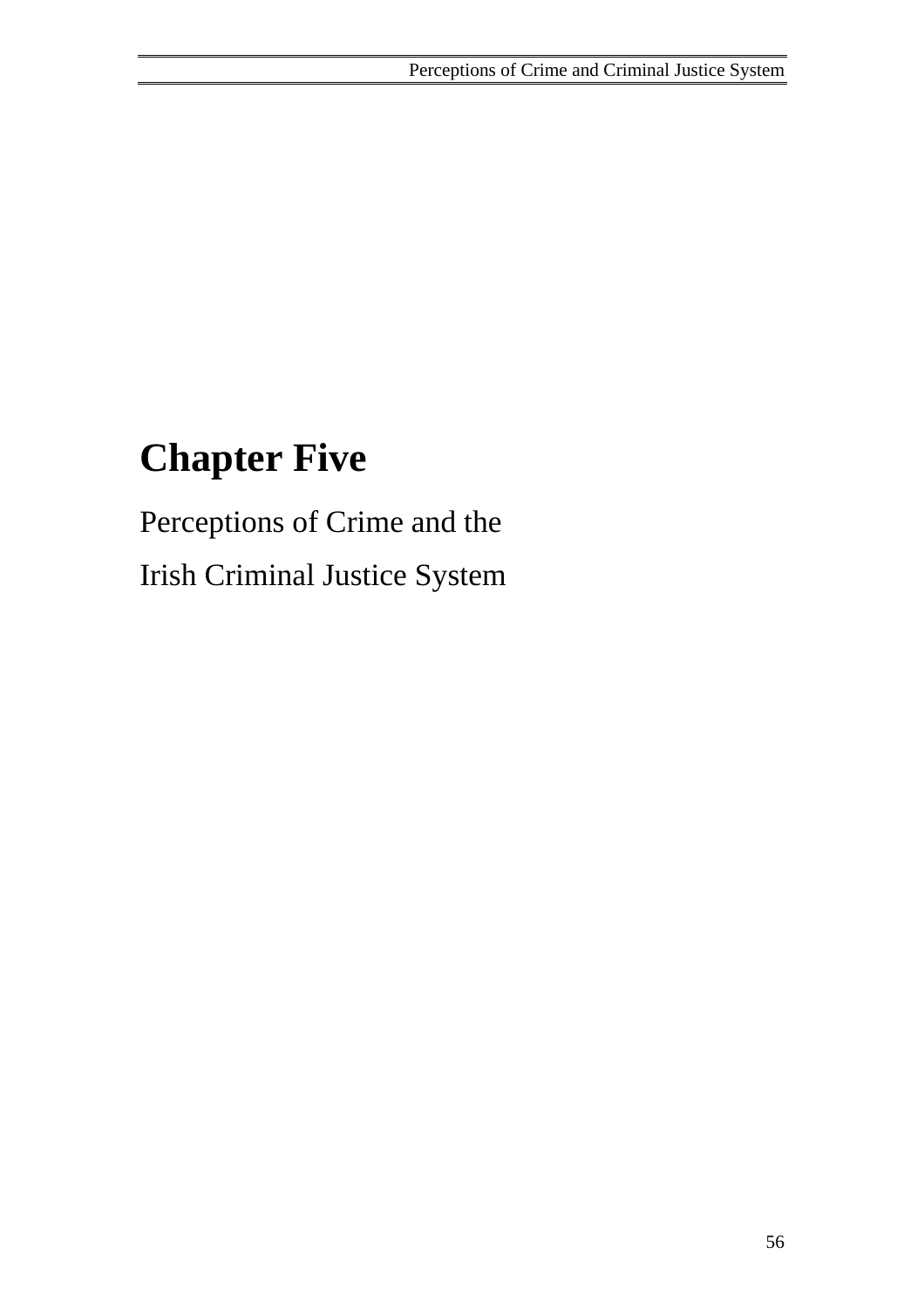# Chapter Five

Perceptions of Crime and the

Irish Criminal Justice System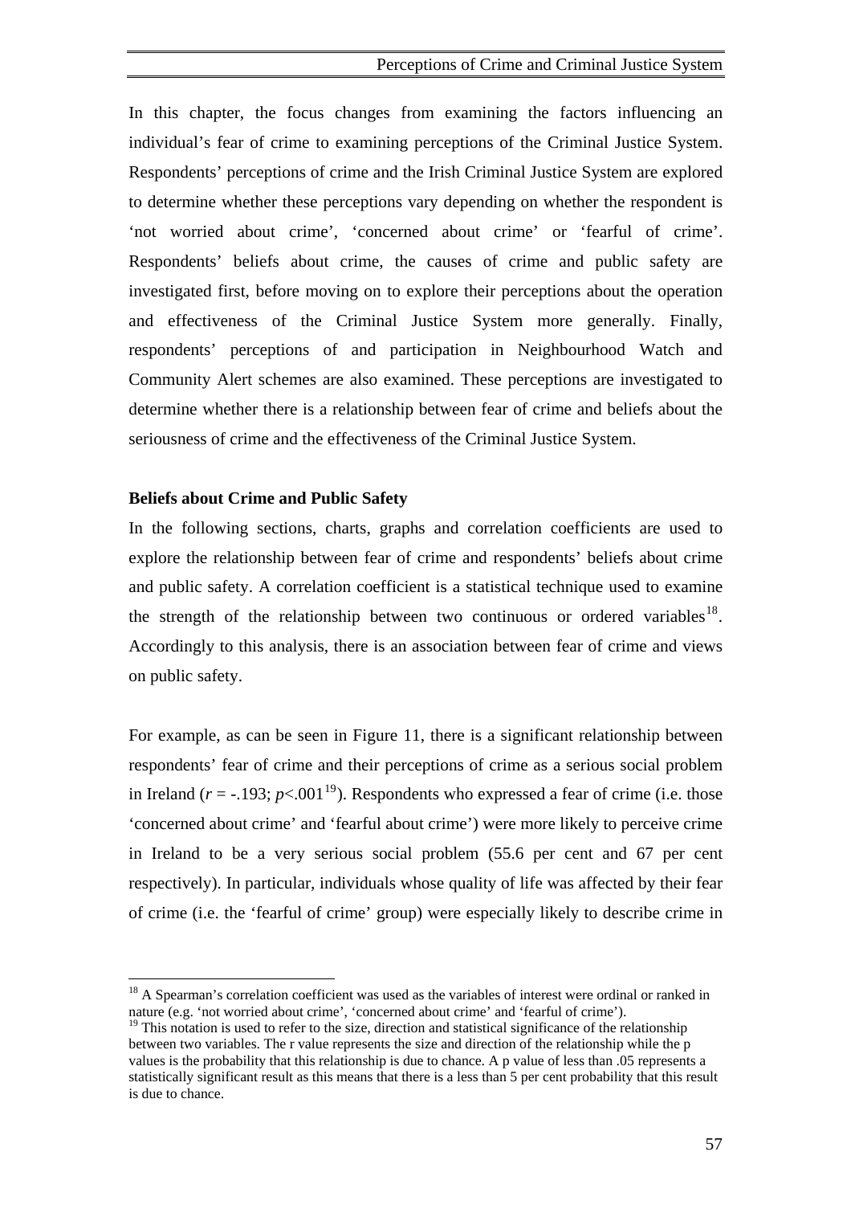In this chapter, the focus changes from examining the factors influencing an individual's fear of crime to examining perceptions of the Criminal Justice System. Respondents' perceptions of crime and the Irish Criminal Justice System are explored to determine whether these perceptions vary depending on whether the respondent is 'not worried about crime', 'concerned about crime' or 'fearful of crime'. Respondents' beliefs about crime, the causes of crime and public safety are investigated first, before moving on to explore their perceptions about the operation and effectiveness of the Criminal Justice System more generally. Finally, respondents' perceptions of and participation in Neighbourhood Watch and Community Alert schemes are also examined. These perceptions are investigated to determine whether there is a relationship between fear of crime and beliefs about the seriousness of crime and the effectiveness of the Criminal Justice System.

**Beliefs about Crime and Public Safety**

In the following sections, charts, graphs and correlation coefficients are used to explore the relationship between fear of crime and respondents' beliefs about crime and public safety. A correlation coefficient is a statistical technique used to examine the strength of the relationship between two continuous or ordered variables[18]. Accordingly to this analysis, there is an association between fear of crime and views on public safety.

For example, as can be seen in Figure 11, there is a significant relationship between respondents' fear of crime and their perceptions of crime as a serious social problem in Ireland ($r = -.193$; $p<.001$[19]). Respondents who expressed a fear of crime (i.e. those 'concerned about crime' and 'fearful about crime') were more likely to perceive crime in Ireland to be a very serious social problem (55.6 per cent and 67 per cent respectively). In particular, individuals whose quality of life was affected by their fear of crime (i.e. the 'fearful of crime' group) were especially likely to describe crime in

---

[18] A Spearman's correlation coefficient was used as the variables of interest were ordinal or ranked in nature (e.g. 'not worried about crime', 'concerned about crime' and 'fearful of crime').

[19] This notation is used to refer to the size, direction and statistical significance of the relationship between two variables. The r value represents the size and direction of the relationship while the p values is the probability that this relationship is due to chance. A p value of less than .05 represents a statistically significant result as this means that there is a less than 5 per cent probability that this result is due to chance.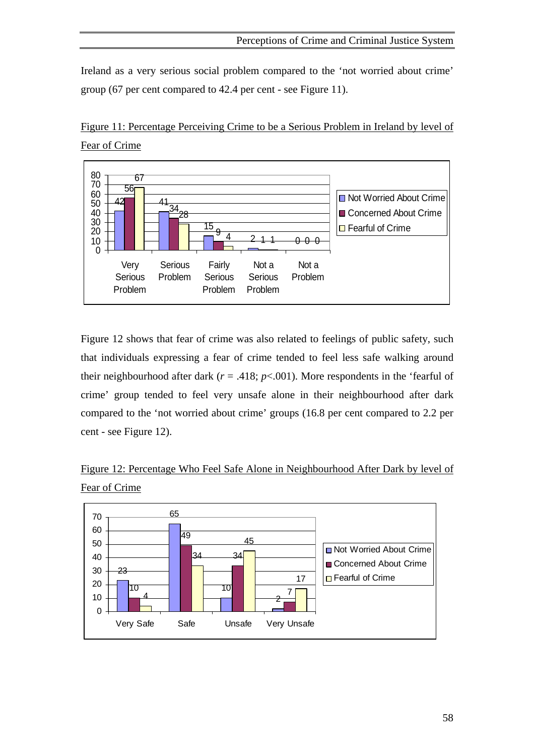Ireland as a very serious social problem compared to the 'not worried about crime' group (67 per cent compared to 42.4 per cent - see Figure 11).

Figure 11: Percentage Perceiving Crime to be a Serious Problem in Ireland by level of Fear of Crime

| | Very Serious Problem | Serious Problem | Fairly Serious Problem | Not a Serious Problem | Not a Problem |
|---|---|---|---|---|---|
| Not Worried About Crime | 42 | 41 | 15 | 2 | 0 |
| Concerned About Crime | 56 | 34 | 9 | 1 | 0 |
| Fearful of Crime | 67 | 28 | 4 | 1 | 0 |

Figure 12 shows that fear of crime was also related to feelings of public safety, such that individuals expressing a fear of crime tended to feel less safe walking around their neighbourhood after dark ($r$ = .418; $p$<.001). More respondents in the 'fearful of crime' group tended to feel very unsafe alone in their neighbourhood after dark compared to the 'not worried about crime' groups (16.8 per cent compared to 2.2 per cent - see Figure 12).

Figure 12: Percentage Who Feel Safe Alone in Neighbourhood After Dark by level of Fear of Crime

| | Very Safe | Safe | Unsafe | Very Unsafe |
|---|---|---|---|---|
| Not Worried About Crime | 23 | 65 | 10 | 2 |
| Concerned About Crime | 10 | 49 | 34 | 7 |
| Fearful of Crime | 4 | 34 | 45 | 17 |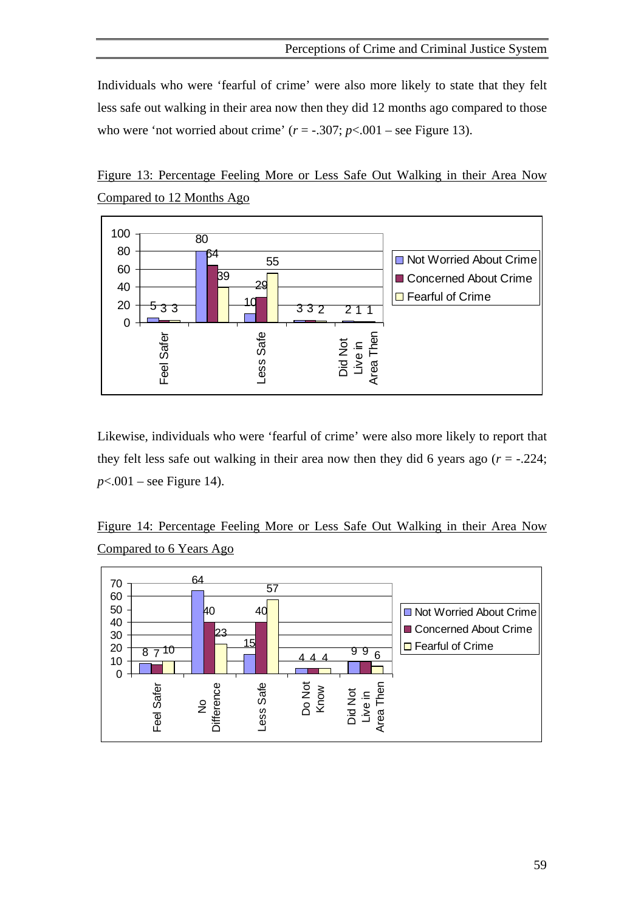Individuals who were 'fearful of crime' were also more likely to state that they felt less safe out walking in their area now then they did 12 months ago compared to those who were 'not worried about crime' ($r$ = -.307; $p$<.001 – see Figure 13).

Figure 13: Percentage Feeling More or Less Safe Out Walking in their Area Now Compared to 12 Months Ago

| | Not Worried About Crime | Concerned About Crime | Fearful of Crime |
|---|---|---|---|
| Feel Safer | 5 | 3 | 3 |
| | 80 | 64 | 39 |
| Less Safe | 10 | 29 | 55 |
| | 3 | 3 | 2 |
| Did Not Live in Area Then | 2 | 1 | 1 |

Likewise, individuals who were 'fearful of crime' were also more likely to report that they felt less safe out walking in their area now then they did 6 years ago ($r$ = -.224; $p$<.001 – see Figure 14).

Figure 14: Percentage Feeling More or Less Safe Out Walking in their Area Now Compared to 6 Years Ago

| | Not Worried About Crime | Concerned About Crime | Fearful of Crime |
|---|---|---|---|
| Feel Safer | 8 | 7 | 10 |
| No Difference | 64 | 40 | 23 |
| Less Safe | 15 | 40 | 57 |
| Do Not Know | 4 | 4 | 4 |
| Did Not Live in Area Then | 9 | 9 | 6 |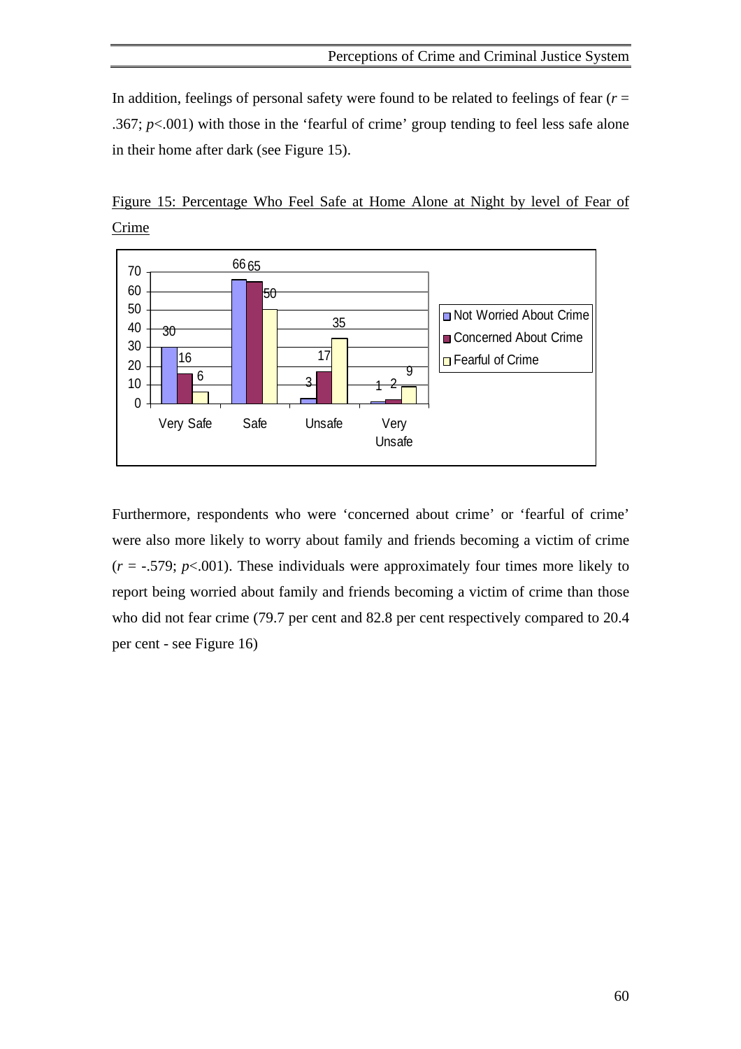In addition, feelings of personal safety were found to be related to feelings of fear ($r$ = .367; $p$<.001) with those in the 'fearful of crime' group tending to feel less safe alone in their home after dark (see Figure 15).

Figure 15: Percentage Who Feel Safe at Home Alone at Night by level of Fear of Crime

| | Very Safe | Safe | Unsafe | Very Unsafe |
|---|---|---|---|---|
| Not Worried About Crime | 30 | 66 | 3 | 1 |
| Concerned About Crime | 16 | 65 | 17 | 2 |
| Fearful of Crime | 6 | 50 | 35 | 9 |

Furthermore, respondents who were 'concerned about crime' or 'fearful of crime' were also more likely to worry about family and friends becoming a victim of crime ($r$ = -.579; $p$<.001). These individuals were approximately four times more likely to report being worried about family and friends becoming a victim of crime than those who did not fear crime (79.7 per cent and 82.8 per cent respectively compared to 20.4 per cent - see Figure 16)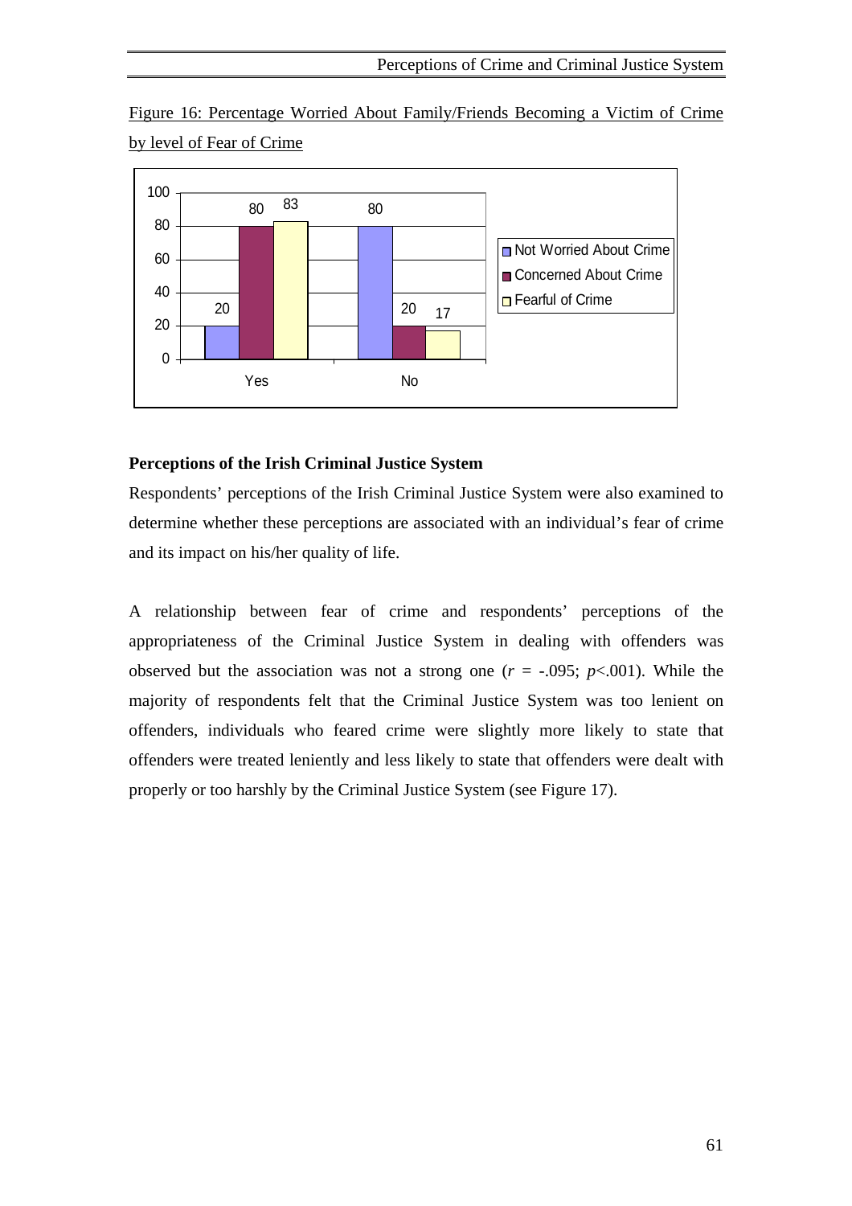Figure 16: Percentage Worried About Family/Friends Becoming a Victim of Crime by level of Fear of Crime

| | Not Worried About Crime | Concerned About Crime | Fearful of Crime |
|---|---|---|---|
| Yes | 20 | 80 | 83 |
| No | 80 | 20 | 17 |

### Perceptions of the Irish Criminal Justice System

Respondents' perceptions of the Irish Criminal Justice System were also examined to determine whether these perceptions are associated with an individual's fear of crime and its impact on his/her quality of life.

A relationship between fear of crime and respondents' perceptions of the appropriateness of the Criminal Justice System in dealing with offenders was observed but the association was not a strong one ($r$ = -.095; $p$<.001). While the majority of respondents felt that the Criminal Justice System was too lenient on offenders, individuals who feared crime were slightly more likely to state that offenders were treated leniently and less likely to state that offenders were dealt with properly or too harshly by the Criminal Justice System (see Figure 17).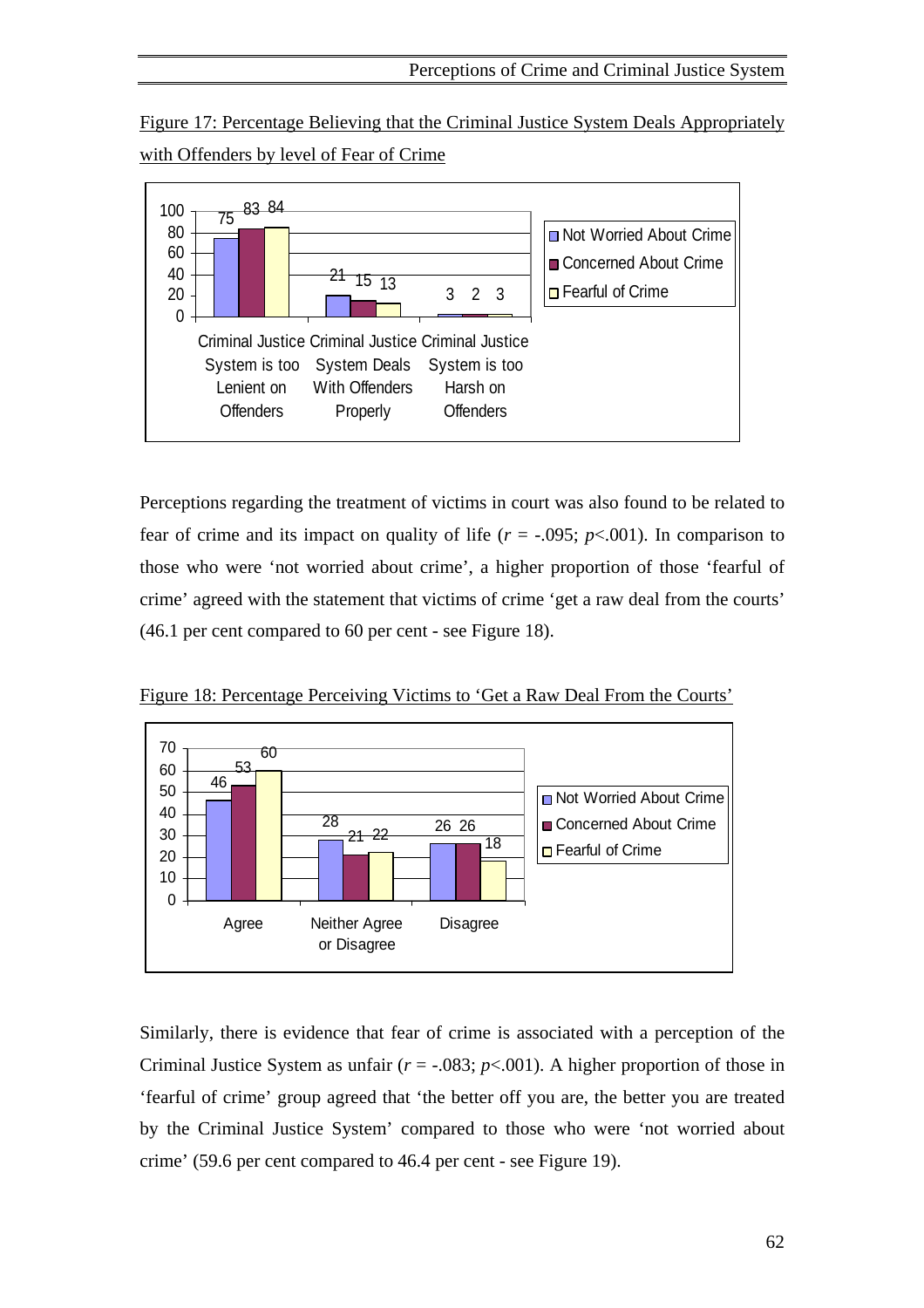Figure 17: Percentage Believing that the Criminal Justice System Deals Appropriately with Offenders by level of Fear of Crime

| | Not Worried About Crime | Concerned About Crime | Fearful of Crime |
|---|---|---|---|
| Criminal Justice System is too Lenient on Offenders | 75 | 83 | 84 |
| Criminal Justice System Deals With Offenders Properly | 21 | 15 | 13 |
| Criminal Justice System is too Harsh on Offenders | 3 | 2 | 3 |

Perceptions regarding the treatment of victims in court was also found to be related to fear of crime and its impact on quality of life ($r$ = -.095; $p$<.001). In comparison to those who were 'not worried about crime', a higher proportion of those 'fearful of crime' agreed with the statement that victims of crime 'get a raw deal from the courts' (46.1 per cent compared to 60 per cent - see Figure 18).

Figure 18: Percentage Perceiving Victims to 'Get a Raw Deal From the Courts'

| | Not Worried About Crime | Concerned About Crime | Fearful of Crime |
|---|---|---|---|
| Agree | 46 | 53 | 60 |
| Neither Agree or Disagree | 28 | 21 | 22 |
| Disagree | 26 | 26 | 18 |

Similarly, there is evidence that fear of crime is associated with a perception of the Criminal Justice System as unfair ($r$ = -.083; $p$<.001). A higher proportion of those in 'fearful of crime' group agreed that 'the better off you are, the better you are treated by the Criminal Justice System' compared to those who were 'not worried about crime' (59.6 per cent compared to 46.4 per cent - see Figure 19).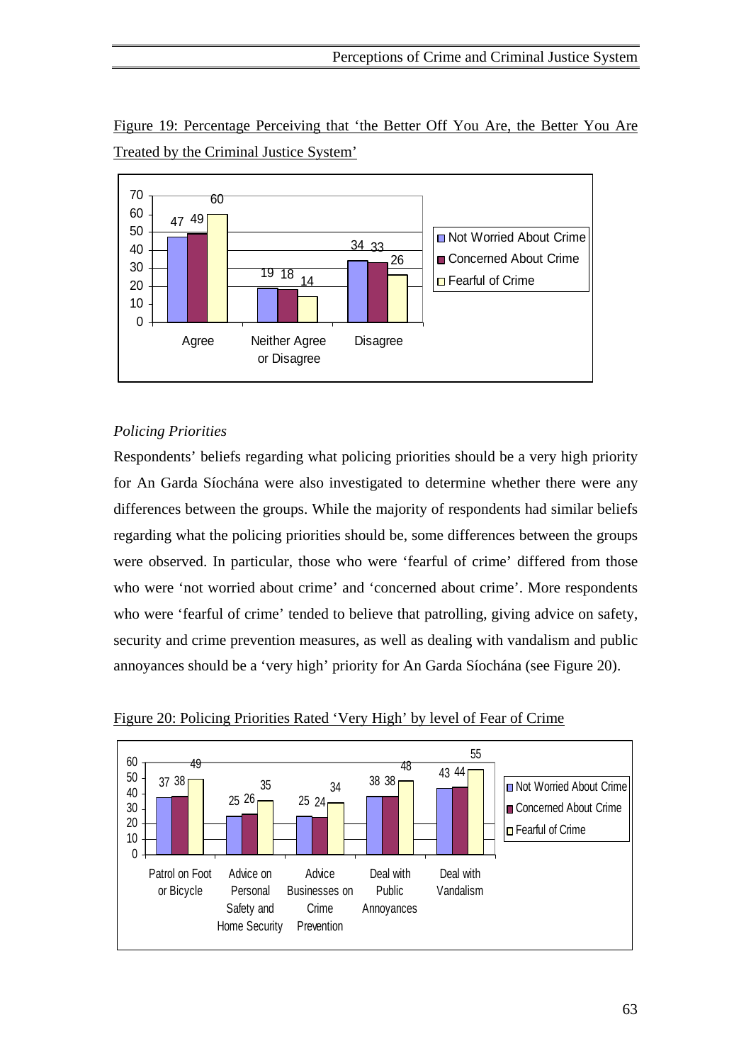Figure 19: Percentage Perceiving that 'the Better Off You Are, the Better You Are Treated by the Criminal Justice System'

| | Not Worried About Crime | Concerned About Crime | Fearful of Crime |
|---|---|---|---|
| Agree | 47 | 49 | 60 |
| Neither Agree or Disagree | 19 | 18 | 14 |
| Disagree | 34 | 33 | 26 |

*Policing Priorities*

Respondents' beliefs regarding what policing priorities should be a very high priority for An Garda Síochána were also investigated to determine whether there were any differences between the groups. While the majority of respondents had similar beliefs regarding what the policing priorities should be, some differences between the groups were observed. In particular, those who were 'fearful of crime' differed from those who were 'not worried about crime' and 'concerned about crime'. More respondents who were 'fearful of crime' tended to believe that patrolling, giving advice on safety, security and crime prevention measures, as well as dealing with vandalism and public annoyances should be a 'very high' priority for An Garda Síochána (see Figure 20).

Figure 20: Policing Priorities Rated 'Very High' by level of Fear of Crime

| | Not Worried About Crime | Concerned About Crime | Fearful of Crime |
|---|---|---|---|
| Patrol on Foot or Bicycle | 37 | 38 | 49 |
| Advice on Personal Safety and Home Security | 25 | 26 | 35 |
| Advice Businesses on Crime Prevention | 25 | 24 | 34 |
| Deal with Public Annoyances | 38 | 38 | 48 |
| Deal with Vandalism | 43 | 44 | 55 |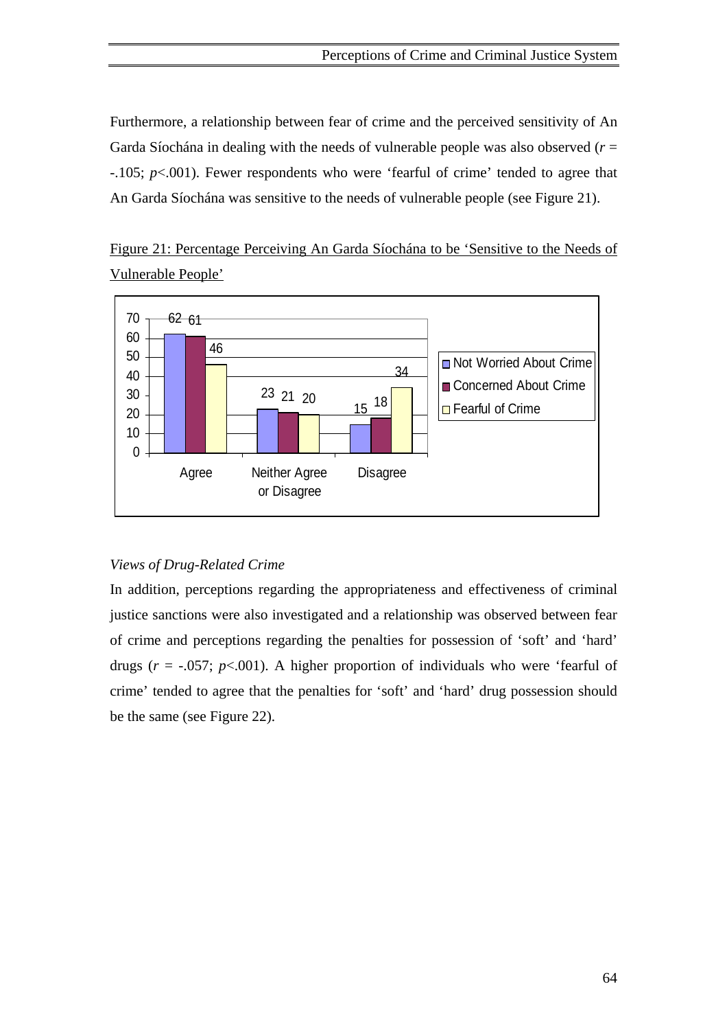Furthermore, a relationship between fear of crime and the perceived sensitivity of An Garda Síochána in dealing with the needs of vulnerable people was also observed ($r$ = -.105; $p$<.001). Fewer respondents who were 'fearful of crime' tended to agree that An Garda Síochána was sensitive to the needs of vulnerable people (see Figure 21).

Figure 21: Percentage Perceiving An Garda Síochána to be 'Sensitive to the Needs of Vulnerable People'

| | Not Worried About Crime | Concerned About Crime | Fearful of Crime |
|---|---|---|---|
| Agree | 62 | 61 | 46 |
| Neither Agree or Disagree | 23 | 21 | 20 |
| Disagree | 15 | 18 | 34 |

*Views of Drug-Related Crime*

In addition, perceptions regarding the appropriateness and effectiveness of criminal justice sanctions were also investigated and a relationship was observed between fear of crime and perceptions regarding the penalties for possession of 'soft' and 'hard' drugs ($r$ = -.057; $p$<.001). A higher proportion of individuals who were 'fearful of crime' tended to agree that the penalties for 'soft' and 'hard' drug possession should be the same (see Figure 22).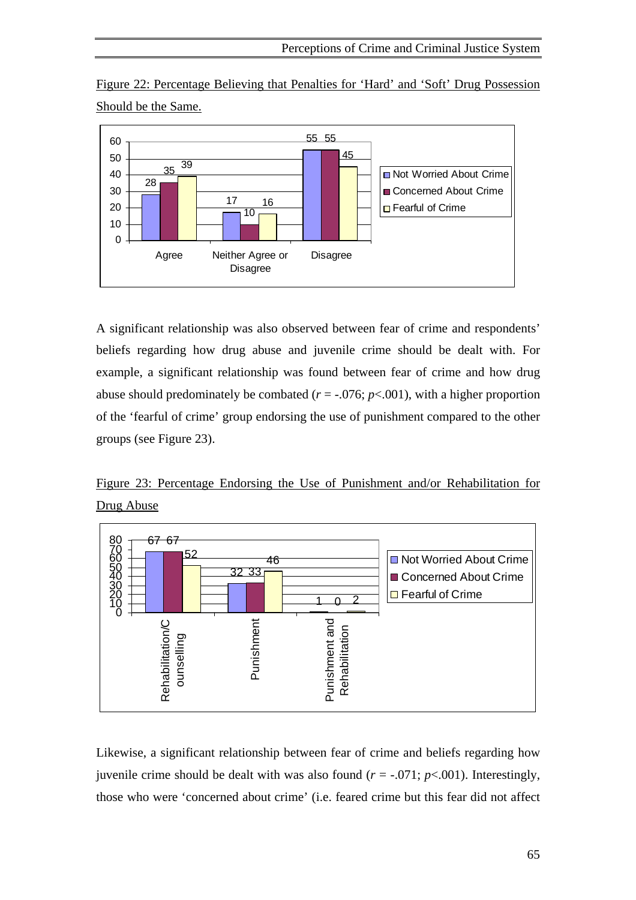Figure 22: Percentage Believing that Penalties for 'Hard' and 'Soft' Drug Possession Should be the Same.

| | Not Worried About Crime | Concerned About Crime | Fearful of Crime |
|---|---|---|---|
| Agree | 28 | 35 | 39 |
| Neither Agree or Disagree | 17 | 10 | 16 |
| Disagree | 55 | 55 | 45 |

A significant relationship was also observed between fear of crime and respondents' beliefs regarding how drug abuse and juvenile crime should be dealt with. For example, a significant relationship was found between fear of crime and how drug abuse should predominately be combated ($r$ = -.076; $p$<.001), with a higher proportion of the 'fearful of crime' group endorsing the use of punishment compared to the other groups (see Figure 23).

Figure 23: Percentage Endorsing the Use of Punishment and/or Rehabilitation for Drug Abuse

| | Not Worried About Crime | Concerned About Crime | Fearful of Crime |
|---|---|---|---|
| Rehabilitation/Counselling | 67 | 67 | 52 |
| Punishment | 32 | 33 | 46 |
| Punishment and Rehabilitation | 1 | 0 | 2 |

Likewise, a significant relationship between fear of crime and beliefs regarding how juvenile crime should be dealt with was also found ($r$ = -.071; $p$<.001). Interestingly, those who were 'concerned about crime' (i.e. feared crime but this fear did not affect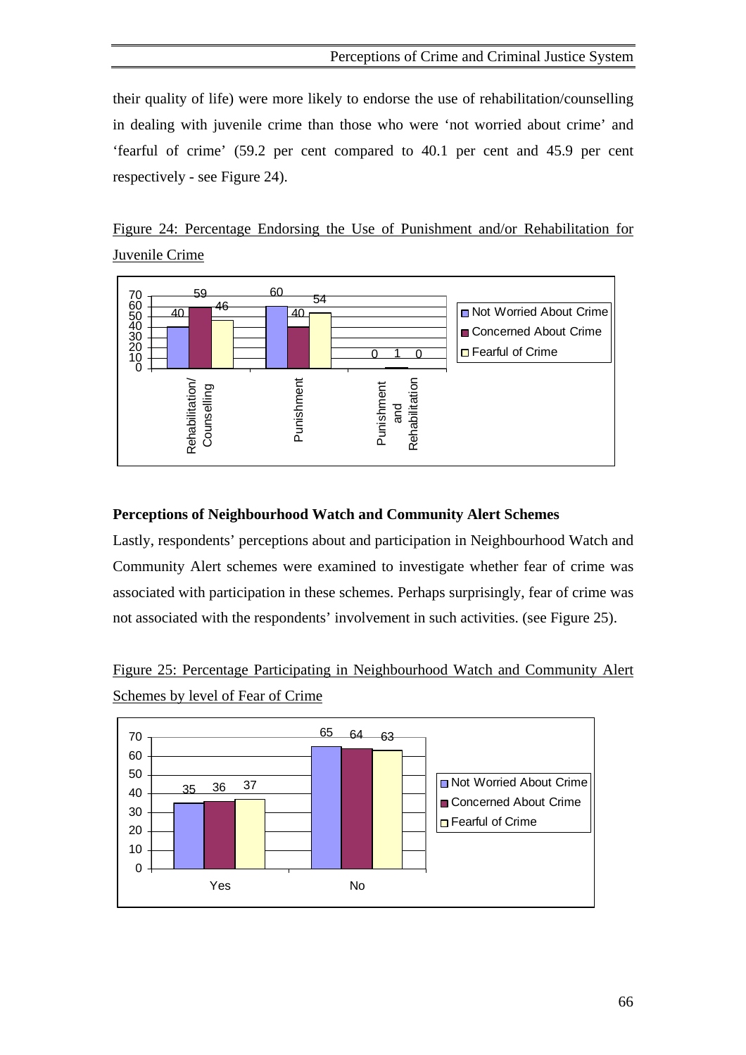their quality of life) were more likely to endorse the use of rehabilitation/counselling in dealing with juvenile crime than those who were 'not worried about crime' and 'fearful of crime' (59.2 per cent compared to 40.1 per cent and 45.9 per cent respectively - see Figure 24).

Figure 24: Percentage Endorsing the Use of Punishment and/or Rehabilitation for Juvenile Crime

| | Not Worried About Crime | Concerned About Crime | Fearful of Crime |
|---|---|---|---|
| Rehabilitation/ Counselling | 40 | 59 | 46 |
| Punishment | 60 | 40 | 54 |
| Punishment and Rehabilitation | 0 | 1 | 0 |

**Perceptions of Neighbourhood Watch and Community Alert Schemes**

Lastly, respondents' perceptions about and participation in Neighbourhood Watch and Community Alert schemes were examined to investigate whether fear of crime was associated with participation in these schemes. Perhaps surprisingly, fear of crime was not associated with the respondents' involvement in such activities. (see Figure 25).

Figure 25: Percentage Participating in Neighbourhood Watch and Community Alert Schemes by level of Fear of Crime

| | Not Worried About Crime | Concerned About Crime | Fearful of Crime |
|---|---|---|---|
| Yes | 35 | 36 | 37 |
| No | 65 | 64 | 63 |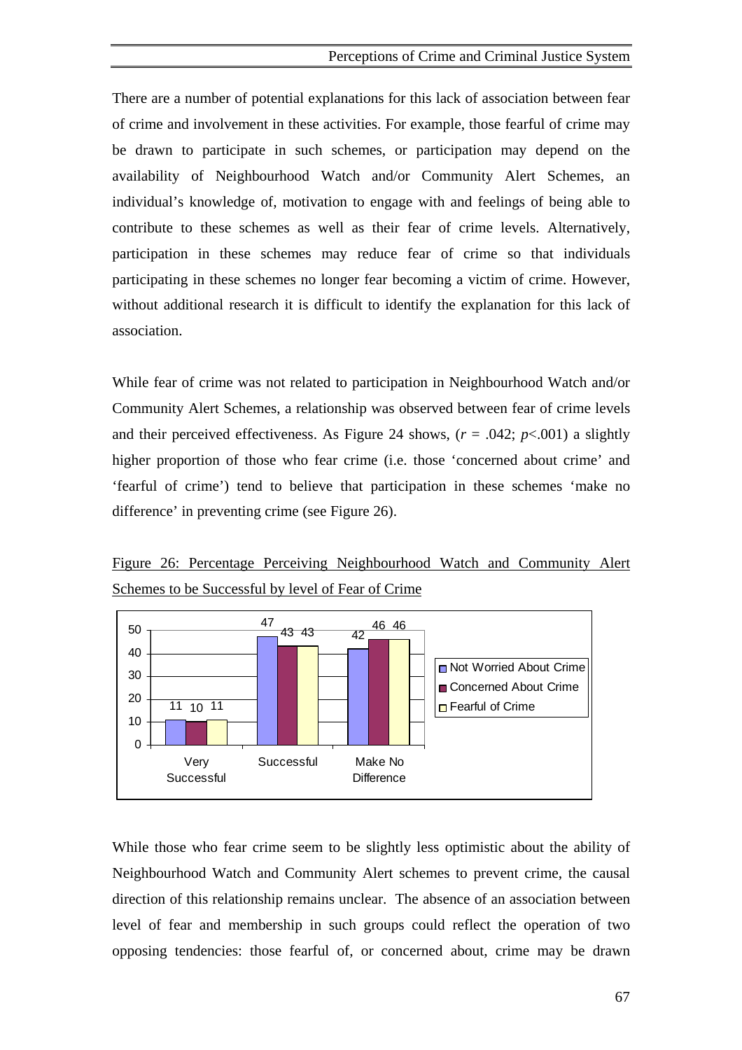There are a number of potential explanations for this lack of association between fear of crime and involvement in these activities. For example, those fearful of crime may be drawn to participate in such schemes, or participation may depend on the availability of Neighbourhood Watch and/or Community Alert Schemes, an individual's knowledge of, motivation to engage with and feelings of being able to contribute to these schemes as well as their fear of crime levels. Alternatively, participation in these schemes may reduce fear of crime so that individuals participating in these schemes no longer fear becoming a victim of crime. However, without additional research it is difficult to identify the explanation for this lack of association.

While fear of crime was not related to participation in Neighbourhood Watch and/or Community Alert Schemes, a relationship was observed between fear of crime levels and their perceived effectiveness. As Figure 24 shows, ($r$ = .042; $p$<.001) a slightly higher proportion of those who fear crime (i.e. those 'concerned about crime' and 'fearful of crime') tend to believe that participation in these schemes 'make no difference' in preventing crime (see Figure 26).

Figure 26: Percentage Perceiving Neighbourhood Watch and Community Alert Schemes to be Successful by level of Fear of Crime

| | Very Successful | Successful | Make No Difference |
| --- | --- | --- | --- |
| Not Worried About Crime | 11 | 47 | 42 |
| Concerned About Crime | 10 | 43 | 46 |
| Fearful of Crime | 11 | 43 | 46 |

While those who fear crime seem to be slightly less optimistic about the ability of Neighbourhood Watch and Community Alert schemes to prevent crime, the causal direction of this relationship remains unclear. The absence of an association between level of fear and membership in such groups could reflect the operation of two opposing tendencies: those fearful of, or concerned about, crime may be drawn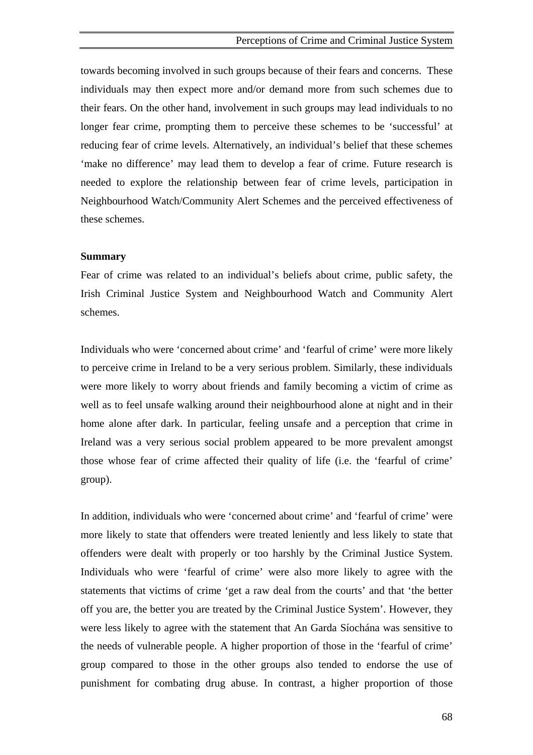towards becoming involved in such groups because of their fears and concerns. These individuals may then expect more and/or demand more from such schemes due to their fears. On the other hand, involvement in such groups may lead individuals to no longer fear crime, prompting them to perceive these schemes to be 'successful' at reducing fear of crime levels. Alternatively, an individual's belief that these schemes 'make no difference' may lead them to develop a fear of crime. Future research is needed to explore the relationship between fear of crime levels, participation in Neighbourhood Watch/Community Alert Schemes and the perceived effectiveness of these schemes.

**Summary**

Fear of crime was related to an individual's beliefs about crime, public safety, the Irish Criminal Justice System and Neighbourhood Watch and Community Alert schemes.

Individuals who were 'concerned about crime' and 'fearful of crime' were more likely to perceive crime in Ireland to be a very serious problem. Similarly, these individuals were more likely to worry about friends and family becoming a victim of crime as well as to feel unsafe walking around their neighbourhood alone at night and in their home alone after dark. In particular, feeling unsafe and a perception that crime in Ireland was a very serious social problem appeared to be more prevalent amongst those whose fear of crime affected their quality of life (i.e. the 'fearful of crime' group).

In addition, individuals who were 'concerned about crime' and 'fearful of crime' were more likely to state that offenders were treated leniently and less likely to state that offenders were dealt with properly or too harshly by the Criminal Justice System. Individuals who were 'fearful of crime' were also more likely to agree with the statements that victims of crime 'get a raw deal from the courts' and that 'the better off you are, the better you are treated by the Criminal Justice System'. However, they were less likely to agree with the statement that An Garda Síochána was sensitive to the needs of vulnerable people. A higher proportion of those in the 'fearful of crime' group compared to those in the other groups also tended to endorse the use of punishment for combating drug abuse. In contrast, a higher proportion of those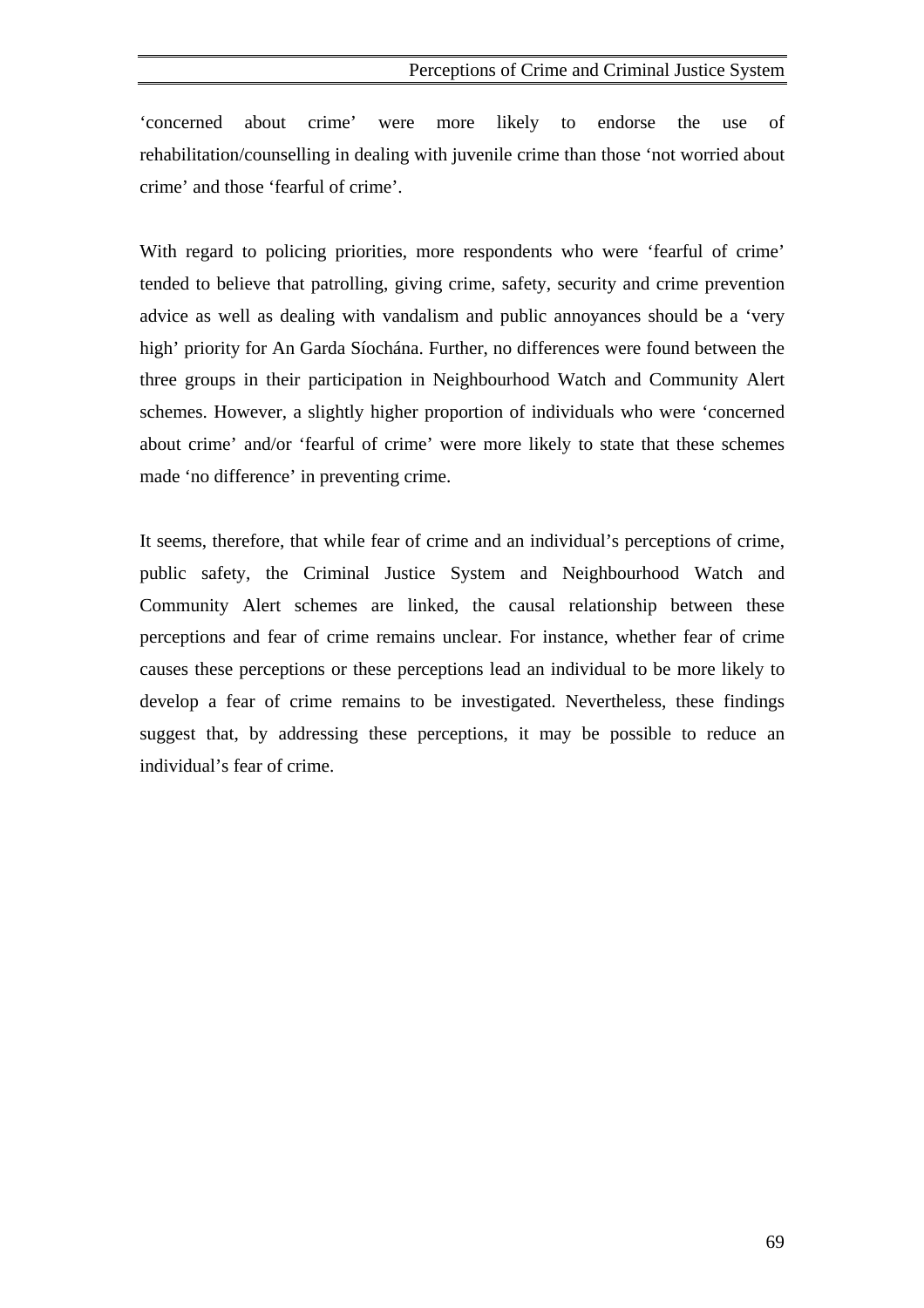'concerned about crime' were more likely to endorse the use of rehabilitation/counselling in dealing with juvenile crime than those 'not worried about crime' and those 'fearful of crime'.

With regard to policing priorities, more respondents who were 'fearful of crime' tended to believe that patrolling, giving crime, safety, security and crime prevention advice as well as dealing with vandalism and public annoyances should be a 'very high' priority for An Garda Síochána. Further, no differences were found between the three groups in their participation in Neighbourhood Watch and Community Alert schemes. However, a slightly higher proportion of individuals who were 'concerned about crime' and/or 'fearful of crime' were more likely to state that these schemes made 'no difference' in preventing crime.

It seems, therefore, that while fear of crime and an individual's perceptions of crime, public safety, the Criminal Justice System and Neighbourhood Watch and Community Alert schemes are linked, the causal relationship between these perceptions and fear of crime remains unclear. For instance, whether fear of crime causes these perceptions or these perceptions lead an individual to be more likely to develop a fear of crime remains to be investigated. Nevertheless, these findings suggest that, by addressing these perceptions, it may be possible to reduce an individual's fear of crime.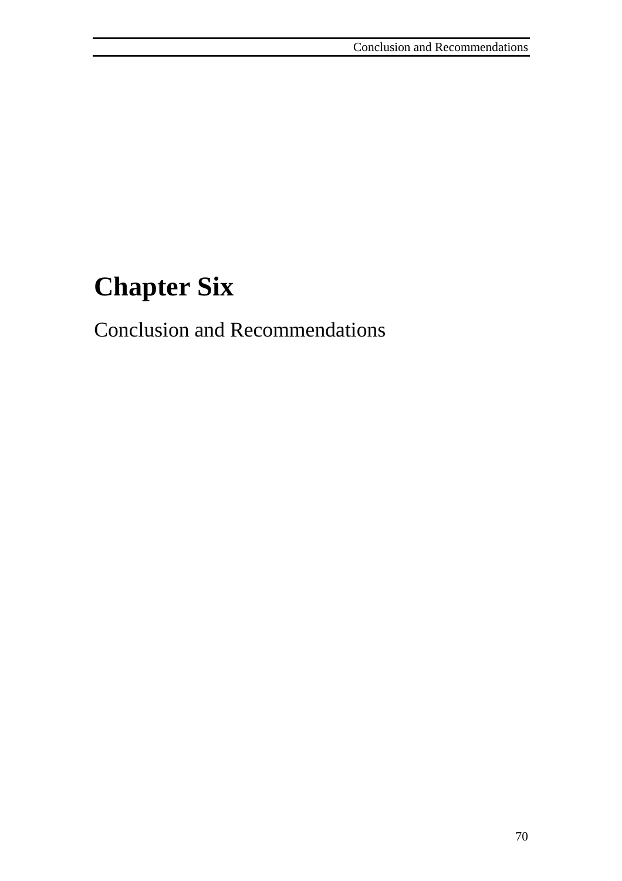# Chapter Six

## Conclusion and Recommendations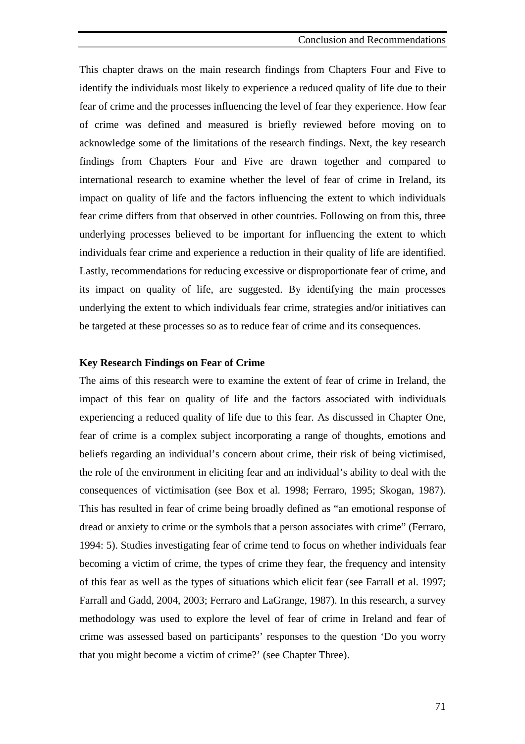This chapter draws on the main research findings from Chapters Four and Five to identify the individuals most likely to experience a reduced quality of life due to their fear of crime and the processes influencing the level of fear they experience. How fear of crime was defined and measured is briefly reviewed before moving on to acknowledge some of the limitations of the research findings. Next, the key research findings from Chapters Four and Five are drawn together and compared to international research to examine whether the level of fear of crime in Ireland, its impact on quality of life and the factors influencing the extent to which individuals fear crime differs from that observed in other countries. Following on from this, three underlying processes believed to be important for influencing the extent to which individuals fear crime and experience a reduction in their quality of life are identified. Lastly, recommendations for reducing excessive or disproportionate fear of crime, and its impact on quality of life, are suggested. By identifying the main processes underlying the extent to which individuals fear crime, strategies and/or initiatives can be targeted at these processes so as to reduce fear of crime and its consequences.

**Key Research Findings on Fear of Crime**

The aims of this research were to examine the extent of fear of crime in Ireland, the impact of this fear on quality of life and the factors associated with individuals experiencing a reduced quality of life due to this fear. As discussed in Chapter One, fear of crime is a complex subject incorporating a range of thoughts, emotions and beliefs regarding an individual's concern about crime, their risk of being victimised, the role of the environment in eliciting fear and an individual's ability to deal with the consequences of victimisation (see Box et al. 1998; Ferraro, 1995; Skogan, 1987). This has resulted in fear of crime being broadly defined as "an emotional response of dread or anxiety to crime or the symbols that a person associates with crime" (Ferraro, 1994: 5). Studies investigating fear of crime tend to focus on whether individuals fear becoming a victim of crime, the types of crime they fear, the frequency and intensity of this fear as well as the types of situations which elicit fear (see Farrall et al. 1997; Farrall and Gadd, 2004, 2003; Ferraro and LaGrange, 1987). In this research, a survey methodology was used to explore the level of fear of crime in Ireland and fear of crime was assessed based on participants' responses to the question 'Do you worry that you might become a victim of crime?' (see Chapter Three).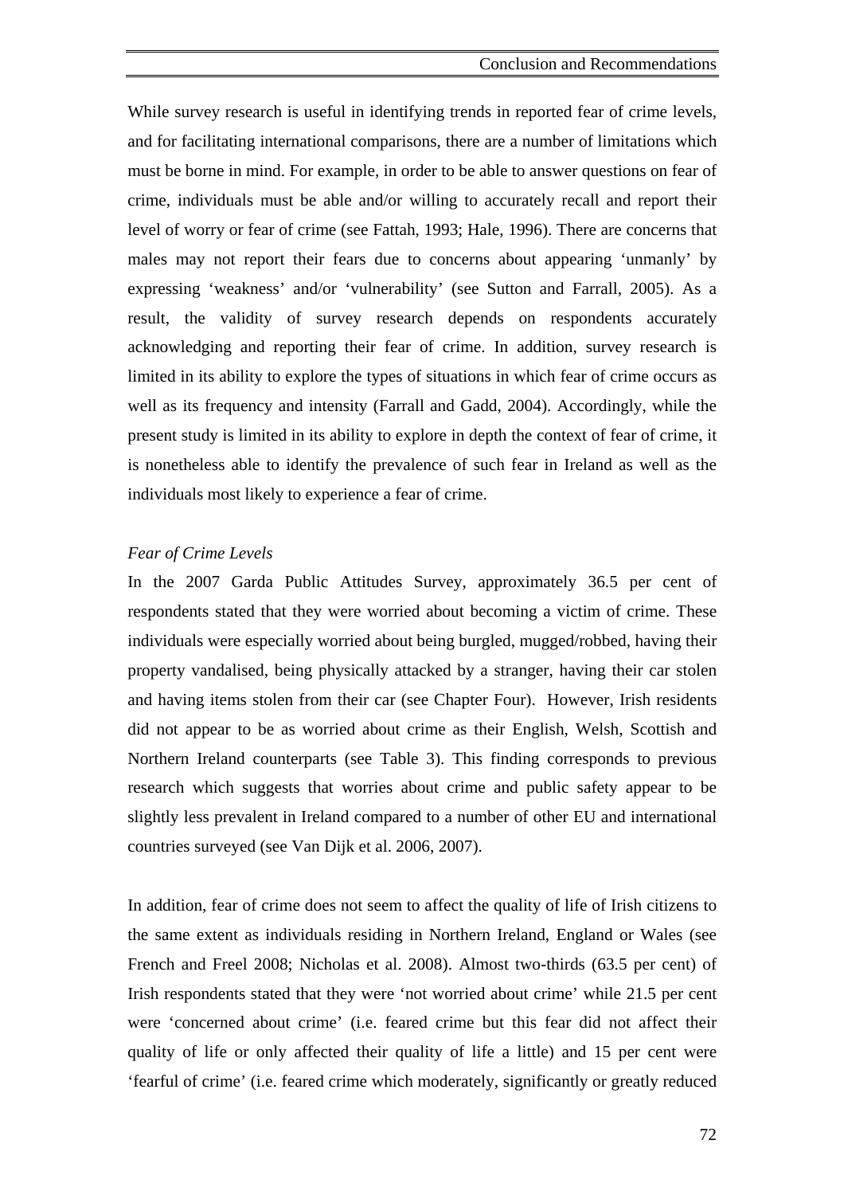While survey research is useful in identifying trends in reported fear of crime levels, and for facilitating international comparisons, there are a number of limitations which must be borne in mind. For example, in order to be able to answer questions on fear of crime, individuals must be able and/or willing to accurately recall and report their level of worry or fear of crime (see Fattah, 1993; Hale, 1996). There are concerns that males may not report their fears due to concerns about appearing 'unmanly' by expressing 'weakness' and/or 'vulnerability' (see Sutton and Farrall, 2005). As a result, the validity of survey research depends on respondents accurately acknowledging and reporting their fear of crime. In addition, survey research is limited in its ability to explore the types of situations in which fear of crime occurs as well as its frequency and intensity (Farrall and Gadd, 2004). Accordingly, while the present study is limited in its ability to explore in depth the context of fear of crime, it is nonetheless able to identify the prevalence of such fear in Ireland as well as the individuals most likely to experience a fear of crime.

*Fear of Crime Levels*

In the 2007 Garda Public Attitudes Survey, approximately 36.5 per cent of respondents stated that they were worried about becoming a victim of crime. These individuals were especially worried about being burgled, mugged/robbed, having their property vandalised, being physically attacked by a stranger, having their car stolen and having items stolen from their car (see Chapter Four). However, Irish residents did not appear to be as worried about crime as their English, Welsh, Scottish and Northern Ireland counterparts (see Table 3). This finding corresponds to previous research which suggests that worries about crime and public safety appear to be slightly less prevalent in Ireland compared to a number of other EU and international countries surveyed (see Van Dijk et al. 2006, 2007).

In addition, fear of crime does not seem to affect the quality of life of Irish citizens to the same extent as individuals residing in Northern Ireland, England or Wales (see French and Freel 2008; Nicholas et al. 2008). Almost two-thirds (63.5 per cent) of Irish respondents stated that they were 'not worried about crime' while 21.5 per cent were 'concerned about crime' (i.e. feared crime but this fear did not affect their quality of life or only affected their quality of life a little) and 15 per cent were 'fearful of crime' (i.e. feared crime which moderately, significantly or greatly reduced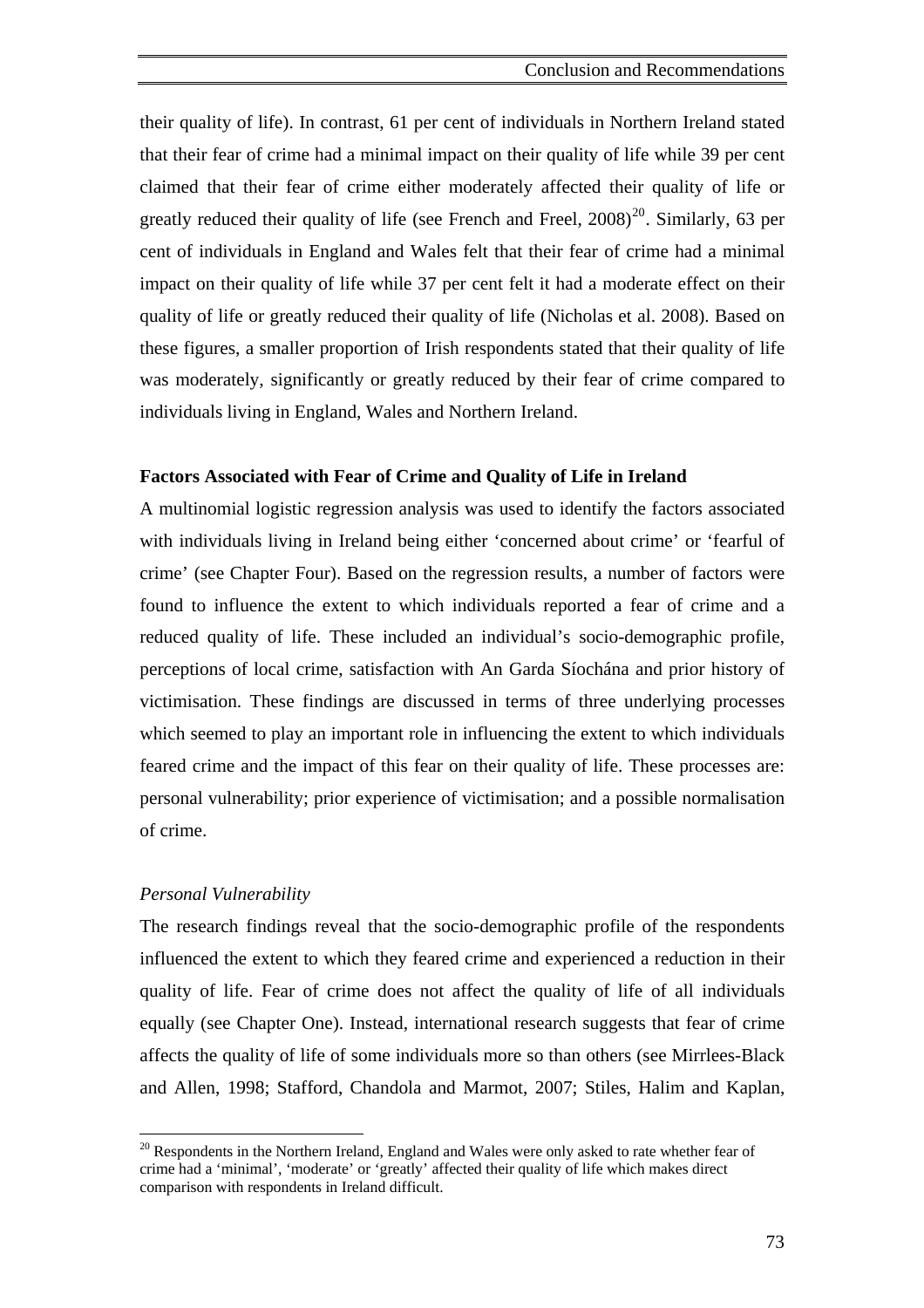their quality of life). In contrast, 61 per cent of individuals in Northern Ireland stated that their fear of crime had a minimal impact on their quality of life while 39 per cent claimed that their fear of crime either moderately affected their quality of life or greatly reduced their quality of life (see French and Freel, 2008)[20]. Similarly, 63 per cent of individuals in England and Wales felt that their fear of crime had a minimal impact on their quality of life while 37 per cent felt it had a moderate effect on their quality of life or greatly reduced their quality of life (Nicholas et al. 2008). Based on these figures, a smaller proportion of Irish respondents stated that their quality of life was moderately, significantly or greatly reduced by their fear of crime compared to individuals living in England, Wales and Northern Ireland.

**Factors Associated with Fear of Crime and Quality of Life in Ireland**

A multinomial logistic regression analysis was used to identify the factors associated with individuals living in Ireland being either 'concerned about crime' or 'fearful of crime' (see Chapter Four). Based on the regression results, a number of factors were found to influence the extent to which individuals reported a fear of crime and a reduced quality of life. These included an individual's socio-demographic profile, perceptions of local crime, satisfaction with An Garda Síochána and prior history of victimisation. These findings are discussed in terms of three underlying processes which seemed to play an important role in influencing the extent to which individuals feared crime and the impact of this fear on their quality of life. These processes are: personal vulnerability; prior experience of victimisation; and a possible normalisation of crime.

*Personal Vulnerability*

The research findings reveal that the socio-demographic profile of the respondents influenced the extent to which they feared crime and experienced a reduction in their quality of life. Fear of crime does not affect the quality of life of all individuals equally (see Chapter One). Instead, international research suggests that fear of crime affects the quality of life of some individuals more so than others (see Mirrlees-Black and Allen, 1998; Stafford, Chandola and Marmot, 2007; Stiles, Halim and Kaplan,

[20] Respondents in the Northern Ireland, England and Wales were only asked to rate whether fear of crime had a 'minimal', 'moderate' or 'greatly' affected their quality of life which makes direct comparison with respondents in Ireland difficult.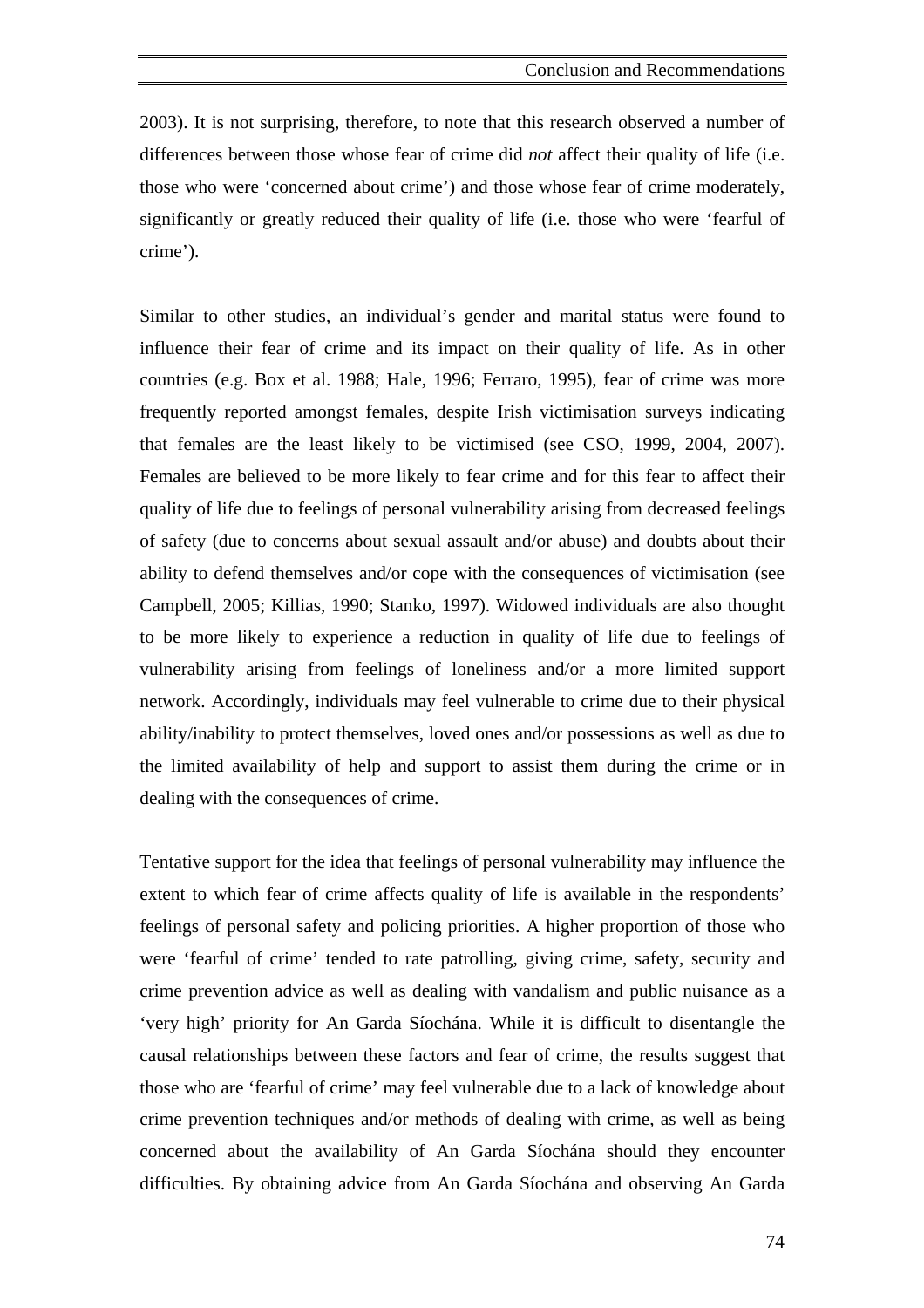2003). It is not surprising, therefore, to note that this research observed a number of differences between those whose fear of crime did *not* affect their quality of life (i.e. those who were 'concerned about crime') and those whose fear of crime moderately, significantly or greatly reduced their quality of life (i.e. those who were 'fearful of crime').

Similar to other studies, an individual's gender and marital status were found to influence their fear of crime and its impact on their quality of life. As in other countries (e.g. Box et al. 1988; Hale, 1996; Ferraro, 1995), fear of crime was more frequently reported amongst females, despite Irish victimisation surveys indicating that females are the least likely to be victimised (see CSO, 1999, 2004, 2007). Females are believed to be more likely to fear crime and for this fear to affect their quality of life due to feelings of personal vulnerability arising from decreased feelings of safety (due to concerns about sexual assault and/or abuse) and doubts about their ability to defend themselves and/or cope with the consequences of victimisation (see Campbell, 2005; Killias, 1990; Stanko, 1997). Widowed individuals are also thought to be more likely to experience a reduction in quality of life due to feelings of vulnerability arising from feelings of loneliness and/or a more limited support network. Accordingly, individuals may feel vulnerable to crime due to their physical ability/inability to protect themselves, loved ones and/or possessions as well as due to the limited availability of help and support to assist them during the crime or in dealing with the consequences of crime.

Tentative support for the idea that feelings of personal vulnerability may influence the extent to which fear of crime affects quality of life is available in the respondents' feelings of personal safety and policing priorities. A higher proportion of those who were 'fearful of crime' tended to rate patrolling, giving crime, safety, security and crime prevention advice as well as dealing with vandalism and public nuisance as a 'very high' priority for An Garda Síochána. While it is difficult to disentangle the causal relationships between these factors and fear of crime, the results suggest that those who are 'fearful of crime' may feel vulnerable due to a lack of knowledge about crime prevention techniques and/or methods of dealing with crime, as well as being concerned about the availability of An Garda Síochána should they encounter difficulties. By obtaining advice from An Garda Síochána and observing An Garda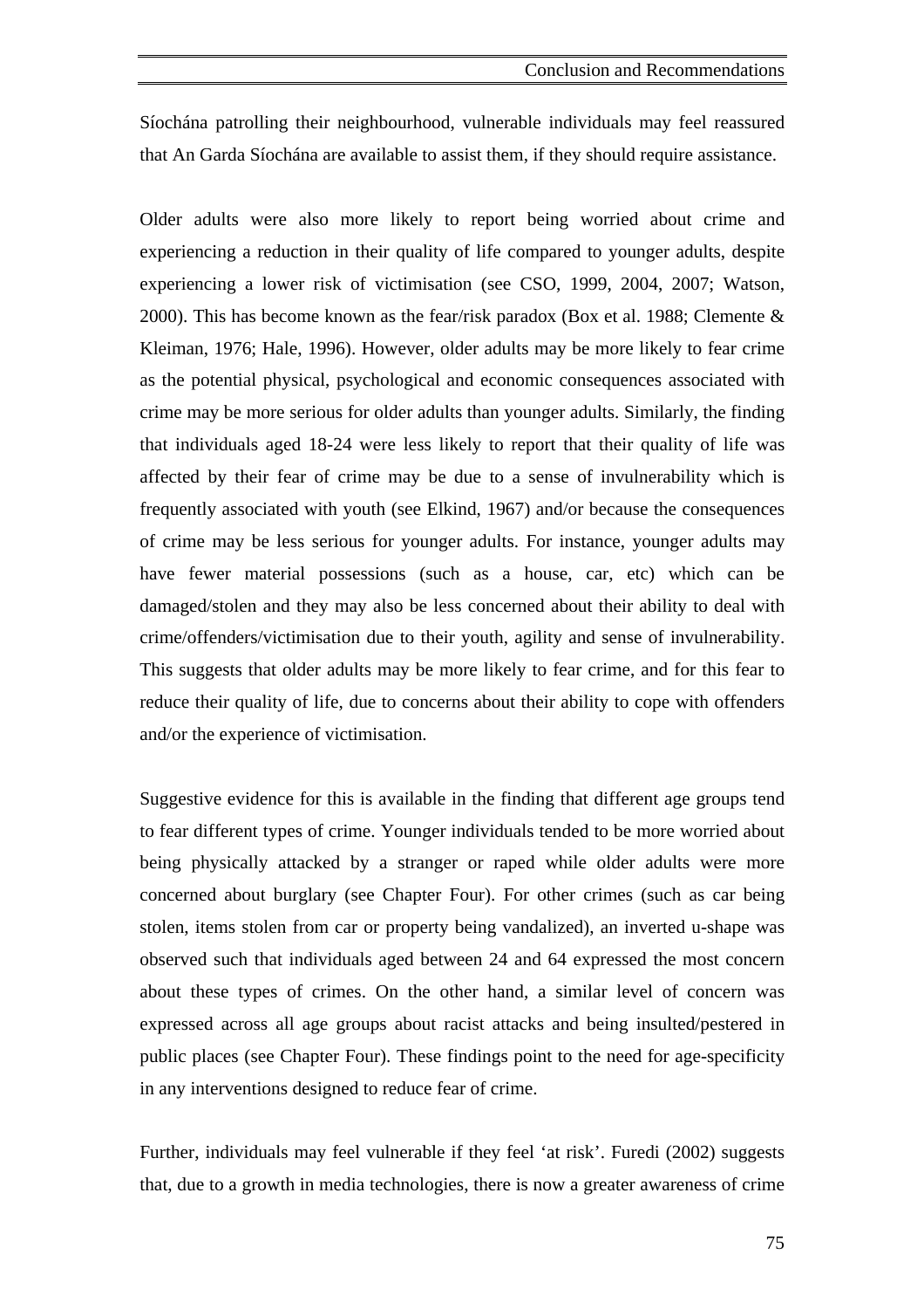Síochána patrolling their neighbourhood, vulnerable individuals may feel reassured that An Garda Síochána are available to assist them, if they should require assistance.

Older adults were also more likely to report being worried about crime and experiencing a reduction in their quality of life compared to younger adults, despite experiencing a lower risk of victimisation (see CSO, 1999, 2004, 2007; Watson, 2000). This has become known as the fear/risk paradox (Box et al. 1988; Clemente & Kleiman, 1976; Hale, 1996). However, older adults may be more likely to fear crime as the potential physical, psychological and economic consequences associated with crime may be more serious for older adults than younger adults. Similarly, the finding that individuals aged 18-24 were less likely to report that their quality of life was affected by their fear of crime may be due to a sense of invulnerability which is frequently associated with youth (see Elkind, 1967) and/or because the consequences of crime may be less serious for younger adults. For instance, younger adults may have fewer material possessions (such as a house, car, etc) which can be damaged/stolen and they may also be less concerned about their ability to deal with crime/offenders/victimisation due to their youth, agility and sense of invulnerability. This suggests that older adults may be more likely to fear crime, and for this fear to reduce their quality of life, due to concerns about their ability to cope with offenders and/or the experience of victimisation.

Suggestive evidence for this is available in the finding that different age groups tend to fear different types of crime. Younger individuals tended to be more worried about being physically attacked by a stranger or raped while older adults were more concerned about burglary (see Chapter Four). For other crimes (such as car being stolen, items stolen from car or property being vandalized), an inverted u-shape was observed such that individuals aged between 24 and 64 expressed the most concern about these types of crimes. On the other hand, a similar level of concern was expressed across all age groups about racist attacks and being insulted/pestered in public places (see Chapter Four). These findings point to the need for age-specificity in any interventions designed to reduce fear of crime.

Further, individuals may feel vulnerable if they feel 'at risk'. Furedi (2002) suggests that, due to a growth in media technologies, there is now a greater awareness of crime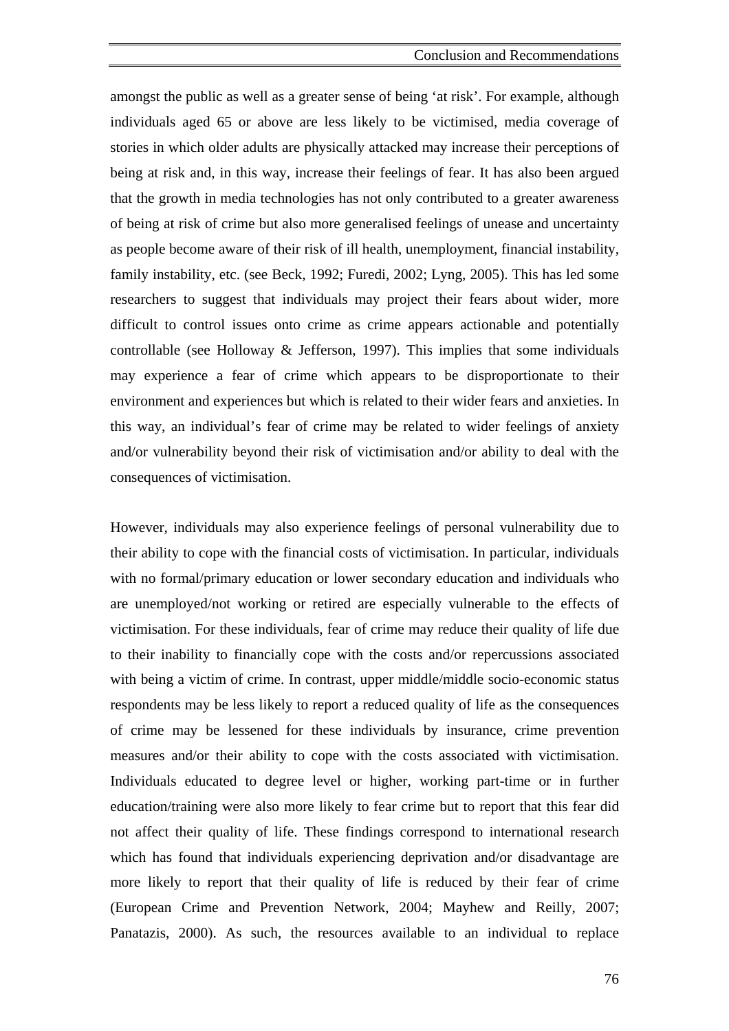amongst the public as well as a greater sense of being 'at risk'. For example, although individuals aged 65 or above are less likely to be victimised, media coverage of stories in which older adults are physically attacked may increase their perceptions of being at risk and, in this way, increase their feelings of fear. It has also been argued that the growth in media technologies has not only contributed to a greater awareness of being at risk of crime but also more generalised feelings of unease and uncertainty as people become aware of their risk of ill health, unemployment, financial instability, family instability, etc. (see Beck, 1992; Furedi, 2002; Lyng, 2005). This has led some researchers to suggest that individuals may project their fears about wider, more difficult to control issues onto crime as crime appears actionable and potentially controllable (see Holloway & Jefferson, 1997). This implies that some individuals may experience a fear of crime which appears to be disproportionate to their environment and experiences but which is related to their wider fears and anxieties. In this way, an individual's fear of crime may be related to wider feelings of anxiety and/or vulnerability beyond their risk of victimisation and/or ability to deal with the consequences of victimisation.

However, individuals may also experience feelings of personal vulnerability due to their ability to cope with the financial costs of victimisation. In particular, individuals with no formal/primary education or lower secondary education and individuals who are unemployed/not working or retired are especially vulnerable to the effects of victimisation. For these individuals, fear of crime may reduce their quality of life due to their inability to financially cope with the costs and/or repercussions associated with being a victim of crime. In contrast, upper middle/middle socio-economic status respondents may be less likely to report a reduced quality of life as the consequences of crime may be lessened for these individuals by insurance, crime prevention measures and/or their ability to cope with the costs associated with victimisation. Individuals educated to degree level or higher, working part-time or in further education/training were also more likely to fear crime but to report that this fear did not affect their quality of life. These findings correspond to international research which has found that individuals experiencing deprivation and/or disadvantage are more likely to report that their quality of life is reduced by their fear of crime (European Crime and Prevention Network, 2004; Mayhew and Reilly, 2007; Panatazis, 2000). As such, the resources available to an individual to replace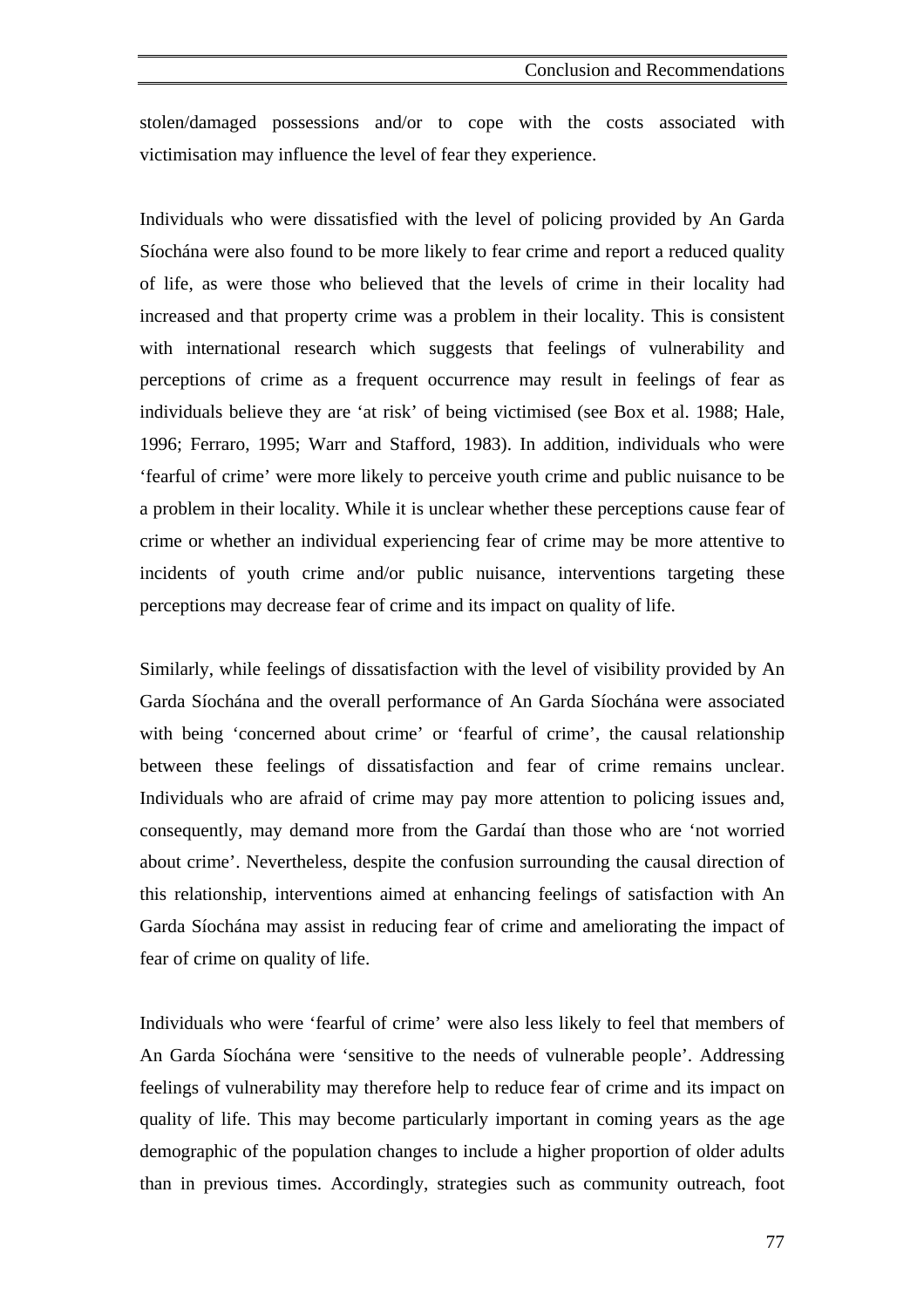stolen/damaged possessions and/or to cope with the costs associated with victimisation may influence the level of fear they experience.

Individuals who were dissatisfied with the level of policing provided by An Garda Síochána were also found to be more likely to fear crime and report a reduced quality of life, as were those who believed that the levels of crime in their locality had increased and that property crime was a problem in their locality. This is consistent with international research which suggests that feelings of vulnerability and perceptions of crime as a frequent occurrence may result in feelings of fear as individuals believe they are 'at risk' of being victimised (see Box et al. 1988; Hale, 1996; Ferraro, 1995; Warr and Stafford, 1983). In addition, individuals who were 'fearful of crime' were more likely to perceive youth crime and public nuisance to be a problem in their locality. While it is unclear whether these perceptions cause fear of crime or whether an individual experiencing fear of crime may be more attentive to incidents of youth crime and/or public nuisance, interventions targeting these perceptions may decrease fear of crime and its impact on quality of life.

Similarly, while feelings of dissatisfaction with the level of visibility provided by An Garda Síochána and the overall performance of An Garda Síochána were associated with being 'concerned about crime' or 'fearful of crime', the causal relationship between these feelings of dissatisfaction and fear of crime remains unclear. Individuals who are afraid of crime may pay more attention to policing issues and, consequently, may demand more from the Gardaí than those who are 'not worried about crime'. Nevertheless, despite the confusion surrounding the causal direction of this relationship, interventions aimed at enhancing feelings of satisfaction with An Garda Síochána may assist in reducing fear of crime and ameliorating the impact of fear of crime on quality of life.

Individuals who were 'fearful of crime' were also less likely to feel that members of An Garda Síochána were 'sensitive to the needs of vulnerable people'. Addressing feelings of vulnerability may therefore help to reduce fear of crime and its impact on quality of life. This may become particularly important in coming years as the age demographic of the population changes to include a higher proportion of older adults than in previous times. Accordingly, strategies such as community outreach, foot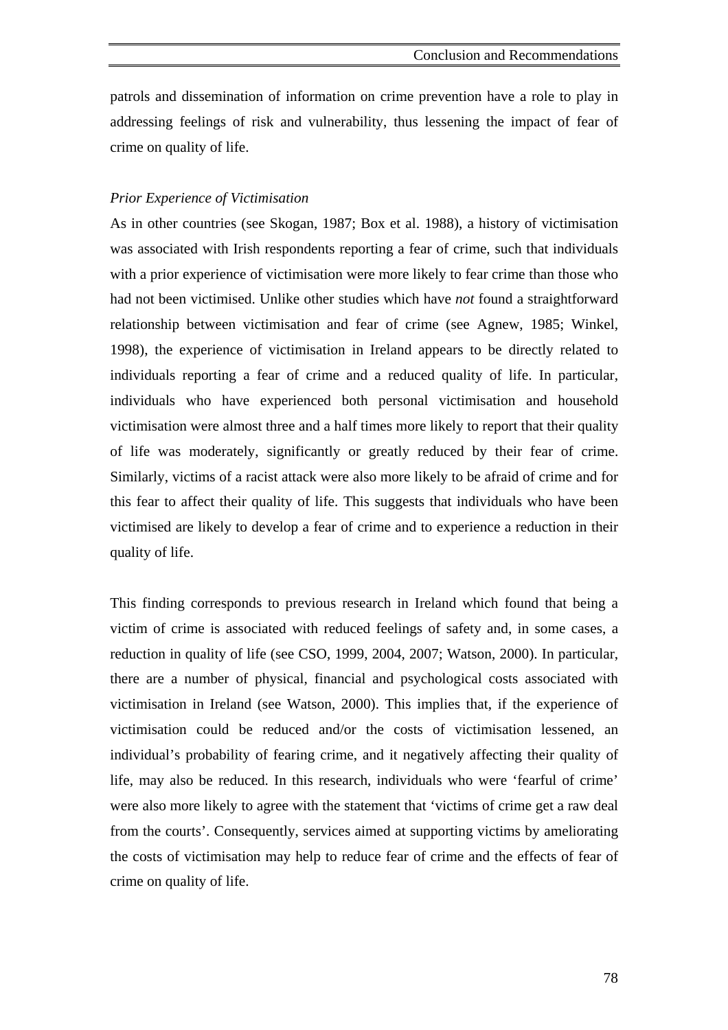patrols and dissemination of information on crime prevention have a role to play in addressing feelings of risk and vulnerability, thus lessening the impact of fear of crime on quality of life.

*Prior Experience of Victimisation*

As in other countries (see Skogan, 1987; Box et al. 1988), a history of victimisation was associated with Irish respondents reporting a fear of crime, such that individuals with a prior experience of victimisation were more likely to fear crime than those who had not been victimised. Unlike other studies which have *not* found a straightforward relationship between victimisation and fear of crime (see Agnew, 1985; Winkel, 1998), the experience of victimisation in Ireland appears to be directly related to individuals reporting a fear of crime and a reduced quality of life. In particular, individuals who have experienced both personal victimisation and household victimisation were almost three and a half times more likely to report that their quality of life was moderately, significantly or greatly reduced by their fear of crime. Similarly, victims of a racist attack were also more likely to be afraid of crime and for this fear to affect their quality of life. This suggests that individuals who have been victimised are likely to develop a fear of crime and to experience a reduction in their quality of life.

This finding corresponds to previous research in Ireland which found that being a victim of crime is associated with reduced feelings of safety and, in some cases, a reduction in quality of life (see CSO, 1999, 2004, 2007; Watson, 2000). In particular, there are a number of physical, financial and psychological costs associated with victimisation in Ireland (see Watson, 2000). This implies that, if the experience of victimisation could be reduced and/or the costs of victimisation lessened, an individual's probability of fearing crime, and it negatively affecting their quality of life, may also be reduced. In this research, individuals who were 'fearful of crime' were also more likely to agree with the statement that 'victims of crime get a raw deal from the courts'. Consequently, services aimed at supporting victims by ameliorating the costs of victimisation may help to reduce fear of crime and the effects of fear of crime on quality of life.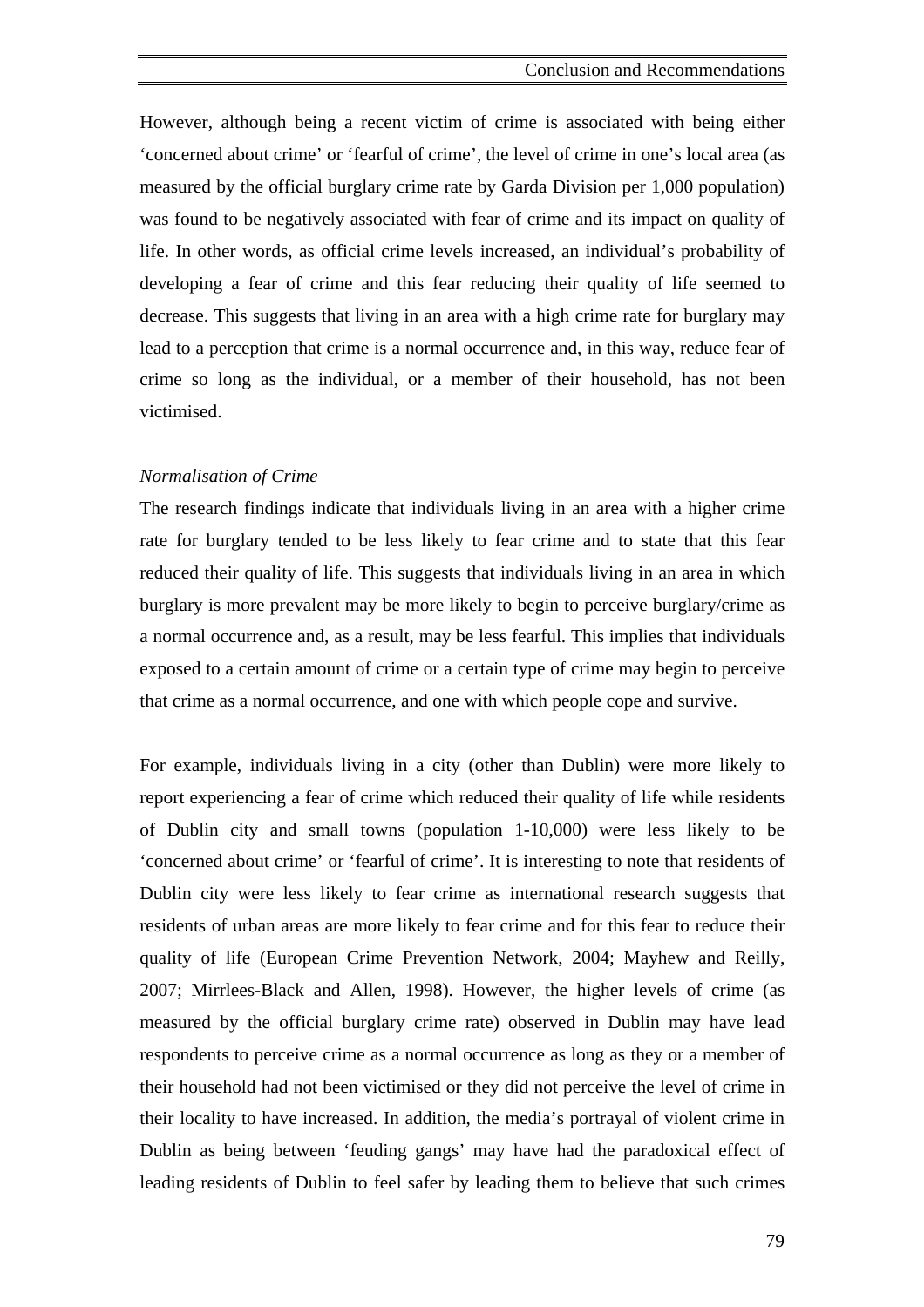However, although being a recent victim of crime is associated with being either ‘concerned about crime’ or ‘fearful of crime’, the level of crime in one’s local area (as measured by the official burglary crime rate by Garda Division per 1,000 population) was found to be negatively associated with fear of crime and its impact on quality of life. In other words, as official crime levels increased, an individual’s probability of developing a fear of crime and this fear reducing their quality of life seemed to decrease. This suggests that living in an area with a high crime rate for burglary may lead to a perception that crime is a normal occurrence and, in this way, reduce fear of crime so long as the individual, or a member of their household, has not been victimised.

*Normalisation of Crime*

The research findings indicate that individuals living in an area with a higher crime rate for burglary tended to be less likely to fear crime and to state that this fear reduced their quality of life. This suggests that individuals living in an area in which burglary is more prevalent may be more likely to begin to perceive burglary/crime as a normal occurrence and, as a result, may be less fearful. This implies that individuals exposed to a certain amount of crime or a certain type of crime may begin to perceive that crime as a normal occurrence, and one with which people cope and survive.

For example, individuals living in a city (other than Dublin) were more likely to report experiencing a fear of crime which reduced their quality of life while residents of Dublin city and small towns (population 1-10,000) were less likely to be ‘concerned about crime’ or ‘fearful of crime’. It is interesting to note that residents of Dublin city were less likely to fear crime as international research suggests that residents of urban areas are more likely to fear crime and for this fear to reduce their quality of life (European Crime Prevention Network, 2004; Mayhew and Reilly, 2007; Mirrlees-Black and Allen, 1998). However, the higher levels of crime (as measured by the official burglary crime rate) observed in Dublin may have lead respondents to perceive crime as a normal occurrence as long as they or a member of their household had not been victimised or they did not perceive the level of crime in their locality to have increased. In addition, the media’s portrayal of violent crime in Dublin as being between ‘feuding gangs’ may have had the paradoxical effect of leading residents of Dublin to feel safer by leading them to believe that such crimes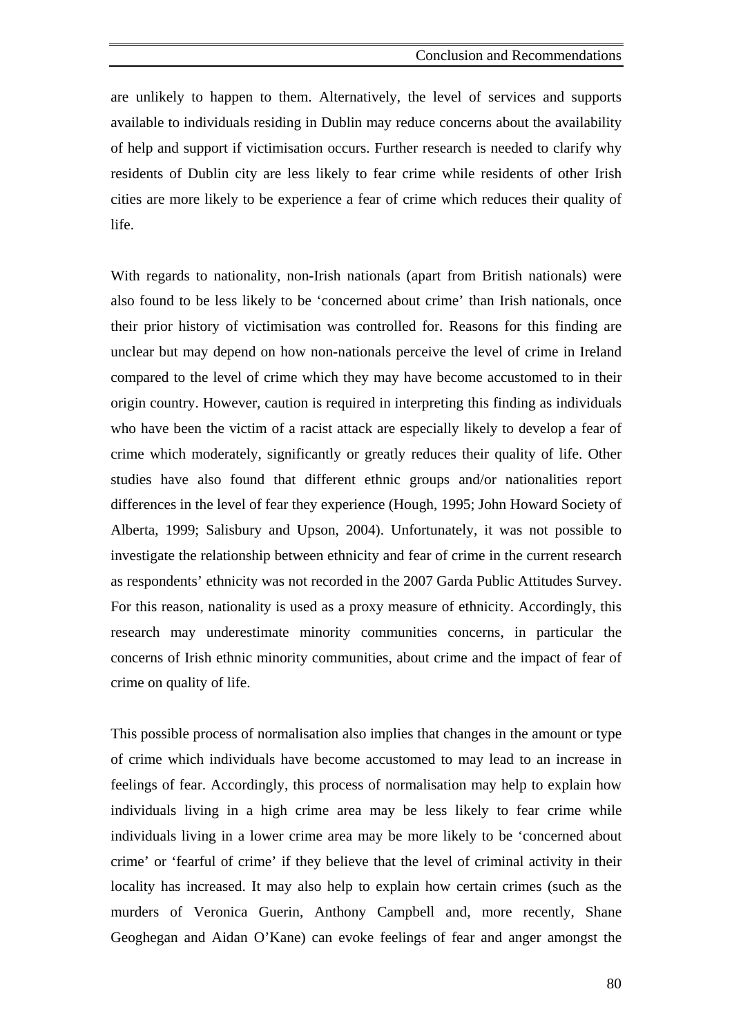are unlikely to happen to them. Alternatively, the level of services and supports available to individuals residing in Dublin may reduce concerns about the availability of help and support if victimisation occurs. Further research is needed to clarify why residents of Dublin city are less likely to fear crime while residents of other Irish cities are more likely to be experience a fear of crime which reduces their quality of life.

With regards to nationality, non-Irish nationals (apart from British nationals) were also found to be less likely to be 'concerned about crime' than Irish nationals, once their prior history of victimisation was controlled for. Reasons for this finding are unclear but may depend on how non-nationals perceive the level of crime in Ireland compared to the level of crime which they may have become accustomed to in their origin country. However, caution is required in interpreting this finding as individuals who have been the victim of a racist attack are especially likely to develop a fear of crime which moderately, significantly or greatly reduces their quality of life. Other studies have also found that different ethnic groups and/or nationalities report differences in the level of fear they experience (Hough, 1995; John Howard Society of Alberta, 1999; Salisbury and Upson, 2004). Unfortunately, it was not possible to investigate the relationship between ethnicity and fear of crime in the current research as respondents' ethnicity was not recorded in the 2007 Garda Public Attitudes Survey. For this reason, nationality is used as a proxy measure of ethnicity. Accordingly, this research may underestimate minority communities concerns, in particular the concerns of Irish ethnic minority communities, about crime and the impact of fear of crime on quality of life.

This possible process of normalisation also implies that changes in the amount or type of crime which individuals have become accustomed to may lead to an increase in feelings of fear. Accordingly, this process of normalisation may help to explain how individuals living in a high crime area may be less likely to fear crime while individuals living in a lower crime area may be more likely to be 'concerned about crime' or 'fearful of crime' if they believe that the level of criminal activity in their locality has increased. It may also help to explain how certain crimes (such as the murders of Veronica Guerin, Anthony Campbell and, more recently, Shane Geoghegan and Aidan O'Kane) can evoke feelings of fear and anger amongst the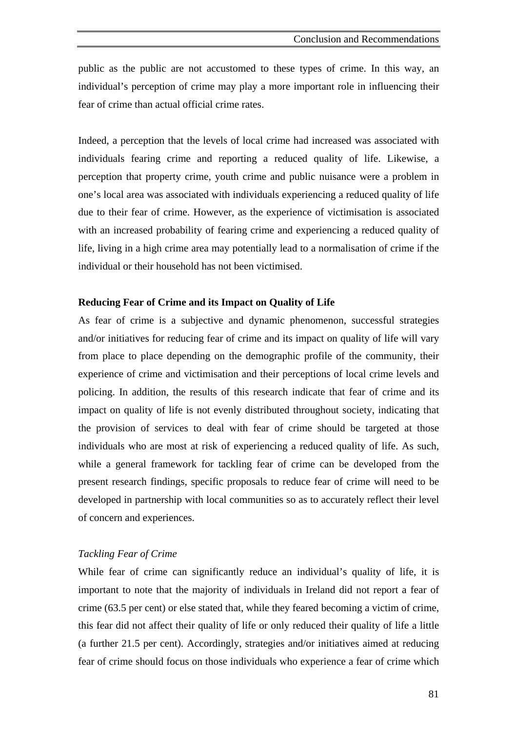public as the public are not accustomed to these types of crime. In this way, an individual's perception of crime may play a more important role in influencing their fear of crime than actual official crime rates.

Indeed, a perception that the levels of local crime had increased was associated with individuals fearing crime and reporting a reduced quality of life. Likewise, a perception that property crime, youth crime and public nuisance were a problem in one's local area was associated with individuals experiencing a reduced quality of life due to their fear of crime. However, as the experience of victimisation is associated with an increased probability of fearing crime and experiencing a reduced quality of life, living in a high crime area may potentially lead to a normalisation of crime if the individual or their household has not been victimised.

**Reducing Fear of Crime and its Impact on Quality of Life**

As fear of crime is a subjective and dynamic phenomenon, successful strategies and/or initiatives for reducing fear of crime and its impact on quality of life will vary from place to place depending on the demographic profile of the community, their experience of crime and victimisation and their perceptions of local crime levels and policing. In addition, the results of this research indicate that fear of crime and its impact on quality of life is not evenly distributed throughout society, indicating that the provision of services to deal with fear of crime should be targeted at those individuals who are most at risk of experiencing a reduced quality of life. As such, while a general framework for tackling fear of crime can be developed from the present research findings, specific proposals to reduce fear of crime will need to be developed in partnership with local communities so as to accurately reflect their level of concern and experiences.

*Tackling Fear of Crime*

While fear of crime can significantly reduce an individual's quality of life, it is important to note that the majority of individuals in Ireland did not report a fear of crime (63.5 per cent) or else stated that, while they feared becoming a victim of crime, this fear did not affect their quality of life or only reduced their quality of life a little (a further 21.5 per cent). Accordingly, strategies and/or initiatives aimed at reducing fear of crime should focus on those individuals who experience a fear of crime which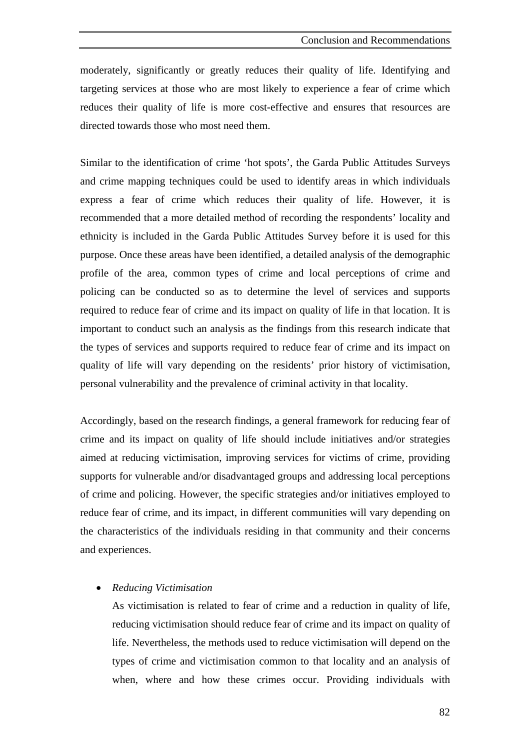moderately, significantly or greatly reduces their quality of life. Identifying and targeting services at those who are most likely to experience a fear of crime which reduces their quality of life is more cost-effective and ensures that resources are directed towards those who most need them.

Similar to the identification of crime 'hot spots', the Garda Public Attitudes Surveys and crime mapping techniques could be used to identify areas in which individuals express a fear of crime which reduces their quality of life. However, it is recommended that a more detailed method of recording the respondents' locality and ethnicity is included in the Garda Public Attitudes Survey before it is used for this purpose. Once these areas have been identified, a detailed analysis of the demographic profile of the area, common types of crime and local perceptions of crime and policing can be conducted so as to determine the level of services and supports required to reduce fear of crime and its impact on quality of life in that location. It is important to conduct such an analysis as the findings from this research indicate that the types of services and supports required to reduce fear of crime and its impact on quality of life will vary depending on the residents' prior history of victimisation, personal vulnerability and the prevalence of criminal activity in that locality.

Accordingly, based on the research findings, a general framework for reducing fear of crime and its impact on quality of life should include initiatives and/or strategies aimed at reducing victimisation, improving services for victims of crime, providing supports for vulnerable and/or disadvantaged groups and addressing local perceptions of crime and policing. However, the specific strategies and/or initiatives employed to reduce fear of crime, and its impact, in different communities will vary depending on the characteristics of the individuals residing in that community and their concerns and experiences.

- *Reducing Victimisation*

  As victimisation is related to fear of crime and a reduction in quality of life, reducing victimisation should reduce fear of crime and its impact on quality of life. Nevertheless, the methods used to reduce victimisation will depend on the types of crime and victimisation common to that locality and an analysis of when, where and how these crimes occur. Providing individuals with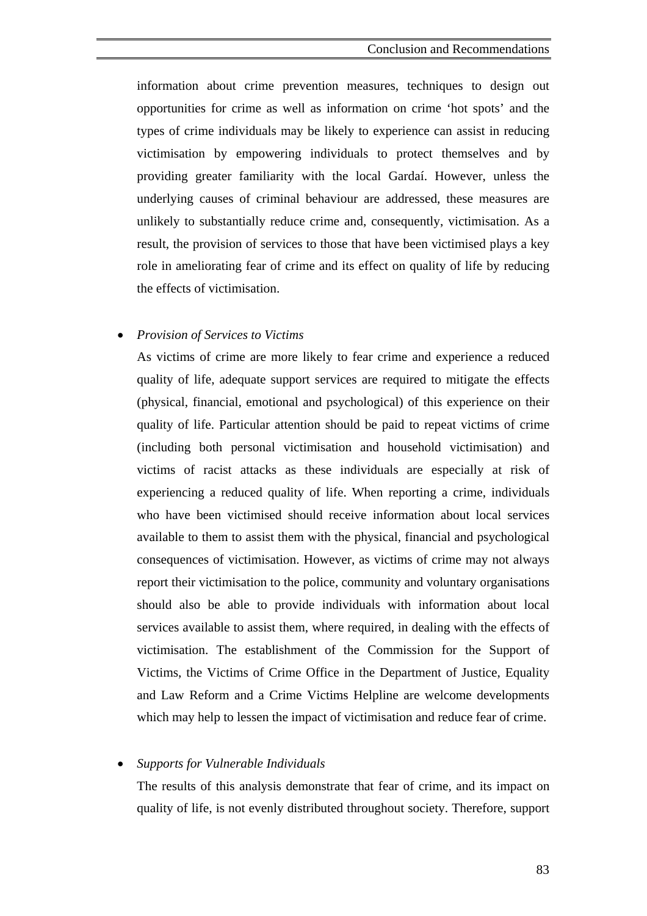information about crime prevention measures, techniques to design out opportunities for crime as well as information on crime 'hot spots' and the types of crime individuals may be likely to experience can assist in reducing victimisation by empowering individuals to protect themselves and by providing greater familiarity with the local Gardaí. However, unless the underlying causes of criminal behaviour are addressed, these measures are unlikely to substantially reduce crime and, consequently, victimisation. As a result, the provision of services to those that have been victimised plays a key role in ameliorating fear of crime and its effect on quality of life by reducing the effects of victimisation.

- *Provision of Services to Victims*

  As victims of crime are more likely to fear crime and experience a reduced quality of life, adequate support services are required to mitigate the effects (physical, financial, emotional and psychological) of this experience on their quality of life. Particular attention should be paid to repeat victims of crime (including both personal victimisation and household victimisation) and victims of racist attacks as these individuals are especially at risk of experiencing a reduced quality of life. When reporting a crime, individuals who have been victimised should receive information about local services available to them to assist them with the physical, financial and psychological consequences of victimisation. However, as victims of crime may not always report their victimisation to the police, community and voluntary organisations should also be able to provide individuals with information about local services available to assist them, where required, in dealing with the effects of victimisation. The establishment of the Commission for the Support of Victims, the Victims of Crime Office in the Department of Justice, Equality and Law Reform and a Crime Victims Helpline are welcome developments which may help to lessen the impact of victimisation and reduce fear of crime.

- *Supports for Vulnerable Individuals*

  The results of this analysis demonstrate that fear of crime, and its impact on quality of life, is not evenly distributed throughout society. Therefore, support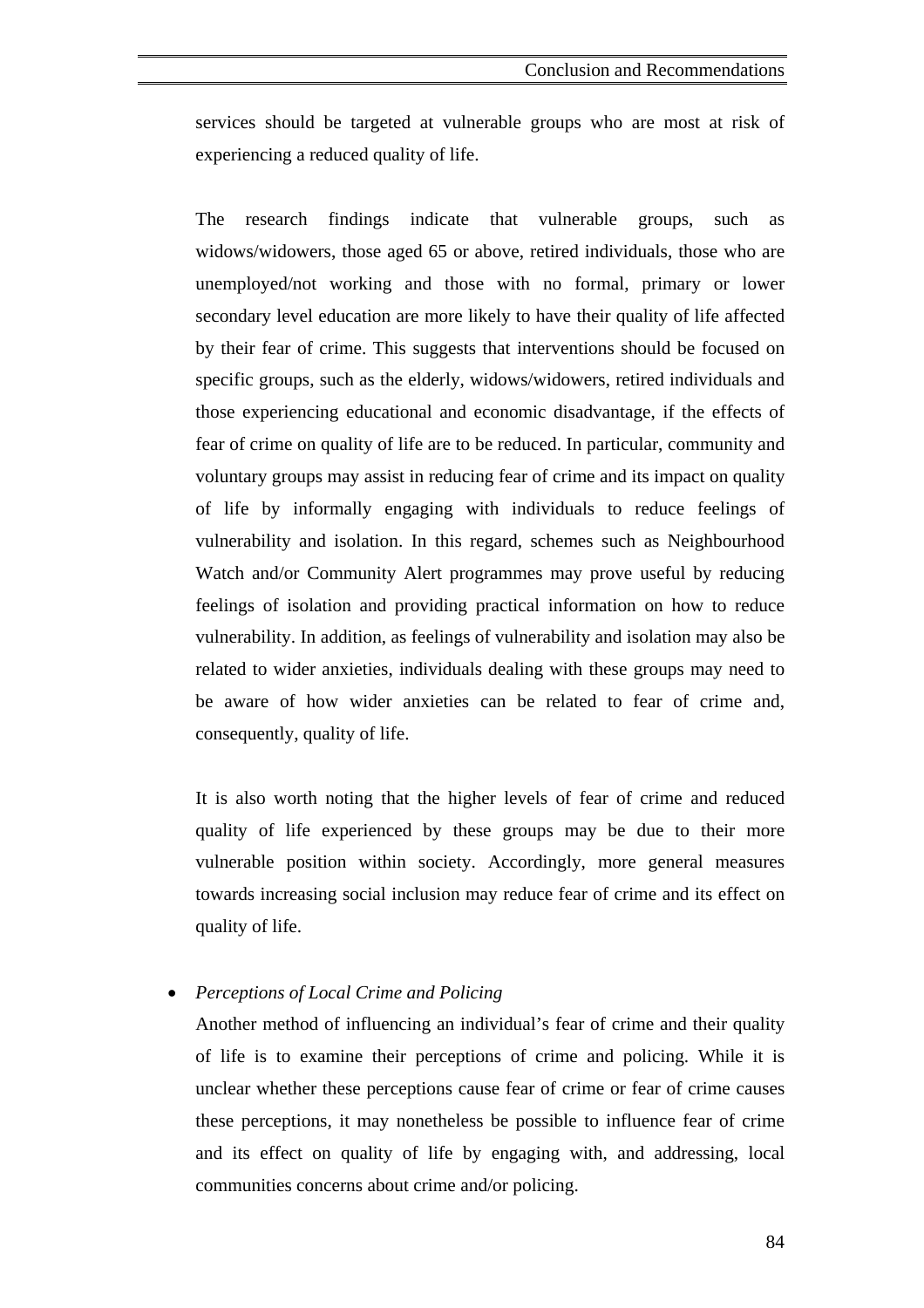services should be targeted at vulnerable groups who are most at risk of experiencing a reduced quality of life.

The research findings indicate that vulnerable groups, such as widows/widowers, those aged 65 or above, retired individuals, those who are unemployed/not working and those with no formal, primary or lower secondary level education are more likely to have their quality of life affected by their fear of crime. This suggests that interventions should be focused on specific groups, such as the elderly, widows/widowers, retired individuals and those experiencing educational and economic disadvantage, if the effects of fear of crime on quality of life are to be reduced. In particular, community and voluntary groups may assist in reducing fear of crime and its impact on quality of life by informally engaging with individuals to reduce feelings of vulnerability and isolation. In this regard, schemes such as Neighbourhood Watch and/or Community Alert programmes may prove useful by reducing feelings of isolation and providing practical information on how to reduce vulnerability. In addition, as feelings of vulnerability and isolation may also be related to wider anxieties, individuals dealing with these groups may need to be aware of how wider anxieties can be related to fear of crime and, consequently, quality of life.

It is also worth noting that the higher levels of fear of crime and reduced quality of life experienced by these groups may be due to their more vulnerable position within society. Accordingly, more general measures towards increasing social inclusion may reduce fear of crime and its effect on quality of life.

- *Perceptions of Local Crime and Policing*

  Another method of influencing an individual's fear of crime and their quality of life is to examine their perceptions of crime and policing. While it is unclear whether these perceptions cause fear of crime or fear of crime causes these perceptions, it may nonetheless be possible to influence fear of crime and its effect on quality of life by engaging with, and addressing, local communities concerns about crime and/or policing.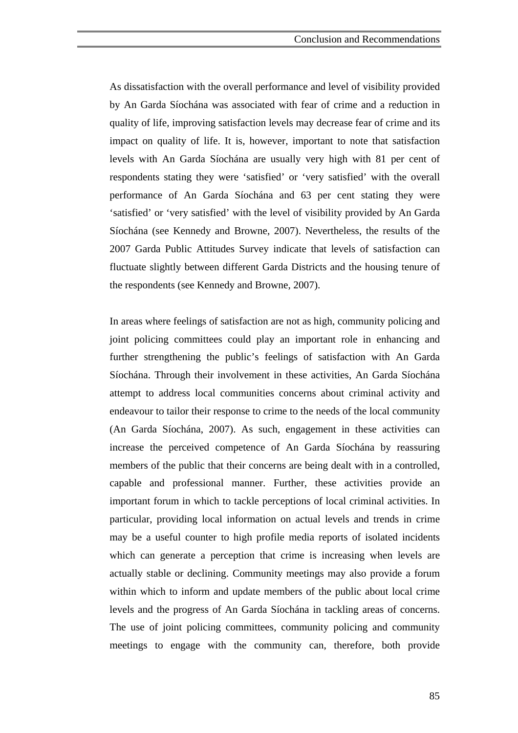As dissatisfaction with the overall performance and level of visibility provided by An Garda Síochána was associated with fear of crime and a reduction in quality of life, improving satisfaction levels may decrease fear of crime and its impact on quality of life. It is, however, important to note that satisfaction levels with An Garda Síochána are usually very high with 81 per cent of respondents stating they were 'satisfied' or 'very satisfied' with the overall performance of An Garda Síochána and 63 per cent stating they were 'satisfied' or 'very satisfied' with the level of visibility provided by An Garda Síochána (see Kennedy and Browne, 2007). Nevertheless, the results of the 2007 Garda Public Attitudes Survey indicate that levels of satisfaction can fluctuate slightly between different Garda Districts and the housing tenure of the respondents (see Kennedy and Browne, 2007).

In areas where feelings of satisfaction are not as high, community policing and joint policing committees could play an important role in enhancing and further strengthening the public's feelings of satisfaction with An Garda Síochána. Through their involvement in these activities, An Garda Síochána attempt to address local communities concerns about criminal activity and endeavour to tailor their response to crime to the needs of the local community (An Garda Síochána, 2007). As such, engagement in these activities can increase the perceived competence of An Garda Síochána by reassuring members of the public that their concerns are being dealt with in a controlled, capable and professional manner. Further, these activities provide an important forum in which to tackle perceptions of local criminal activities. In particular, providing local information on actual levels and trends in crime may be a useful counter to high profile media reports of isolated incidents which can generate a perception that crime is increasing when levels are actually stable or declining. Community meetings may also provide a forum within which to inform and update members of the public about local crime levels and the progress of An Garda Síochána in tackling areas of concerns. The use of joint policing committees, community policing and community meetings to engage with the community can, therefore, both provide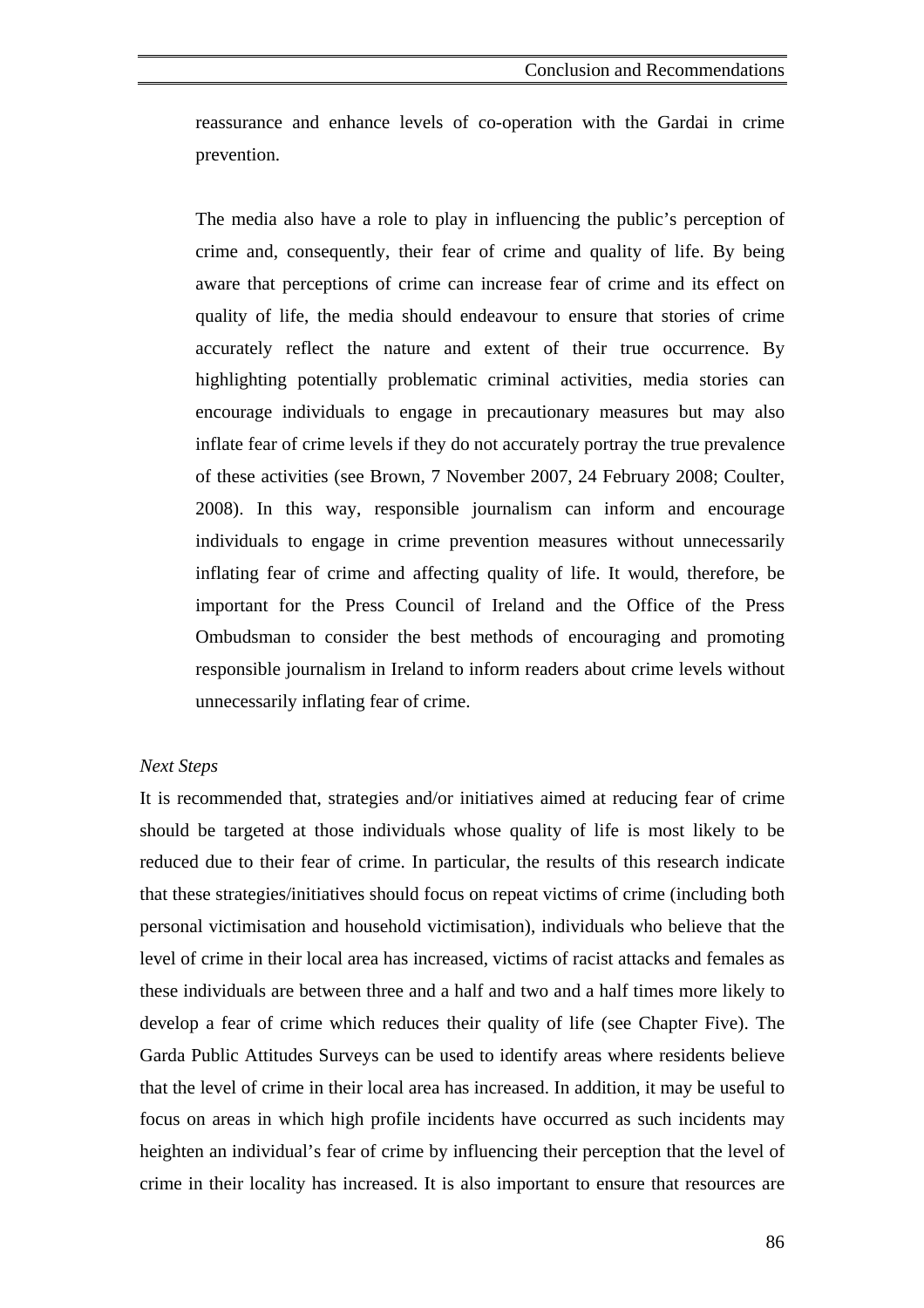reassurance and enhance levels of co-operation with the Gardai in crime prevention.

The media also have a role to play in influencing the public's perception of crime and, consequently, their fear of crime and quality of life. By being aware that perceptions of crime can increase fear of crime and its effect on quality of life, the media should endeavour to ensure that stories of crime accurately reflect the nature and extent of their true occurrence. By highlighting potentially problematic criminal activities, media stories can encourage individuals to engage in precautionary measures but may also inflate fear of crime levels if they do not accurately portray the true prevalence of these activities (see Brown, 7 November 2007, 24 February 2008; Coulter, 2008). In this way, responsible journalism can inform and encourage individuals to engage in crime prevention measures without unnecessarily inflating fear of crime and affecting quality of life. It would, therefore, be important for the Press Council of Ireland and the Office of the Press Ombudsman to consider the best methods of encouraging and promoting responsible journalism in Ireland to inform readers about crime levels without unnecessarily inflating fear of crime.

*Next Steps*

It is recommended that, strategies and/or initiatives aimed at reducing fear of crime should be targeted at those individuals whose quality of life is most likely to be reduced due to their fear of crime. In particular, the results of this research indicate that these strategies/initiatives should focus on repeat victims of crime (including both personal victimisation and household victimisation), individuals who believe that the level of crime in their local area has increased, victims of racist attacks and females as these individuals are between three and a half and two and a half times more likely to develop a fear of crime which reduces their quality of life (see Chapter Five). The Garda Public Attitudes Surveys can be used to identify areas where residents believe that the level of crime in their local area has increased. In addition, it may be useful to focus on areas in which high profile incidents have occurred as such incidents may heighten an individual's fear of crime by influencing their perception that the level of crime in their locality has increased. It is also important to ensure that resources are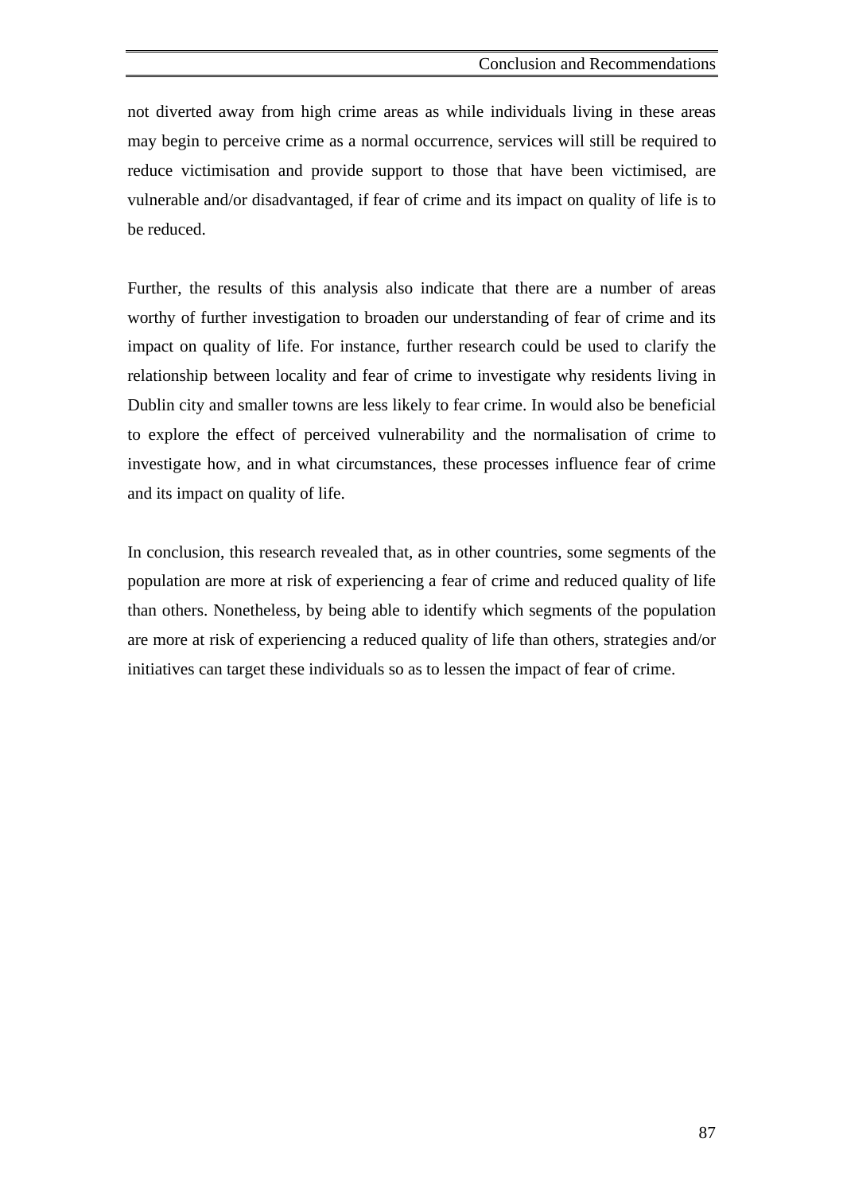not diverted away from high crime areas as while individuals living in these areas may begin to perceive crime as a normal occurrence, services will still be required to reduce victimisation and provide support to those that have been victimised, are vulnerable and/or disadvantaged, if fear of crime and its impact on quality of life is to be reduced.

Further, the results of this analysis also indicate that there are a number of areas worthy of further investigation to broaden our understanding of fear of crime and its impact on quality of life. For instance, further research could be used to clarify the relationship between locality and fear of crime to investigate why residents living in Dublin city and smaller towns are less likely to fear crime. In would also be beneficial to explore the effect of perceived vulnerability and the normalisation of crime to investigate how, and in what circumstances, these processes influence fear of crime and its impact on quality of life.

In conclusion, this research revealed that, as in other countries, some segments of the population are more at risk of experiencing a fear of crime and reduced quality of life than others. Nonetheless, by being able to identify which segments of the population are more at risk of experiencing a reduced quality of life than others, strategies and/or initiatives can target these individuals so as to lessen the impact of fear of crime.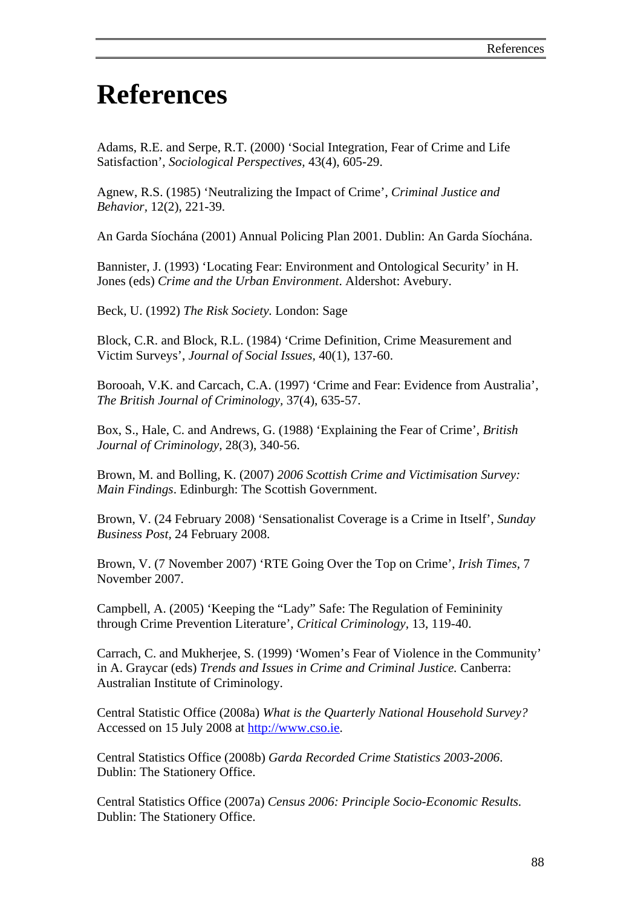# References

Adams, R.E. and Serpe, R.T. (2000) ‘Social Integration, Fear of Crime and Life Satisfaction’, *Sociological Perspectives*, 43(4), 605-29.

Agnew, R.S. (1985) ‘Neutralizing the Impact of Crime’, *Criminal Justice and Behavior*, 12(2), 221-39.

An Garda Síochána (2001) Annual Policing Plan 2001. Dublin: An Garda Síochána.

Bannister, J. (1993) ‘Locating Fear: Environment and Ontological Security’ in H. Jones (eds) *Crime and the Urban Environment*. Aldershot: Avebury.

Beck, U. (1992) *The Risk Society.* London: Sage

Block, C.R. and Block, R.L. (1984) ‘Crime Definition, Crime Measurement and Victim Surveys’, *Journal of Social Issues*, 40(1), 137-60.

Borooah, V.K. and Carcach, C.A. (1997) ‘Crime and Fear: Evidence from Australia’, *The British Journal of Criminology*, 37(4), 635-57.

Box, S., Hale, C. and Andrews, G. (1988) ‘Explaining the Fear of Crime’, *British Journal of Criminology*, 28(3), 340-56.

Brown, M. and Bolling, K. (2007) *2006 Scottish Crime and Victimisation Survey: Main Findings*. Edinburgh: The Scottish Government.

Brown, V. (24 February 2008) ‘Sensationalist Coverage is a Crime in Itself’, *Sunday Business Post*, 24 February 2008.

Brown, V. (7 November 2007) ‘RTE Going Over the Top on Crime’, *Irish Times*, 7 November 2007.

Campbell, A. (2005) ‘Keeping the “Lady” Safe: The Regulation of Femininity through Crime Prevention Literature’, *Critical Criminology*, 13, 119-40.

Carrach, C. and Mukherjee, S. (1999) ‘Women’s Fear of Violence in the Community’ in A. Graycar (eds) *Trends and Issues in Crime and Criminal Justice.* Canberra: Australian Institute of Criminology.

Central Statistic Office (2008a) *What is the Quarterly National Household Survey?* Accessed on 15 July 2008 at http://www.cso.ie.

Central Statistics Office (2008b) *Garda Recorded Crime Statistics 2003-2006*. Dublin: The Stationery Office.

Central Statistics Office (2007a) *Census 2006: Principle Socio-Economic Results.* Dublin: The Stationery Office.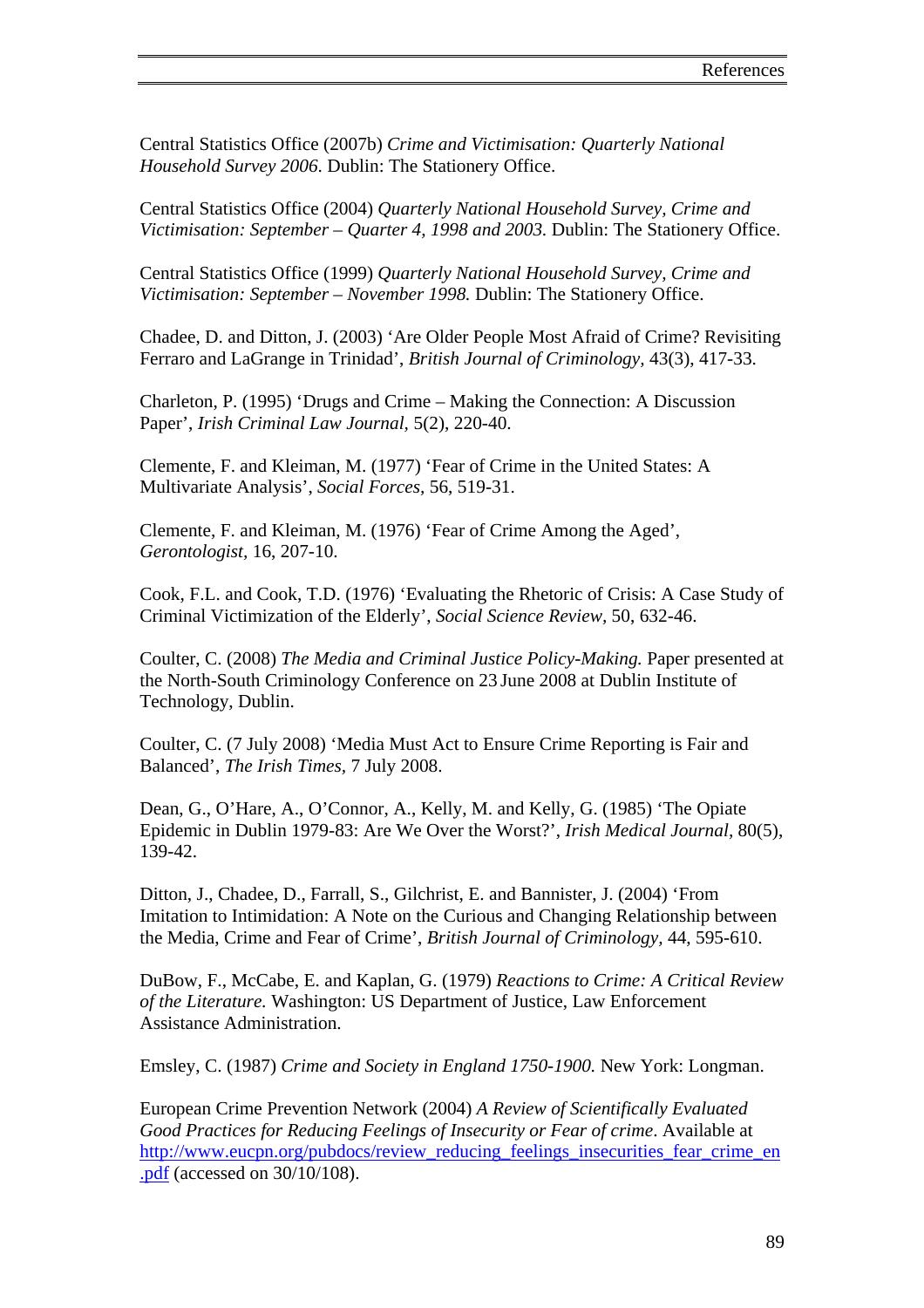Central Statistics Office (2007b) *Crime and Victimisation: Quarterly National Household Survey 2006*. Dublin: The Stationery Office.

Central Statistics Office (2004) *Quarterly National Household Survey, Crime and Victimisation: September – Quarter 4, 1998 and 2003*. Dublin: The Stationery Office.

Central Statistics Office (1999) *Quarterly National Household Survey, Crime and Victimisation: September – November 1998.* Dublin: The Stationery Office.

Chadee, D. and Ditton, J. (2003) 'Are Older People Most Afraid of Crime? Revisiting Ferraro and LaGrange in Trinidad', *British Journal of Criminology,* 43(3), 417-33.

Charleton, P. (1995) 'Drugs and Crime – Making the Connection: A Discussion Paper', *Irish Criminal Law Journal,* 5(2), 220-40.

Clemente, F. and Kleiman, M. (1977) 'Fear of Crime in the United States: A Multivariate Analysis', *Social Forces,* 56, 519-31.

Clemente, F. and Kleiman, M. (1976) 'Fear of Crime Among the Aged', *Gerontologist,* 16, 207-10.

Cook, F.L. and Cook, T.D. (1976) 'Evaluating the Rhetoric of Crisis: A Case Study of Criminal Victimization of the Elderly', *Social Science Review,* 50, 632-46.

Coulter, C. (2008) *The Media and Criminal Justice Policy-Making.* Paper presented at the North-South Criminology Conference on 23 June 2008 at Dublin Institute of Technology, Dublin.

Coulter, C. (7 July 2008) 'Media Must Act to Ensure Crime Reporting is Fair and Balanced', *The Irish Times,* 7 July 2008.

Dean, G., O'Hare, A., O'Connor, A., Kelly, M. and Kelly, G. (1985) 'The Opiate Epidemic in Dublin 1979-83: Are We Over the Worst?', *Irish Medical Journal,* 80(5), 139-42.

Ditton, J., Chadee, D., Farrall, S., Gilchrist, E. and Bannister, J. (2004) 'From Imitation to Intimidation: A Note on the Curious and Changing Relationship between the Media, Crime and Fear of Crime', *British Journal of Criminology,* 44, 595-610.

DuBow, F., McCabe, E. and Kaplan, G. (1979) *Reactions to Crime: A Critical Review of the Literature.* Washington: US Department of Justice, Law Enforcement Assistance Administration.

Emsley, C. (1987) *Crime and Society in England 1750-1900.* New York: Longman.

European Crime Prevention Network (2004) *A Review of Scientifically Evaluated Good Practices for Reducing Feelings of Insecurity or Fear of crime*. Available at http://www.eucpn.org/pubdocs/review_reducing_feelings_insecurities_fear_crime_en.pdf (accessed on 30/10/108).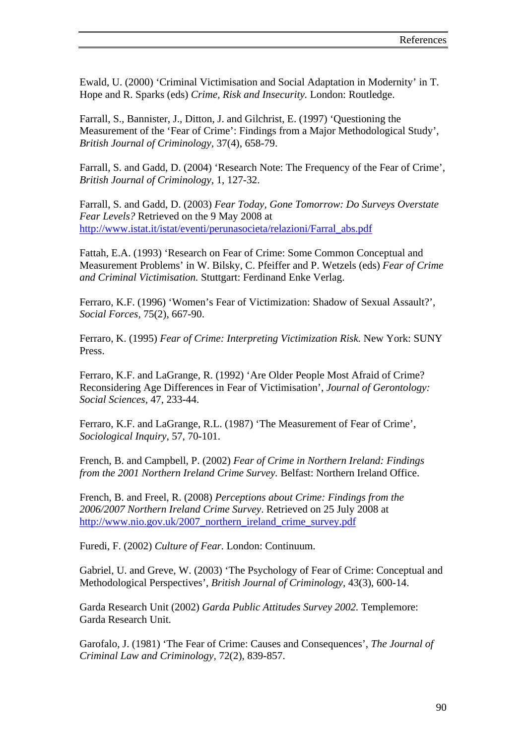Ewald, U. (2000) 'Criminal Victimisation and Social Adaptation in Modernity' in T. Hope and R. Sparks (eds) *Crime, Risk and Insecurity.* London: Routledge.

Farrall, S., Bannister, J., Ditton, J. and Gilchrist, E. (1997) 'Questioning the Measurement of the 'Fear of Crime': Findings from a Major Methodological Study', *British Journal of Criminology*, 37(4), 658-79.

Farrall, S. and Gadd, D. (2004) 'Research Note: The Frequency of the Fear of Crime', *British Journal of Criminology*, 1, 127-32.

Farrall, S. and Gadd, D. (2003) *Fear Today, Gone Tomorrow: Do Surveys Overstate Fear Levels?* Retrieved on the 9 May 2008 at http://www.istat.it/istat/eventi/perunasocieta/relazioni/Farral_abs.pdf

Fattah, E.A. (1993) 'Research on Fear of Crime: Some Common Conceptual and Measurement Problems' in W. Bilsky, C. Pfeiffer and P. Wetzels (eds) *Fear of Crime and Criminal Victimisation.* Stuttgart: Ferdinand Enke Verlag.

Ferraro, K.F. (1996) 'Women's Fear of Victimization: Shadow of Sexual Assault?', *Social Forces*, 75(2), 667-90.

Ferraro, K. (1995) *Fear of Crime: Interpreting Victimization Risk.* New York: SUNY Press.

Ferraro, K.F. and LaGrange, R. (1992) 'Are Older People Most Afraid of Crime? Reconsidering Age Differences in Fear of Victimisation', *Journal of Gerontology: Social Sciences*, 47, 233-44.

Ferraro, K.F. and LaGrange, R.L. (1987) 'The Measurement of Fear of Crime', *Sociological Inquiry*, 57, 70-101.

French, B. and Campbell, P. (2002) *Fear of Crime in Northern Ireland: Findings from the 2001 Northern Ireland Crime Survey.* Belfast: Northern Ireland Office.

French, B. and Freel, R. (2008) *Perceptions about Crime: Findings from the 2006/2007 Northern Ireland Crime Survey*. Retrieved on 25 July 2008 at http://www.nio.gov.uk/2007_northern_ireland_crime_survey.pdf

Furedi, F. (2002) *Culture of Fear.* London: Continuum.

Gabriel, U. and Greve, W. (2003) 'The Psychology of Fear of Crime: Conceptual and Methodological Perspectives', *British Journal of Criminology*, 43(3), 600-14.

Garda Research Unit (2002) *Garda Public Attitudes Survey 2002.* Templemore: Garda Research Unit.

Garofalo, J. (1981) 'The Fear of Crime: Causes and Consequences', *The Journal of Criminal Law and Criminology*, 72(2), 839-857.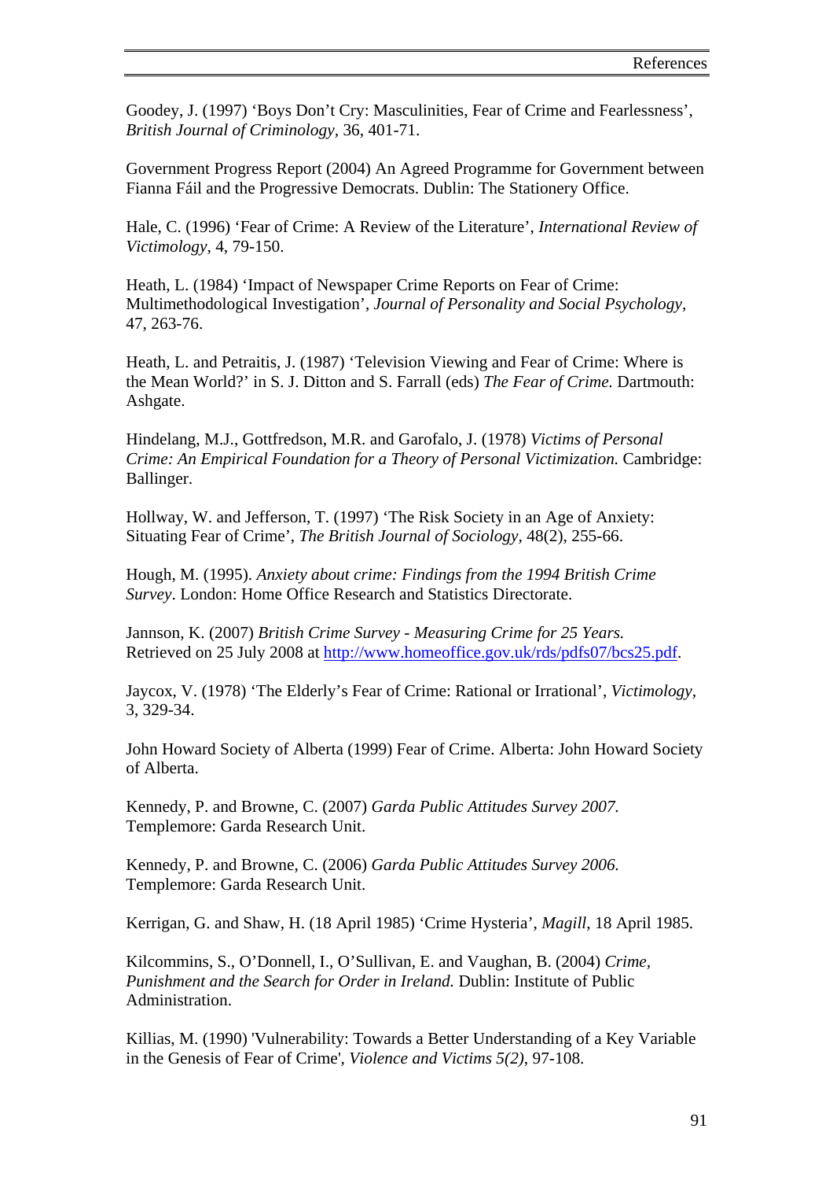Goodey, J. (1997) 'Boys Don't Cry: Masculinities, Fear of Crime and Fearlessness', *British Journal of Criminology*, 36, 401-71.

Government Progress Report (2004) An Agreed Programme for Government between Fianna Fáil and the Progressive Democrats. Dublin: The Stationery Office.

Hale, C. (1996) 'Fear of Crime: A Review of the Literature', *International Review of Victimology*, 4, 79-150.

Heath, L. (1984) 'Impact of Newspaper Crime Reports on Fear of Crime: Multimethodological Investigation', *Journal of Personality and Social Psychology*, 47, 263-76.

Heath, L. and Petraitis, J. (1987) 'Television Viewing and Fear of Crime: Where is the Mean World?' in S. J. Ditton and S. Farrall (eds) *The Fear of Crime.* Dartmouth: Ashgate.

Hindelang, M.J., Gottfredson, M.R. and Garofalo, J. (1978) *Victims of Personal Crime: An Empirical Foundation for a Theory of Personal Victimization.* Cambridge: Ballinger.

Hollway, W. and Jefferson, T. (1997) 'The Risk Society in an Age of Anxiety: Situating Fear of Crime', *The British Journal of Sociology*, 48(2), 255-66.

Hough, M. (1995). *Anxiety about crime: Findings from the 1994 British Crime Survey*. London: Home Office Research and Statistics Directorate.

Jannson, K. (2007) *British Crime Survey - Measuring Crime for 25 Years.* Retrieved on 25 July 2008 at http://www.homeoffice.gov.uk/rds/pdfs07/bcs25.pdf.

Jaycox, V. (1978) 'The Elderly's Fear of Crime: Rational or Irrational', *Victimology*, 3, 329-34.

John Howard Society of Alberta (1999) Fear of Crime. Alberta: John Howard Society of Alberta.

Kennedy, P. and Browne, C. (2007) *Garda Public Attitudes Survey 2007.* Templemore: Garda Research Unit.

Kennedy, P. and Browne, C. (2006) *Garda Public Attitudes Survey 2006.* Templemore: Garda Research Unit.

Kerrigan, G. and Shaw, H. (18 April 1985) 'Crime Hysteria', *Magill*, 18 April 1985.

Kilcommins, S., O'Donnell, I., O'Sullivan, E. and Vaughan, B. (2004) *Crime, Punishment and the Search for Order in Ireland.* Dublin: Institute of Public Administration.

Killias, M. (1990) 'Vulnerability: Towards a Better Understanding of a Key Variable in the Genesis of Fear of Crime', *Violence and Victims 5(2)*, 97-108.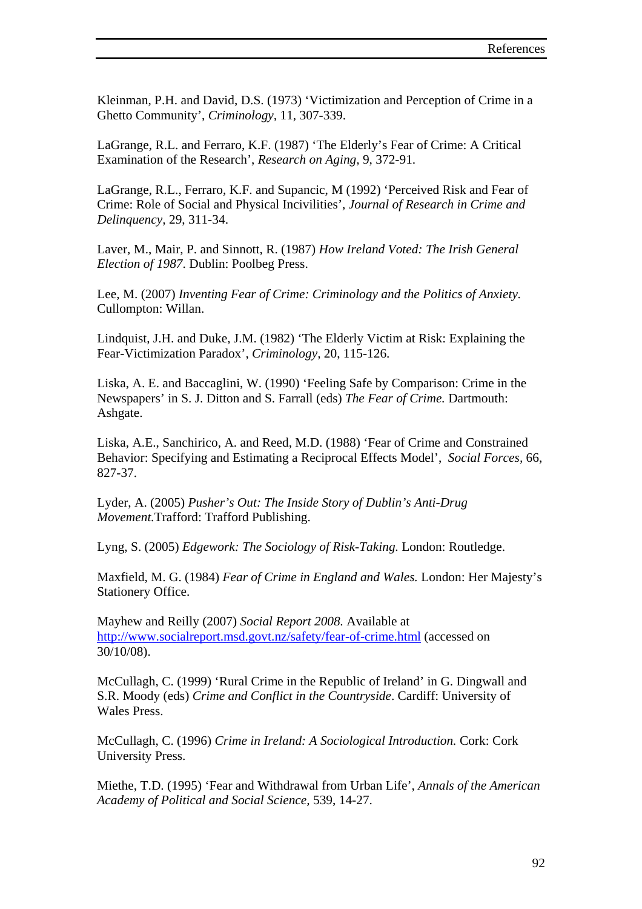Kleinman, P.H. and David, D.S. (1973) 'Victimization and Perception of Crime in a Ghetto Community', *Criminology,* 11, 307-339.

LaGrange, R.L. and Ferraro, K.F. (1987) 'The Elderly's Fear of Crime: A Critical Examination of the Research', *Research on Aging,* 9, 372-91.

LaGrange, R.L., Ferraro, K.F. and Supancic, M (1992) 'Perceived Risk and Fear of Crime: Role of Social and Physical Incivilities', *Journal of Research in Crime and Delinquency,* 29, 311-34.

Laver, M., Mair, P. and Sinnott, R. (1987) *How Ireland Voted: The Irish General Election of 1987*. Dublin: Poolbeg Press.

Lee, M. (2007) *Inventing Fear of Crime: Criminology and the Politics of Anxiety.* Cullompton: Willan.

Lindquist, J.H. and Duke, J.M. (1982) 'The Elderly Victim at Risk: Explaining the Fear-Victimization Paradox', *Criminology,* 20, 115-126.

Liska, A. E. and Baccaglini, W. (1990) 'Feeling Safe by Comparison: Crime in the Newspapers' in S. J. Ditton and S. Farrall (eds) *The Fear of Crime.* Dartmouth: Ashgate.

Liska, A.E., Sanchirico, A. and Reed, M.D. (1988) 'Fear of Crime and Constrained Behavior: Specifying and Estimating a Reciprocal Effects Model', *Social Forces,* 66, 827-37.

Lyder, A. (2005) *Pusher's Out: The Inside Story of Dublin's Anti-Drug Movement.*Trafford: Trafford Publishing.

Lyng, S. (2005) *Edgework: The Sociology of Risk-Taking.* London: Routledge.

Maxfield, M. G. (1984) *Fear of Crime in England and Wales.* London: Her Majesty's Stationery Office.

Mayhew and Reilly (2007) *Social Report 2008.* Available at http://www.socialreport.msd.govt.nz/safety/fear-of-crime.html (accessed on 30/10/08).

McCullagh, C. (1999) 'Rural Crime in the Republic of Ireland' in G. Dingwall and S.R. Moody (eds) *Crime and Conflict in the Countryside*. Cardiff: University of Wales Press.

McCullagh, C. (1996) *Crime in Ireland: A Sociological Introduction.* Cork: Cork University Press.

Miethe, T.D. (1995) 'Fear and Withdrawal from Urban Life', *Annals of the American Academy of Political and Social Science*, 539, 14-27.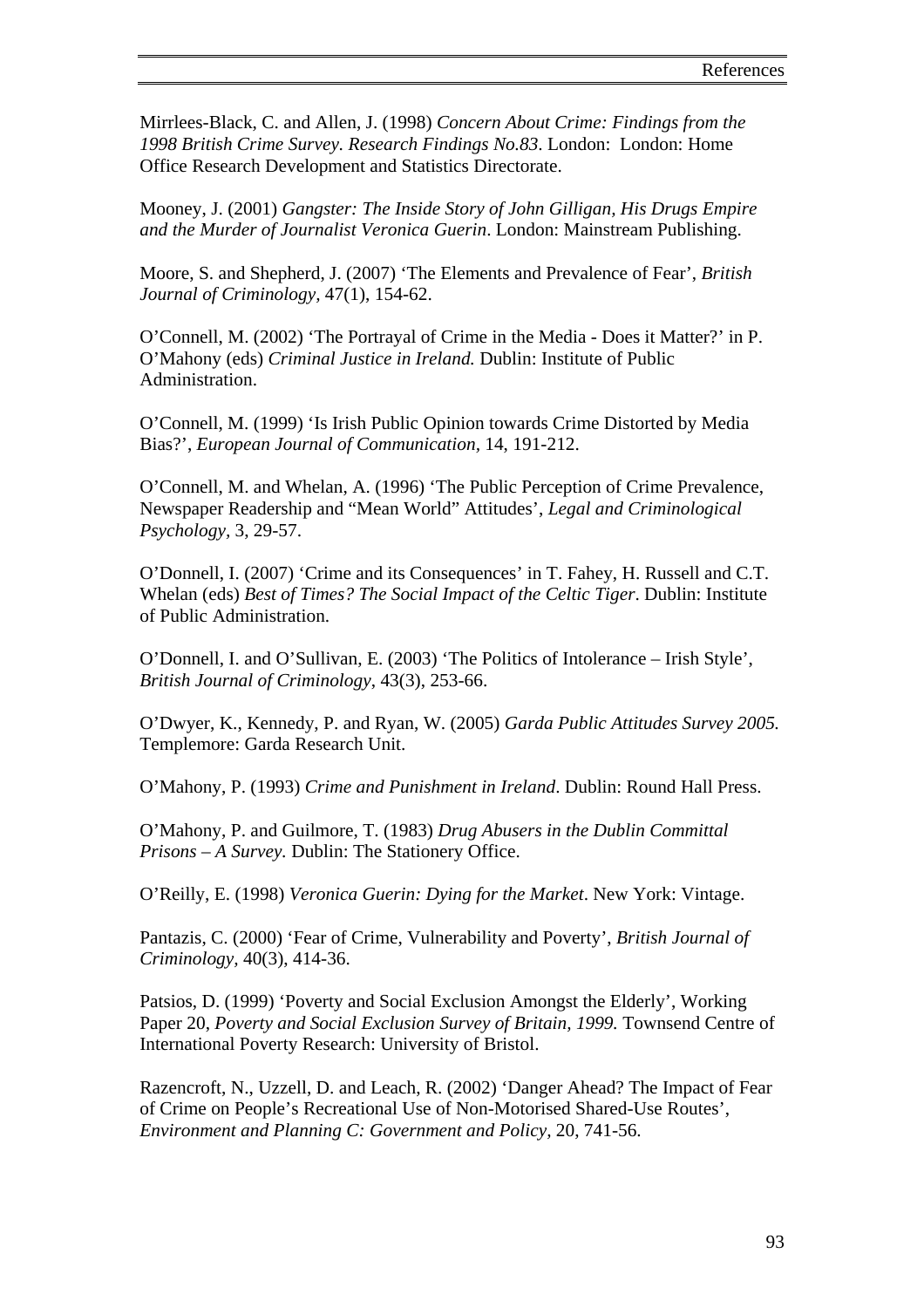Mirrlees-Black, C. and Allen, J. (1998) *Concern About Crime: Findings from the 1998 British Crime Survey. Research Findings No.83*. London: London: Home Office Research Development and Statistics Directorate.

Mooney, J. (2001) *Gangster: The Inside Story of John Gilligan, His Drugs Empire and the Murder of Journalist Veronica Guerin*. London: Mainstream Publishing.

Moore, S. and Shepherd, J. (2007) 'The Elements and Prevalence of Fear', *British Journal of Criminology*, 47(1), 154-62.

O'Connell, M. (2002) 'The Portrayal of Crime in the Media - Does it Matter?' in P. O'Mahony (eds) *Criminal Justice in Ireland.* Dublin: Institute of Public Administration.

O'Connell, M. (1999) 'Is Irish Public Opinion towards Crime Distorted by Media Bias?', *European Journal of Communication*, 14, 191-212.

O'Connell, M. and Whelan, A. (1996) 'The Public Perception of Crime Prevalence, Newspaper Readership and "Mean World" Attitudes', *Legal and Criminological Psychology,* 3, 29-57.

O'Donnell, I. (2007) 'Crime and its Consequences' in T. Fahey, H. Russell and C.T. Whelan (eds) *Best of Times? The Social Impact of the Celtic Tiger*. Dublin: Institute of Public Administration.

O'Donnell, I. and O'Sullivan, E. (2003) 'The Politics of Intolerance – Irish Style', *British Journal of Criminology*, 43(3), 253-66.

O'Dwyer, K., Kennedy, P. and Ryan, W. (2005) *Garda Public Attitudes Survey 2005.* Templemore: Garda Research Unit.

O'Mahony, P. (1993) *Crime and Punishment in Ireland*. Dublin: Round Hall Press.

O'Mahony, P. and Guilmore, T. (1983) *Drug Abusers in the Dublin Committal Prisons – A Survey.* Dublin: The Stationery Office.

O'Reilly, E. (1998) *Veronica Guerin: Dying for the Market*. New York: Vintage.

Pantazis, C. (2000) 'Fear of Crime, Vulnerability and Poverty', *British Journal of Criminology,* 40(3), 414-36.

Patsios, D. (1999) 'Poverty and Social Exclusion Amongst the Elderly', Working Paper 20, *Poverty and Social Exclusion Survey of Britain, 1999.* Townsend Centre of International Poverty Research: University of Bristol.

Razencroft, N., Uzzell, D. and Leach, R. (2002) 'Danger Ahead? The Impact of Fear of Crime on People's Recreational Use of Non-Motorised Shared-Use Routes', *Environment and Planning C: Government and Policy,* 20, 741-56.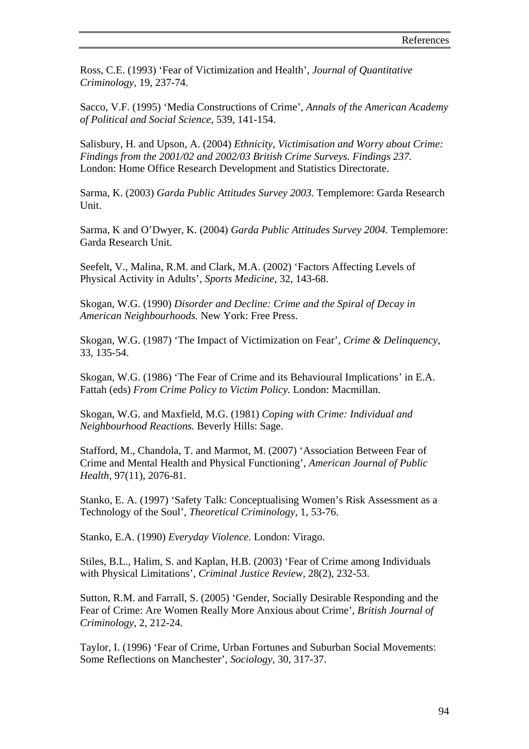Ross, C.E. (1993) 'Fear of Victimization and Health', *Journal of Quantitative Criminology*, 19, 237-74.

Sacco, V.F. (1995) 'Media Constructions of Crime', *Annals of the American Academy of Political and Social Science*, 539, 141-154.

Salisbury, H. and Upson, A. (2004) *Ethnicity, Victimisation and Worry about Crime: Findings from the 2001/02 and 2002/03 British Crime Surveys. Findings 237.* London: Home Office Research Development and Statistics Directorate.

Sarma, K. (2003) *Garda Public Attitudes Survey 2003.* Templemore: Garda Research Unit.

Sarma, K and O'Dwyer, K. (2004) *Garda Public Attitudes Survey 2004.* Templemore: Garda Research Unit.

Seefelt, V., Malina, R.M. and Clark, M.A. (2002) 'Factors Affecting Levels of Physical Activity in Adults', *Sports Medicine*, 32, 143-68.

Skogan, W.G. (1990) *Disorder and Decline: Crime and the Spiral of Decay in American Neighbourhoods.* New York: Free Press.

Skogan, W.G. (1987) 'The Impact of Victimization on Fear', *Crime & Delinquency*, 33, 135-54.

Skogan, W.G. (1986) 'The Fear of Crime and its Behavioural Implications' in E.A. Fattah (eds) *From Crime Policy to Victim Policy.* London: Macmillan.

Skogan, W.G. and Maxfield, M.G. (1981) *Coping with Crime: Individual and Neighbourhood Reactions.* Beverly Hills: Sage.

Stafford, M., Chandola, T. and Marmot, M. (2007) 'Association Between Fear of Crime and Mental Health and Physical Functioning', *American Journal of Public Health*, 97(11), 2076-81.

Stanko, E. A. (1997) 'Safety Talk: Conceptualising Women's Risk Assessment as a Technology of the Soul', *Theoretical Criminology*, 1, 53-76.

Stanko, E.A. (1990) *Everyday Violence.* London: Virago.

Stiles, B.L., Halim, S. and Kaplan, H.B. (2003) 'Fear of Crime among Individuals with Physical Limitations', *Criminal Justice Review*, 28(2), 232-53.

Sutton, R.M. and Farrall, S. (2005) 'Gender, Socially Desirable Responding and the Fear of Crime: Are Women Really More Anxious about Crime', *British Journal of Criminology*, 2, 212-24.

Taylor, I. (1996) 'Fear of Crime, Urban Fortunes and Suburban Social Movements: Some Reflections on Manchester', *Sociology*, 30, 317-37.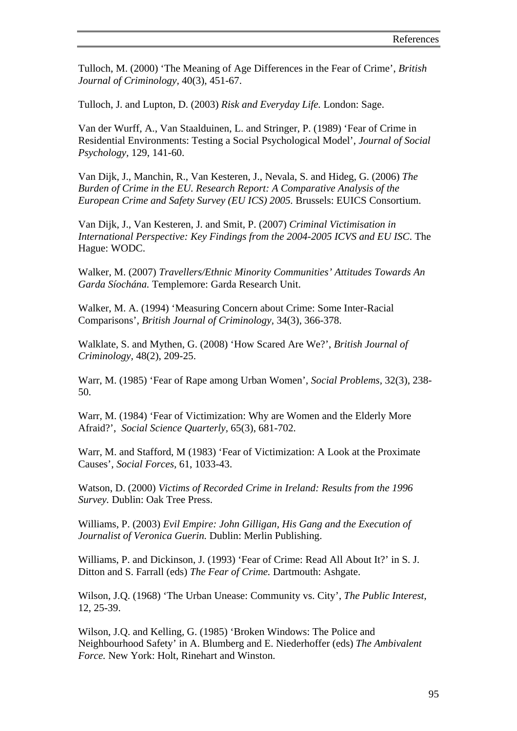Tulloch, M. (2000) ‘The Meaning of Age Differences in the Fear of Crime’, *British Journal of Criminology*, 40(3), 451-67.

Tulloch, J. and Lupton, D. (2003) *Risk and Everyday Life.* London: Sage.

Van der Wurff, A., Van Staalduinen, L. and Stringer, P. (1989) ‘Fear of Crime in Residential Environments: Testing a Social Psychological Model’, *Journal of Social Psychology*, 129, 141-60.

Van Dijk, J., Manchin, R., Van Kesteren, J., Nevala, S. and Hideg, G. (2006) *The Burden of Crime in the EU. Research Report: A Comparative Analysis of the European Crime and Safety Survey (EU ICS) 2005.* Brussels: EUICS Consortium.

Van Dijk, J., Van Kesteren, J. and Smit, P. (2007) *Criminal Victimisation in International Perspective: Key Findings from the 2004-2005 ICVS and EU ISC*. The Hague: WODC.

Walker, M. (2007) *Travellers/Ethnic Minority Communities’ Attitudes Towards An Garda Síochána.* Templemore: Garda Research Unit.

Walker, M. A. (1994) ‘Measuring Concern about Crime: Some Inter-Racial Comparisons’, *British Journal of Criminology*, 34(3), 366-378.

Walklate, S. and Mythen, G. (2008) ‘How Scared Are We?’, *British Journal of Criminology*, 48(2), 209-25.

Warr, M. (1985) ‘Fear of Rape among Urban Women’, *Social Problems*, 32(3), 238-50.

Warr, M. (1984) ‘Fear of Victimization: Why are Women and the Elderly More Afraid?’, *Social Science Quarterly*, 65(3), 681-702.

Warr, M. and Stafford, M (1983) ‘Fear of Victimization: A Look at the Proximate Causes’, *Social Forces*, 61, 1033-43.

Watson, D. (2000) *Victims of Recorded Crime in Ireland: Results from the 1996 Survey.* Dublin: Oak Tree Press.

Williams, P. (2003) *Evil Empire: John Gilligan, His Gang and the Execution of Journalist of Veronica Guerin.* Dublin: Merlin Publishing.

Williams, P. and Dickinson, J. (1993) ‘Fear of Crime: Read All About It?’ in S. J. Ditton and S. Farrall (eds) *The Fear of Crime.* Dartmouth: Ashgate.

Wilson, J.Q. (1968) ‘The Urban Unease: Community vs. City’, *The Public Interest*, 12, 25-39.

Wilson, J.Q. and Kelling, G. (1985) ‘Broken Windows: The Police and Neighbourhood Safety’ in A. Blumberg and E. Niederhoffer (eds) *The Ambivalent Force.* New York: Holt, Rinehart and Winston.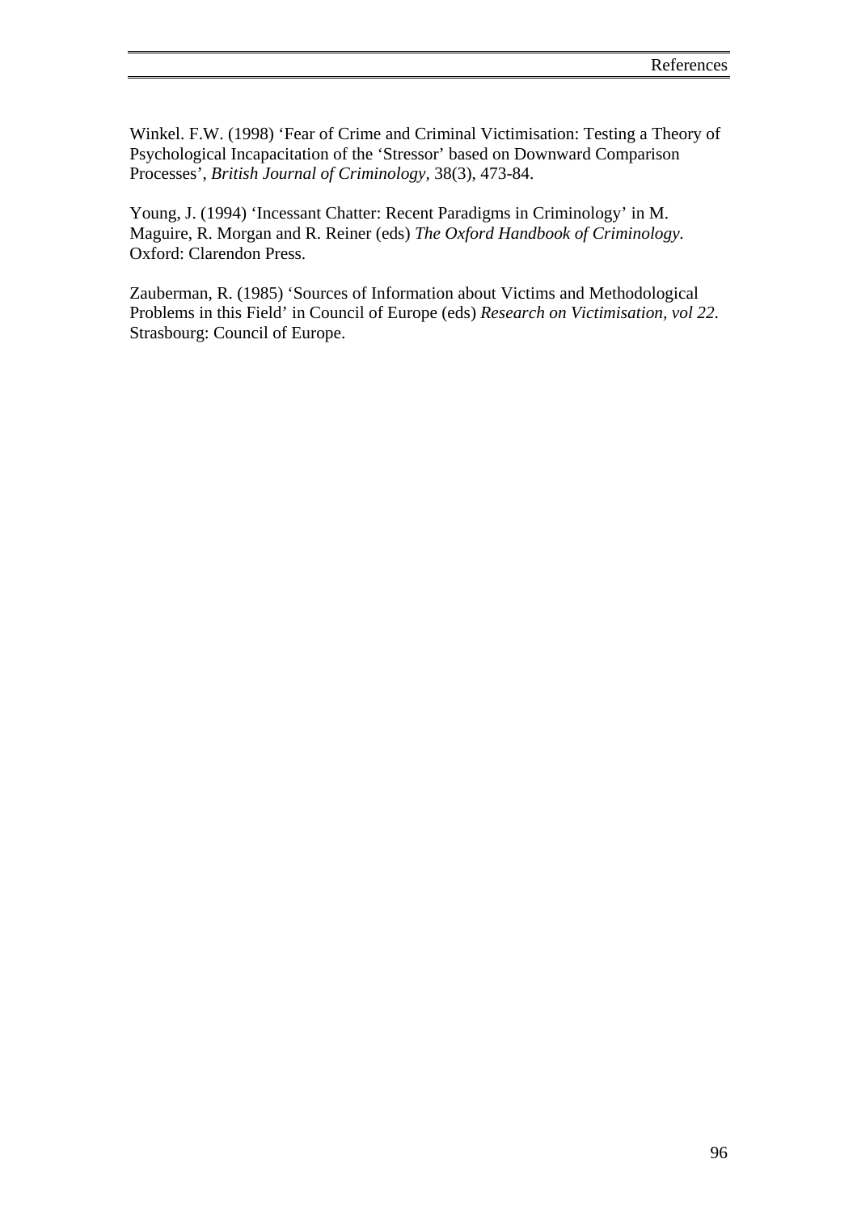Winkel. F.W. (1998) 'Fear of Crime and Criminal Victimisation: Testing a Theory of Psychological Incapacitation of the 'Stressor' based on Downward Comparison Processes', *British Journal of Criminology*, 38(3), 473-84.

Young, J. (1994) 'Incessant Chatter: Recent Paradigms in Criminology' in M. Maguire, R. Morgan and R. Reiner (eds) *The Oxford Handbook of Criminology.* Oxford: Clarendon Press.

Zauberman, R. (1985) 'Sources of Information about Victims and Methodological Problems in this Field' in Council of Europe (eds) *Research on Victimisation, vol 22.* Strasbourg: Council of Europe.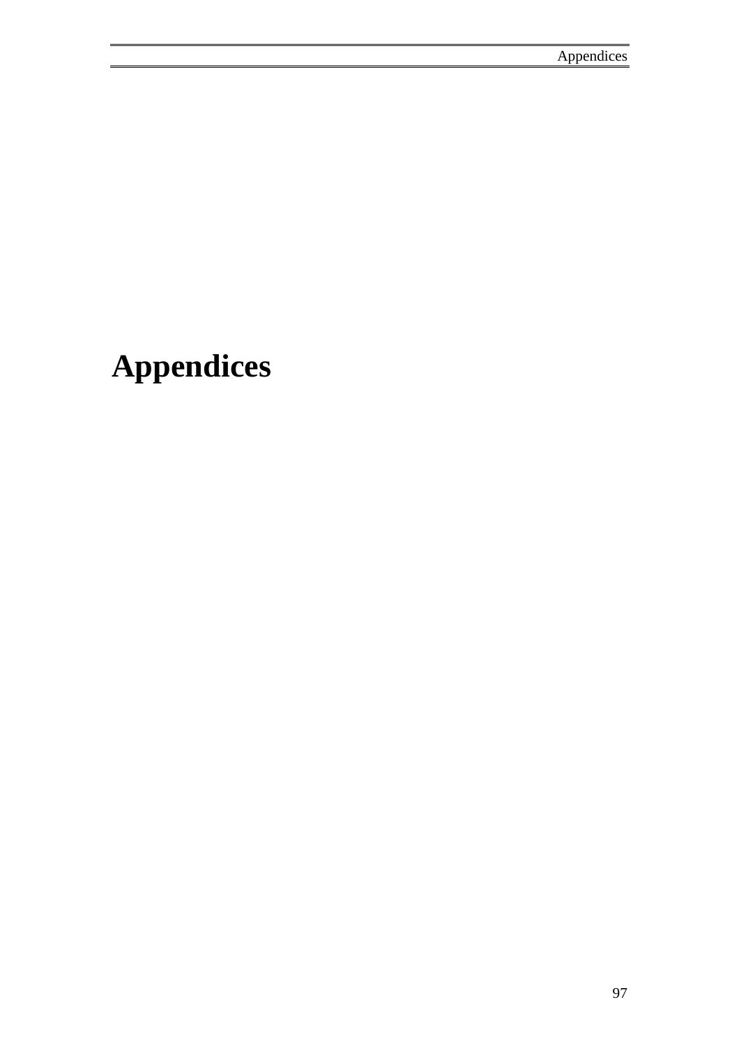# Appendices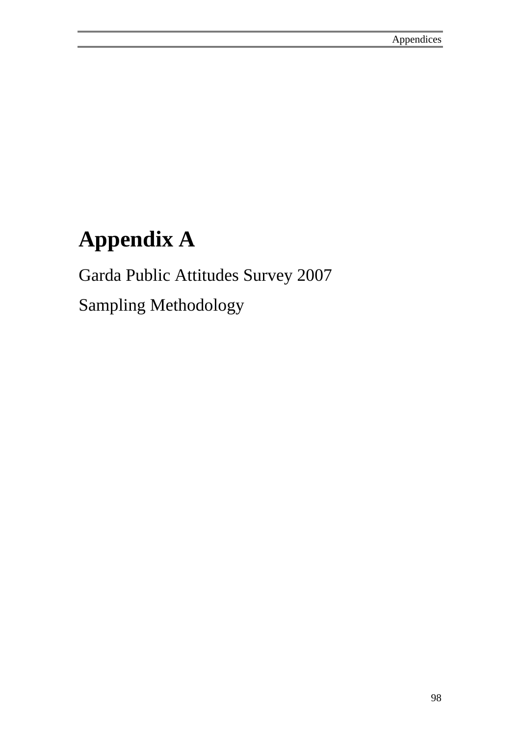# Appendix A

Garda Public Attitudes Survey 2007

Sampling Methodology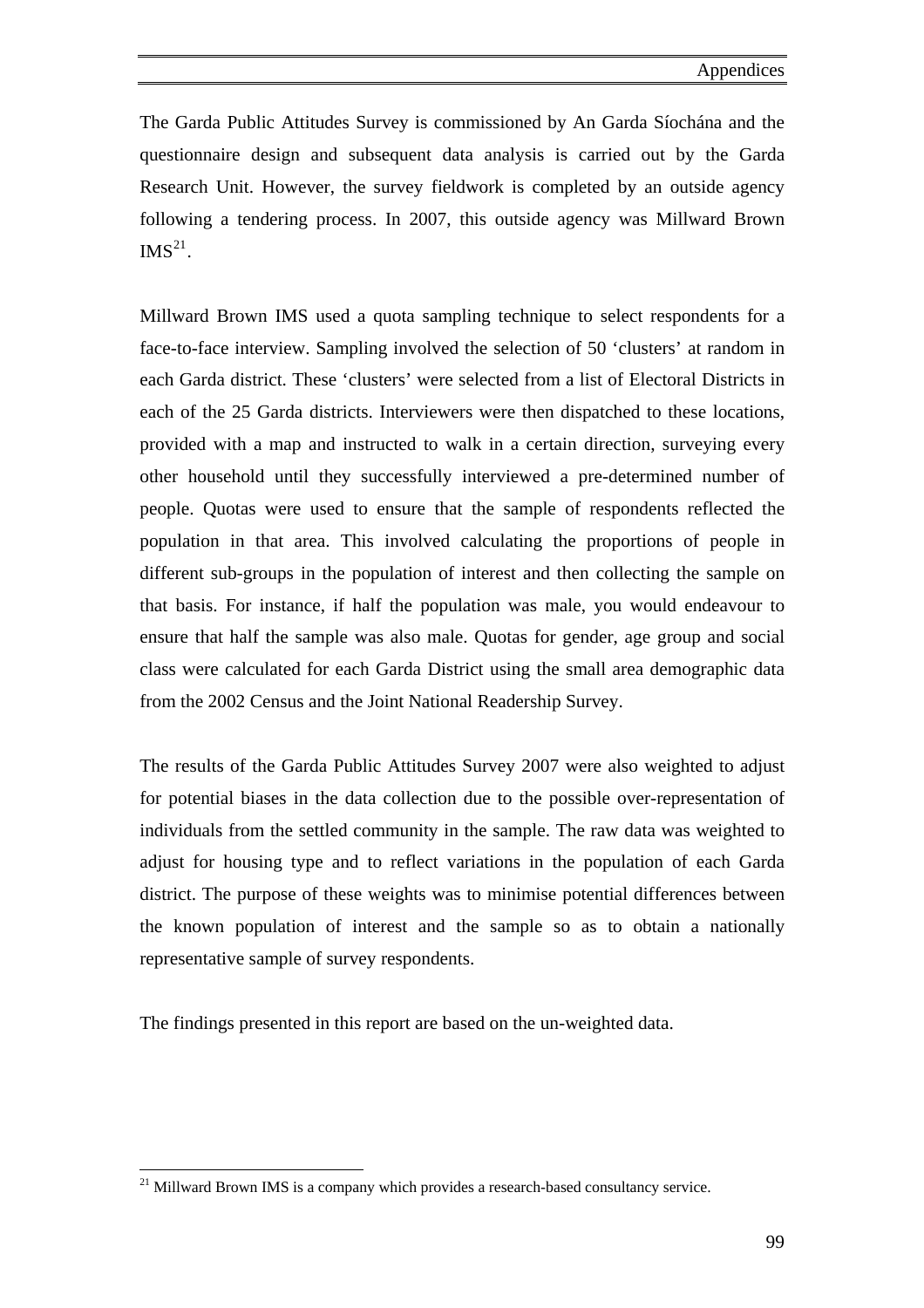The Garda Public Attitudes Survey is commissioned by An Garda Síochána and the questionnaire design and subsequent data analysis is carried out by the Garda Research Unit. However, the survey fieldwork is completed by an outside agency following a tendering process. In 2007, this outside agency was Millward Brown IMS[21].

Millward Brown IMS used a quota sampling technique to select respondents for a face-to-face interview. Sampling involved the selection of 50 'clusters' at random in each Garda district. These 'clusters' were selected from a list of Electoral Districts in each of the 25 Garda districts. Interviewers were then dispatched to these locations, provided with a map and instructed to walk in a certain direction, surveying every other household until they successfully interviewed a pre-determined number of people. Quotas were used to ensure that the sample of respondents reflected the population in that area. This involved calculating the proportions of people in different sub-groups in the population of interest and then collecting the sample on that basis. For instance, if half the population was male, you would endeavour to ensure that half the sample was also male. Quotas for gender, age group and social class were calculated for each Garda District using the small area demographic data from the 2002 Census and the Joint National Readership Survey.

The results of the Garda Public Attitudes Survey 2007 were also weighted to adjust for potential biases in the data collection due to the possible over-representation of individuals from the settled community in the sample. The raw data was weighted to adjust for housing type and to reflect variations in the population of each Garda district. The purpose of these weights was to minimise potential differences between the known population of interest and the sample so as to obtain a nationally representative sample of survey respondents.

The findings presented in this report are based on the un-weighted data.

[21] Millward Brown IMS is a company which provides a research-based consultancy service.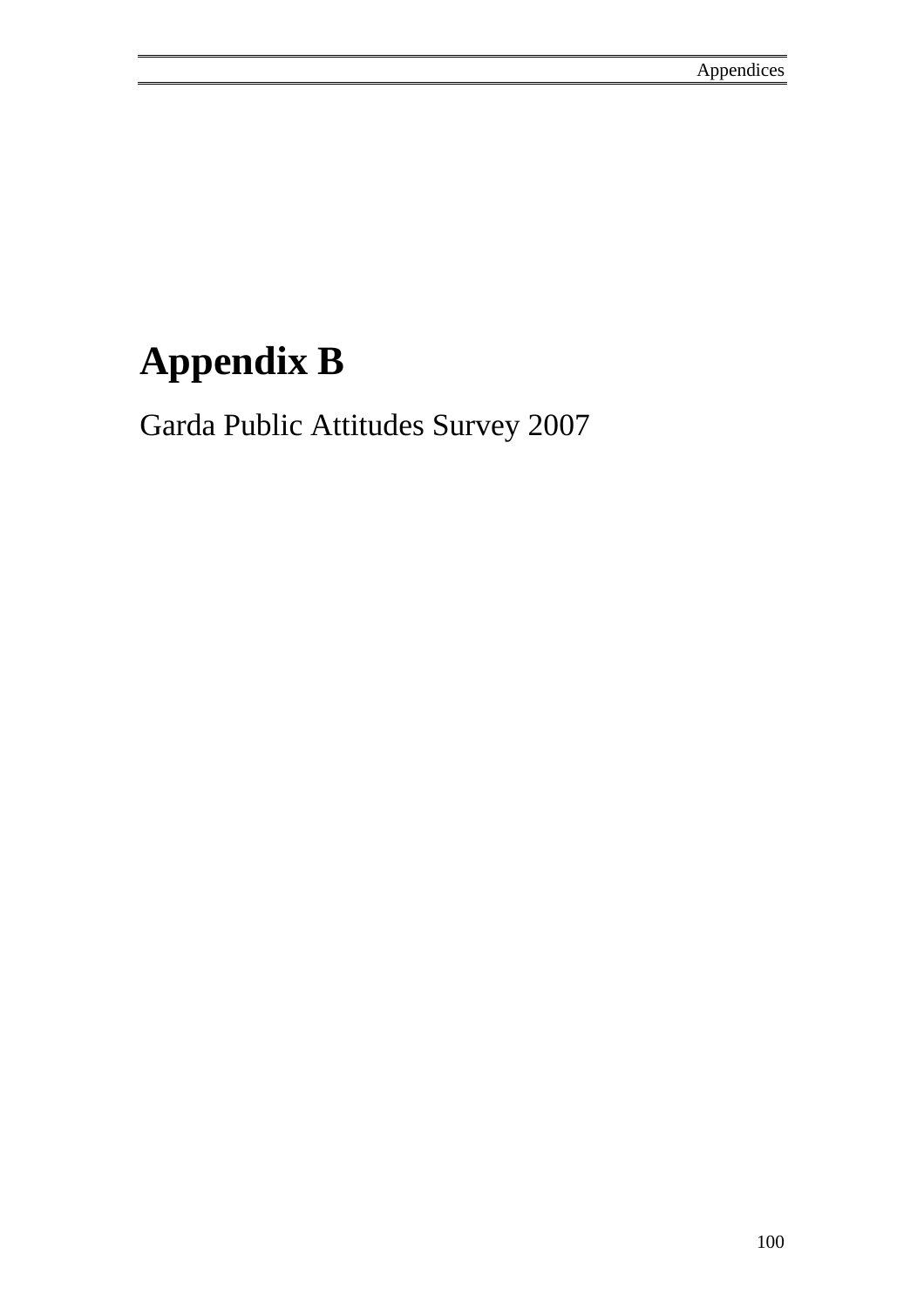# Appendix B

Garda Public Attitudes Survey 2007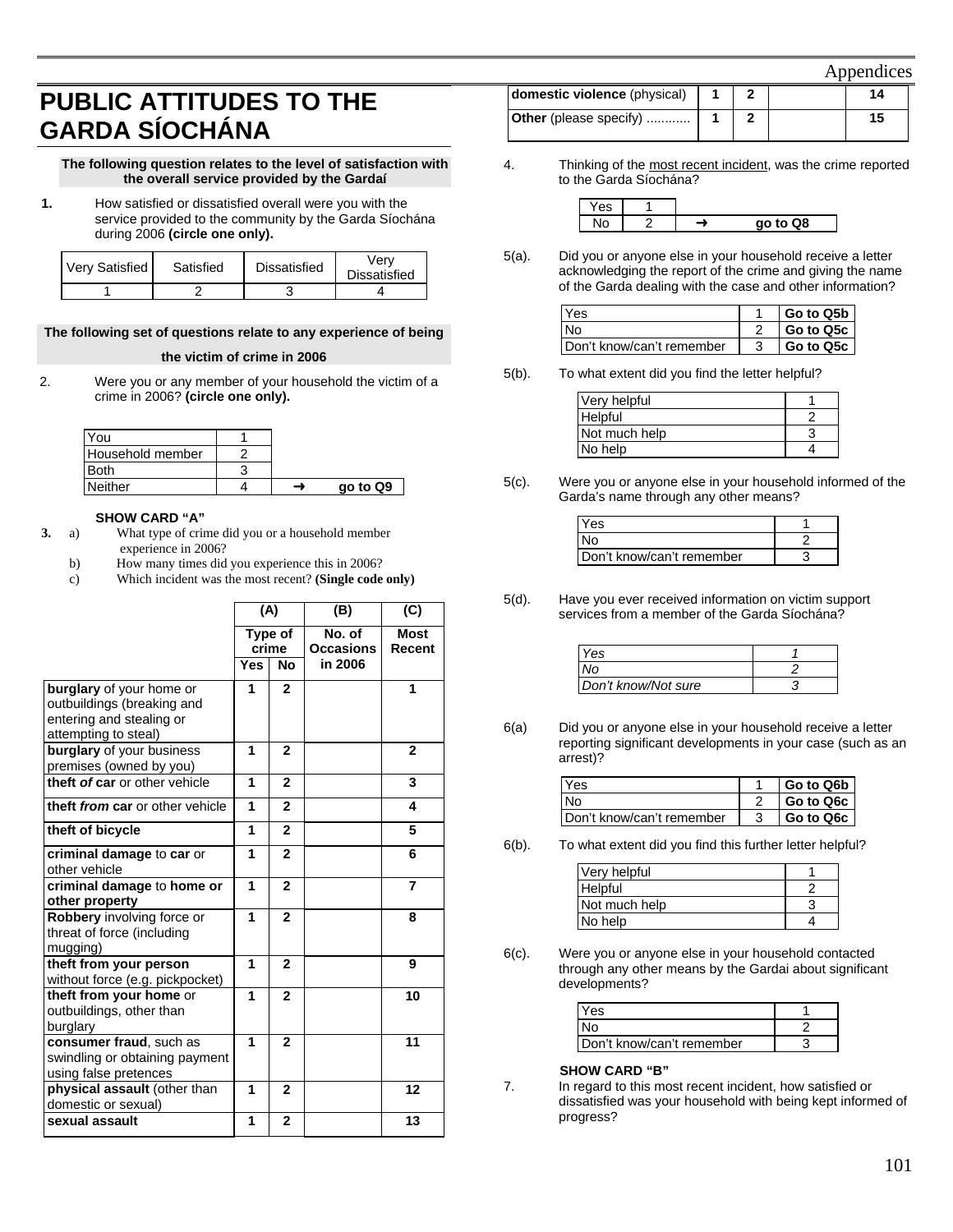# PUBLIC ATTITUDES TO THE GARDA SÍOCHÁNA

**The following question relates to the level of satisfaction with the overall service provided by the Gardaí**

**1.** How satisfied or dissatisfied overall were you with the service provided to the community by the Garda Síochána during 2006 **(circle one only).**

| Very Satisfied | Satisfied | Dissatisfied | Very Dissatisfied |
|---|---|---|---|
| 1 | 2 | 3 | 4 |

**The following set of questions relate to any experience of being the victim of crime in 2006**

2. Were you or any member of your household the victim of a crime in 2006? **(circle one only).**

| | | |
|---|---|---|
| You | 1 | |
| Household member | 2 | |
| Both | 3 | |
| Neither | 4 | ➜ **go to Q9** |

**SHOW CARD "A"**

**3.** a) What type of crime did you or a household member experience in 2006?
b) How many times did you experience this in 2006?
c) Which incident was the most recent? **(Single code only)**

| | (A) Type of crime | | (B) No. of Occasions in 2006 | (C) Most Recent |
|---|---|---|---|---|
| | Yes | No | | |
| **burglary** of your home or outbuildings (breaking and entering and stealing or attempting to steal) | 1 | 2 | | 1 |
| **burglary** of your business premises (owned by you) | 1 | 2 | | 2 |
| **theft *of* car** or other vehicle | 1 | 2 | | 3 |
| **theft *from* car** or other vehicle | 1 | 2 | | 4 |
| **theft of bicycle** | 1 | 2 | | 5 |
| **criminal damage** to **car** or other vehicle | 1 | 2 | | 6 |
| **criminal damage** to **home or other property** | 1 | 2 | | 7 |
| **Robbery** involving force or threat of force (including mugging) | 1 | 2 | | 8 |
| **theft from your person** without force (e.g. pickpocket) | 1 | 2 | | 9 |
| **theft from your home** or outbuildings, other than burglary | 1 | 2 | | 10 |
| **consumer fraud**, such as swindling or obtaining payment using false pretences | 1 | 2 | | 11 |
| **physical assault** (other than domestic or sexual) | 1 | 2 | | 12 |
| **sexual assault** | 1 | 2 | | 13 |
| **domestic violence** (physical) | 1 | 2 | | 14 |
| **Other** (please specify) ............ | 1 | 2 | | 15 |

4. Thinking of the most recent incident, was the crime reported to the Garda Síochána?

| | | |
|---|---|---|
| Yes | 1 | |
| No | 2 | ➜ **go to Q8** |

5(a). Did you or anyone else in your household receive a letter acknowledging the report of the crime and giving the name of the Garda dealing with the case and other information?

| | | |
|---|---|---|
| Yes | 1 | **Go to Q5b** |
| No | 2 | **Go to Q5c** |
| Don't know/can't remember | 3 | **Go to Q5c** |

5(b). To what extent did you find the letter helpful?

| | |
|---|---|
| Very helpful | 1 |
| Helpful | 2 |
| Not much help | 3 |
| No help | 4 |

5(c). Were you or anyone else in your household informed of the Garda's name through any other means?

| | |
|---|---|
| Yes | 1 |
| No | 2 |
| Don't know/can't remember | 3 |

5(d). Have you ever received information on victim support services from a member of the Garda Síochána?

| | |
|---|---|
| *Yes* | *1* |
| *No* | *2* |
| *Don't know/Not sure* | *3* |

6(a) Did you or anyone else in your household receive a letter reporting significant developments in your case (such as an arrest)?

| | | |
|---|---|---|
| Yes | 1 | **Go to Q6b** |
| No | 2 | **Go to Q6c** |
| Don't know/can't remember | 3 | **Go to Q6c** |

6(b). To what extent did you find this further letter helpful?

| | |
|---|---|
| Very helpful | 1 |
| Helpful | 2 |
| Not much help | 3 |
| No help | 4 |

6(c). Were you or anyone else in your household contacted through any other means by the Gardai about significant developments?

| | |
|---|---|
| Yes | 1 |
| No | 2 |
| Don't know/can't remember | 3 |

**SHOW CARD "B"**

7. In regard to this most recent incident, how satisfied or dissatisfied was your household with being kept informed of progress?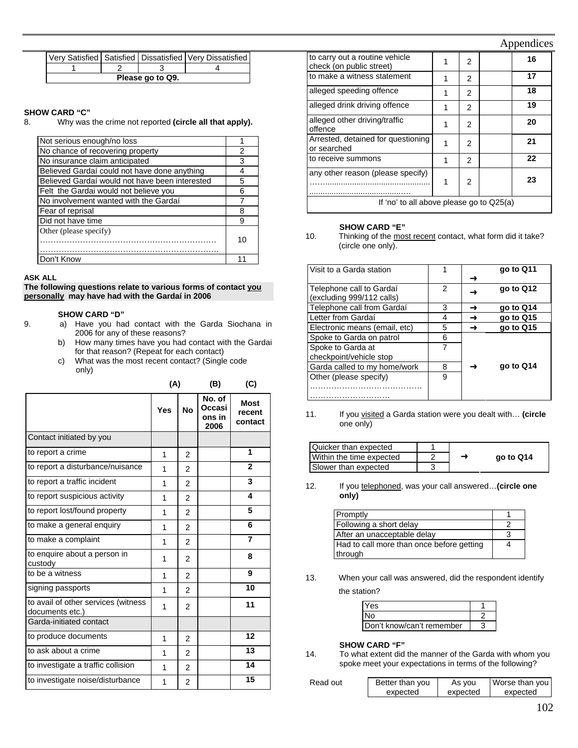| Very Satisfied | Satisfied | Dissatisfied | Very Dissatisfied |
|---|---|---|---|
| 1 | 2 | 3 | 4 |
| **Please go to Q9.** | | | |

**SHOW CARD "C"**

8. Why was the crime not reported **(circle all that apply).**

| | |
|---|---|
| Not serious enough/no loss | 1 |
| No chance of recovering property | 2 |
| No insurance claim anticipated | 3 |
| Believed Gardaí could not have done anything | 4 |
| Believed Gardaí would not have been interested | 5 |
| Felt the Gardai would not believe you | 6 |
| No involvement wanted with the Gardaí | 7 |
| Fear of reprisal | 8 |
| Did not have time | 9 |
| Other (please specify) ………………………………………………………… ………………………………………………………… | 10 |
| Don't Know | 11 |

**ASK ALL**

**The following questions relate to various forms of contact <u>you personally</u> may have had with the Gardaí in 2006**

**SHOW CARD "D"**

9. a) Have you had contact with the Garda Siochana in 2006 for any of these reasons?
   b) How many times have you had contact with the Gardai for that reason? (Repeat for each contact)
   c) What was the most recent contact? (Single code only)

| | (A) | | (B) | (C) |
|---|---|---|---|---|
| | **Yes** | **No** | **No. of Occasions in 2006** | **Most recent contact** |
| Contact initiated by you | | | | |
| to report a crime | 1 | 2 | | **1** |
| to report a disturbance/nuisance | 1 | 2 | | **2** |
| to report a traffic incident | 1 | 2 | | **3** |
| to report suspicious activity | 1 | 2 | | **4** |
| to report lost/found property | 1 | 2 | | **5** |
| to make a general enquiry | 1 | 2 | | **6** |
| to make a complaint | 1 | 2 | | **7** |
| to enquire about a person in custody | 1 | 2 | | **8** |
| to be a witness | 1 | 2 | | **9** |
| signing passports | 1 | 2 | | **10** |
| to avail of other services (witness documents etc.) | 1 | 2 | | **11** |
| Garda-initiated contact | | | | |
| to produce documents | 1 | 2 | | **12** |
| to ask about a crime | 1 | 2 | | **13** |
| to investigate a traffic collision | 1 | 2 | | **14** |
| to investigate noise/disturbance | 1 | 2 | | **15** |
| to carry out a routine vehicle check (on public street) | 1 | 2 | | **16** |
| to make a witness statement | 1 | 2 | | **17** |
| alleged speeding offence | 1 | 2 | | **18** |
| alleged drink driving offence | 1 | 2 | | **19** |
| alleged other driving/traffic offence | 1 | 2 | | **20** |
| Arrested, detained for questioning or searched | 1 | 2 | | **21** |
| to receive summons | 1 | 2 | | **22** |
| any other reason (please specify) ……………………………………… ……………………………………… | 1 | 2 | | **23** |
| If 'no' to all above please go to Q25(a) | | | | |

**SHOW CARD "E"**

10. Thinking of the <u>most recent</u> contact, what form did it take? (circle one only).

| | | | |
|---|---|---|---|
| Visit to a Garda station | 1 | ➜ | **go to Q11** |
| Telephone call to Gardaí (excluding 999/112 calls) | 2 | ➜ | **go to Q12** |
| Telephone call from Gardaí | 3 | ➜ | **go to Q14** |
| Letter from Gardaí | 4 | ➜ | **go to Q15** |
| Electronic means (email, etc) | 5 | ➜ | **go to Q15** |
| Spoke to Garda on patrol | 6 | | |
| Spoke to Garda at checkpoint/vehicle stop | 7 | | |
| Garda called to my home/work | 8 | ➜ | **go to Q14** |
| Other (please specify) …………………………………… ………………………… | 9 | | |

11. If you <u>visited</u> a Garda station were you dealt with… **(circle** one only)

| | | | |
|---|---|---|---|
| Quicker than expected | 1 | | |
| Within the time expected | 2 | ➜ | **go to Q14** |
| Slower than expected | 3 | | |

12. If you <u>telephoned</u>, was your call answered…**(circle one only)**

| | |
|---|---|
| Promptly | 1 |
| Following a short delay | 2 |
| After an unacceptable delay | 3 |
| Had to call more than once before getting through | 4 |

13. When your call was answered, did the respondent identify the station?

| | |
|---|---|
| Yes | 1 |
| No | 2 |
| Don't know/can't remember | 3 |

**SHOW CARD "F"**

14. To what extent did the manner of the Garda with whom you spoke meet your expectations in terms of the following?

| Read out | Better than you expected | As you expected | Worse than you expected |
|---|---|---|---|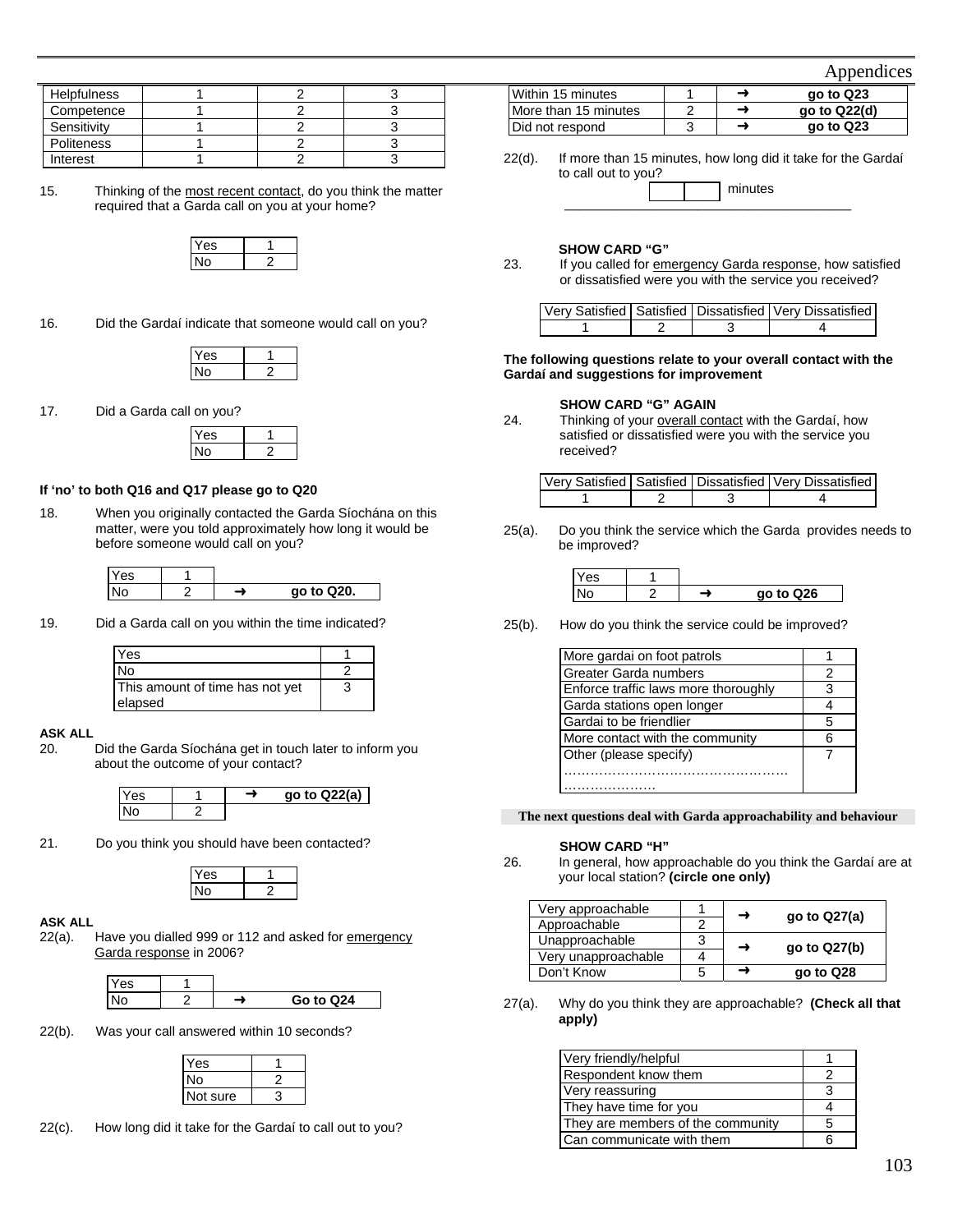| Helpfulness | 1 | 2 | 3 |
|---|---|---|---|
| Competence | 1 | 2 | 3 |
| Sensitivity | 1 | 2 | 3 |
| Politeness | 1 | 2 | 3 |
| Interest | 1 | 2 | 3 |

15. Thinking of the most recent contact, do you think the matter required that a Garda call on you at your home?

| Yes | 1 |
|---|---|
| No | 2 |

16. Did the Gardaí indicate that someone would call on you?

| Yes | 1 |
|---|---|
| No | 2 |

17. Did a Garda call on you?

| Yes | 1 |
|---|---|
| No | 2 |

**If 'no' to both Q16 and Q17 please go to Q20**

18. When you originally contacted the Garda Síochána on this matter, were you told approximately how long it would be before someone would call on you?

| Yes | 1 | | |
|---|---|---|---|
| No | 2 | ➜ | **go to Q20.** |

19. Did a Garda call on you within the time indicated?

| Yes | 1 |
|---|---|
| No | 2 |
| This amount of time has not yet elapsed | 3 |

**ASK ALL**

20. Did the Garda Síochána get in touch later to inform you about the outcome of your contact?

| Yes | 1 | ➜ | **go to Q22(a)** |
|---|---|---|---|
| No | 2 | | |

21. Do you think you should have been contacted?

| Yes | 1 |
|---|---|
| No | 2 |

**ASK ALL**

22(a). Have you dialled 999 or 112 and asked for emergency Garda response in 2006?

| Yes | 1 | | |
|---|---|---|---|
| No | 2 | ➜ | **Go to Q24** |

22(b). Was your call answered within 10 seconds?

| Yes | 1 |
|---|---|
| No | 2 |
| Not sure | 3 |

22(c). How long did it take for the Gardaí to call out to you?

| Within 15 minutes | 1 | ➜ | **go to Q23** |
|---|---|---|---|
| More than 15 minutes | 2 | ➜ | **go to Q22(d)** |
| Did not respond | 3 | ➜ | **go to Q23** |

22(d). If more than 15 minutes, how long did it take for the Gardaí to call out to you?

☐☐ minutes

**SHOW CARD "G"**

23. If you called for emergency Garda response, how satisfied or dissatisfied were you with the service you received?

| Very Satisfied | Satisfied | Dissatisfied | Very Dissatisfied |
|---|---|---|---|
| 1 | 2 | 3 | 4 |

**The following questions relate to your overall contact with the Gardaí and suggestions for improvement**

**SHOW CARD "G" AGAIN**

24. Thinking of your overall contact with the Gardaí, how satisfied or dissatisfied were you with the service you received?

| Very Satisfied | Satisfied | Dissatisfied | Very Dissatisfied |
|---|---|---|---|
| 1 | 2 | 3 | 4 |

25(a). Do you think the service which the Garda provides needs to be improved?

| Yes | 1 | | |
|---|---|---|---|
| No | 2 | ➜ | **go to Q26** |

25(b). How do you think the service could be improved?

| More gardai on foot patrols | 1 |
|---|---|
| Greater Garda numbers | 2 |
| Enforce traffic laws more thoroughly | 3 |
| Garda stations open longer | 4 |
| Gardai to be friendlier | 5 |
| More contact with the community | 6 |
| Other (please specify) ……………………………………………………………… | 7 |

**The next questions deal with Garda approachability and behaviour**

**SHOW CARD "H"**

26. In general, how approachable do you think the Gardaí are at your local station? **(circle one only)**

| Very approachable | 1 | ➜ | **go to Q27(a)** |
|---|---|---|---|
| Approachable | 2 | | |
| Unapproachable | 3 | ➜ | **go to Q27(b)** |
| Very unapproachable | 4 | | |
| Don't Know | 5 | ➜ | **go to Q28** |

27(a). Why do you think they are approachable? **(Check all that apply)**

| Very friendly/helpful | 1 |
|---|---|
| Respondent know them | 2 |
| Very reassuring | 3 |
| They have time for you | 4 |
| They are members of the community | 5 |
| Can communicate with them | 6 |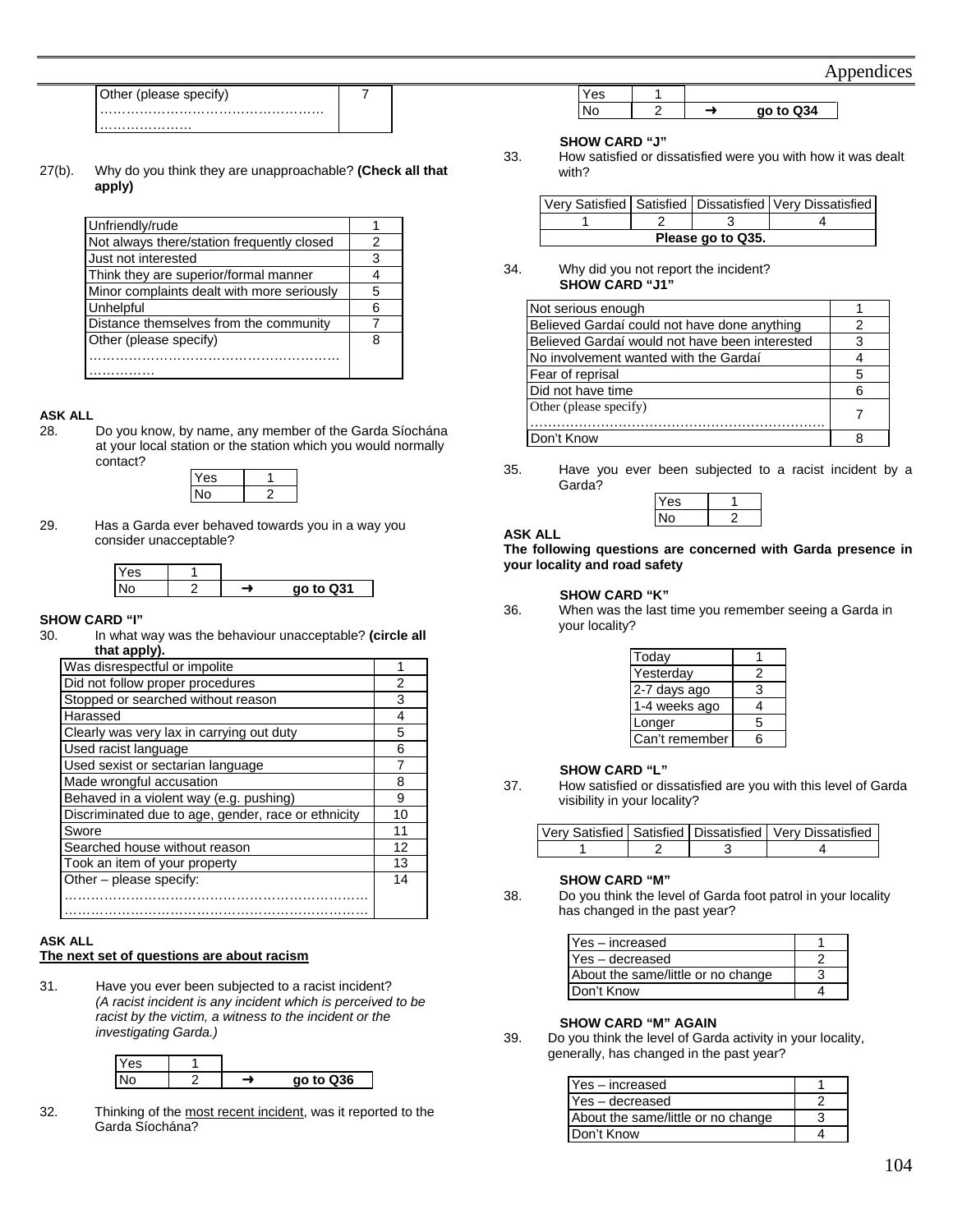| Other (please specify) ………………………………………………………… | 7 |
|---|---|

27(b). Why do you think they are unapproachable? **(Check all that apply)**

| Unfriendly/rude | 1 |
|---|---|
| Not always there/station frequently closed | 2 |
| Just not interested | 3 |
| Think they are superior/formal manner | 4 |
| Minor complaints dealt with more seriously | 5 |
| Unhelpful | 6 |
| Distance themselves from the community | 7 |
| Other (please specify) ………………………………………………………… | 8 |

**ASK ALL**

28. Do you know, by name, any member of the Garda Síochána at your local station or the station which you would normally contact?

| Yes | 1 |
|---|---|
| No | 2 |

29. Has a Garda ever behaved towards you in a way you consider unacceptable?

| Yes | 1 | |
|---|---|---|
| No | 2 | ➜ **go to Q31** |

**SHOW CARD "I"**

30. In what way was the behaviour unacceptable? **(circle all that apply).**

| Was disrespectful or impolite | 1 |
|---|---|
| Did not follow proper procedures | 2 |
| Stopped or searched without reason | 3 |
| Harassed | 4 |
| Clearly was very lax in carrying out duty | 5 |
| Used racist language | 6 |
| Used sexist or sectarian language | 7 |
| Made wrongful accusation | 8 |
| Behaved in a violent way (e.g. pushing) | 9 |
| Discriminated due to age, gender, race or ethnicity | 10 |
| Swore | 11 |
| Searched house without reason | 12 |
| Took an item of your property | 13 |
| Other – please specify: ……………………………………………………………… | 14 |

**ASK ALL**

**<u>The next set of questions are about racism</u>**

31. Have you ever been subjected to a racist incident? *(A racist incident is any incident which is perceived to be racist by the victim, a witness to the incident or the investigating Garda.)*

| Yes | 1 | |
|---|---|---|
| No | 2 | ➜ **go to Q36** |

32. Thinking of the <u>most recent incident</u>, was it reported to the Garda Síochána?

| Yes | 1 | |
|---|---|---|
| No | 2 | ➜ **go to Q34** |

**SHOW CARD "J"**

33. How satisfied or dissatisfied were you with how it was dealt with?

| Very Satisfied | Satisfied | Dissatisfied | Very Dissatisfied |
|---|---|---|---|
| 1 | 2 | 3 | 4 |
| **Please go to Q35.** | | | |

34. Why did you not report the incident?
**SHOW CARD "J1"**

| Not serious enough | 1 |
|---|---|
| Believed Gardaí could not have done anything | 2 |
| Believed Gardaí would not have been interested | 3 |
| No involvement wanted with the Gardaí | 4 |
| Fear of reprisal | 5 |
| Did not have time | 6 |
| Other (please specify) ………………………………………………………… | 7 |
| Don't Know | 8 |

35. Have you ever been subjected to a racist incident by a Garda?

| Yes | 1 |
|---|---|
| No | 2 |

**ASK ALL**

**The following questions are concerned with Garda presence in your locality and road safety**

**SHOW CARD "K"**

36. When was the last time you remember seeing a Garda in your locality?

| Today | 1 |
|---|---|
| Yesterday | 2 |
| 2-7 days ago | 3 |
| 1-4 weeks ago | 4 |
| Longer | 5 |
| Can't remember | 6 |

**SHOW CARD "L"**

37. How satisfied or dissatisfied are you with this level of Garda visibility in your locality?

| Very Satisfied | Satisfied | Dissatisfied | Very Dissatisfied |
|---|---|---|---|
| 1 | 2 | 3 | 4 |

**SHOW CARD "M"**

38. Do you think the level of Garda foot patrol in your locality has changed in the past year?

| Yes – increased | 1 |
|---|---|
| Yes – decreased | 2 |
| About the same/little or no change | 3 |
| Don't Know | 4 |

**SHOW CARD "M" AGAIN**

39. Do you think the level of Garda activity in your locality, generally, has changed in the past year?

| Yes – increased | 1 |
|---|---|
| Yes – decreased | 2 |
| About the same/little or no change | 3 |
| Don't Know | 4 |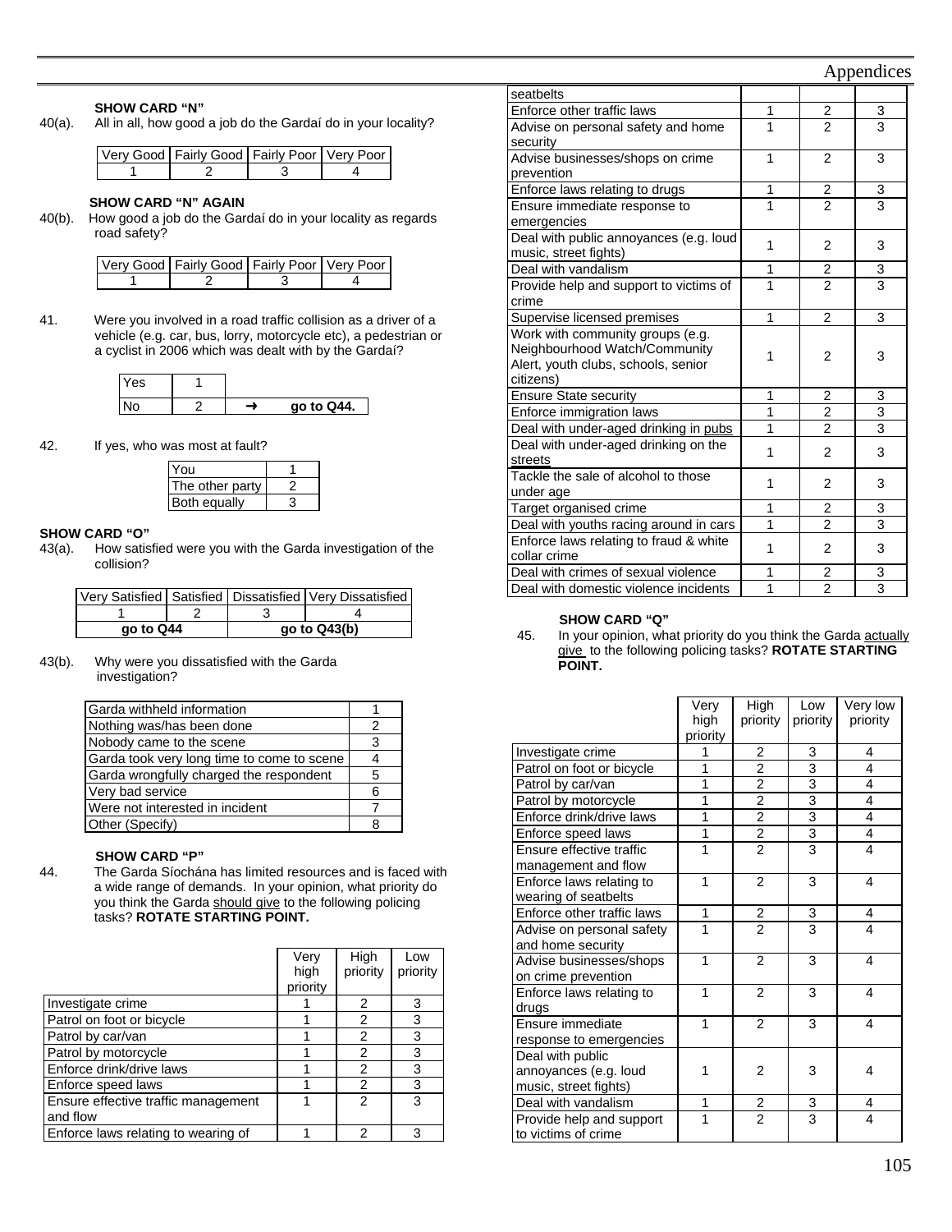**SHOW CARD "N"**

40(a). All in all, how good a job do the Gardaí do in your locality?

| Very Good | Fairly Good | Fairly Poor | Very Poor |
|---|---|---|---|
| 1 | 2 | 3 | 4 |

**SHOW CARD "N" AGAIN**

40(b). How good a job do the Gardaí do in your locality as regards road safety?

| Very Good | Fairly Good | Fairly Poor | Very Poor |
|---|---|---|---|
| 1 | 2 | 3 | 4 |

41. Were you involved in a road traffic collision as a driver of a vehicle (e.g. car, bus, lorry, motorcycle etc), a pedestrian or a cyclist in 2006 which was dealt with by the Gardaí?

| | | | |
|---|---|---|---|
| Yes | 1 | | |
| No | 2 | ➜ | **go to Q44.** |

42. If yes, who was most at fault?

| | |
|---|---|
| You | 1 |
| The other party | 2 |
| Both equally | 3 |

**SHOW CARD "O"**

43(a). How satisfied were you with the Garda investigation of the collision?

| Very Satisfied | Satisfied | Dissatisfied | Very Dissatisfied |
|---|---|---|---|
| 1 | 2 | 3 | 4 |
| **go to Q44** | | **go to Q43(b)** | |

43(b). Why were you dissatisfied with the Garda investigation?

| | |
|---|---|
| Garda withheld information | 1 |
| Nothing was/has been done | 2 |
| Nobody came to the scene | 3 |
| Garda took very long time to come to scene | 4 |
| Garda wrongfully charged the respondent | 5 |
| Very bad service | 6 |
| Were not interested in incident | 7 |
| Other (Specify) | 8 |

**SHOW CARD "P"**

44. The Garda Síochána has limited resources and is faced with a wide range of demands. In your opinion, what priority do you think the Garda should give to the following policing tasks? **ROTATE STARTING POINT.**

| | Very high priority | High priority | Low priority |
|---|---|---|---|
| Investigate crime | 1 | 2 | 3 |
| Patrol on foot or bicycle | 1 | 2 | 3 |
| Patrol by car/van | 1 | 2 | 3 |
| Patrol by motorcycle | 1 | 2 | 3 |
| Enforce drink/drive laws | 1 | 2 | 3 |
| Enforce speed laws | 1 | 2 | 3 |
| Ensure effective traffic management and flow | 1 | 2 | 3 |
| Enforce laws relating to wearing of seatbelts | 1 | 2 | 3 |
| Enforce other traffic laws | 1 | 2 | 3 |
| Advise on personal safety and home security | 1 | 2 | 3 |
| Advise businesses/shops on crime prevention | 1 | 2 | 3 |
| Enforce laws relating to drugs | 1 | 2 | 3 |
| Ensure immediate response to emergencies | 1 | 2 | 3 |
| Deal with public annoyances (e.g. loud music, street fights) | 1 | 2 | 3 |
| Deal with vandalism | 1 | 2 | 3 |
| Provide help and support to victims of crime | 1 | 2 | 3 |
| Supervise licensed premises | 1 | 2 | 3 |
| Work with community groups (e.g. Neighbourhood Watch/Community Alert, youth clubs, schools, senior citizens) | 1 | 2 | 3 |
| Ensure State security | 1 | 2 | 3 |
| Enforce immigration laws | 1 | 2 | 3 |
| Deal with under-aged drinking in pubs | 1 | 2 | 3 |
| Deal with under-aged drinking on the streets | 1 | 2 | 3 |
| Tackle the sale of alcohol to those under age | 1 | 2 | 3 |
| Target organised crime | 1 | 2 | 3 |
| Deal with youths racing around in cars | 1 | 2 | 3 |
| Enforce laws relating to fraud & white collar crime | 1 | 2 | 3 |
| Deal with crimes of sexual violence | 1 | 2 | 3 |
| Deal with domestic violence incidents | 1 | 2 | 3 |

**SHOW CARD "Q"**

45. In your opinion, what priority do you think the Garda actually give to the following policing tasks? **ROTATE STARTING POINT.**

| | Very high priority | High priority | Low priority | Very low priority |
|---|---|---|---|---|
| Investigate crime | 1 | 2 | 3 | 4 |
| Patrol on foot or bicycle | 1 | 2 | 3 | 4 |
| Patrol by car/van | 1 | 2 | 3 | 4 |
| Patrol by motorcycle | 1 | 2 | 3 | 4 |
| Enforce drink/drive laws | 1 | 2 | 3 | 4 |
| Enforce speed laws | 1 | 2 | 3 | 4 |
| Ensure effective traffic management and flow | 1 | 2 | 3 | 4 |
| Enforce laws relating to wearing of seatbelts | 1 | 2 | 3 | 4 |
| Enforce other traffic laws | 1 | 2 | 3 | 4 |
| Advise on personal safety and home security | 1 | 2 | 3 | 4 |
| Advise businesses/shops on crime prevention | 1 | 2 | 3 | 4 |
| Enforce laws relating to drugs | 1 | 2 | 3 | 4 |
| Ensure immediate response to emergencies | 1 | 2 | 3 | 4 |
| Deal with public annoyances (e.g. loud music, street fights) | 1 | 2 | 3 | 4 |
| Deal with vandalism | 1 | 2 | 3 | 4 |
| Provide help and support to victims of crime | 1 | 2 | 3 | 4 |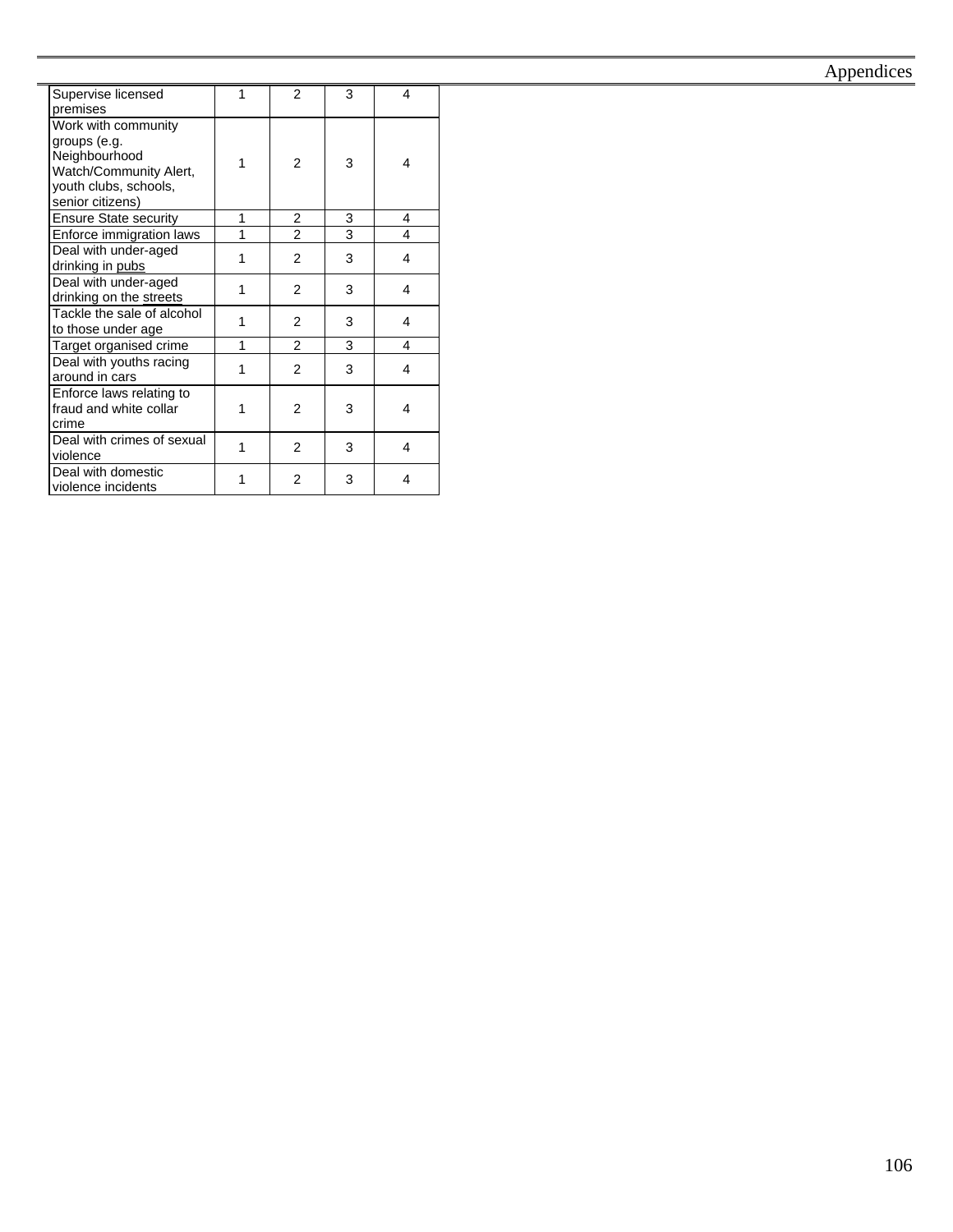| | | | | |
|---|---|---|---|---|
| Supervise licensed premises | 1 | 2 | 3 | 4 |
| Work with community groups (e.g. Neighbourhood Watch/Community Alert, youth clubs, schools, senior citizens) | 1 | 2 | 3 | 4 |
| Ensure State security | 1 | 2 | 3 | 4 |
| Enforce immigration laws | 1 | 2 | 3 | 4 |
| Deal with under-aged drinking in pubs | 1 | 2 | 3 | 4 |
| Deal with under-aged drinking on the streets | 1 | 2 | 3 | 4 |
| Tackle the sale of alcohol to those under age | 1 | 2 | 3 | 4 |
| Target organised crime | 1 | 2 | 3 | 4 |
| Deal with youths racing around in cars | 1 | 2 | 3 | 4 |
| Enforce laws relating to fraud and white collar crime | 1 | 2 | 3 | 4 |
| Deal with crimes of sexual violence | 1 | 2 | 3 | 4 |
| Deal with domestic violence incidents | 1 | 2 | 3 | 4 |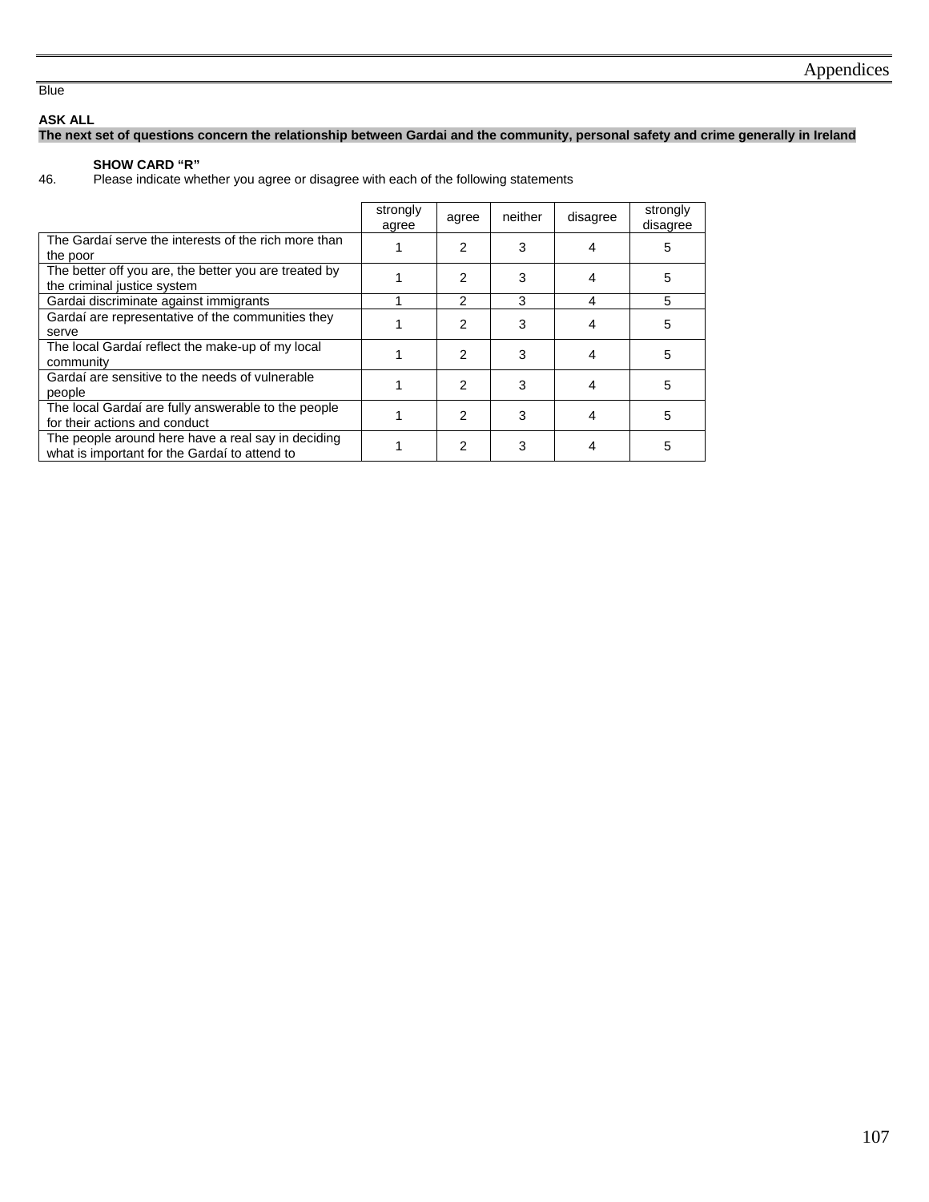Blue

**ASK ALL**
**The next set of questions concern the relationship between Gardai and the community, personal safety and crime generally in Ireland**

**SHOW CARD "R"**

46. Please indicate whether you agree or disagree with each of the following statements

| | strongly agree | agree | neither | disagree | strongly disagree |
|---|---|---|---|---|---|
| The Gardaí serve the interests of the rich more than the poor | 1 | 2 | 3 | 4 | 5 |
| The better off you are, the better you are treated by the criminal justice system | 1 | 2 | 3 | 4 | 5 |
| Gardai discriminate against immigrants | 1 | 2 | 3 | 4 | 5 |
| Gardaí are representative of the communities they serve | 1 | 2 | 3 | 4 | 5 |
| The local Gardaí reflect the make-up of my local community | 1 | 2 | 3 | 4 | 5 |
| Gardaí are sensitive to the needs of vulnerable people | 1 | 2 | 3 | 4 | 5 |
| The local Gardaí are fully answerable to the people for their actions and conduct | 1 | 2 | 3 | 4 | 5 |
| The people around here have a real say in deciding what is important for the Gardaí to attend to | 1 | 2 | 3 | 4 | 5 |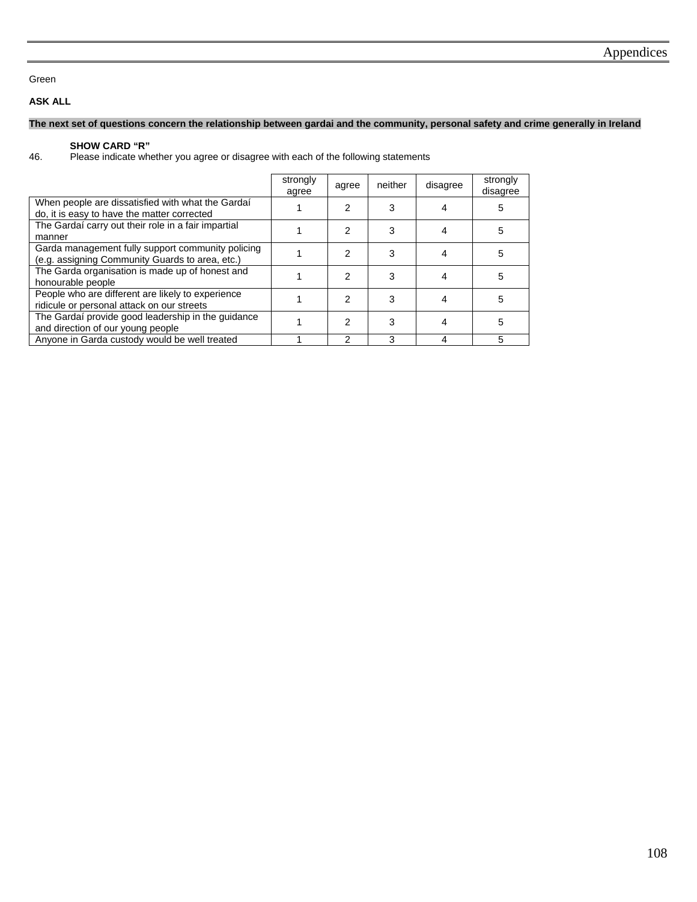Green

**ASK ALL**

**The next set of questions concern the relationship between gardai and the community, personal safety and crime generally in Ireland**

**SHOW CARD "R"**

46. Please indicate whether you agree or disagree with each of the following statements

| | strongly agree | agree | neither | disagree | strongly disagree |
|---|---|---|---|---|---|
| When people are dissatisfied with what the Gardaí do, it is easy to have the matter corrected | 1 | 2 | 3 | 4 | 5 |
| The Gardaí carry out their role in a fair impartial manner | 1 | 2 | 3 | 4 | 5 |
| Garda management fully support community policing (e.g. assigning Community Guards to area, etc.) | 1 | 2 | 3 | 4 | 5 |
| The Garda organisation is made up of honest and honourable people | 1 | 2 | 3 | 4 | 5 |
| People who are different are likely to experience ridicule or personal attack on our streets | 1 | 2 | 3 | 4 | 5 |
| The Gardaí provide good leadership in the guidance and direction of our young people | 1 | 2 | 3 | 4 | 5 |
| Anyone in Garda custody would be well treated | 1 | 2 | 3 | 4 | 5 |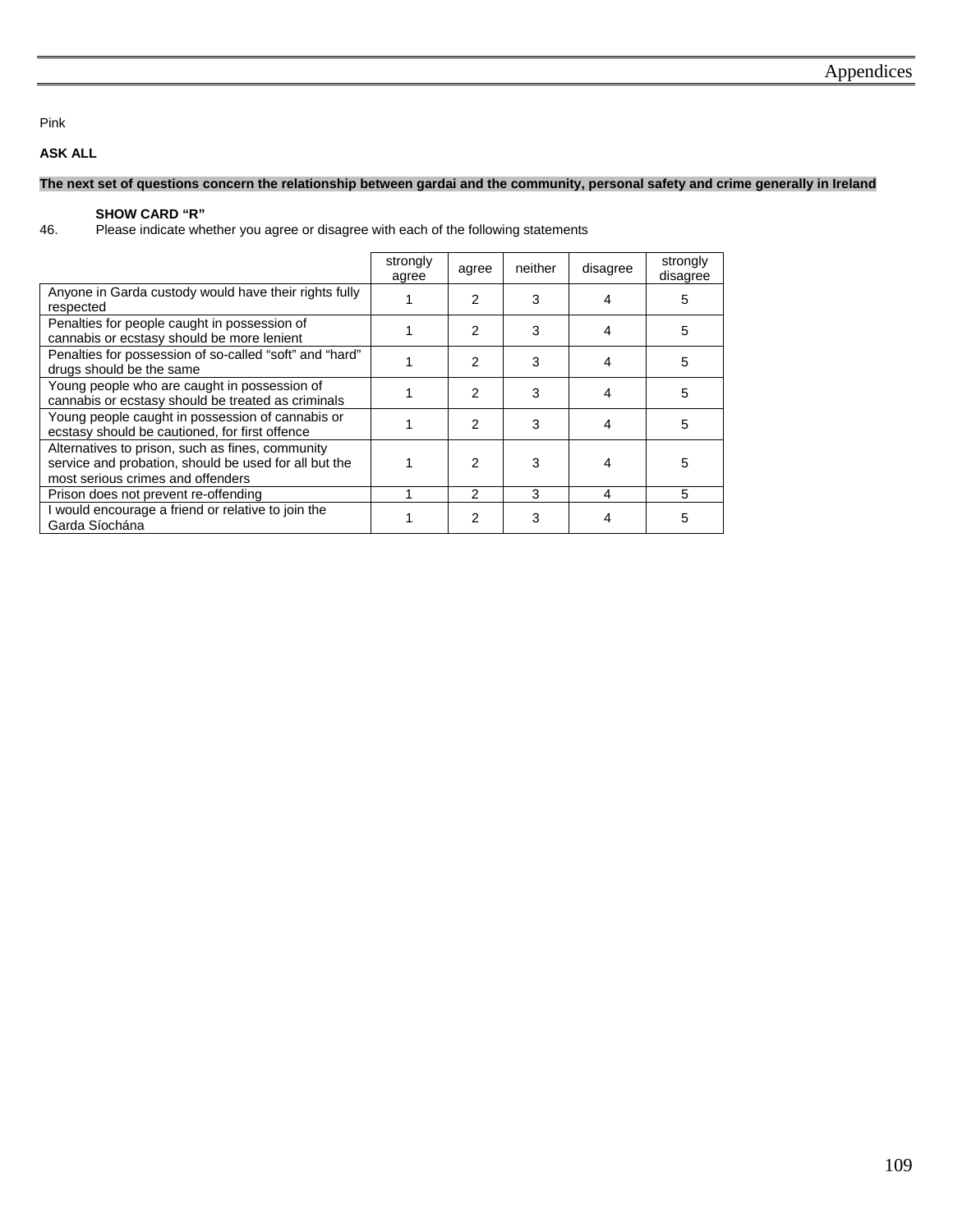Pink

**ASK ALL**

**The next set of questions concern the relationship between gardai and the community, personal safety and crime generally in Ireland**

**SHOW CARD "R"**

46. Please indicate whether you agree or disagree with each of the following statements

| | strongly agree | agree | neither | disagree | strongly disagree |
|---|---|---|---|---|---|
| Anyone in Garda custody would have their rights fully respected | 1 | 2 | 3 | 4 | 5 |
| Penalties for people caught in possession of cannabis or ecstasy should be more lenient | 1 | 2 | 3 | 4 | 5 |
| Penalties for possession of so-called "soft" and "hard" drugs should be the same | 1 | 2 | 3 | 4 | 5 |
| Young people who are caught in possession of cannabis or ecstasy should be treated as criminals | 1 | 2 | 3 | 4 | 5 |
| Young people caught in possession of cannabis or ecstasy should be cautioned, for first offence | 1 | 2 | 3 | 4 | 5 |
| Alternatives to prison, such as fines, community service and probation, should be used for all but the most serious crimes and offenders | 1 | 2 | 3 | 4 | 5 |
| Prison does not prevent re-offending | 1 | 2 | 3 | 4 | 5 |
| I would encourage a friend or relative to join the Garda Síochána | 1 | 2 | 3 | 4 | 5 |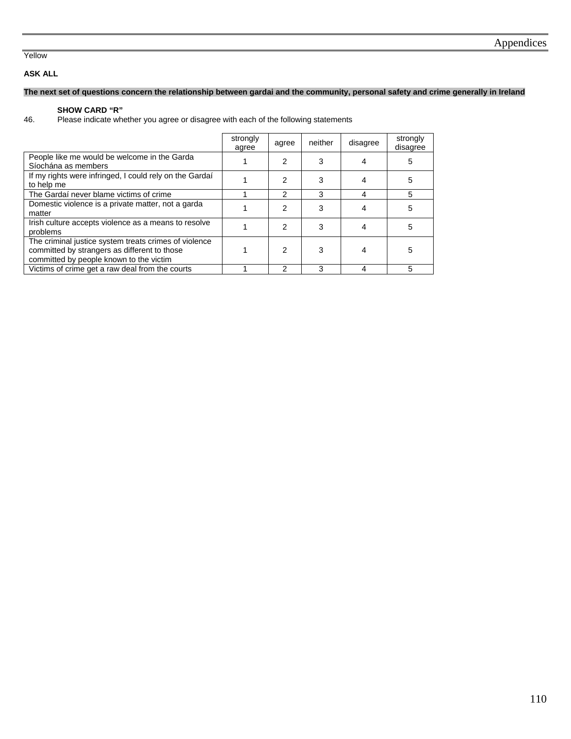Yellow

**ASK ALL**

**The next set of questions concern the relationship between gardai and the community, personal safety and crime generally in Ireland**

**SHOW CARD "R"**

46. Please indicate whether you agree or disagree with each of the following statements

| | strongly agree | agree | neither | disagree | strongly disagree |
|---|---|---|---|---|---|
| People like me would be welcome in the Garda Síochána as members | 1 | 2 | 3 | 4 | 5 |
| If my rights were infringed, I could rely on the Gardaí to help me | 1 | 2 | 3 | 4 | 5 |
| The Gardaí never blame victims of crime | 1 | 2 | 3 | 4 | 5 |
| Domestic violence is a private matter, not a garda matter | 1 | 2 | 3 | 4 | 5 |
| Irish culture accepts violence as a means to resolve problems | 1 | 2 | 3 | 4 | 5 |
| The criminal justice system treats crimes of violence committed by strangers as different to those committed by people known to the victim | 1 | 2 | 3 | 4 | 5 |
| Victims of crime get a raw deal from the courts | 1 | 2 | 3 | 4 | 5 |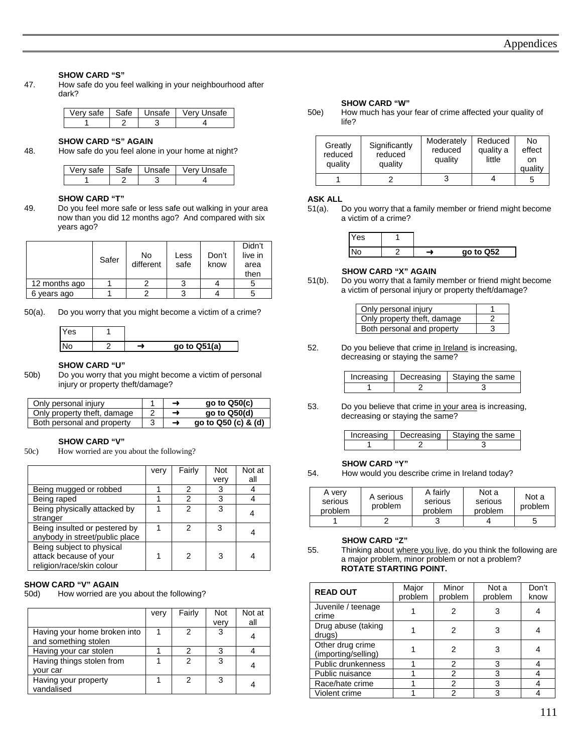**SHOW CARD "S"**

47. How safe do you feel walking in your neighbourhood after dark?

| Very safe | Safe | Unsafe | Very Unsafe |
|---|---|---|---|
| 1 | 2 | 3 | 4 |

**SHOW CARD "S" AGAIN**

48. How safe do you feel alone in your home at night?

| Very safe | Safe | Unsafe | Very Unsafe |
|---|---|---|---|
| 1 | 2 | 3 | 4 |

**SHOW CARD "T"**

49. Do you feel more safe or less safe out walking in your area now than you did 12 months ago? And compared with six years ago?

| | Safer | No different | Less safe | Don't know | Didn't live in area then |
|---|---|---|---|---|---|
| 12 months ago | 1 | 2 | 3 | 4 | 5 |
| 6 years ago | 1 | 2 | 3 | 4 | 5 |

50(a). Do you worry that you might become a victim of a crime?

| | | | |
|---|---|---|---|
| Yes | 1 | | |
| No | 2 | ➜ | **go to Q51(a)** |

**SHOW CARD "U"**

50b) Do you worry that you might become a victim of personal injury or property theft/damage?

| | | | |
|---|---|---|---|
| Only personal injury | 1 | ➜ | **go to Q50(c)** |
| Only property theft, damage | 2 | ➜ | **go to Q50(d)** |
| Both personal and property | 3 | ➜ | **go to Q50 (c) & (d)** |

**SHOW CARD "V"**

50c) How worried are you about the following?

| | very | Fairly | Not very | Not at all |
|---|---|---|---|---|
| Being mugged or robbed | 1 | 2 | 3 | 4 |
| Being raped | 1 | 2 | 3 | 4 |
| Being physically attacked by stranger | 1 | 2 | 3 | 4 |
| Being insulted or pestered by anybody in street/public place | 1 | 2 | 3 | 4 |
| Being subject to physical attack because of your religion/race/skin colour | 1 | 2 | 3 | 4 |

**SHOW CARD "V" AGAIN**

50d) How worried are you about the following?

| | very | Fairly | Not very | Not at all |
|---|---|---|---|---|
| Having your home broken into and something stolen | 1 | 2 | 3 | 4 |
| Having your car stolen | 1 | 2 | 3 | 4 |
| Having things stolen from your car | 1 | 2 | 3 | 4 |
| Having your property vandalised | 1 | 2 | 3 | 4 |

**SHOW CARD "W"**

50e) How much has your fear of crime affected your quality of life?

| Greatly reduced quality | Significantly reduced quality | Moderately reduced quality | Reduced quality a little | No effect on quality |
|---|---|---|---|---|
| 1 | 2 | 3 | 4 | 5 |

**ASK ALL**

51(a). Do you worry that a family member or friend might become a victim of a crime?

| | | | |
|---|---|---|---|
| Yes | 1 | | |
| No | 2 | ➜ | **go to Q52** |

**SHOW CARD "X" AGAIN**

51(b). Do you worry that a family member or friend might become a victim of personal injury or property theft/damage?

| | |
|---|---|
| Only personal injury | 1 |
| Only property theft, damage | 2 |
| Both personal and property | 3 |

52. Do you believe that crime <u>in Ireland</u> is increasing, decreasing or staying the same?

| Increasing | Decreasing | Staying the same |
|---|---|---|
| 1 | 2 | 3 |

53. Do you believe that crime <u>in your area</u> is increasing, decreasing or staying the same?

| Increasing | Decreasing | Staying the same |
|---|---|---|
| 1 | 2 | 3 |

**SHOW CARD "Y"**

54. How would you describe crime in Ireland today?

| A very serious problem | A serious problem | A fairly serious problem | Not a serious problem | Not a problem |
|---|---|---|---|---|
| 1 | 2 | 3 | 4 | 5 |

**SHOW CARD "Z"**

55. Thinking about <u>where you live</u>, do you think the following are a major problem, minor problem or not a problem? **ROTATE STARTING POINT.**

| **READ OUT** | Major problem | Minor problem | Not a problem | Don't know |
|---|---|---|---|---|
| Juvenile / teenage crime | 1 | 2 | 3 | 4 |
| Drug abuse (taking drugs) | 1 | 2 | 3 | 4 |
| Other drug crime (importing/selling) | 1 | 2 | 3 | 4 |
| Public drunkenness | 1 | 2 | 3 | 4 |
| Public nuisance | 1 | 2 | 3 | 4 |
| Race/hate crime | 1 | 2 | 3 | 4 |
| Violent crime | 1 | 2 | 3 | 4 |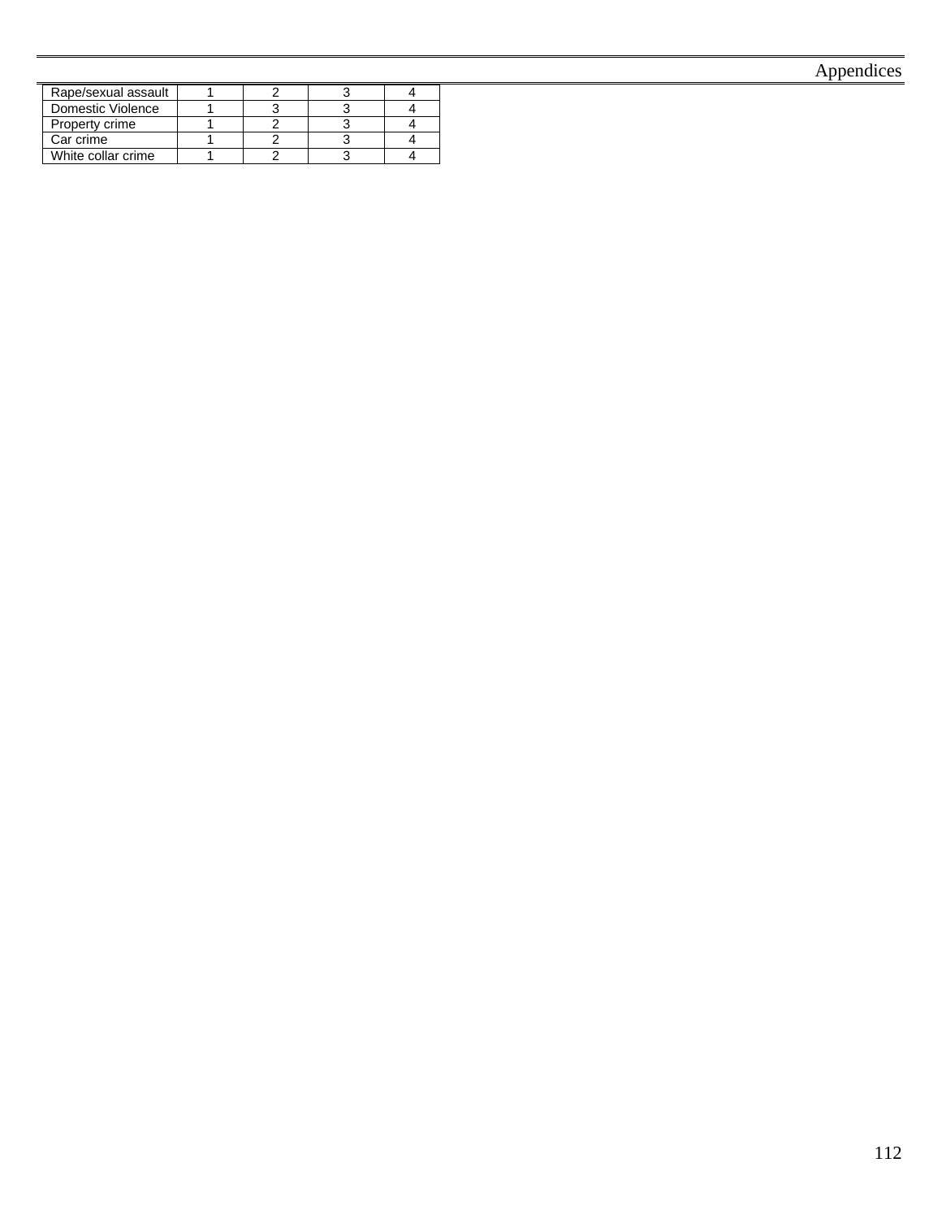| | | | | |
|---|---|---|---|---|
| Rape/sexual assault | 1 | 2 | 3 | 4 |
| Domestic Violence | 1 | 3 | 3 | 4 |
| Property crime | 1 | 2 | 3 | 4 |
| Car crime | 1 | 2 | 3 | 4 |
| White collar crime | 1 | 2 | 3 | 4 |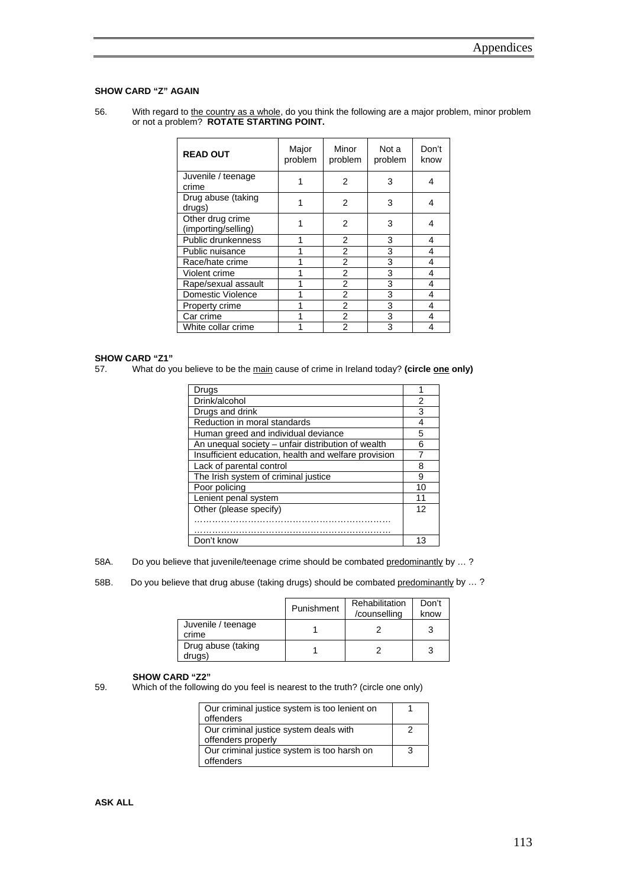**SHOW CARD "Z" AGAIN**

56. With regard to <u>the country as a whole</u>, do you think the following are a major problem, minor problem or not a problem? **ROTATE STARTING POINT.**

| **READ OUT** | Major problem | Minor problem | Not a problem | Don't know |
|---|---|---|---|---|
| Juvenile / teenage crime | 1 | 2 | 3 | 4 |
| Drug abuse (taking drugs) | 1 | 2 | 3 | 4 |
| Other drug crime (importing/selling) | 1 | 2 | 3 | 4 |
| Public drunkenness | 1 | 2 | 3 | 4 |
| Public nuisance | 1 | 2 | 3 | 4 |
| Race/hate crime | 1 | 2 | 3 | 4 |
| Violent crime | 1 | 2 | 3 | 4 |
| Rape/sexual assault | 1 | 2 | 3 | 4 |
| Domestic Violence | 1 | 2 | 3 | 4 |
| Property crime | 1 | 2 | 3 | 4 |
| Car crime | 1 | 2 | 3 | 4 |
| White collar crime | 1 | 2 | 3 | 4 |

**SHOW CARD "Z1"**

57. What do you believe to be the <u>main</u> cause of crime in Ireland today? **(circle <u>one</u> only)**

| | |
|---|---|
| Drugs | 1 |
| Drink/alcohol | 2 |
| Drugs and drink | 3 |
| Reduction in moral standards | 4 |
| Human greed and individual deviance | 5 |
| An unequal society – unfair distribution of wealth | 6 |
| Insufficient education, health and welfare provision | 7 |
| Lack of parental control | 8 |
| The Irish system of criminal justice | 9 |
| Poor policing | 10 |
| Lenient penal system | 11 |
| Other (please specify) ………………………………………………………… ………………………………………………………… | 12 |
| Don't know | 13 |

58A. Do you believe that juvenile/teenage crime should be combated <u>predominantly</u> by … ?

58B. Do you believe that drug abuse (taking drugs) should be combated <u>predominantly</u> by … ?

| | Punishment | Rehabilitation /counselling | Don't know |
|---|---|---|---|
| Juvenile / teenage crime | 1 | 2 | 3 |
| Drug abuse (taking drugs) | 1 | 2 | 3 |

**SHOW CARD "Z2"**

59. Which of the following do you feel is nearest to the truth? (circle one only)

| | |
|---|---|
| Our criminal justice system is too lenient on offenders | 1 |
| Our criminal justice system deals with offenders properly | 2 |
| Our criminal justice system is too harsh on offenders | 3 |

**ASK ALL**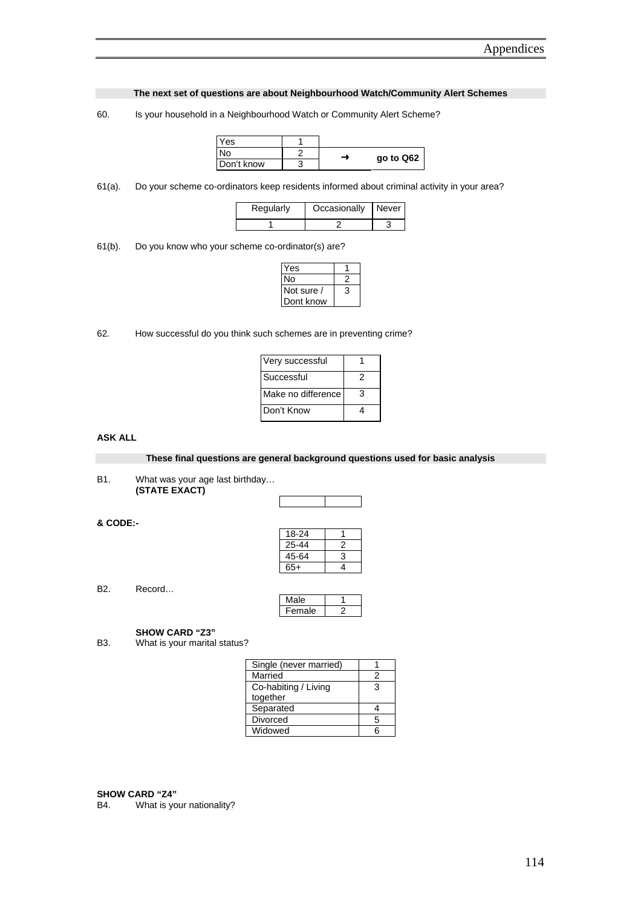**The next set of questions are about Neighbourhood Watch/Community Alert Schemes**

60. Is your household in a Neighbourhood Watch or Community Alert Scheme?

| | | | |
|---|---|---|---|
| Yes | 1 | | |
| No | 2 | → | go to Q62 |
| Don't know | 3 | | |

61(a). Do your scheme co-ordinators keep residents informed about criminal activity in your area?

| Regularly | Occasionally | Never |
|---|---|---|
| 1 | 2 | 3 |

61(b). Do you know who your scheme co-ordinator(s) are?

| | |
|---|---|
| Yes | 1 |
| No | 2 |
| Not sure / Dont know | 3 |

62. How successful do you think such schemes are in preventing crime?

| | |
|---|---|
| Very successful | 1 |
| Successful | 2 |
| Make no difference | 3 |
| Don't Know | 4 |

**ASK ALL**

**These final questions are general background questions used for basic analysis**

B1. What was your age last birthday…
**(STATE EXACT)**

| | |
|---|---|
| | |

**& CODE:-**

| | |
|---|---|
| 18-24 | 1 |
| 25-44 | 2 |
| 45-64 | 3 |
| 65+ | 4 |

B2. Record…

| | |
|---|---|
| Male | 1 |
| Female | 2 |

**SHOW CARD "Z3"**
B3. What is your marital status?

| | |
|---|---|
| Single (never married) | 1 |
| Married | 2 |
| Co-habiting / Living together | 3 |
| Separated | 4 |
| Divorced | 5 |
| Widowed | 6 |

**SHOW CARD "Z4"**
B4. What is your nationality?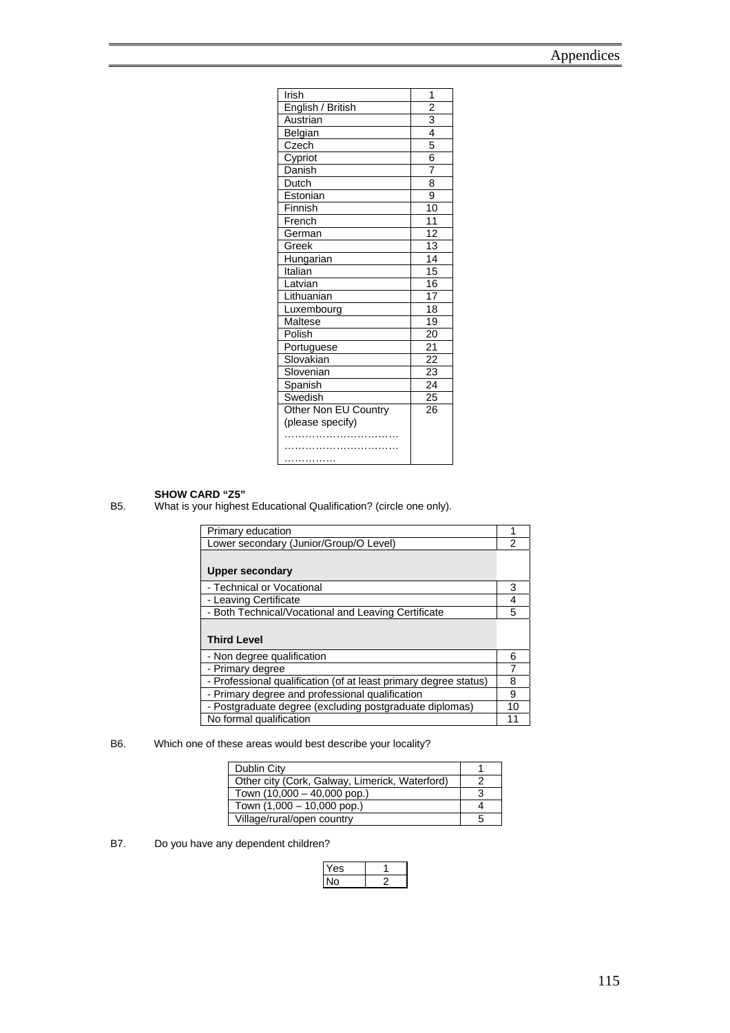| Irish | 1 |
|---|---|
| English / British | 2 |
| Austrian | 3 |
| Belgian | 4 |
| Czech | 5 |
| Cypriot | 6 |
| Danish | 7 |
| Dutch | 8 |
| Estonian | 9 |
| Finnish | 10 |
| French | 11 |
| German | 12 |
| Greek | 13 |
| Hungarian | 14 |
| Italian | 15 |
| Latvian | 16 |
| Lithuanian | 17 |
| Luxembourg | 18 |
| Maltese | 19 |
| Polish | 20 |
| Portuguese | 21 |
| Slovakian | 22 |
| Slovenian | 23 |
| Spanish | 24 |
| Swedish | 25 |
| Other Non EU Country (please specify) …………………………… …………………………… …………… | 26 |

**SHOW CARD "Z5"**

B5. What is your highest Educational Qualification? (circle one only).

| Primary education | 1 |
|---|---|
| Lower secondary (Junior/Group/O Level) | 2 |
| **Upper secondary** | |
| - Technical or Vocational | 3 |
| - Leaving Certificate | 4 |
| - Both Technical/Vocational and Leaving Certificate | 5 |
| **Third Level** | |
| - Non degree qualification | 6 |
| - Primary degree | 7 |
| - Professional qualification (of at least primary degree status) | 8 |
| - Primary degree and professional qualification | 9 |
| - Postgraduate degree (excluding postgraduate diplomas) | 10 |
| No formal qualification | 11 |

B6. Which one of these areas would best describe your locality?

| Dublin City | 1 |
|---|---|
| Other city (Cork, Galway, Limerick, Waterford) | 2 |
| Town (10,000 – 40,000 pop.) | 3 |
| Town (1,000 – 10,000 pop.) | 4 |
| Village/rural/open country | 5 |

B7. Do you have any dependent children?

| Yes | 1 |
|---|---|
| No | 2 |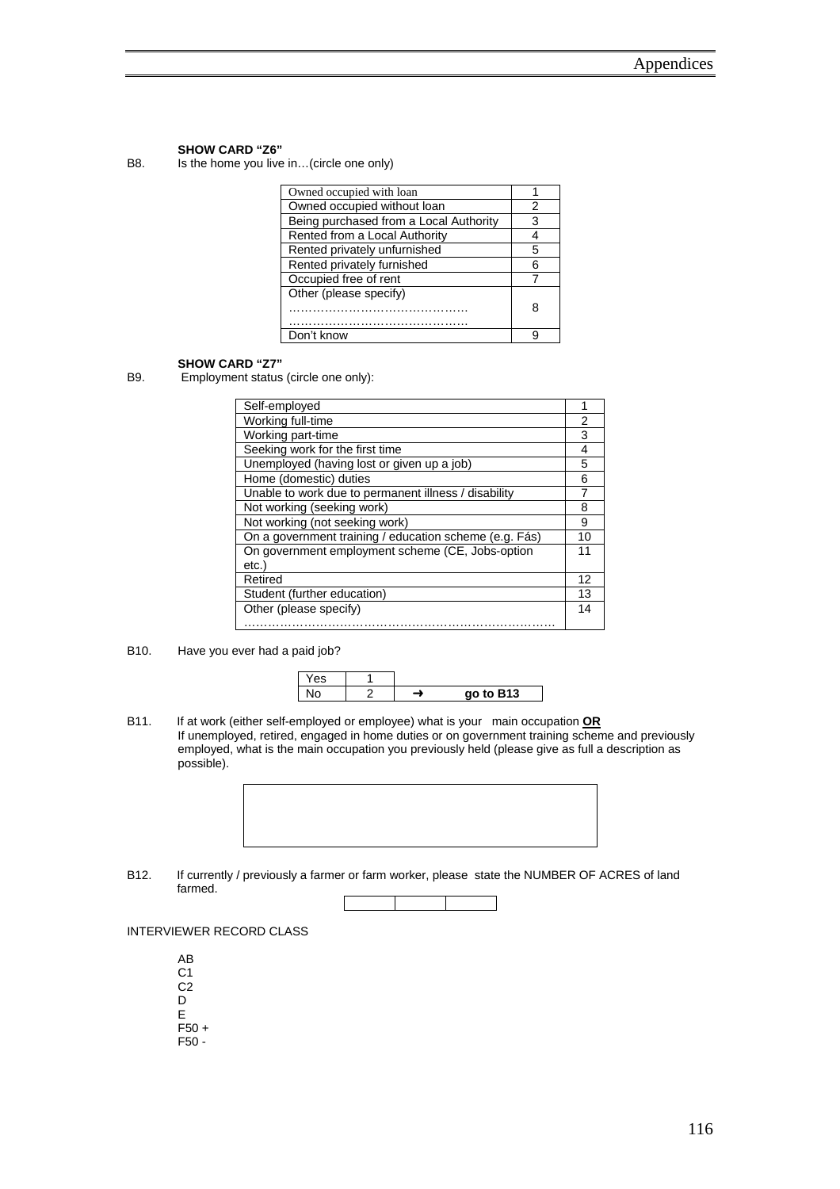**SHOW CARD "Z6"**

B8. Is the home you live in…(circle one only)

| | |
|---|---|
| Owned occupied with loan | 1 |
| Owned occupied without loan | 2 |
| Being purchased from a Local Authority | 3 |
| Rented from a Local Authority | 4 |
| Rented privately unfurnished | 5 |
| Rented privately furnished | 6 |
| Occupied free of rent | 7 |
| Other (please specify) ……………………………………… ……………………………………… | 8 |
| Don't know | 9 |

**SHOW CARD "Z7"**

B9. Employment status (circle one only):

| | |
|---|---|
| Self-employed | 1 |
| Working full-time | 2 |
| Working part-time | 3 |
| Seeking work for the first time | 4 |
| Unemployed (having lost or given up a job) | 5 |
| Home (domestic) duties | 6 |
| Unable to work due to permanent illness / disability | 7 |
| Not working (seeking work) | 8 |
| Not working (not seeking work) | 9 |
| On a government training / education scheme (e.g. Fás) | 10 |
| On government employment scheme (CE, Jobs-option etc.) | 11 |
| Retired | 12 |
| Student (further education) | 13 |
| Other (please specify) ……………………………………………………………… | 14 |

B10. Have you ever had a paid job?

| | | | |
|---|---|---|---|
| Yes | 1 | | |
| No | 2 | ➜ | **go to B13** |

B11. If at work (either self-employed or employee) what is your main occupation **OR** If unemployed, retired, engaged in home duties or on government training scheme and previously employed, what is the main occupation you previously held (please give as full a description as possible).

B12. If currently / previously a farmer or farm worker, please state the NUMBER OF ACRES of land farmed.

INTERVIEWER RECORD CLASS

AB
C1
C2
D
E
F50 +
F50 -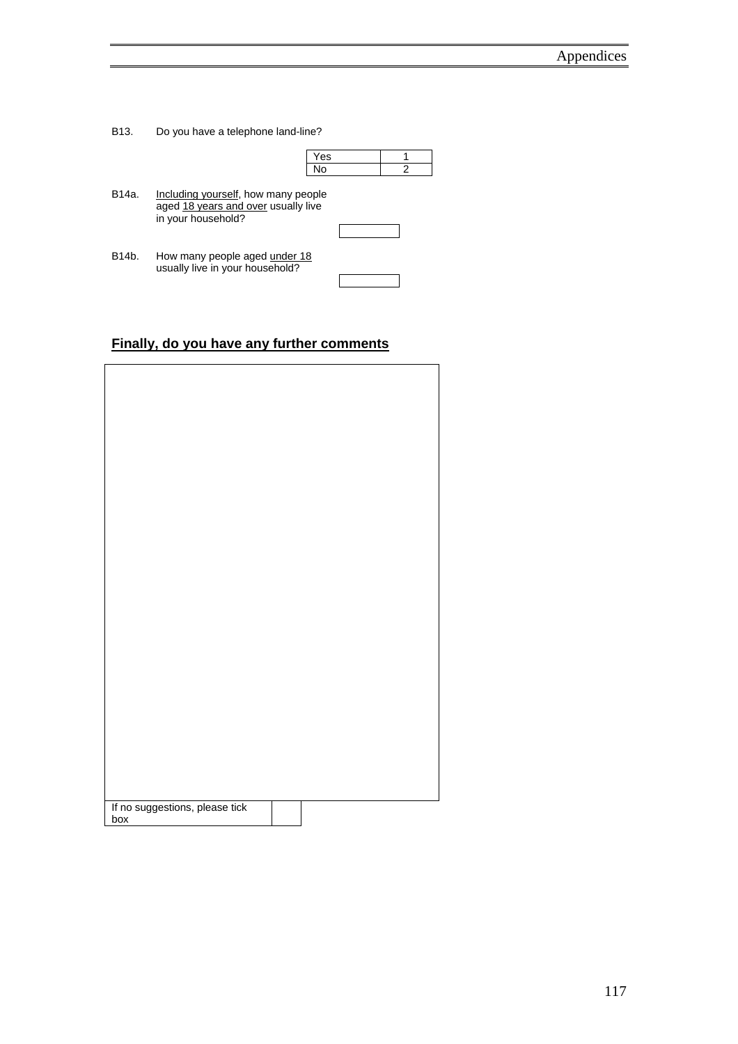B13. Do you have a telephone land-line?

| | |
|---|---|
| Yes | 1 |
| No | 2 |

B14a. Including yourself, how many people aged 18 years and over usually live in your household?

B14b. How many people aged under 18 usually live in your household?

**Finally, do you have any further comments**

| If no suggestions, please tick box | |
|---|---|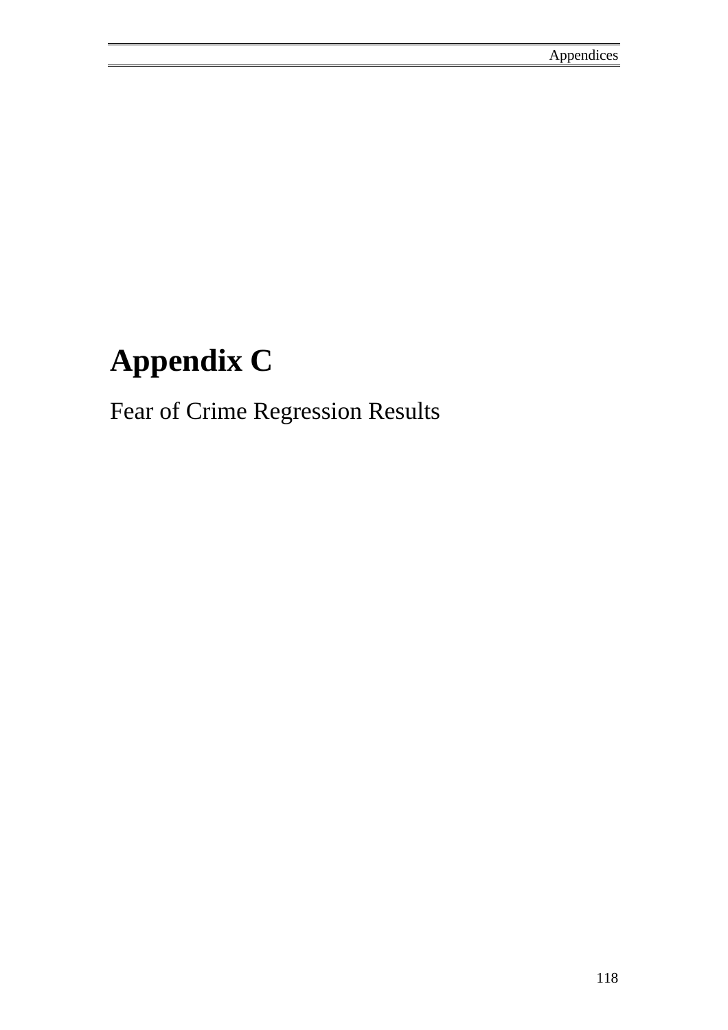# Appendix C

Fear of Crime Regression Results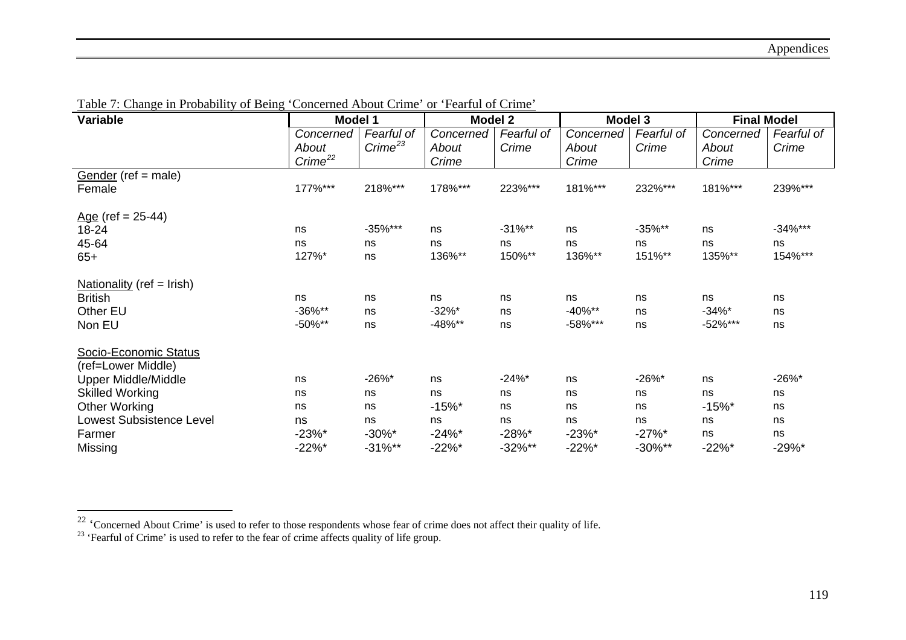Table 7: Change in Probability of Being 'Concerned About Crime' or 'Fearful of Crime'

| Variable | Model 1 | | Model 2 | | Model 3 | | Final Model | |
|---|---|---|---|---|---|---|---|---|
| | Concerned About Crime[22] | Fearful of Crime[23] | Concerned About Crime | Fearful of Crime | Concerned About Crime | Fearful of Crime | Concerned About Crime | Fearful of Crime |
| Gender (ref = male) | | | | | | | | |
| Female | 177%*** | 218%*** | 178%*** | 223%*** | 181%*** | 232%*** | 181%*** | 239%*** |
| Age (ref = 25-44) | | | | | | | | |
| 18-24 | ns | -35%*** | ns | -31%** | ns | -35%** | ns | -34%*** |
| 45-64 | ns | ns | ns | ns | ns | ns | ns | ns |
| 65+ | 127%* | ns | 136%** | 150%** | 136%** | 151%** | 135%** | 154%*** |
| Nationality (ref = Irish) | | | | | | | | |
| British | ns | ns | ns | ns | ns | ns | ns | ns |
| Other EU | -36%** | ns | -32%* | ns | -40%** | ns | -34%* | ns |
| Non EU | -50%** | ns | -48%** | ns | -58%*** | ns | -52%*** | ns |
| Socio-Economic Status (ref=Lower Middle) | | | | | | | | |
| Upper Middle/Middle | ns | -26%* | ns | -24%* | ns | -26%* | ns | -26%* |
| Skilled Working | ns | ns | ns | ns | ns | ns | ns | ns |
| Other Working | ns | ns | -15%* | ns | ns | ns | -15%* | ns |
| Lowest Subsistence Level | ns | ns | ns | ns | ns | ns | ns | ns |
| Farmer | -23%* | -30%* | -24%* | -28%* | -23%* | -27%* | ns | ns |
| Missing | -22%* | -31%** | -22%* | -32%** | -22%* | -30%** | -22%* | -29%* |

[22] 'Concerned About Crime' is used to refer to those respondents whose fear of crime does not affect their quality of life.

[23] 'Fearful of Crime' is used to refer to the fear of crime affects quality of life group.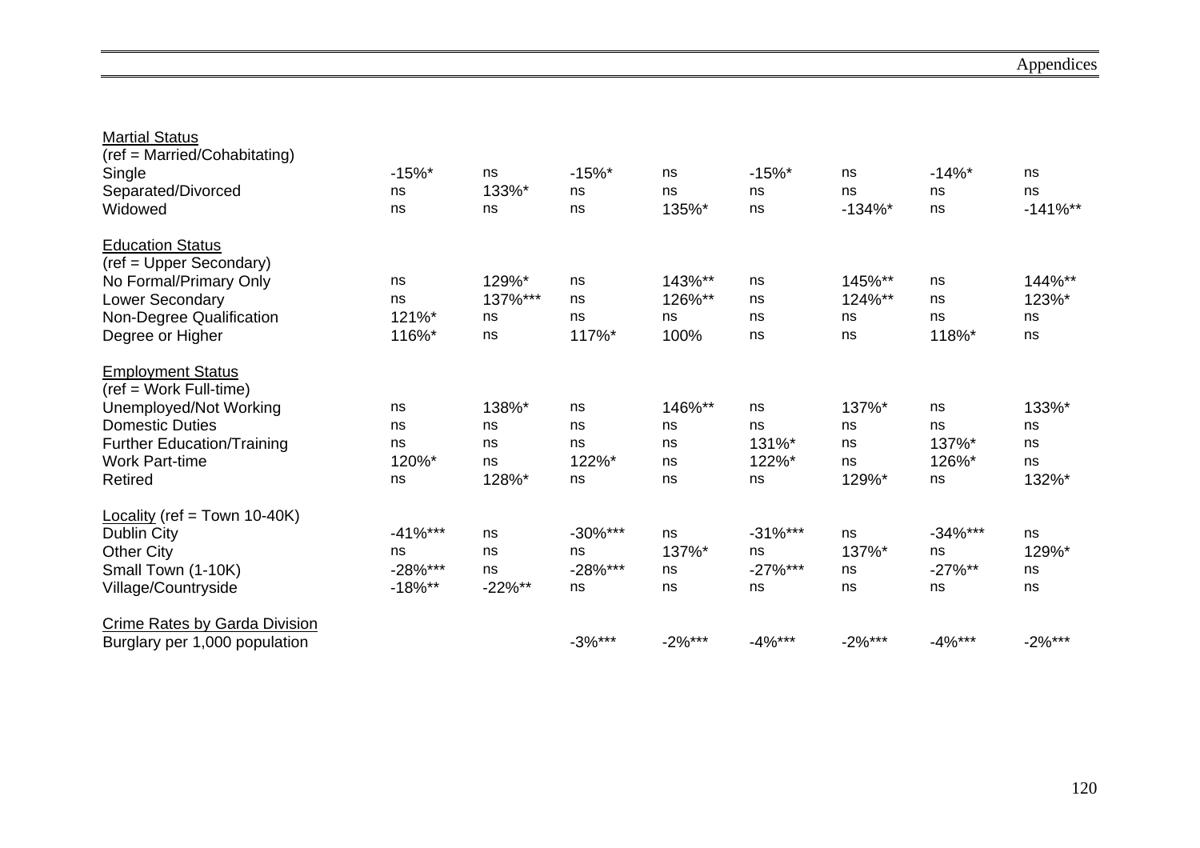| | | | | | | | | |
|---|---|---|---|---|---|---|---|---|
| Martial Status | | | | | | | | |
| (ref = Married/Cohabitating) | | | | | | | | |
| Single | -15%* | ns | -15%* | ns | -15%* | ns | -14%* | ns |
| Separated/Divorced | ns | 133%* | ns | ns | ns | ns | ns | ns |
| Widowed | ns | ns | ns | 135%* | ns | -134%* | ns | -141%** |
| Education Status | | | | | | | | |
| (ref = Upper Secondary) | | | | | | | | |
| No Formal/Primary Only | ns | 129%* | ns | 143%** | ns | 145%** | ns | 144%** |
| Lower Secondary | ns | 137%*** | ns | 126%** | ns | 124%** | ns | 123%* |
| Non-Degree Qualification | 121%* | ns | ns | ns | ns | ns | ns | ns |
| Degree or Higher | 116%* | ns | 117%* | 100% | ns | ns | 118%* | ns |
| Employment Status | | | | | | | | |
| (ref = Work Full-time) | | | | | | | | |
| Unemployed/Not Working | ns | 138%* | ns | 146%** | ns | 137%* | ns | 133%* |
| Domestic Duties | ns | ns | ns | ns | ns | ns | ns | ns |
| Further Education/Training | ns | ns | ns | ns | 131%* | ns | 137%* | ns |
| Work Part-time | 120%* | ns | 122%* | ns | 122%* | ns | 126%* | ns |
| Retired | ns | 128%* | ns | ns | ns | 129%* | ns | 132%* |
| Locality (ref = Town 10-40K) | | | | | | | | |
| Dublin City | -41%*** | ns | -30%*** | ns | -31%*** | ns | -34%*** | ns |
| Other City | ns | ns | ns | 137%* | ns | 137%* | ns | 129%* |
| Small Town (1-10K) | -28%*** | ns | -28%*** | ns | -27%*** | ns | -27%** | ns |
| Village/Countryside | -18%** | -22%** | ns | ns | ns | ns | ns | ns |
| Crime Rates by Garda Division | | | | | | | | |
| Burglary per 1,000 population | | | -3%*** | -2%*** | -4%*** | -2%*** | -4%*** | -2%*** |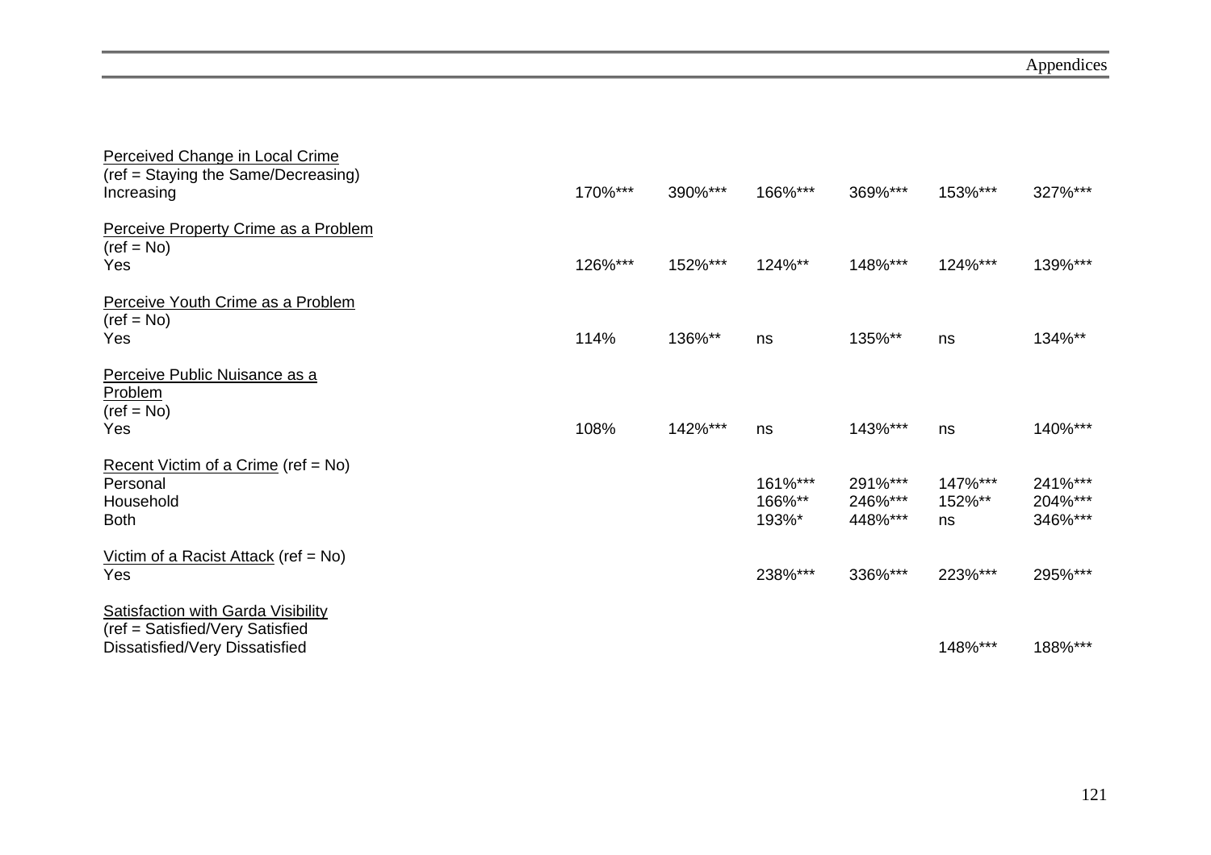| | | | | | | |
|---|---|---|---|---|---|---|
| Perceived Change in Local Crime<br>(ref = Staying the Same/Decreasing)<br>Increasing | 170%*** | 390%*** | 166%*** | 369%*** | 153%*** | 327%*** |
| Perceive Property Crime as a Problem<br>(ref = No)<br>Yes | 126%*** | 152%*** | 124%** | 148%*** | 124%*** | 139%*** |
| Perceive Youth Crime as a Problem<br>(ref = No)<br>Yes | 114% | 136%** | ns | 135%** | ns | 134%** |
| Perceive Public Nuisance as a Problem<br>(ref = No)<br>Yes | 108% | 142%*** | ns | 143%*** | ns | 140%*** |
| Recent Victim of a Crime (ref = No) | | | | | | |
| Personal | | | 161%*** | 291%*** | 147%*** | 241%*** |
| Household | | | 166%** | 246%*** | 152%** | 204%*** |
| Both | | | 193%* | 448%*** | ns | 346%*** |
| Victim of a Racist Attack (ref = No)<br>Yes | | | 238%*** | 336%*** | 223%*** | 295%*** |
| Satisfaction with Garda Visibility<br>(ref = Satisfied/Very Satisfied<br>Dissatisfied/Very Dissatisfied | | | | | 148%*** | 188%*** |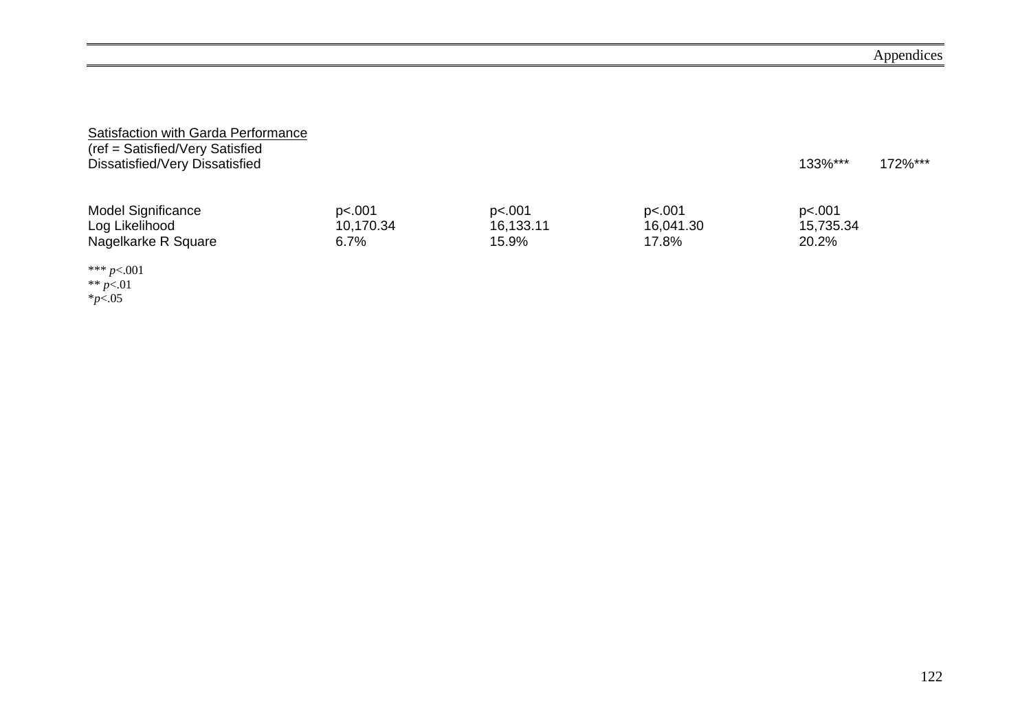| | | | | | |
|---|---|---|---|---|---|
| <u>Satisfaction with Garda Performance</u> | | | | | |
| (ref = Satisfied/Very Satisfied | | | | | |
| Dissatisfied/Very Dissatisfied | | | | 133%*** | 172%*** |
| | | | | | |
| Model Significance | p<.001 | p<.001 | p<.001 | p<.001 | |
| Log Likelihood | 10,170.34 | 16,133.11 | 16,041.30 | 15,735.34 | |
| Nagelkarke R Square | 6.7% | 15.9% | 17.8% | 20.2% | |

*** $p<.001$
** $p<.01$
* $p<.05$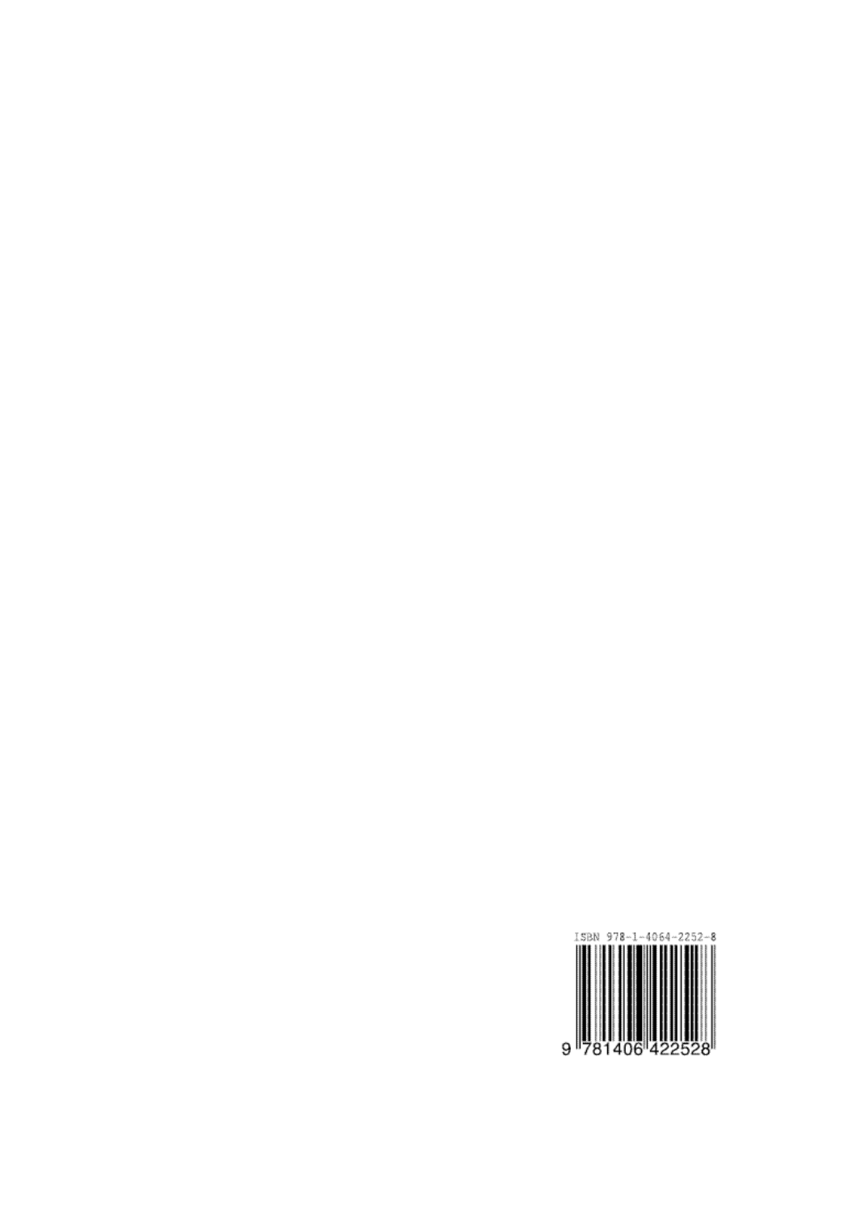ISBN 978-1-4064-2252-8

9 781406 422528